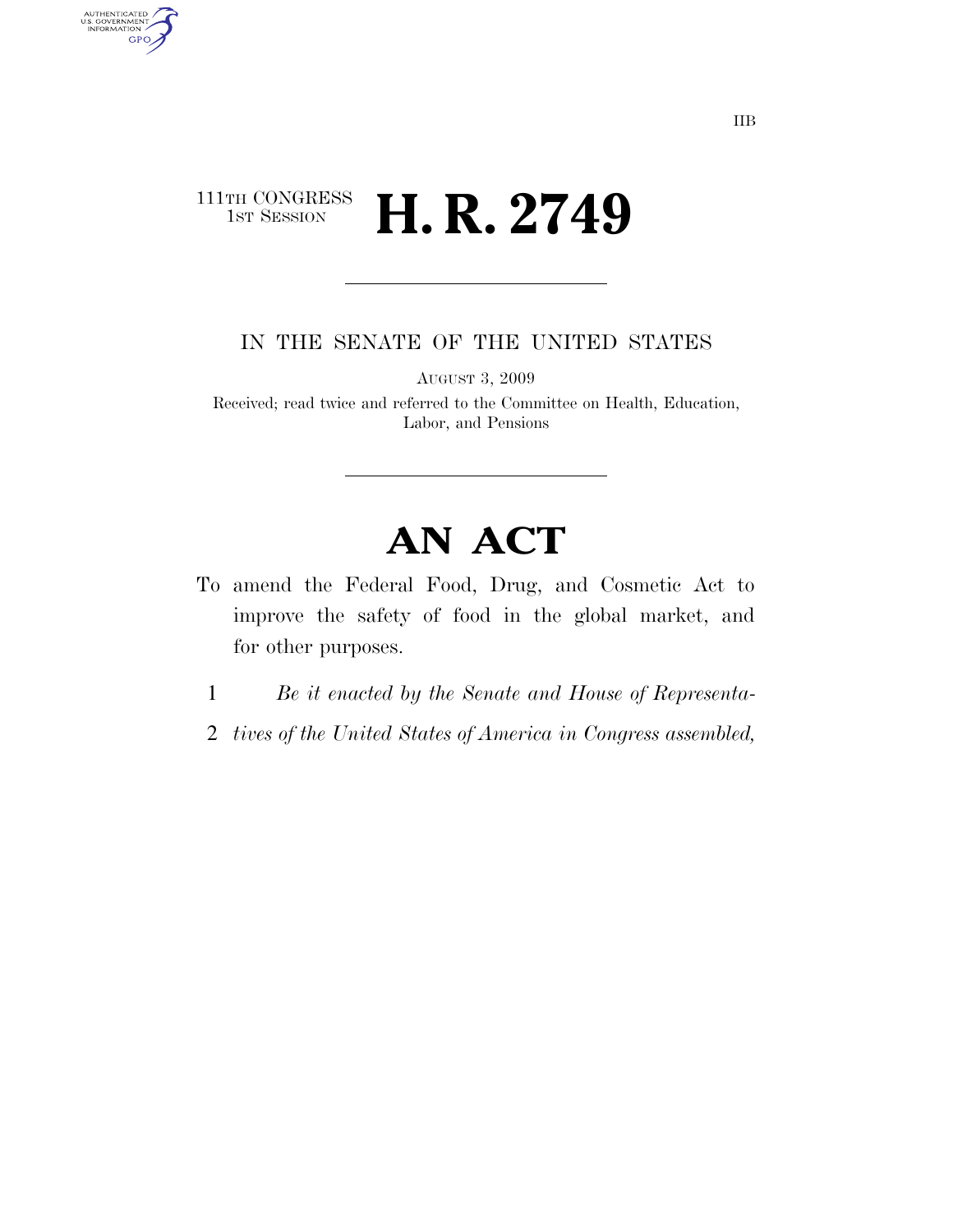111TH CONGRESS
1ST SESSION

# H. R. 2749

IN THE SENATE OF THE UNITED STATES

AUGUST 3, 2009

Received; read twice and referred to the Committee on Health, Education, Labor, and Pensions

# AN ACT

To amend the Federal Food, Drug, and Cosmetic Act to improve the safety of food in the global market, and for other purposes.

*Be it enacted by the Senate and House of Representatives of the United States of America in Congress assembled,*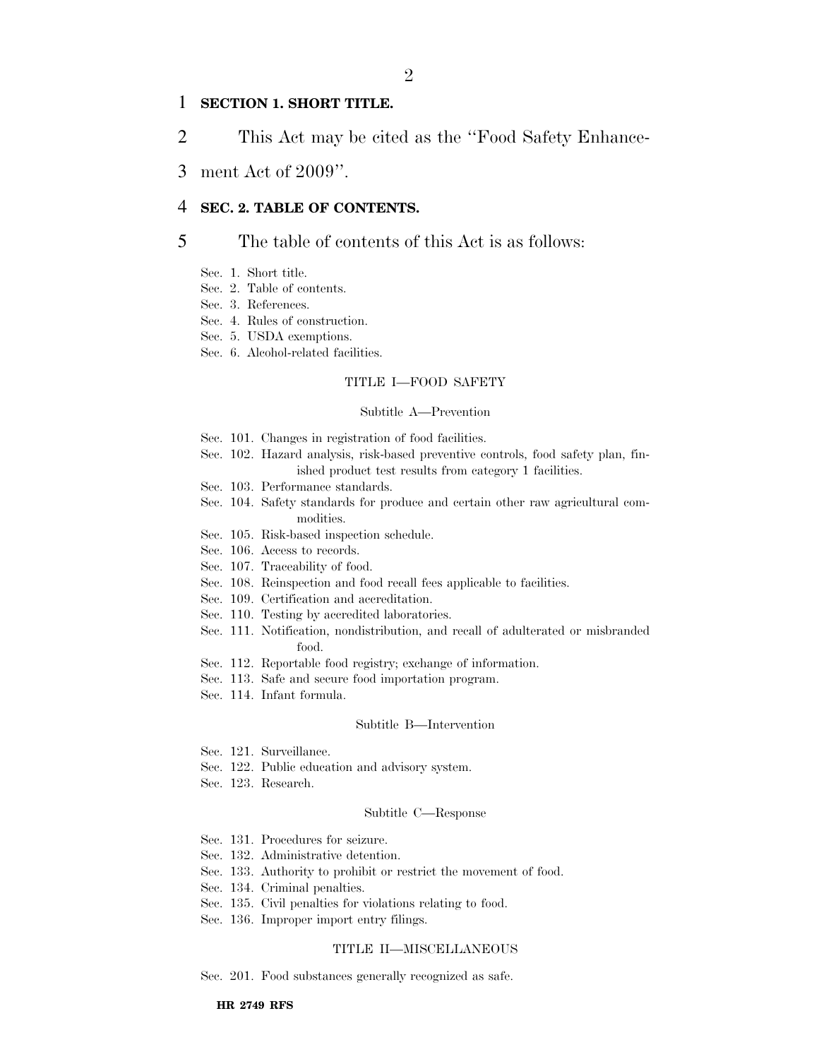**SECTION 1. SHORT TITLE.**

This Act may be cited as the ''Food Safety Enhancement Act of 2009''.

**SEC. 2. TABLE OF CONTENTS.**

The table of contents of this Act is as follows:

Sec. 1. Short title.
Sec. 2. Table of contents.
Sec. 3. References.
Sec. 4. Rules of construction.
Sec. 5. USDA exemptions.
Sec. 6. Alcohol-related facilities.

TITLE I—FOOD SAFETY

Subtitle A—Prevention

Sec. 101. Changes in registration of food facilities.
Sec. 102. Hazard analysis, risk-based preventive controls, food safety plan, finished product test results from category 1 facilities.
Sec. 103. Performance standards.
Sec. 104. Safety standards for produce and certain other raw agricultural commodities.
Sec. 105. Risk-based inspection schedule.
Sec. 106. Access to records.
Sec. 107. Traceability of food.
Sec. 108. Reinspection and food recall fees applicable to facilities.
Sec. 109. Certification and accreditation.
Sec. 110. Testing by accredited laboratories.
Sec. 111. Notification, nondistribution, and recall of adulterated or misbranded food.
Sec. 112. Reportable food registry; exchange of information.
Sec. 113. Safe and secure food importation program.
Sec. 114. Infant formula.

Subtitle B—Intervention

Sec. 121. Surveillance.
Sec. 122. Public education and advisory system.
Sec. 123. Research.

Subtitle C—Response

Sec. 131. Procedures for seizure.
Sec. 132. Administrative detention.
Sec. 133. Authority to prohibit or restrict the movement of food.
Sec. 134. Criminal penalties.
Sec. 135. Civil penalties for violations relating to food.
Sec. 136. Improper import entry filings.

TITLE II—MISCELLANEOUS

Sec. 201. Food substances generally recognized as safe.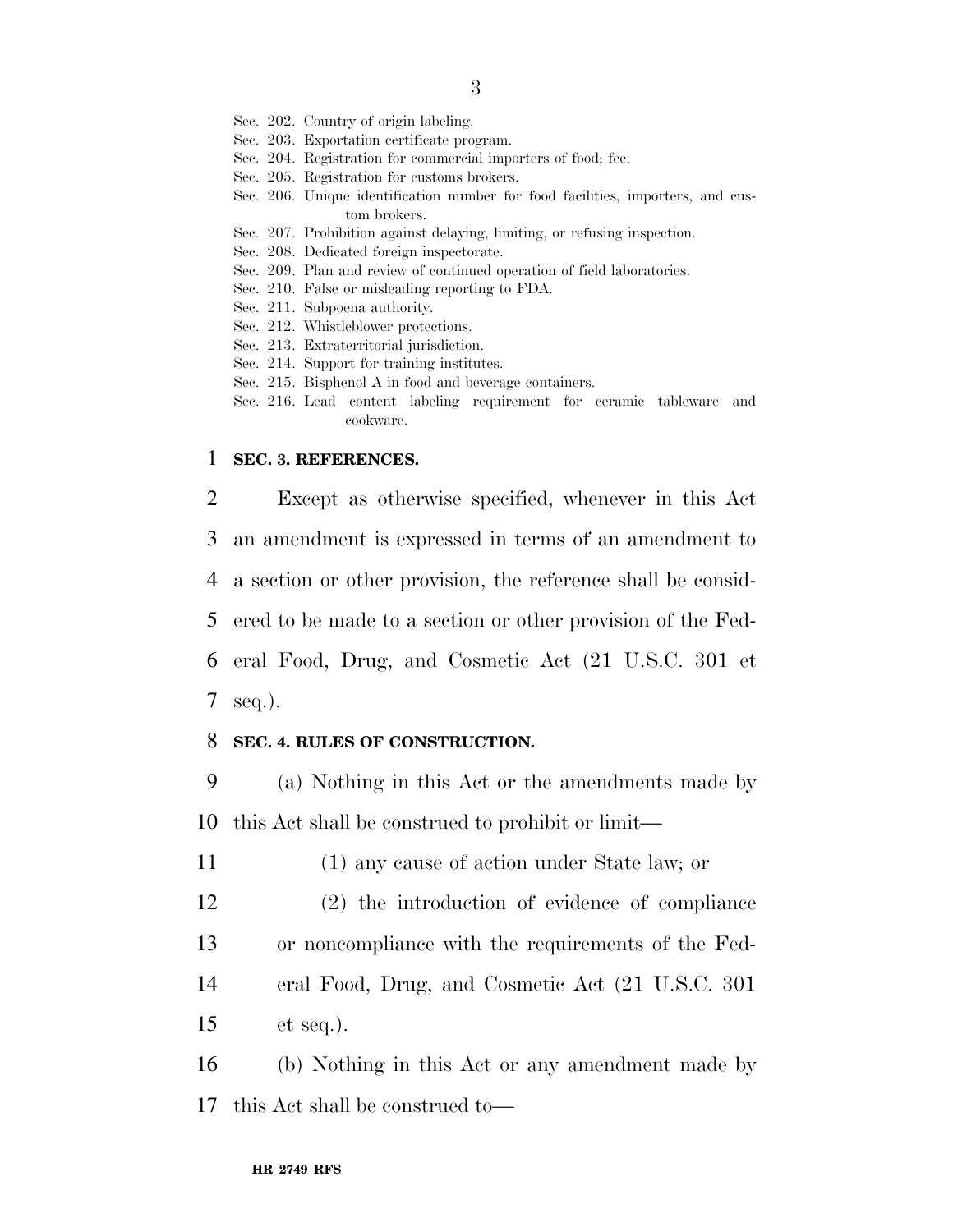Sec. 202. Country of origin labeling.
Sec. 203. Exportation certificate program.
Sec. 204. Registration for commercial importers of food; fee.
Sec. 205. Registration for customs brokers.
Sec. 206. Unique identification number for food facilities, importers, and custom brokers.
Sec. 207. Prohibition against delaying, limiting, or refusing inspection.
Sec. 208. Dedicated foreign inspectorate.
Sec. 209. Plan and review of continued operation of field laboratories.
Sec. 210. False or misleading reporting to FDA.
Sec. 211. Subpoena authority.
Sec. 212. Whistleblower protections.
Sec. 213. Extraterritorial jurisdiction.
Sec. 214. Support for training institutes.
Sec. 215. Bisphenol A in food and beverage containers.
Sec. 216. Lead content labeling requirement for ceramic tableware and cookware.

**SEC. 3. REFERENCES.**

Except as otherwise specified, whenever in this Act an amendment is expressed in terms of an amendment to a section or other provision, the reference shall be considered to be made to a section or other provision of the Federal Food, Drug, and Cosmetic Act (21 U.S.C. 301 et seq.).

**SEC. 4. RULES OF CONSTRUCTION.**

(a) Nothing in this Act or the amendments made by this Act shall be construed to prohibit or limit—

(1) any cause of action under State law; or

(2) the introduction of evidence of compliance or noncompliance with the requirements of the Federal Food, Drug, and Cosmetic Act (21 U.S.C. 301 et seq.).

(b) Nothing in this Act or any amendment made by this Act shall be construed to—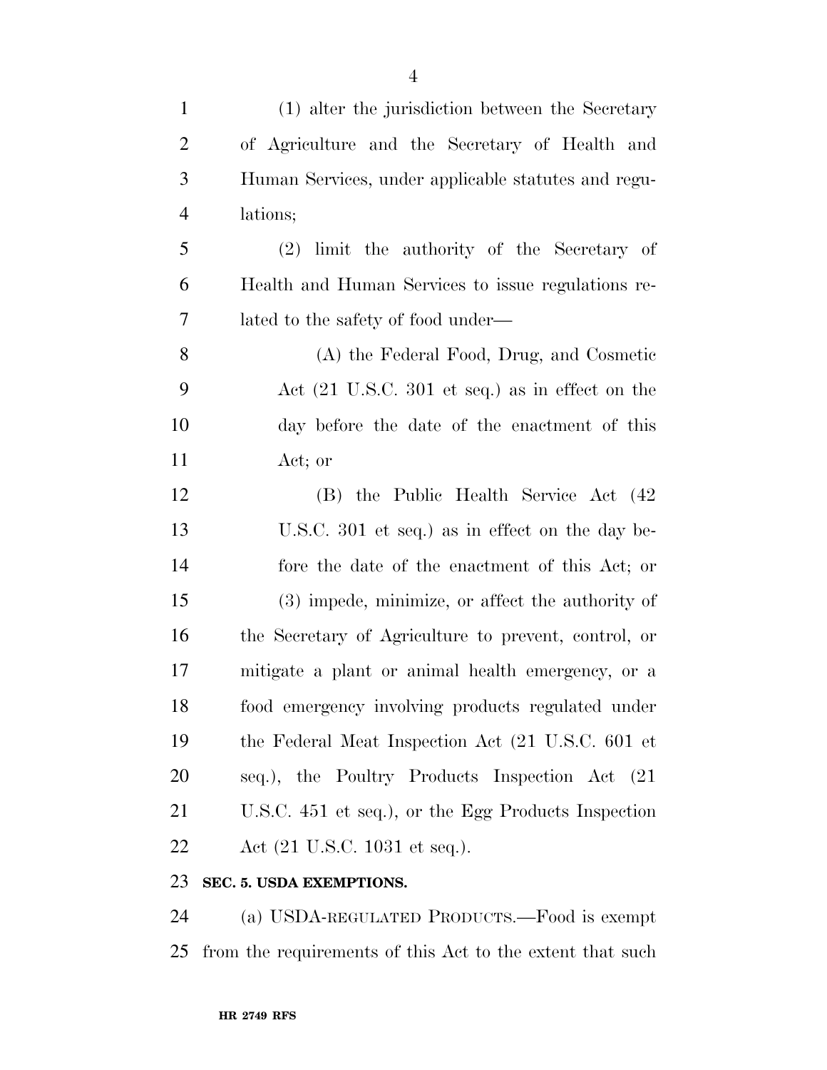(1) alter the jurisdiction between the Secretary of Agriculture and the Secretary of Health and Human Services, under applicable statutes and regulations;

(2) limit the authority of the Secretary of Health and Human Services to issue regulations related to the safety of food under—

(A) the Federal Food, Drug, and Cosmetic Act (21 U.S.C. 301 et seq.) as in effect on the day before the date of the enactment of this Act; or

(B) the Public Health Service Act (42 U.S.C. 301 et seq.) as in effect on the day before the date of the enactment of this Act; or

(3) impede, minimize, or affect the authority of the Secretary of Agriculture to prevent, control, or mitigate a plant or animal health emergency, or a food emergency involving products regulated under the Federal Meat Inspection Act (21 U.S.C. 601 et seq.), the Poultry Products Inspection Act (21 U.S.C. 451 et seq.), or the Egg Products Inspection Act (21 U.S.C. 1031 et seq.).

**SEC. 5. USDA EXEMPTIONS.**

(a) USDA-REGULATED PRODUCTS.—Food is exempt from the requirements of this Act to the extent that such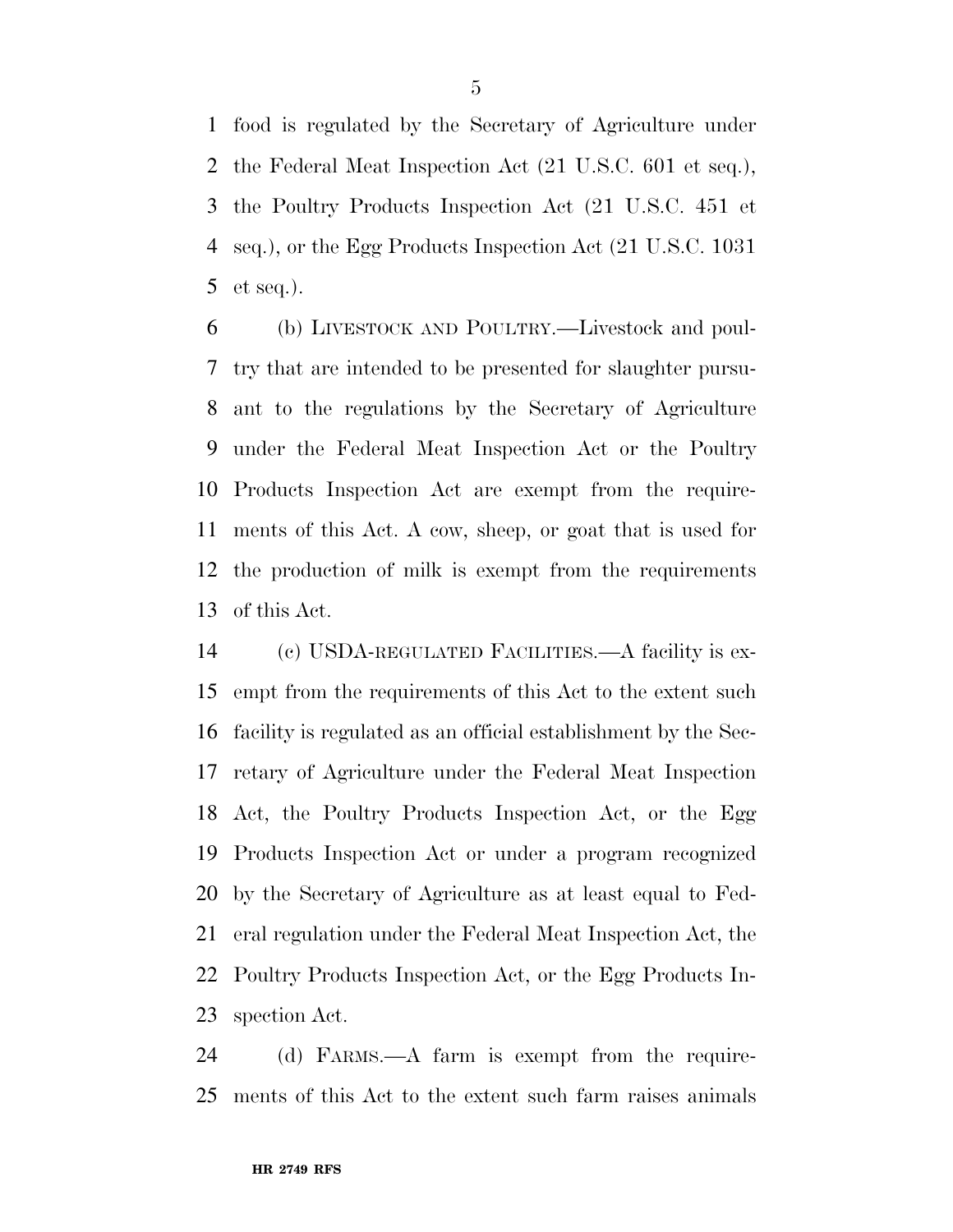food is regulated by the Secretary of Agriculture under the Federal Meat Inspection Act (21 U.S.C. 601 et seq.), the Poultry Products Inspection Act (21 U.S.C. 451 et seq.), or the Egg Products Inspection Act (21 U.S.C. 1031 et seq.).

(b) LIVESTOCK AND POULTRY.—Livestock and poultry that are intended to be presented for slaughter pursuant to the regulations by the Secretary of Agriculture under the Federal Meat Inspection Act or the Poultry Products Inspection Act are exempt from the requirements of this Act. A cow, sheep, or goat that is used for the production of milk is exempt from the requirements of this Act.

(c) USDA-REGULATED FACILITIES.—A facility is exempt from the requirements of this Act to the extent such facility is regulated as an official establishment by the Secretary of Agriculture under the Federal Meat Inspection Act, the Poultry Products Inspection Act, or the Egg Products Inspection Act or under a program recognized by the Secretary of Agriculture as at least equal to Federal regulation under the Federal Meat Inspection Act, the Poultry Products Inspection Act, or the Egg Products Inspection Act.

(d) FARMS.—A farm is exempt from the requirements of this Act to the extent such farm raises animals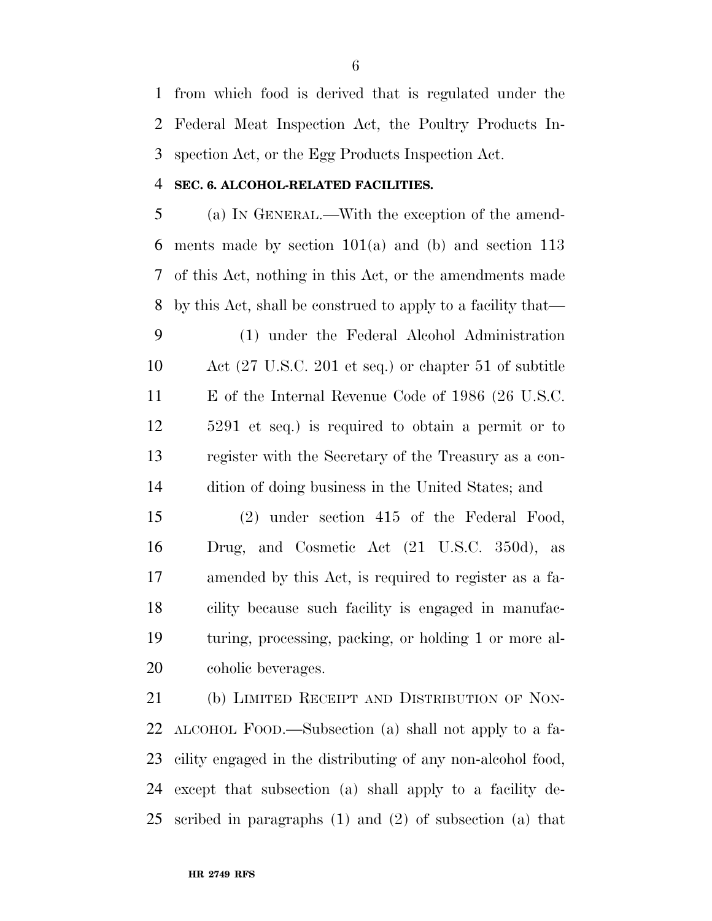from which food is derived that is regulated under the Federal Meat Inspection Act, the Poultry Products Inspection Act, or the Egg Products Inspection Act.

**SEC. 6. ALCOHOL-RELATED FACILITIES.**

(a) IN GENERAL.—With the exception of the amendments made by section 101(a) and (b) and section 113 of this Act, nothing in this Act, or the amendments made by this Act, shall be construed to apply to a facility that—

(1) under the Federal Alcohol Administration Act (27 U.S.C. 201 et seq.) or chapter 51 of subtitle E of the Internal Revenue Code of 1986 (26 U.S.C. 5291 et seq.) is required to obtain a permit or to register with the Secretary of the Treasury as a condition of doing business in the United States; and

(2) under section 415 of the Federal Food, Drug, and Cosmetic Act (21 U.S.C. 350d), as amended by this Act, is required to register as a facility because such facility is engaged in manufacturing, processing, packing, or holding 1 or more alcoholic beverages.

(b) LIMITED RECEIPT AND DISTRIBUTION OF NON-ALCOHOL FOOD.—Subsection (a) shall not apply to a facility engaged in the distributing of any non-alcohol food, except that subsection (a) shall apply to a facility described in paragraphs (1) and (2) of subsection (a) that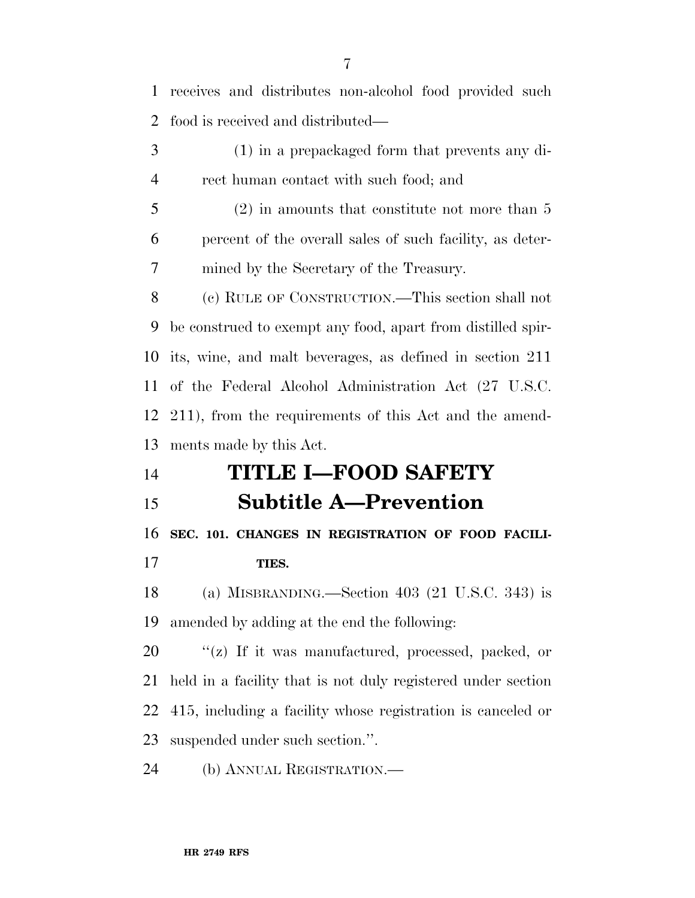receives and distributes non-alcohol food provided such food is received and distributed—

(1) in a prepackaged form that prevents any direct human contact with such food; and

(2) in amounts that constitute not more than 5 percent of the overall sales of such facility, as determined by the Secretary of the Treasury.

(c) RULE OF CONSTRUCTION.—This section shall not be construed to exempt any food, apart from distilled spirits, wine, and malt beverages, as defined in section 211 of the Federal Alcohol Administration Act (27 U.S.C. 211), from the requirements of this Act and the amendments made by this Act.

# TITLE I—FOOD SAFETY

## Subtitle A—Prevention

### SEC. 101. CHANGES IN REGISTRATION OF FOOD FACILITIES.

(a) MISBRANDING.—Section 403 (21 U.S.C. 343) is amended by adding at the end the following:

''(z) If it was manufactured, processed, packed, or held in a facility that is not duly registered under section 415, including a facility whose registration is canceled or suspended under such section.''.

(b) ANNUAL REGISTRATION.—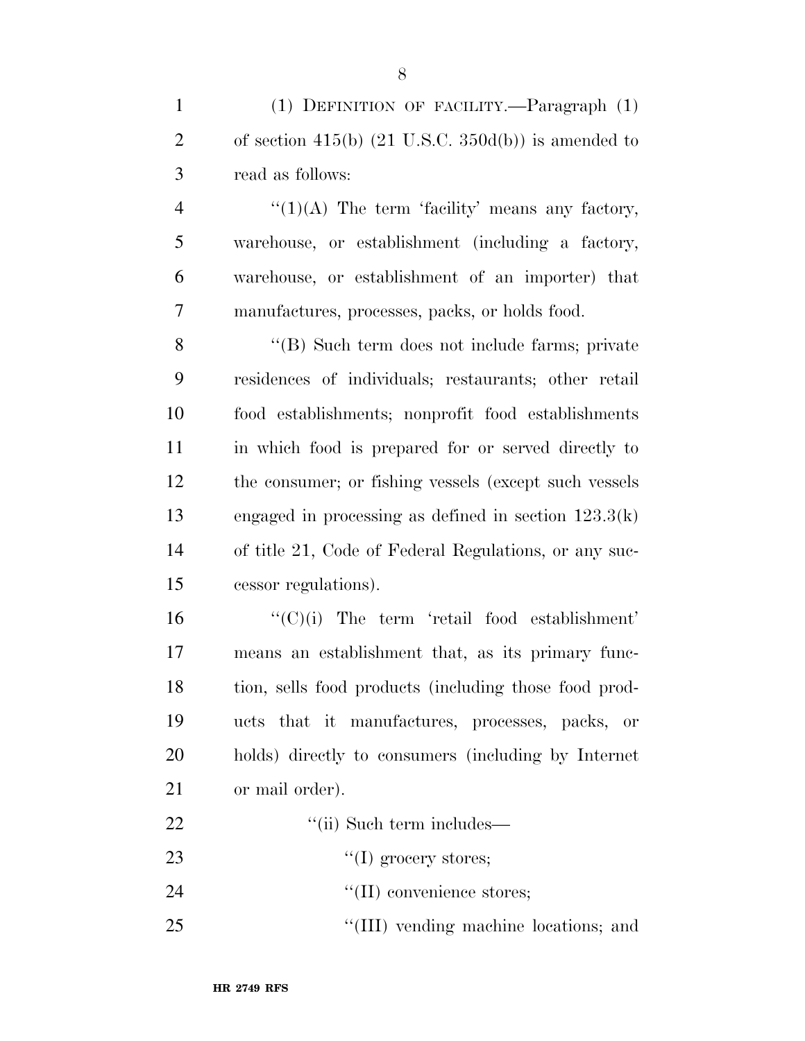(1) DEFINITION OF FACILITY.—Paragraph (1) of section 415(b) (21 U.S.C. 350d(b)) is amended to read as follows:

"(1)(A) The term 'facility' means any factory, warehouse, or establishment (including a factory, warehouse, or establishment of an importer) that manufactures, processes, packs, or holds food.

"(B) Such term does not include farms; private residences of individuals; restaurants; other retail food establishments; nonprofit food establishments in which food is prepared for or served directly to the consumer; or fishing vessels (except such vessels engaged in processing as defined in section 123.3(k) of title 21, Code of Federal Regulations, or any successor regulations).

"(C)(i) The term 'retail food establishment' means an establishment that, as its primary function, sells food products (including those food products that it manufactures, processes, packs, or holds) directly to consumers (including by Internet or mail order).

"(ii) Such term includes—

"(I) grocery stores;

"(II) convenience stores;

"(III) vending machine locations; and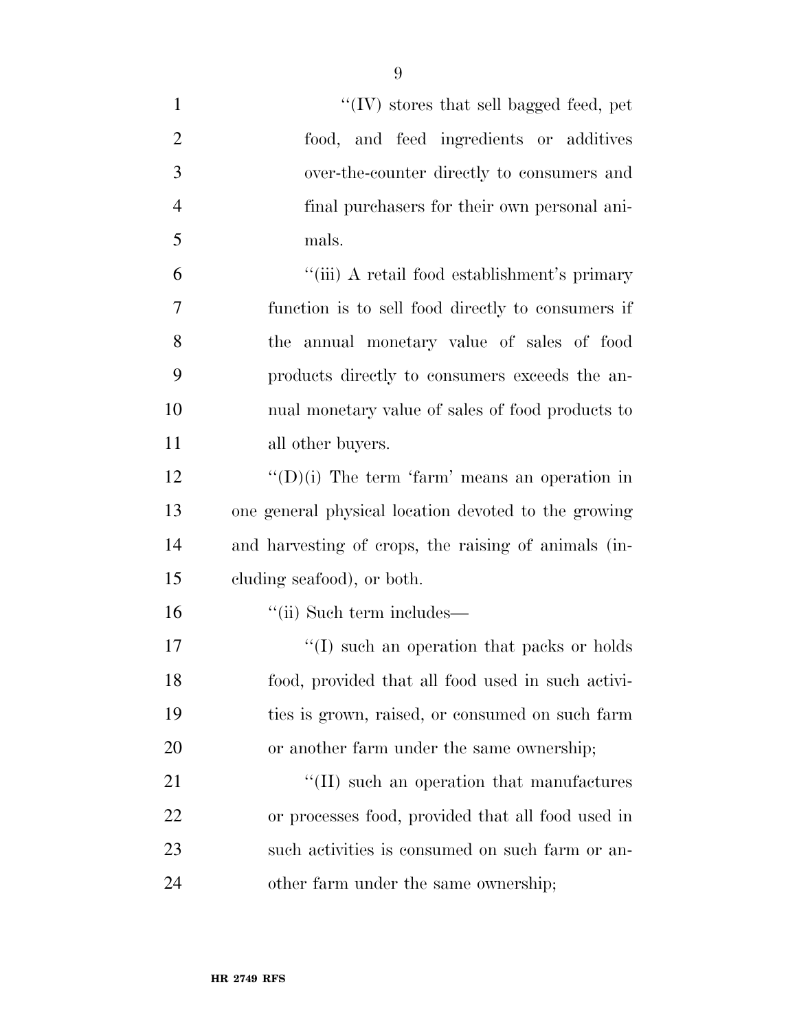"(IV) stores that sell bagged feed, pet food, and feed ingredients or additives over-the-counter directly to consumers and final purchasers for their own personal animals.

"(iii) A retail food establishment's primary function is to sell food directly to consumers if the annual monetary value of sales of food products directly to consumers exceeds the annual monetary value of sales of food products to all other buyers.

"(D)(i) The term 'farm' means an operation in one general physical location devoted to the growing and harvesting of crops, the raising of animals (including seafood), or both.

"(ii) Such term includes—

"(I) such an operation that packs or holds food, provided that all food used in such activities is grown, raised, or consumed on such farm or another farm under the same ownership;

"(II) such an operation that manufactures or processes food, provided that all food used in such activities is consumed on such farm or another farm under the same ownership;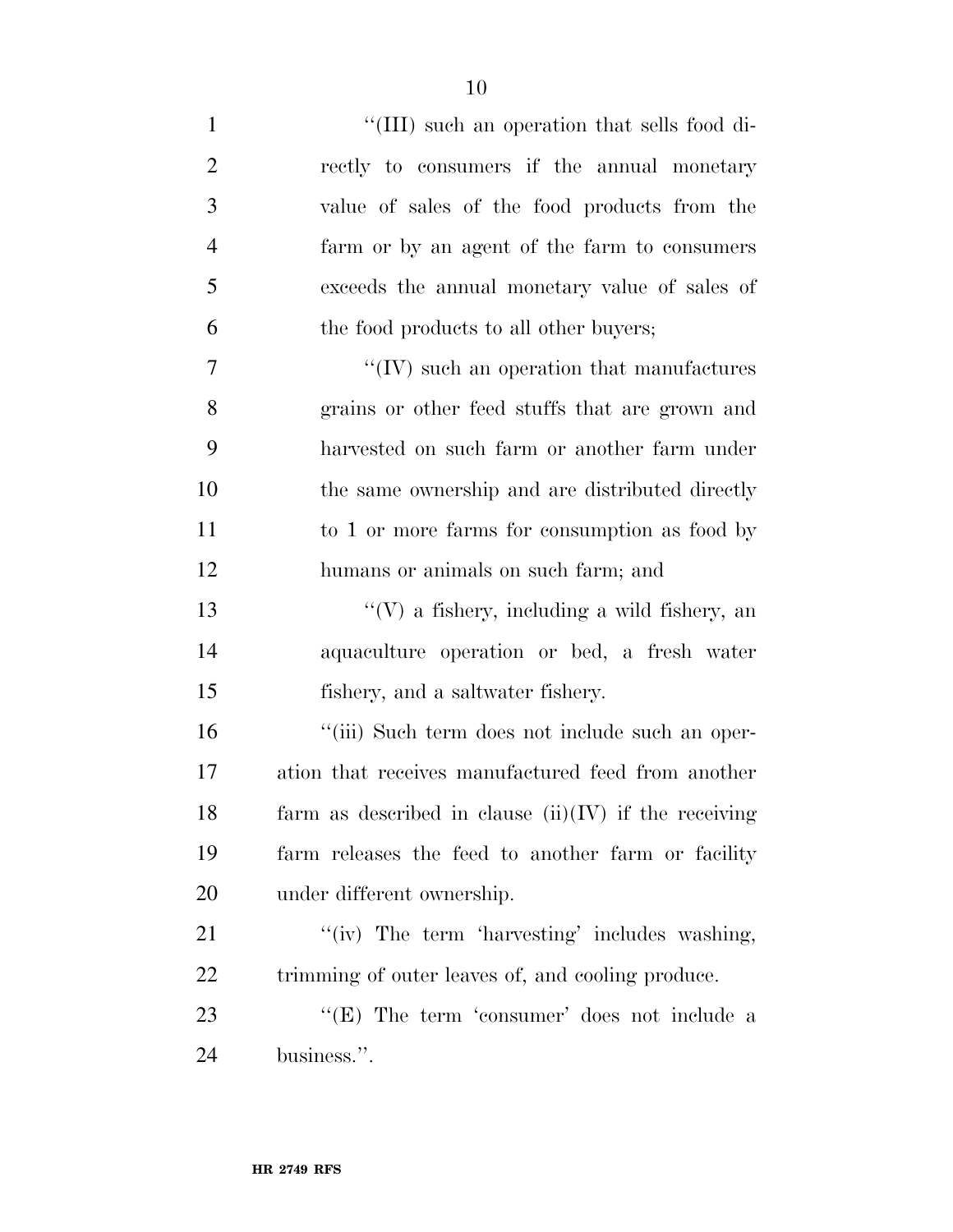''(III) such an operation that sells food directly to consumers if the annual monetary value of sales of the food products from the farm or by an agent of the farm to consumers exceeds the annual monetary value of sales of the food products to all other buyers;

''(IV) such an operation that manufactures grains or other feed stuffs that are grown and harvested on such farm or another farm under the same ownership and are distributed directly to 1 or more farms for consumption as food by humans or animals on such farm; and

''(V) a fishery, including a wild fishery, an aquaculture operation or bed, a fresh water fishery, and a saltwater fishery.

''(iii) Such term does not include such an operation that receives manufactured feed from another farm as described in clause (ii)(IV) if the receiving farm releases the feed to another farm or facility under different ownership.

''(iv) The term 'harvesting' includes washing, trimming of outer leaves of, and cooling produce.

''(E) The term 'consumer' does not include a business.''.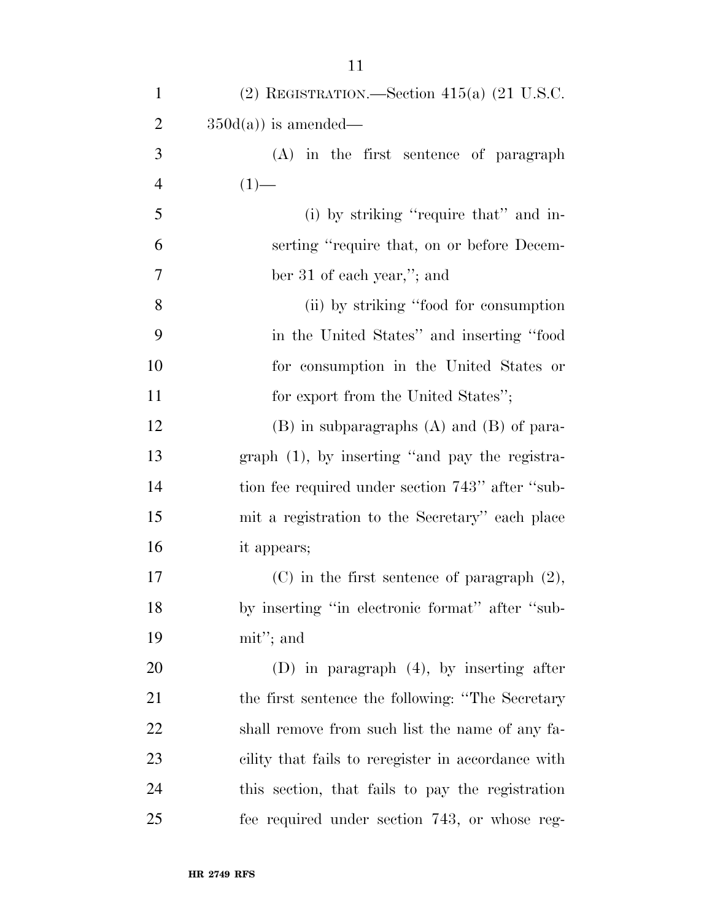(2) REGISTRATION.—Section 415(a) (21 U.S.C. 350d(a)) is amended—

(A) in the first sentence of paragraph (1)—

(i) by striking "require that" and inserting "require that, on or before December 31 of each year,"; and

(ii) by striking "food for consumption in the United States" and inserting "food for consumption in the United States or for export from the United States";

(B) in subparagraphs (A) and (B) of paragraph (1), by inserting "and pay the registration fee required under section 743" after "submit a registration to the Secretary" each place it appears;

(C) in the first sentence of paragraph (2), by inserting "in electronic format" after "submit"; and

(D) in paragraph (4), by inserting after the first sentence the following: "The Secretary shall remove from such list the name of any facility that fails to reregister in accordance with this section, that fails to pay the registration fee required under section 743, or whose reg-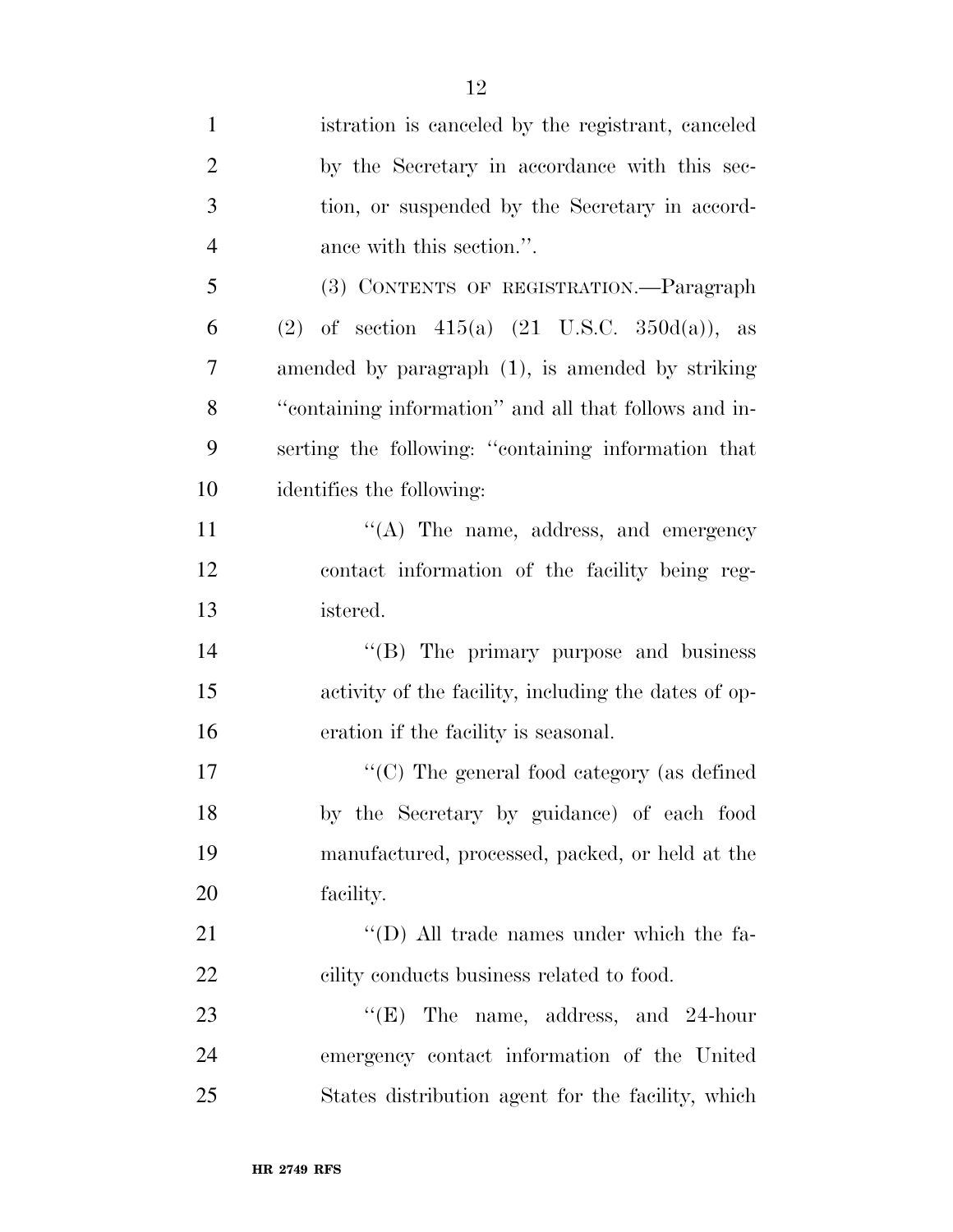istration is canceled by the registrant, canceled by the Secretary in accordance with this section, or suspended by the Secretary in accordance with this section.''.

(3) CONTENTS OF REGISTRATION.—Paragraph (2) of section 415(a) (21 U.S.C. 350d(a)), as amended by paragraph (1), is amended by striking ''containing information'' and all that follows and inserting the following: ''containing information that identifies the following:

''(A) The name, address, and emergency contact information of the facility being registered.

''(B) The primary purpose and business activity of the facility, including the dates of operation if the facility is seasonal.

''(C) The general food category (as defined by the Secretary by guidance) of each food manufactured, processed, packed, or held at the facility.

''(D) All trade names under which the facility conducts business related to food.

''(E) The name, address, and 24-hour emergency contact information of the United States distribution agent for the facility, which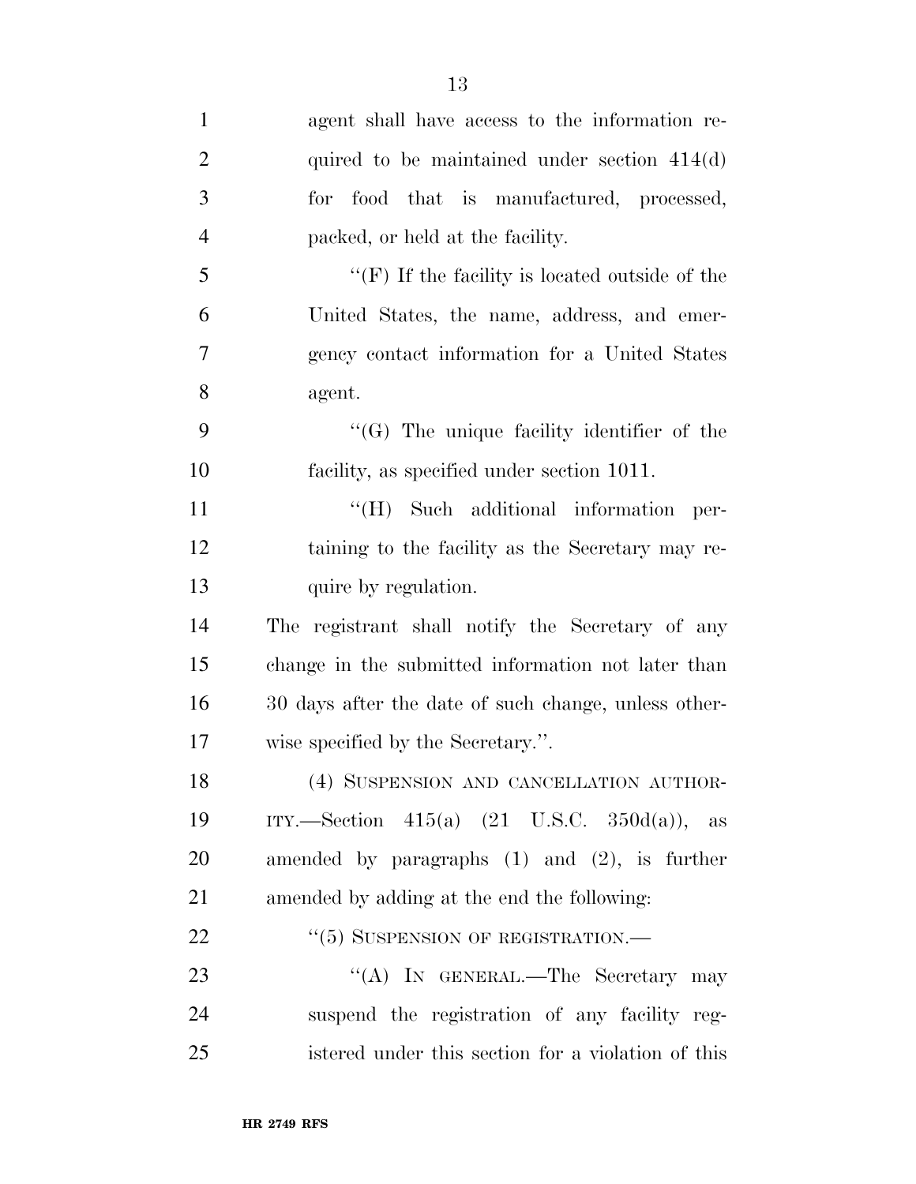agent shall have access to the information required to be maintained under section 414(d) for food that is manufactured, processed, packed, or held at the facility.

"(F) If the facility is located outside of the United States, the name, address, and emergency contact information for a United States agent.

"(G) The unique facility identifier of the facility, as specified under section 1011.

"(H) Such additional information pertaining to the facility as the Secretary may require by regulation.

The registrant shall notify the Secretary of any change in the submitted information not later than 30 days after the date of such change, unless otherwise specified by the Secretary.".

(4) SUSPENSION AND CANCELLATION AUTHORITY.—Section 415(a) (21 U.S.C. 350d(a)), as amended by paragraphs (1) and (2), is further amended by adding at the end the following:

"(5) SUSPENSION OF REGISTRATION.—

"(A) IN GENERAL.—The Secretary may suspend the registration of any facility registered under this section for a violation of this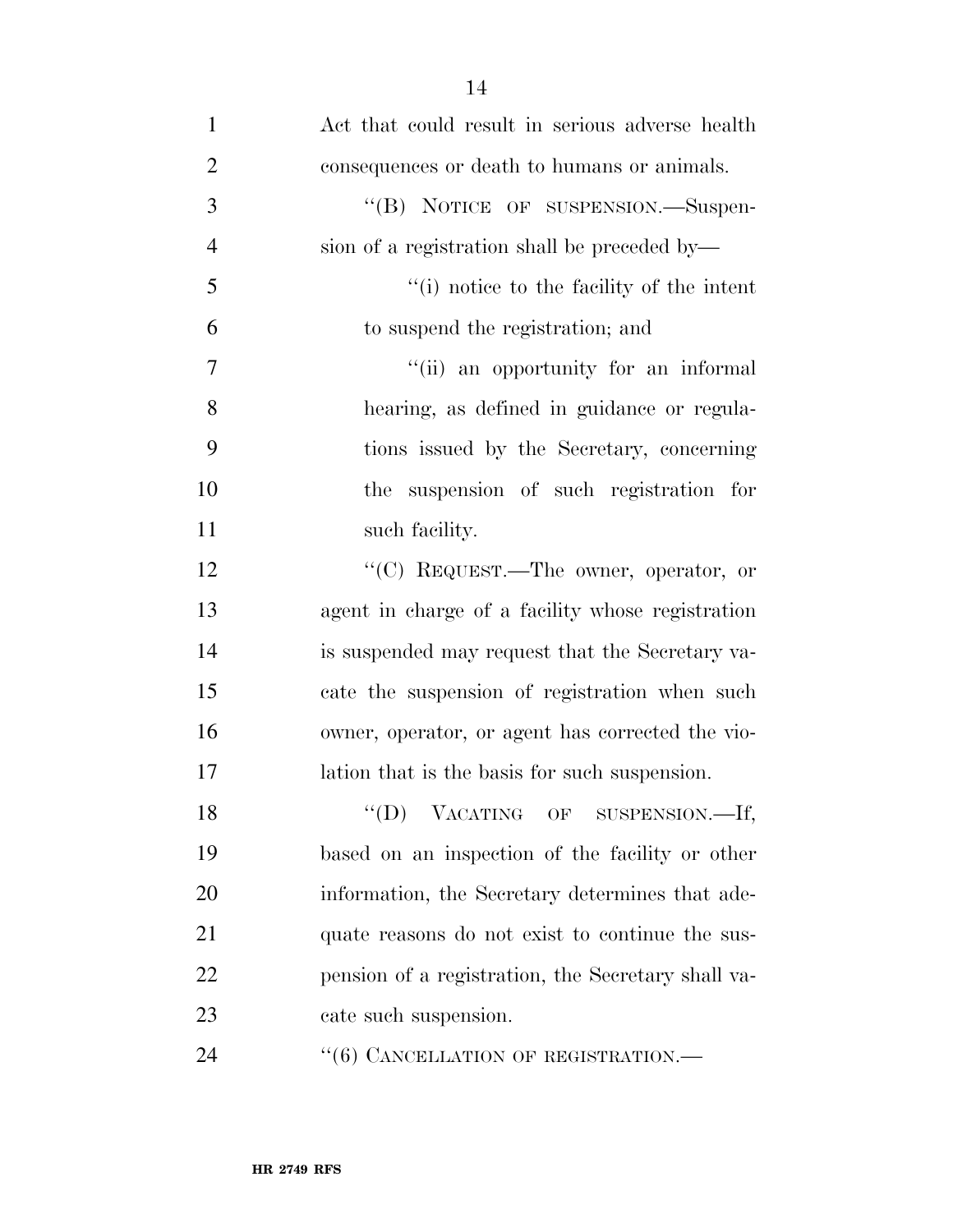Act that could result in serious adverse health consequences or death to humans or animals.

''(B) NOTICE OF SUSPENSION.—Suspension of a registration shall be preceded by—

''(i) notice to the facility of the intent to suspend the registration; and

''(ii) an opportunity for an informal hearing, as defined in guidance or regulations issued by the Secretary, concerning the suspension of such registration for such facility.

''(C) REQUEST.—The owner, operator, or agent in charge of a facility whose registration is suspended may request that the Secretary vacate the suspension of registration when such owner, operator, or agent has corrected the violation that is the basis for such suspension.

''(D) VACATING OF SUSPENSION.—If, based on an inspection of the facility or other information, the Secretary determines that adequate reasons do not exist to continue the suspension of a registration, the Secretary shall vacate such suspension.

''(6) CANCELLATION OF REGISTRATION.—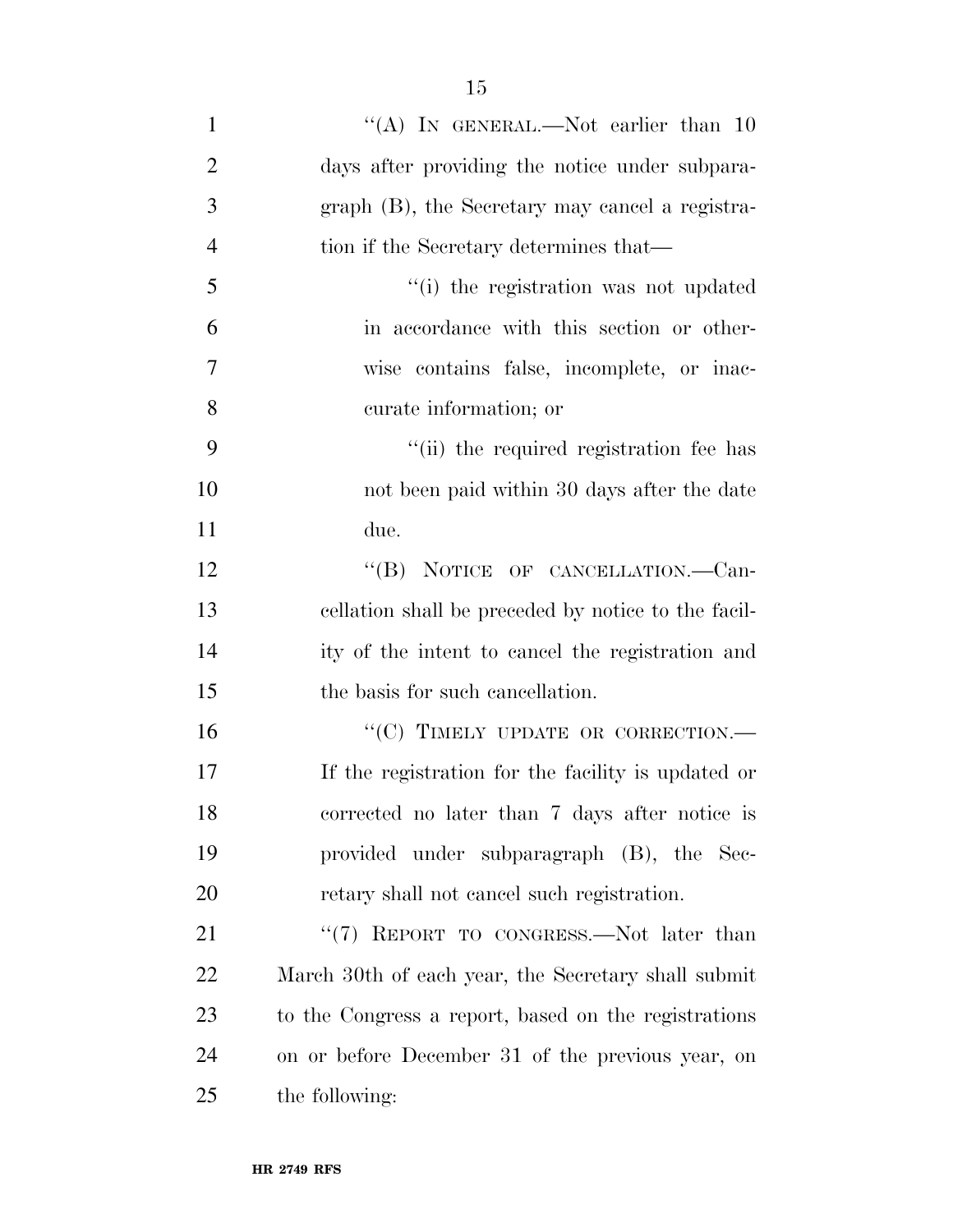"(A) IN GENERAL.—Not earlier than 10 days after providing the notice under subparagraph (B), the Secretary may cancel a registration if the Secretary determines that—

"(i) the registration was not updated in accordance with this section or otherwise contains false, incomplete, or inaccurate information; or

"(ii) the required registration fee has not been paid within 30 days after the date due.

"(B) NOTICE OF CANCELLATION.—Cancellation shall be preceded by notice to the facility of the intent to cancel the registration and the basis for such cancellation.

"(C) TIMELY UPDATE OR CORRECTION.—If the registration for the facility is updated or corrected no later than 7 days after notice is provided under subparagraph (B), the Secretary shall not cancel such registration.

"(7) REPORT TO CONGRESS.—Not later than March 30th of each year, the Secretary shall submit to the Congress a report, based on the registrations on or before December 31 of the previous year, on the following: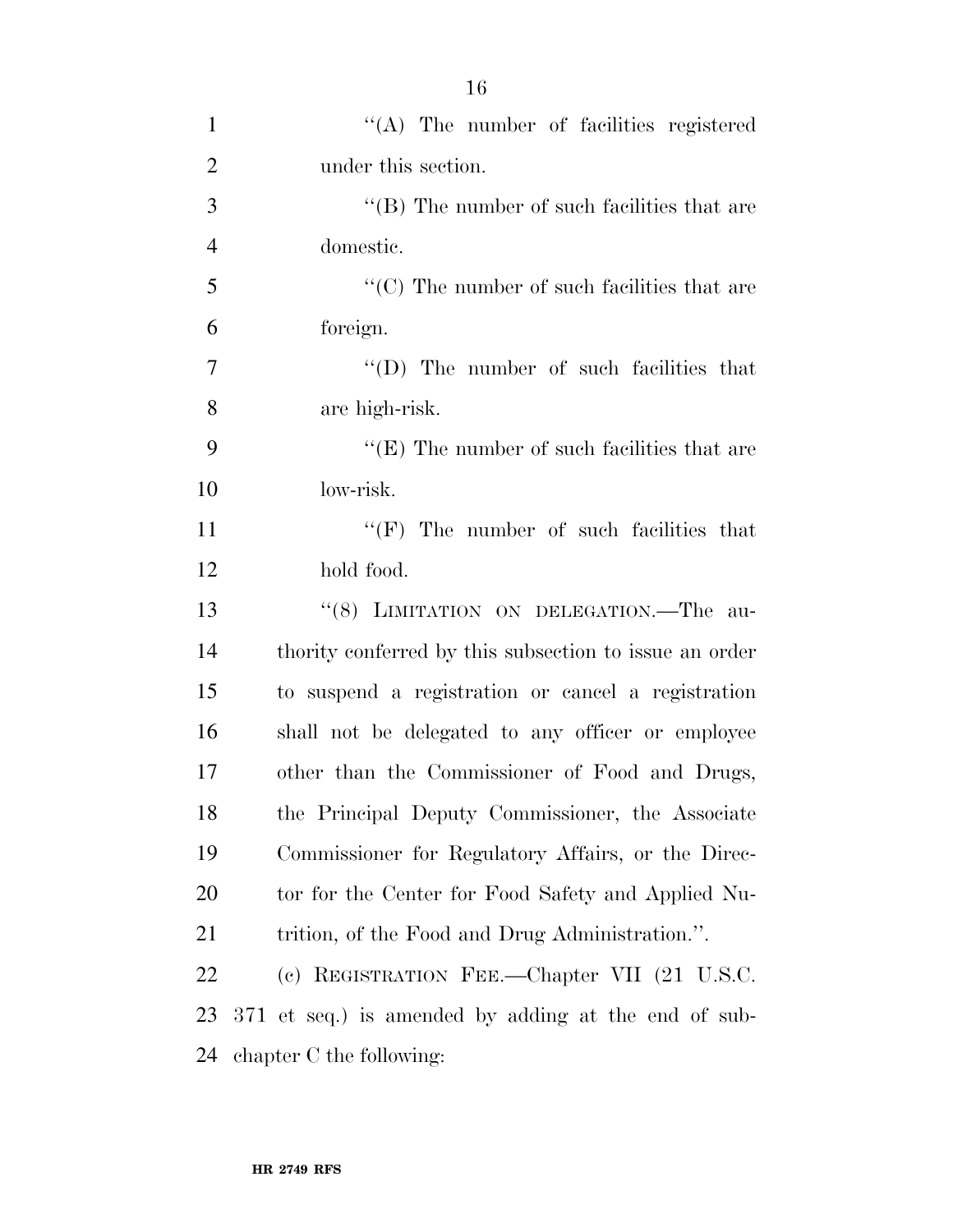"(A) The number of facilities registered under this section.

"(B) The number of such facilities that are domestic.

"(C) The number of such facilities that are foreign.

"(D) The number of such facilities that are high-risk.

"(E) The number of such facilities that are low-risk.

"(F) The number of such facilities that hold food.

"(8) LIMITATION ON DELEGATION.—The authority conferred by this subsection to issue an order to suspend a registration or cancel a registration shall not be delegated to any officer or employee other than the Commissioner of Food and Drugs, the Principal Deputy Commissioner, the Associate Commissioner for Regulatory Affairs, or the Director for the Center for Food Safety and Applied Nutrition, of the Food and Drug Administration.".

(c) REGISTRATION FEE.—Chapter VII (21 U.S.C. 371 et seq.) is amended by adding at the end of subchapter C the following: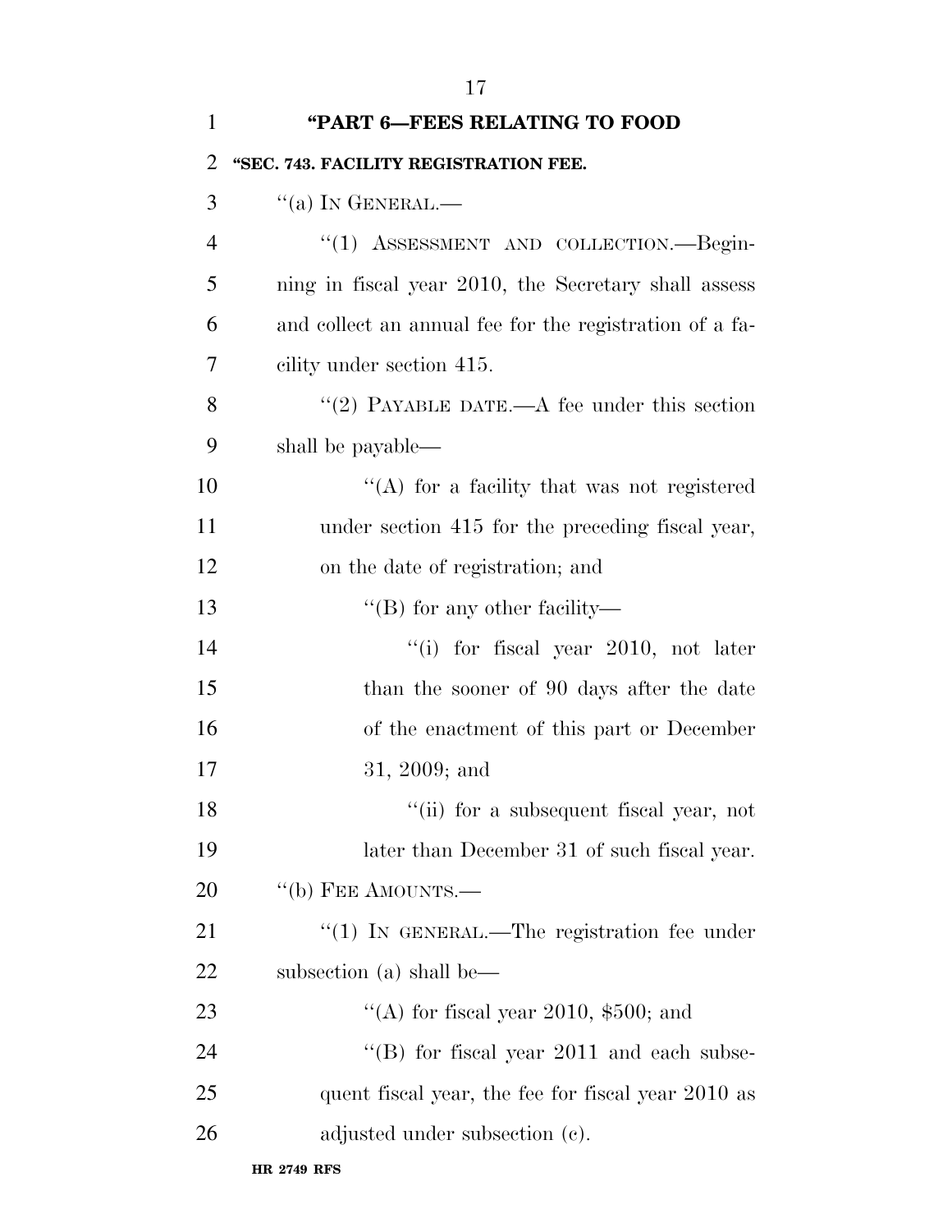**"PART 6—FEES RELATING TO FOOD**

**"SEC. 743. FACILITY REGISTRATION FEE.**

"(a) IN GENERAL.—

"(1) ASSESSMENT AND COLLECTION.—Beginning in fiscal year 2010, the Secretary shall assess and collect an annual fee for the registration of a facility under section 415.

"(2) PAYABLE DATE.—A fee under this section shall be payable—

"(A) for a facility that was not registered under section 415 for the preceding fiscal year, on the date of registration; and

"(B) for any other facility—

"(i) for fiscal year 2010, not later than the sooner of 90 days after the date of the enactment of this part or December 31, 2009; and

"(ii) for a subsequent fiscal year, not later than December 31 of such fiscal year.

"(b) FEE AMOUNTS.—

"(1) IN GENERAL.—The registration fee under subsection (a) shall be—

"(A) for fiscal year 2010, $500; and

"(B) for fiscal year 2011 and each subsequent fiscal year, the fee for fiscal year 2010 as adjusted under subsection (c).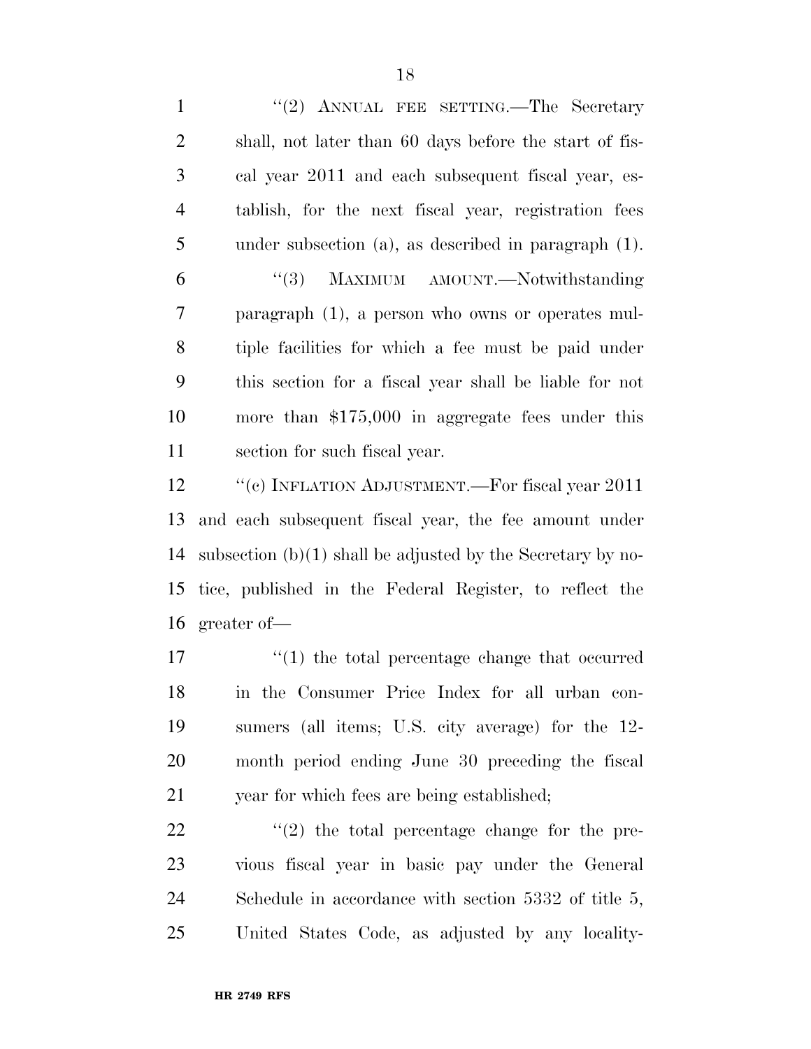"(2) ANNUAL FEE SETTING.—The Secretary shall, not later than 60 days before the start of fiscal year 2011 and each subsequent fiscal year, establish, for the next fiscal year, registration fees under subsection (a), as described in paragraph (1).

"(3) MAXIMUM AMOUNT.—Notwithstanding paragraph (1), a person who owns or operates multiple facilities for which a fee must be paid under this section for a fiscal year shall be liable for not more than $175,000 in aggregate fees under this section for such fiscal year.

"(c) INFLATION ADJUSTMENT.—For fiscal year 2011 and each subsequent fiscal year, the fee amount under subsection (b)(1) shall be adjusted by the Secretary by notice, published in the Federal Register, to reflect the greater of—

"(1) the total percentage change that occurred in the Consumer Price Index for all urban consumers (all items; U.S. city average) for the 12-month period ending June 30 preceding the fiscal year for which fees are being established;

"(2) the total percentage change for the previous fiscal year in basic pay under the General Schedule in accordance with section 5332 of title 5, United States Code, as adjusted by any locality-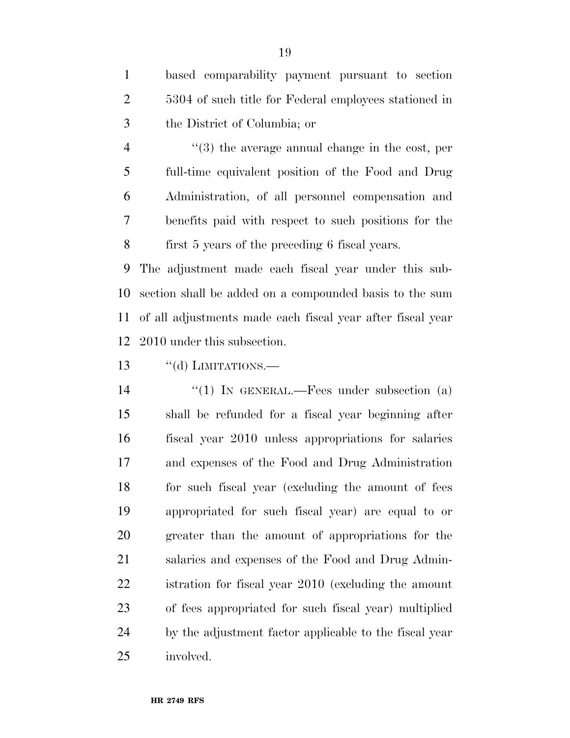based comparability payment pursuant to section 5304 of such title for Federal employees stationed in the District of Columbia; or

"(3) the average annual change in the cost, per full-time equivalent position of the Food and Drug Administration, of all personnel compensation and benefits paid with respect to such positions for the first 5 years of the preceding 6 fiscal years.

The adjustment made each fiscal year under this subsection shall be added on a compounded basis to the sum of all adjustments made each fiscal year after fiscal year 2010 under this subsection.

"(d) LIMITATIONS.—

"(1) IN GENERAL.—Fees under subsection (a) shall be refunded for a fiscal year beginning after fiscal year 2010 unless appropriations for salaries and expenses of the Food and Drug Administration for such fiscal year (excluding the amount of fees appropriated for such fiscal year) are equal to or greater than the amount of appropriations for the salaries and expenses of the Food and Drug Administration for fiscal year 2010 (excluding the amount of fees appropriated for such fiscal year) multiplied by the adjustment factor applicable to the fiscal year involved.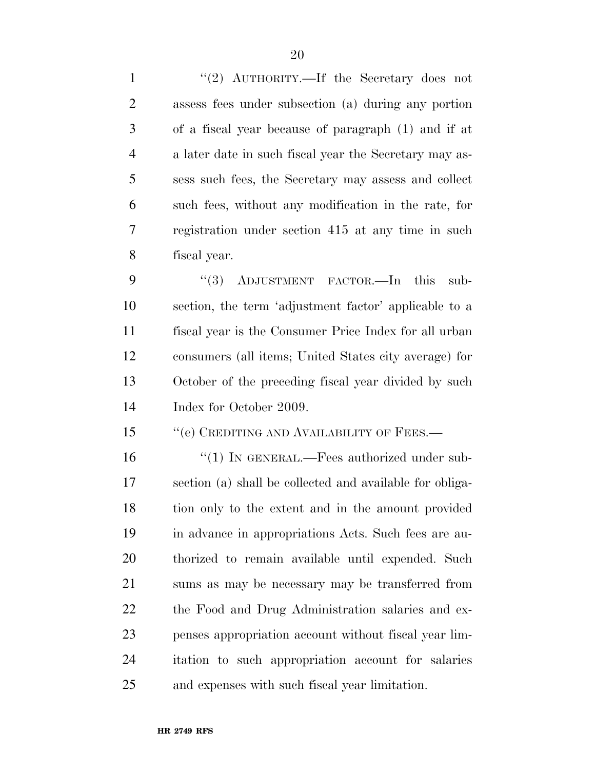"(2) AUTHORITY.—If the Secretary does not assess fees under subsection (a) during any portion of a fiscal year because of paragraph (1) and if at a later date in such fiscal year the Secretary may assess such fees, the Secretary may assess and collect such fees, without any modification in the rate, for registration under section 415 at any time in such fiscal year.

"(3) ADJUSTMENT FACTOR.—In this subsection, the term 'adjustment factor' applicable to a fiscal year is the Consumer Price Index for all urban consumers (all items; United States city average) for October of the preceding fiscal year divided by such Index for October 2009.

"(e) CREDITING AND AVAILABILITY OF FEES.—

"(1) IN GENERAL.—Fees authorized under subsection (a) shall be collected and available for obligation only to the extent and in the amount provided in advance in appropriations Acts. Such fees are authorized to remain available until expended. Such sums as may be necessary may be transferred from the Food and Drug Administration salaries and expenses appropriation account without fiscal year limitation to such appropriation account for salaries and expenses with such fiscal year limitation.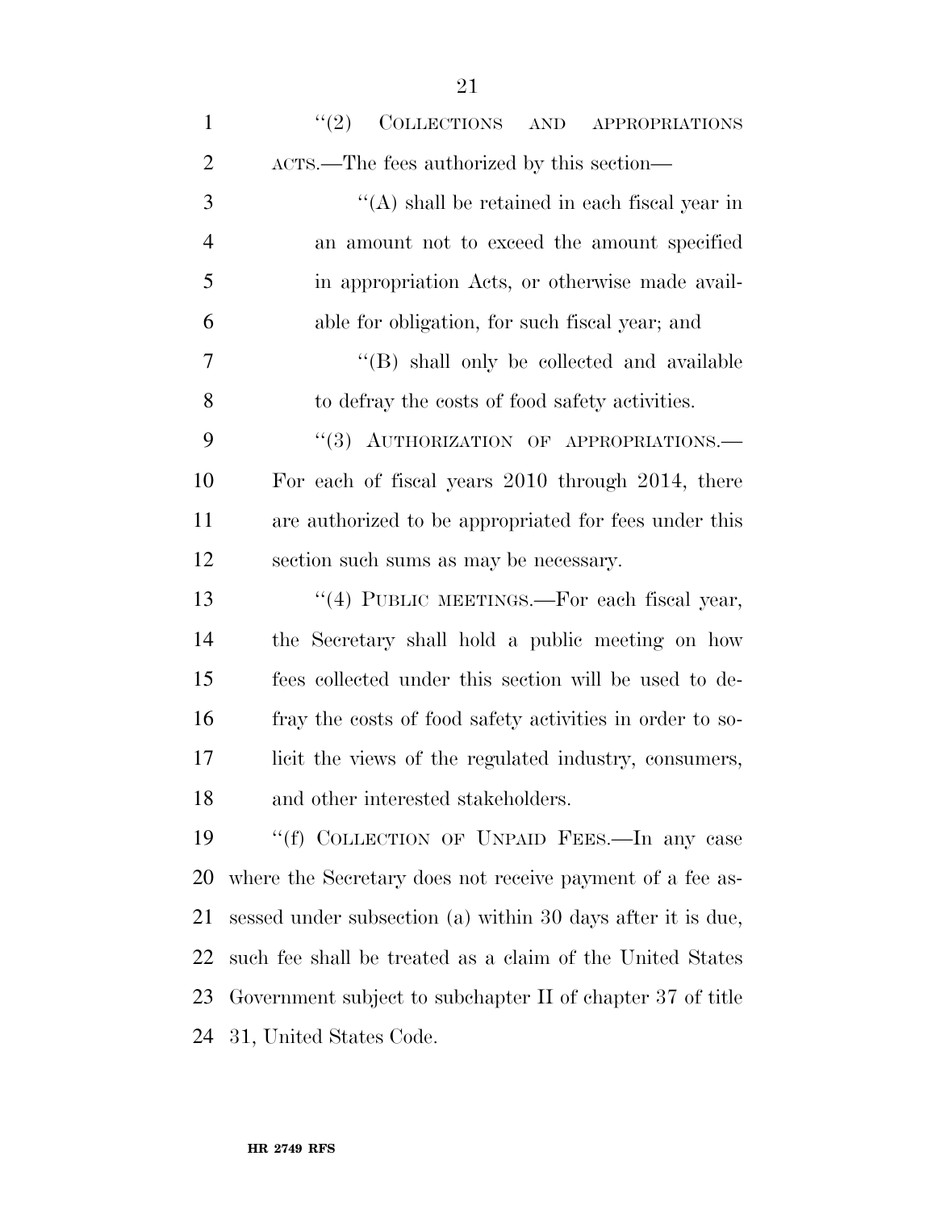"(2) COLLECTIONS AND APPROPRIATIONS ACTS.—The fees authorized by this section—

"(A) shall be retained in each fiscal year in an amount not to exceed the amount specified in appropriation Acts, or otherwise made available for obligation, for such fiscal year; and

"(B) shall only be collected and available to defray the costs of food safety activities.

"(3) AUTHORIZATION OF APPROPRIATIONS.— For each of fiscal years 2010 through 2014, there are authorized to be appropriated for fees under this section such sums as may be necessary.

"(4) PUBLIC MEETINGS.—For each fiscal year, the Secretary shall hold a public meeting on how fees collected under this section will be used to defray the costs of food safety activities in order to solicit the views of the regulated industry, consumers, and other interested stakeholders.

"(f) COLLECTION OF UNPAID FEES.—In any case where the Secretary does not receive payment of a fee assessed under subsection (a) within 30 days after it is due, such fee shall be treated as a claim of the United States Government subject to subchapter II of chapter 37 of title 31, United States Code.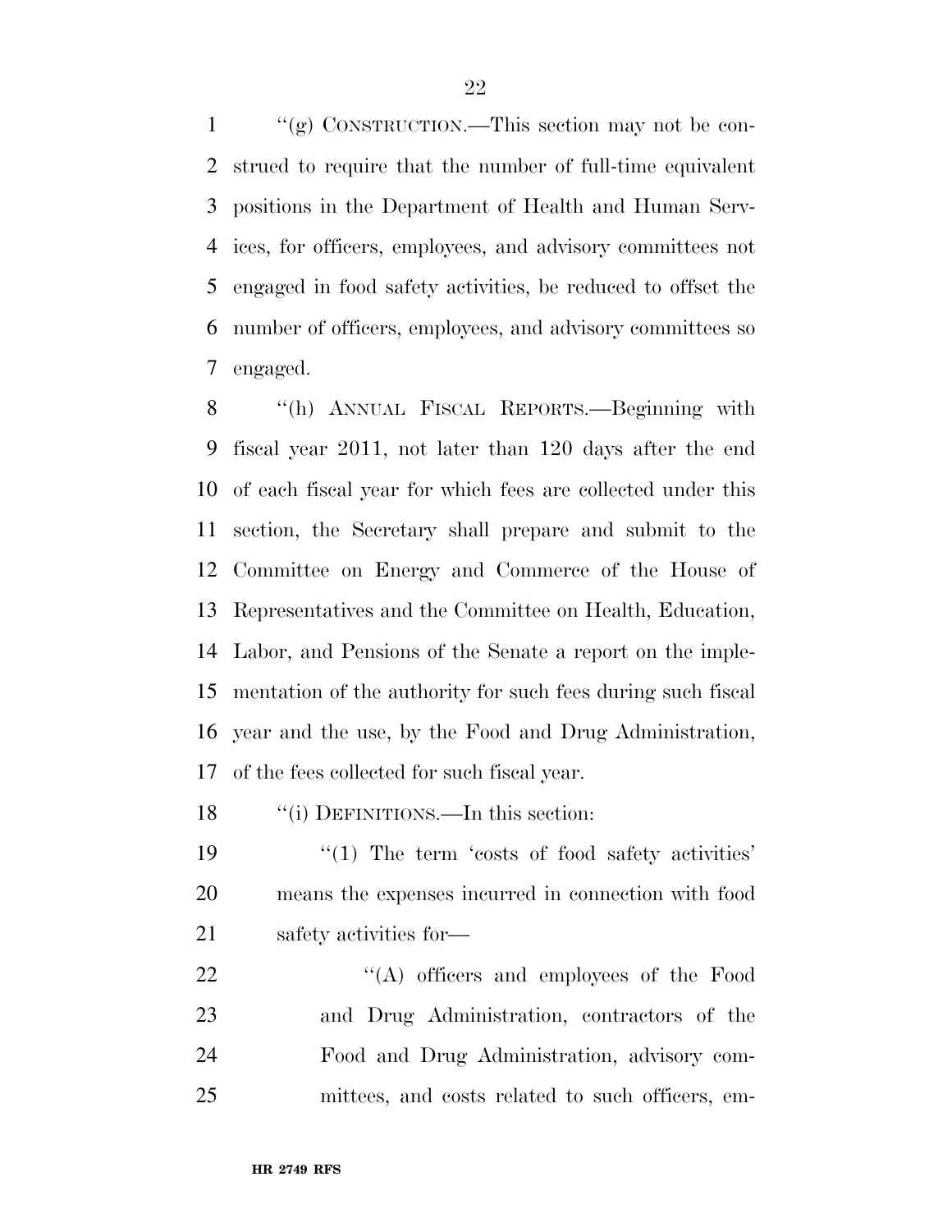''(g) CONSTRUCTION.—This section may not be construed to require that the number of full-time equivalent positions in the Department of Health and Human Services, for officers, employees, and advisory committees not engaged in food safety activities, be reduced to offset the number of officers, employees, and advisory committees so engaged.

''(h) ANNUAL FISCAL REPORTS.—Beginning with fiscal year 2011, not later than 120 days after the end of each fiscal year for which fees are collected under this section, the Secretary shall prepare and submit to the Committee on Energy and Commerce of the House of Representatives and the Committee on Health, Education, Labor, and Pensions of the Senate a report on the implementation of the authority for such fees during such fiscal year and the use, by the Food and Drug Administration, of the fees collected for such fiscal year.

''(i) DEFINITIONS.—In this section:

''(1) The term 'costs of food safety activities' means the expenses incurred in connection with food safety activities for—

''(A) officers and employees of the Food and Drug Administration, contractors of the Food and Drug Administration, advisory committees, and costs related to such officers, em-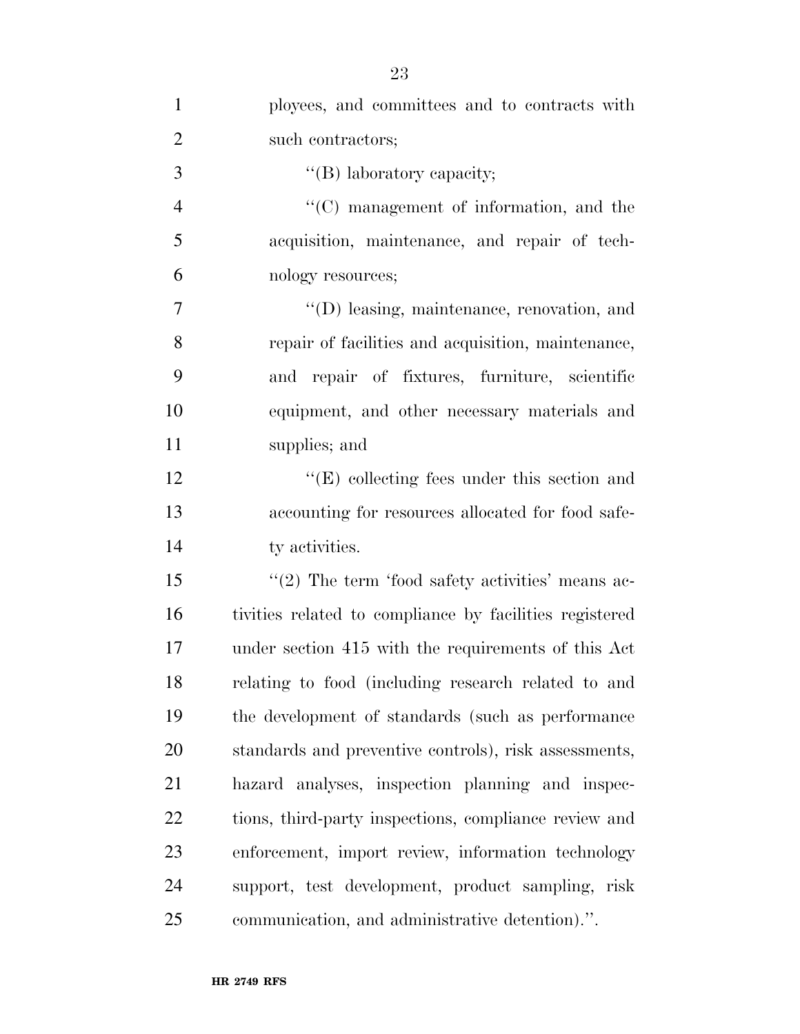ployees, and committees and to contracts with such contractors;

''(B) laboratory capacity;

''(C) management of information, and the acquisition, maintenance, and repair of technology resources;

''(D) leasing, maintenance, renovation, and repair of facilities and acquisition, maintenance, and repair of fixtures, furniture, scientific equipment, and other necessary materials and supplies; and

''(E) collecting fees under this section and accounting for resources allocated for food safety activities.

''(2) The term 'food safety activities' means activities related to compliance by facilities registered under section 415 with the requirements of this Act relating to food (including research related to and the development of standards (such as performance standards and preventive controls), risk assessments, hazard analyses, inspection planning and inspections, third-party inspections, compliance review and enforcement, import review, information technology support, test development, product sampling, risk communication, and administrative detention).''.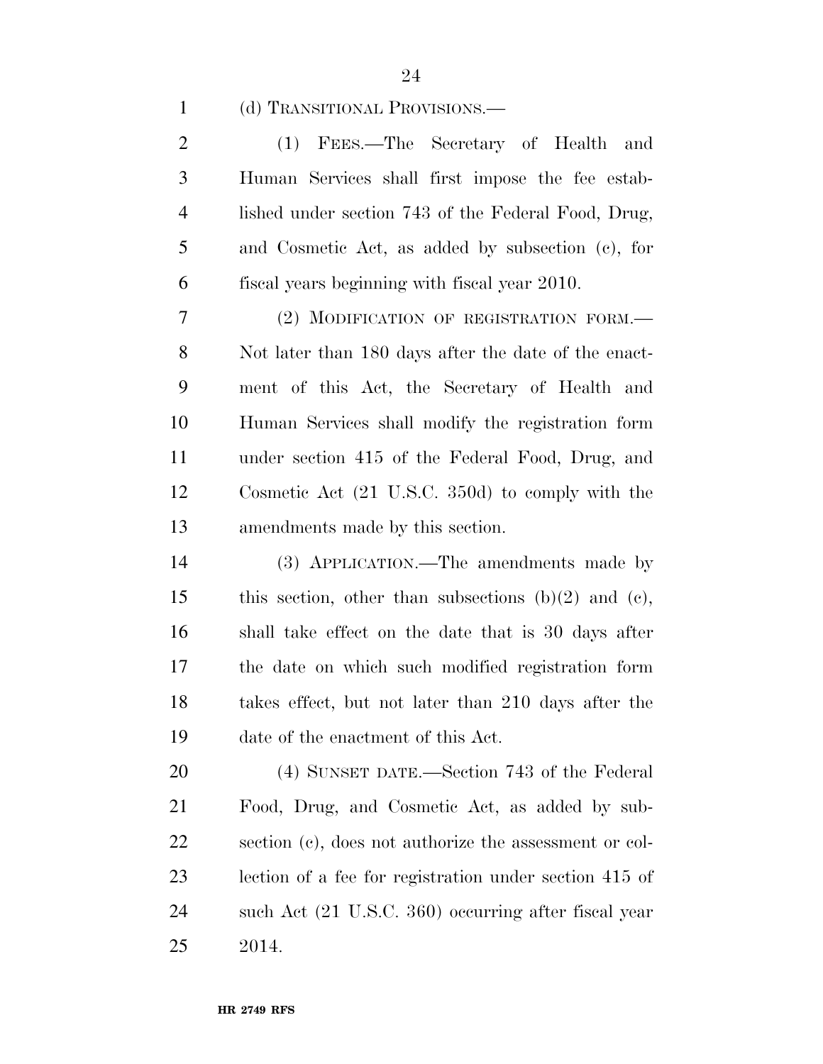(d) TRANSITIONAL PROVISIONS.—

(1) FEES.—The Secretary of Health and Human Services shall first impose the fee established under section 743 of the Federal Food, Drug, and Cosmetic Act, as added by subsection (c), for fiscal years beginning with fiscal year 2010.

(2) MODIFICATION OF REGISTRATION FORM.— Not later than 180 days after the date of the enactment of this Act, the Secretary of Health and Human Services shall modify the registration form under section 415 of the Federal Food, Drug, and Cosmetic Act (21 U.S.C. 350d) to comply with the amendments made by this section.

(3) APPLICATION.—The amendments made by this section, other than subsections (b)(2) and (c), shall take effect on the date that is 30 days after the date on which such modified registration form takes effect, but not later than 210 days after the date of the enactment of this Act.

(4) SUNSET DATE.—Section 743 of the Federal Food, Drug, and Cosmetic Act, as added by subsection (c), does not authorize the assessment or collection of a fee for registration under section 415 of such Act (21 U.S.C. 360) occurring after fiscal year 2014.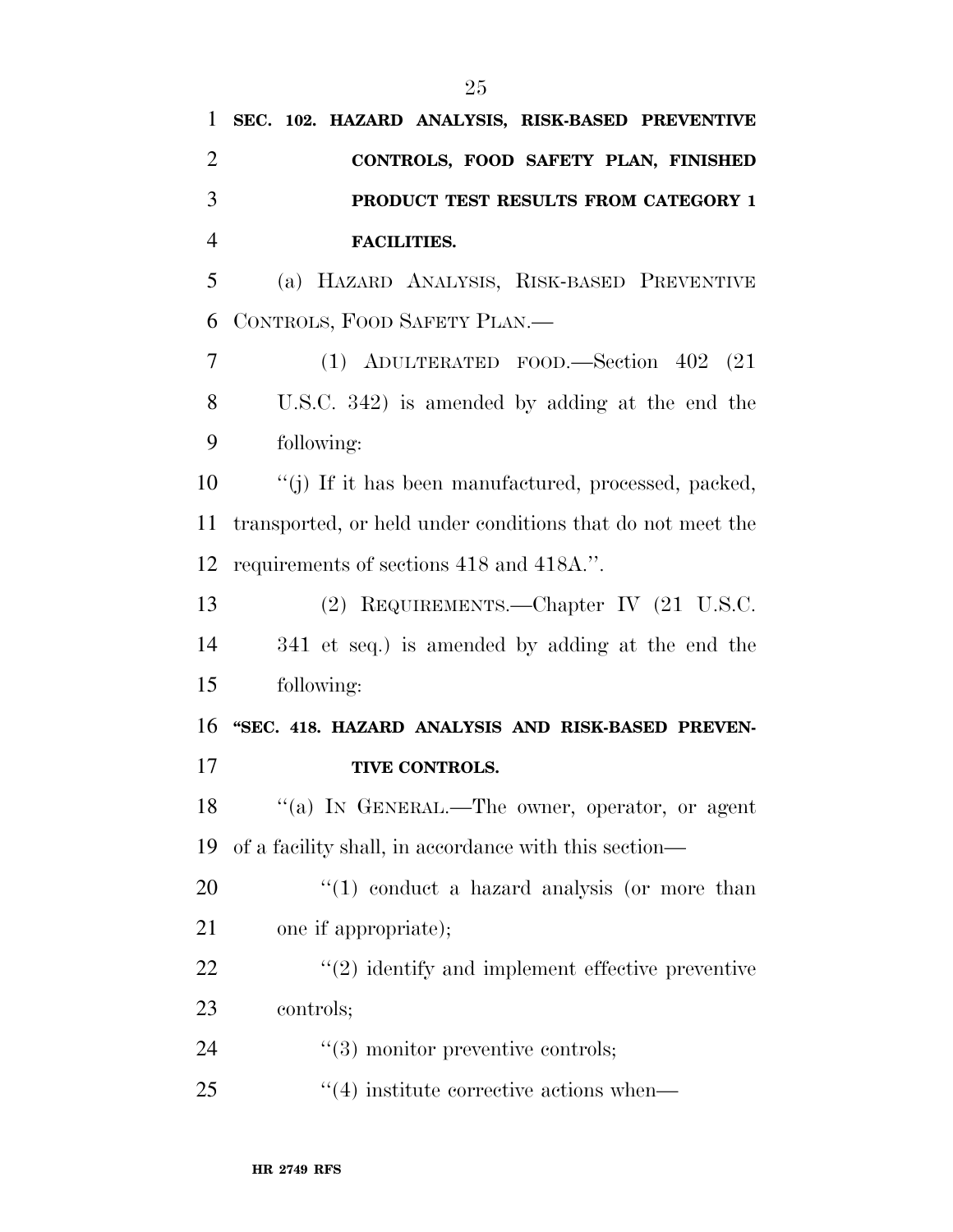**SEC. 102. HAZARD ANALYSIS, RISK-BASED PREVENTIVE CONTROLS, FOOD SAFETY PLAN, FINISHED PRODUCT TEST RESULTS FROM CATEGORY 1 FACILITIES.**

(a) HAZARD ANALYSIS, RISK-BASED PREVENTIVE CONTROLS, FOOD SAFETY PLAN.—

(1) ADULTERATED FOOD.—Section 402 (21 U.S.C. 342) is amended by adding at the end the following:

''(j) If it has been manufactured, processed, packed, transported, or held under conditions that do not meet the requirements of sections 418 and 418A.''.

(2) REQUIREMENTS.—Chapter IV (21 U.S.C. 341 et seq.) is amended by adding at the end the following:

**''SEC. 418. HAZARD ANALYSIS AND RISK-BASED PREVENTIVE CONTROLS.**

''(a) IN GENERAL.—The owner, operator, or agent of a facility shall, in accordance with this section—

''(1) conduct a hazard analysis (or more than one if appropriate);

''(2) identify and implement effective preventive controls;

''(3) monitor preventive controls;

''(4) institute corrective actions when—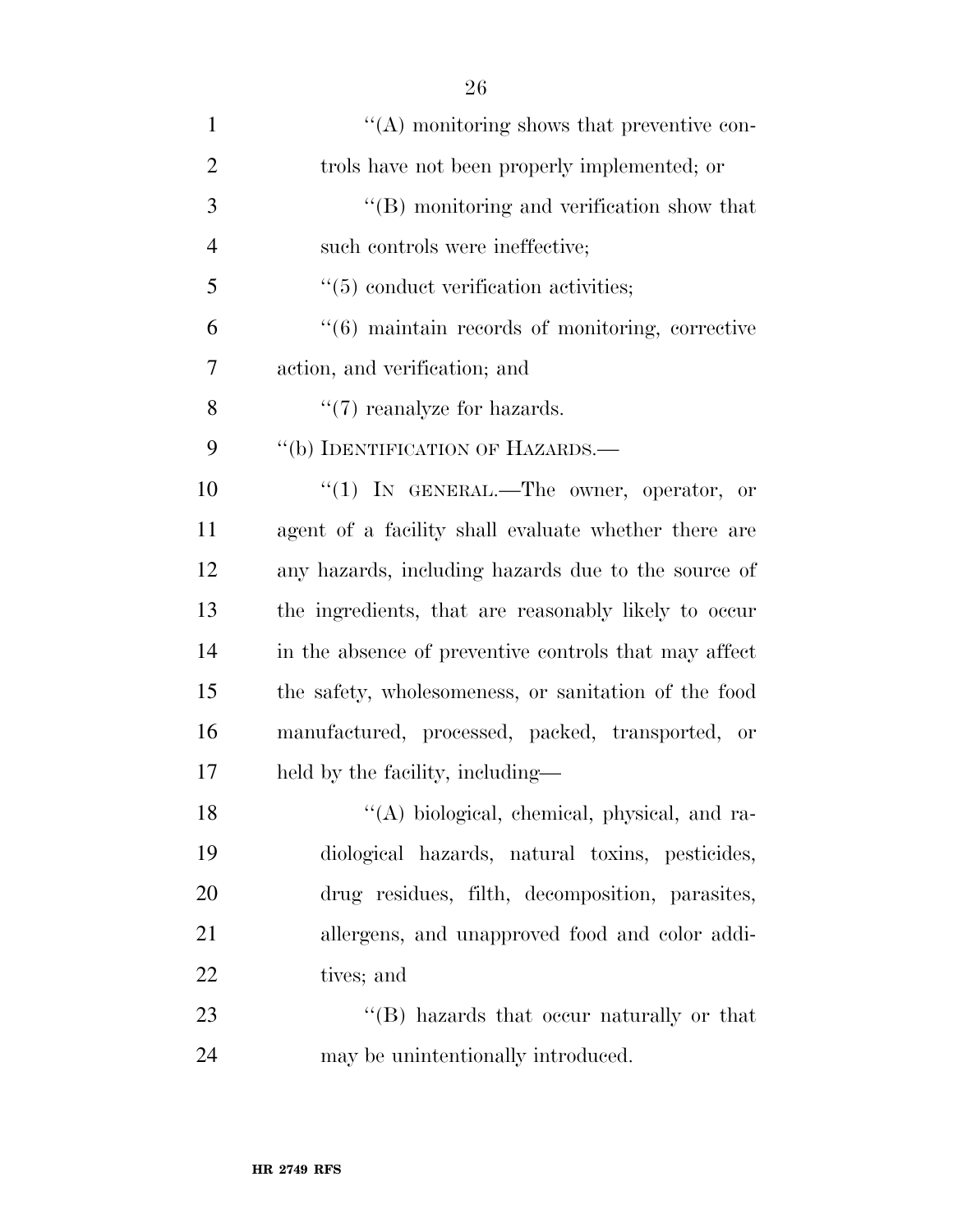''(A) monitoring shows that preventive controls have not been properly implemented; or

''(B) monitoring and verification show that such controls were ineffective;

''(5) conduct verification activities;

''(6) maintain records of monitoring, corrective action, and verification; and

''(7) reanalyze for hazards.

''(b) IDENTIFICATION OF HAZARDS.—

''(1) IN GENERAL.—The owner, operator, or agent of a facility shall evaluate whether there are any hazards, including hazards due to the source of the ingredients, that are reasonably likely to occur in the absence of preventive controls that may affect the safety, wholesomeness, or sanitation of the food manufactured, processed, packed, transported, or held by the facility, including—

''(A) biological, chemical, physical, and radiological hazards, natural toxins, pesticides, drug residues, filth, decomposition, parasites, allergens, and unapproved food and color additives; and

''(B) hazards that occur naturally or that may be unintentionally introduced.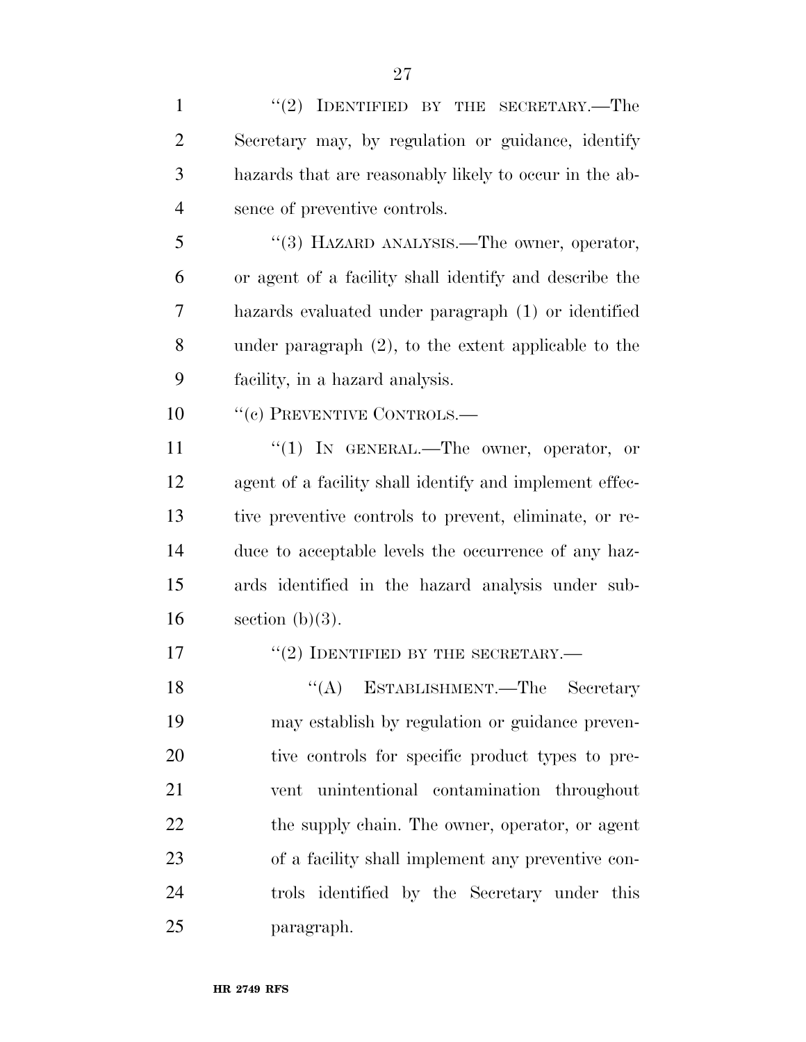"(2) IDENTIFIED BY THE SECRETARY.—The Secretary may, by regulation or guidance, identify hazards that are reasonably likely to occur in the absence of preventive controls.

"(3) HAZARD ANALYSIS.—The owner, operator, or agent of a facility shall identify and describe the hazards evaluated under paragraph (1) or identified under paragraph (2), to the extent applicable to the facility, in a hazard analysis.

"(c) PREVENTIVE CONTROLS.—

"(1) IN GENERAL.—The owner, operator, or agent of a facility shall identify and implement effective preventive controls to prevent, eliminate, or reduce to acceptable levels the occurrence of any hazards identified in the hazard analysis under subsection (b)(3).

"(2) IDENTIFIED BY THE SECRETARY.—

"(A) ESTABLISHMENT.—The Secretary may establish by regulation or guidance preventive controls for specific product types to prevent unintentional contamination throughout the supply chain. The owner, operator, or agent of a facility shall implement any preventive controls identified by the Secretary under this paragraph.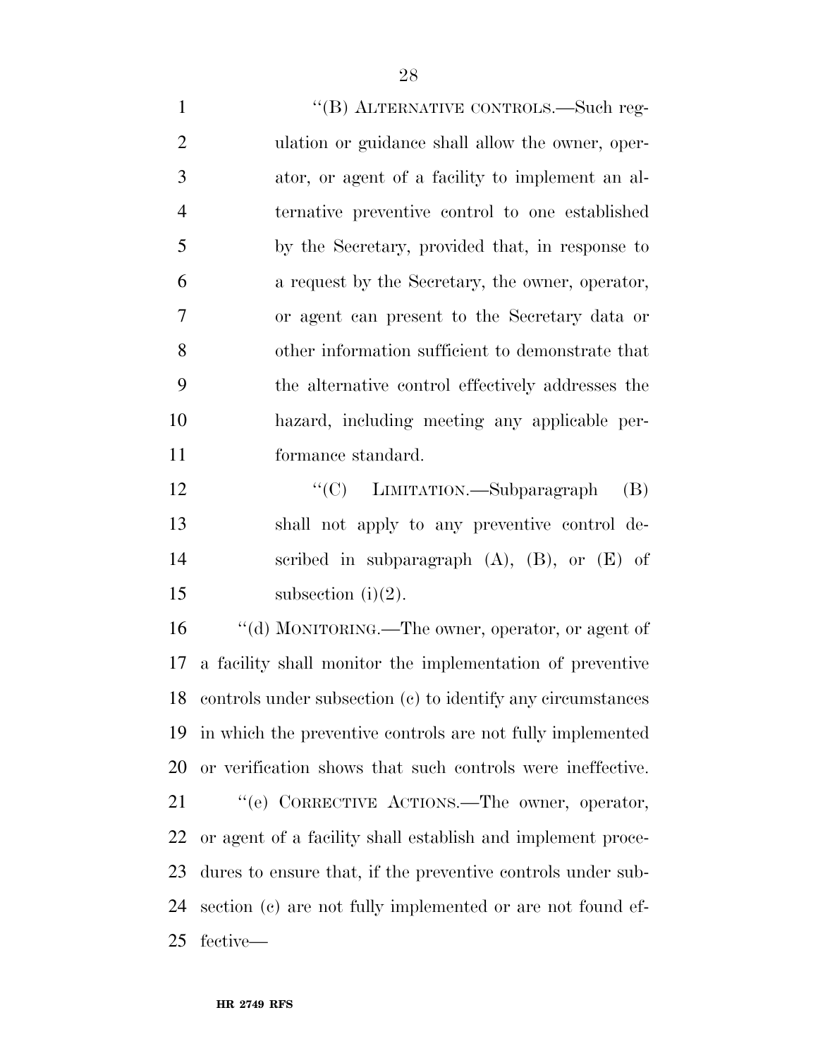"(B) ALTERNATIVE CONTROLS.—Such regulation or guidance shall allow the owner, operator, or agent of a facility to implement an alternative preventive control to one established by the Secretary, provided that, in response to a request by the Secretary, the owner, operator, or agent can present to the Secretary data or other information sufficient to demonstrate that the alternative control effectively addresses the hazard, including meeting any applicable performance standard.

"(C) LIMITATION.—Subparagraph (B) shall not apply to any preventive control described in subparagraph (A), (B), or (E) of subsection (i)(2).

"(d) MONITORING.—The owner, operator, or agent of a facility shall monitor the implementation of preventive controls under subsection (c) to identify any circumstances in which the preventive controls are not fully implemented or verification shows that such controls were ineffective.

"(e) CORRECTIVE ACTIONS.—The owner, operator, or agent of a facility shall establish and implement procedures to ensure that, if the preventive controls under subsection (c) are not fully implemented or are not found effective—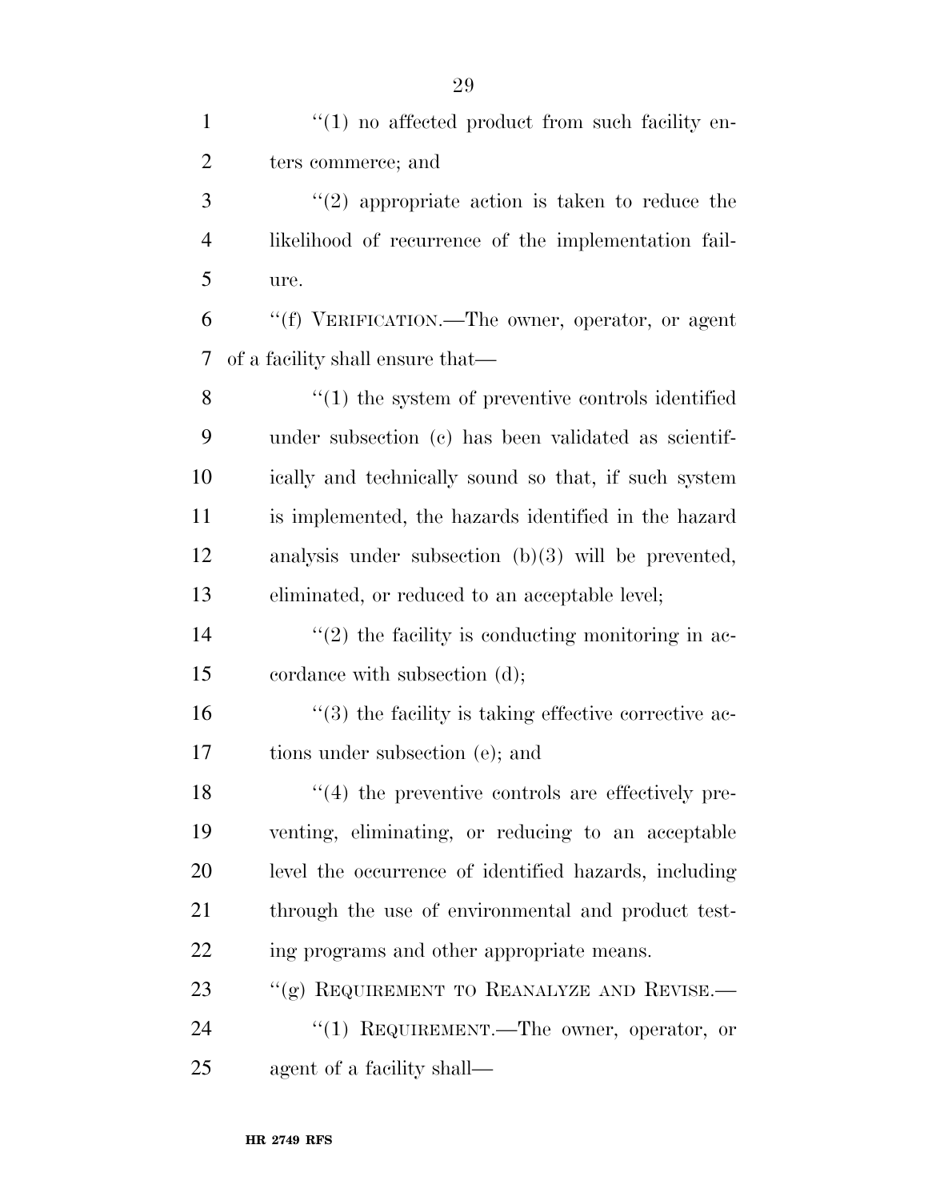''(1) no affected product from such facility enters commerce; and

''(2) appropriate action is taken to reduce the likelihood of recurrence of the implementation failure.

''(f) VERIFICATION.—The owner, operator, or agent of a facility shall ensure that—

''(1) the system of preventive controls identified under subsection (c) has been validated as scientifically and technically sound so that, if such system is implemented, the hazards identified in the hazard analysis under subsection (b)(3) will be prevented, eliminated, or reduced to an acceptable level;

''(2) the facility is conducting monitoring in accordance with subsection (d);

''(3) the facility is taking effective corrective actions under subsection (e); and

''(4) the preventive controls are effectively preventing, eliminating, or reducing to an acceptable level the occurrence of identified hazards, including through the use of environmental and product testing programs and other appropriate means.

''(g) REQUIREMENT TO REANALYZE AND REVISE.—

''(1) REQUIREMENT.—The owner, operator, or agent of a facility shall—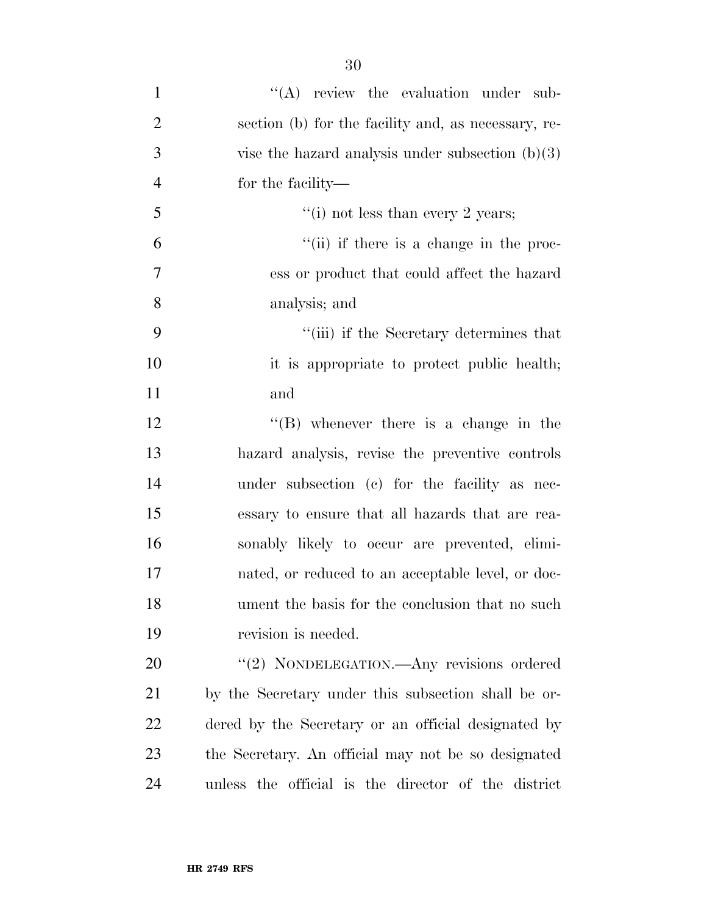''(A) review the evaluation under subsection (b) for the facility and, as necessary, revise the hazard analysis under subsection (b)(3) for the facility—

''(i) not less than every 2 years;

''(ii) if there is a change in the process or product that could affect the hazard analysis; and

''(iii) if the Secretary determines that it is appropriate to protect public health; and

''(B) whenever there is a change in the hazard analysis, revise the preventive controls under subsection (c) for the facility as necessary to ensure that all hazards that are reasonably likely to occur are prevented, eliminated, or reduced to an acceptable level, or document the basis for the conclusion that no such revision is needed.

''(2) NONDELEGATION.—Any revisions ordered by the Secretary under this subsection shall be ordered by the Secretary or an official designated by the Secretary. An official may not be so designated unless the official is the director of the district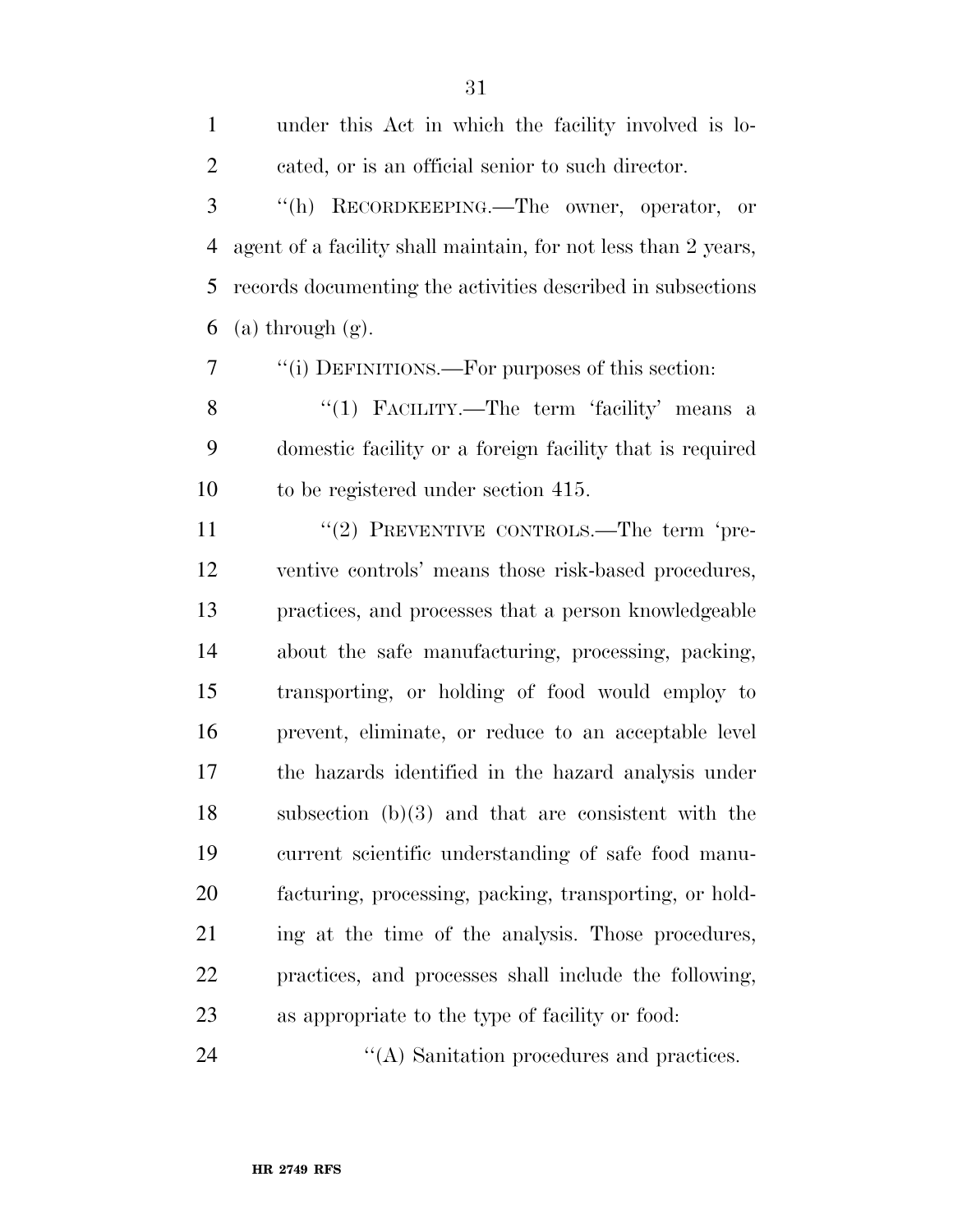under this Act in which the facility involved is located, or is an official senior to such director.

''(h) RECORDKEEPING.—The owner, operator, or agent of a facility shall maintain, for not less than 2 years, records documenting the activities described in subsections (a) through (g).

''(i) DEFINITIONS.—For purposes of this section:

''(1) FACILITY.—The term 'facility' means a domestic facility or a foreign facility that is required to be registered under section 415.

''(2) PREVENTIVE CONTROLS.—The term 'preventive controls' means those risk-based procedures, practices, and processes that a person knowledgeable about the safe manufacturing, processing, packing, transporting, or holding of food would employ to prevent, eliminate, or reduce to an acceptable level the hazards identified in the hazard analysis under subsection (b)(3) and that are consistent with the current scientific understanding of safe food manufacturing, processing, packing, transporting, or holding at the time of the analysis. Those procedures, practices, and processes shall include the following, as appropriate to the type of facility or food:

''(A) Sanitation procedures and practices.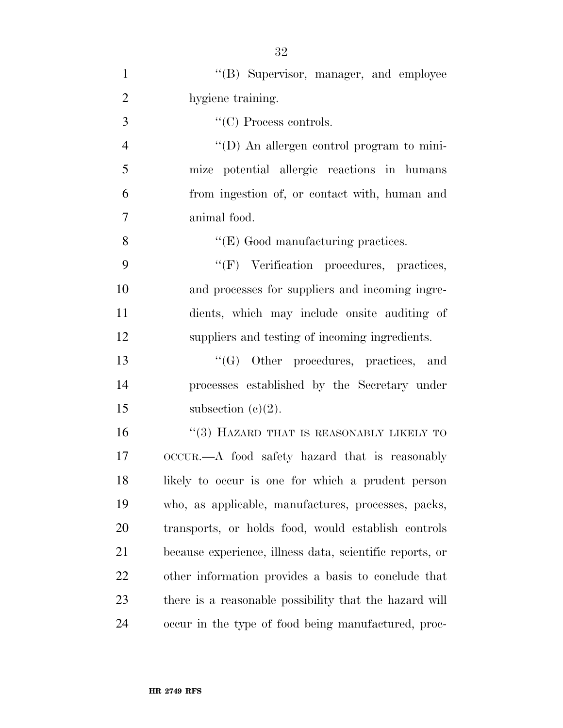"(B) Supervisor, manager, and employee hygiene training.

"(C) Process controls.

"(D) An allergen control program to minimize potential allergic reactions in humans from ingestion of, or contact with, human and animal food.

"(E) Good manufacturing practices.

"(F) Verification procedures, practices, and processes for suppliers and incoming ingredients, which may include onsite auditing of suppliers and testing of incoming ingredients.

"(G) Other procedures, practices, and processes established by the Secretary under subsection (c)(2).

"(3) HAZARD THAT IS REASONABLY LIKELY TO OCCUR.—A food safety hazard that is reasonably likely to occur is one for which a prudent person who, as applicable, manufactures, processes, packs, transports, or holds food, would establish controls because experience, illness data, scientific reports, or other information provides a basis to conclude that there is a reasonable possibility that the hazard will occur in the type of food being manufactured, proc-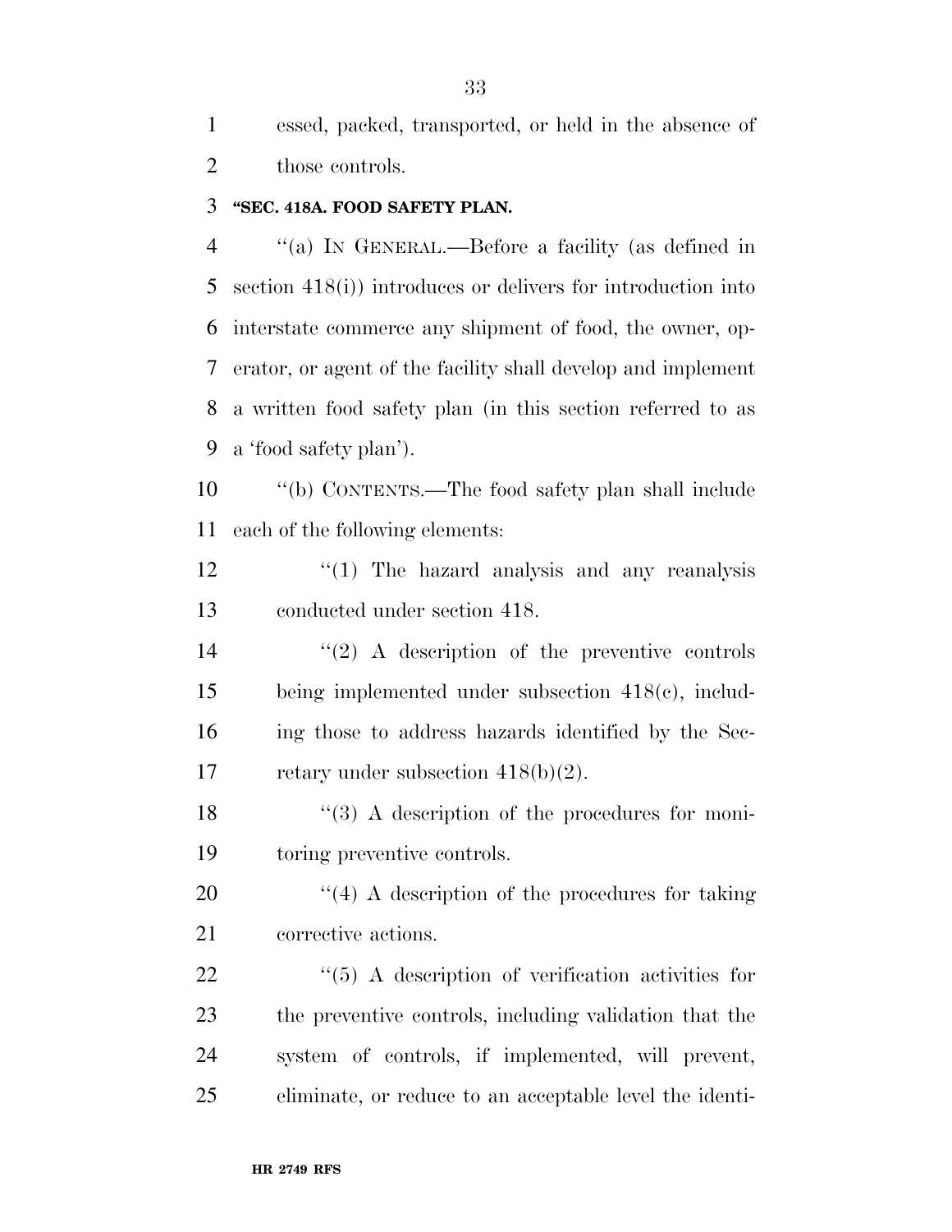essed, packed, transported, or held in the absence of those controls.

**"SEC. 418A. FOOD SAFETY PLAN.**

"(a) IN GENERAL.—Before a facility (as defined in section 418(i)) introduces or delivers for introduction into interstate commerce any shipment of food, the owner, operator, or agent of the facility shall develop and implement a written food safety plan (in this section referred to as a 'food safety plan').

"(b) CONTENTS.—The food safety plan shall include each of the following elements:

"(1) The hazard analysis and any reanalysis conducted under section 418.

"(2) A description of the preventive controls being implemented under subsection 418(c), including those to address hazards identified by the Secretary under subsection 418(b)(2).

"(3) A description of the procedures for monitoring preventive controls.

"(4) A description of the procedures for taking corrective actions.

"(5) A description of verification activities for the preventive controls, including validation that the system of controls, if implemented, will prevent, eliminate, or reduce to an acceptable level the identi-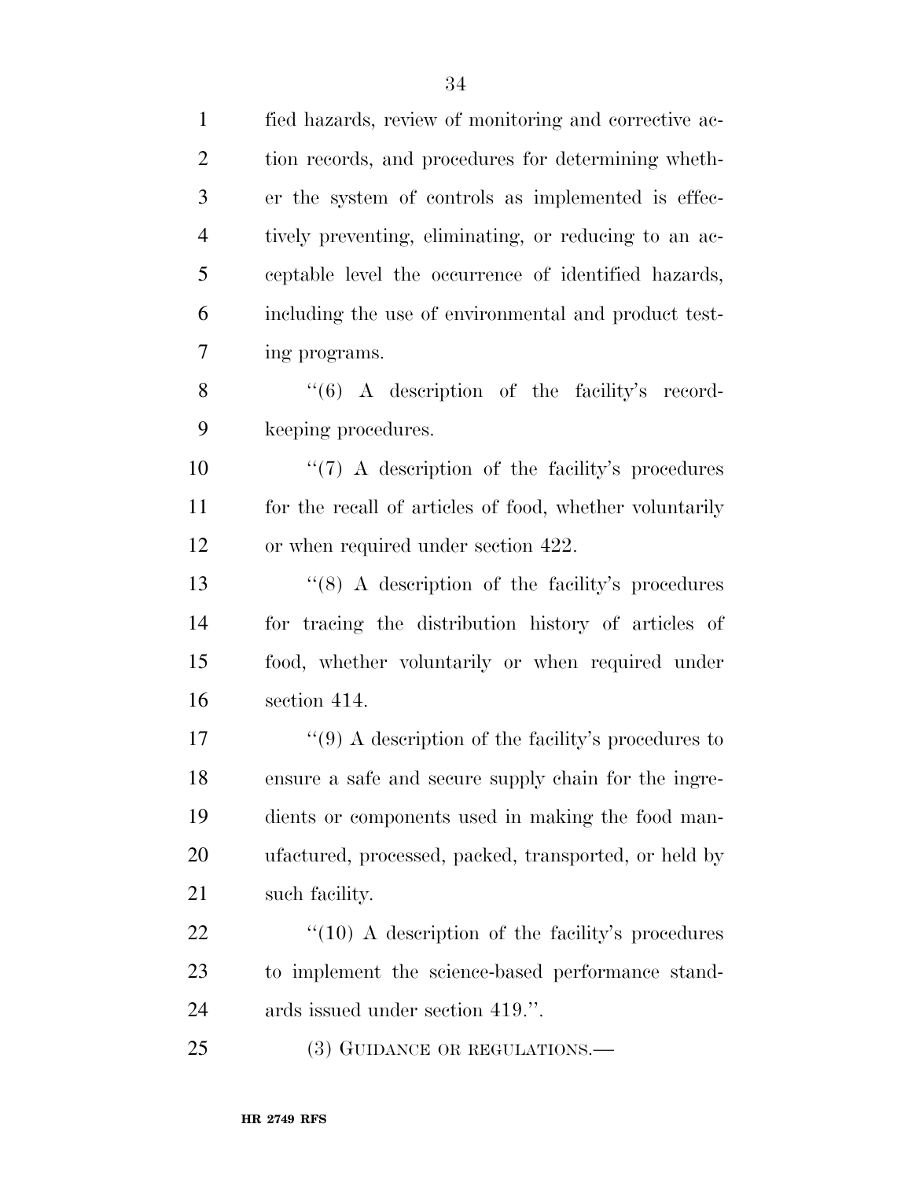fied hazards, review of monitoring and corrective action records, and procedures for determining whether the system of controls as implemented is effectively preventing, eliminating, or reducing to an acceptable level the occurrence of identified hazards, including the use of environmental and product testing programs.

"(6) A description of the facility's recordkeeping procedures.

"(7) A description of the facility's procedures for the recall of articles of food, whether voluntarily or when required under section 422.

"(8) A description of the facility's procedures for tracing the distribution history of articles of food, whether voluntarily or when required under section 414.

"(9) A description of the facility's procedures to ensure a safe and secure supply chain for the ingredients or components used in making the food manufactured, processed, packed, transported, or held by such facility.

"(10) A description of the facility's procedures to implement the science-based performance standards issued under section 419.".

(3) GUIDANCE OR REGULATIONS.—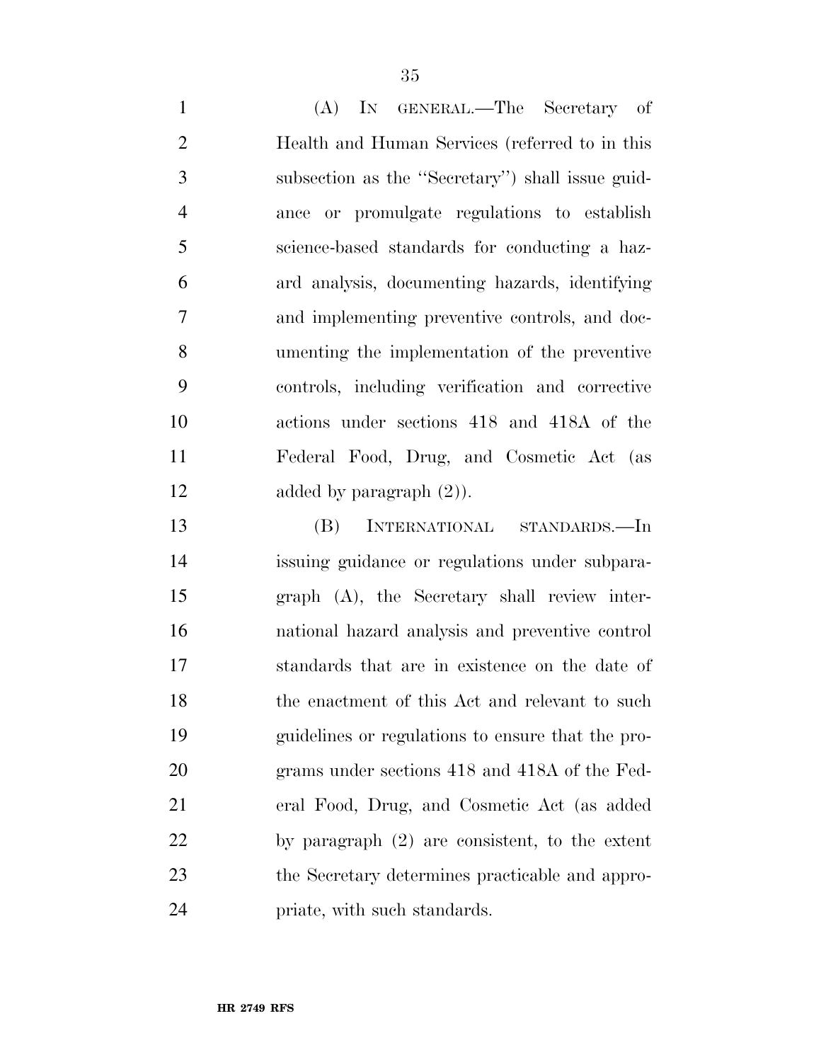(A) IN GENERAL.—The Secretary of Health and Human Services (referred to in this subsection as the ''Secretary'') shall issue guidance or promulgate regulations to establish science-based standards for conducting a hazard analysis, documenting hazards, identifying and implementing preventive controls, and documenting the implementation of the preventive controls, including verification and corrective actions under sections 418 and 418A of the Federal Food, Drug, and Cosmetic Act (as added by paragraph (2)).

(B) INTERNATIONAL STANDARDS.—In issuing guidance or regulations under subparagraph (A), the Secretary shall review international hazard analysis and preventive control standards that are in existence on the date of the enactment of this Act and relevant to such guidelines or regulations to ensure that the programs under sections 418 and 418A of the Federal Food, Drug, and Cosmetic Act (as added by paragraph (2) are consistent, to the extent the Secretary determines practicable and appropriate, with such standards.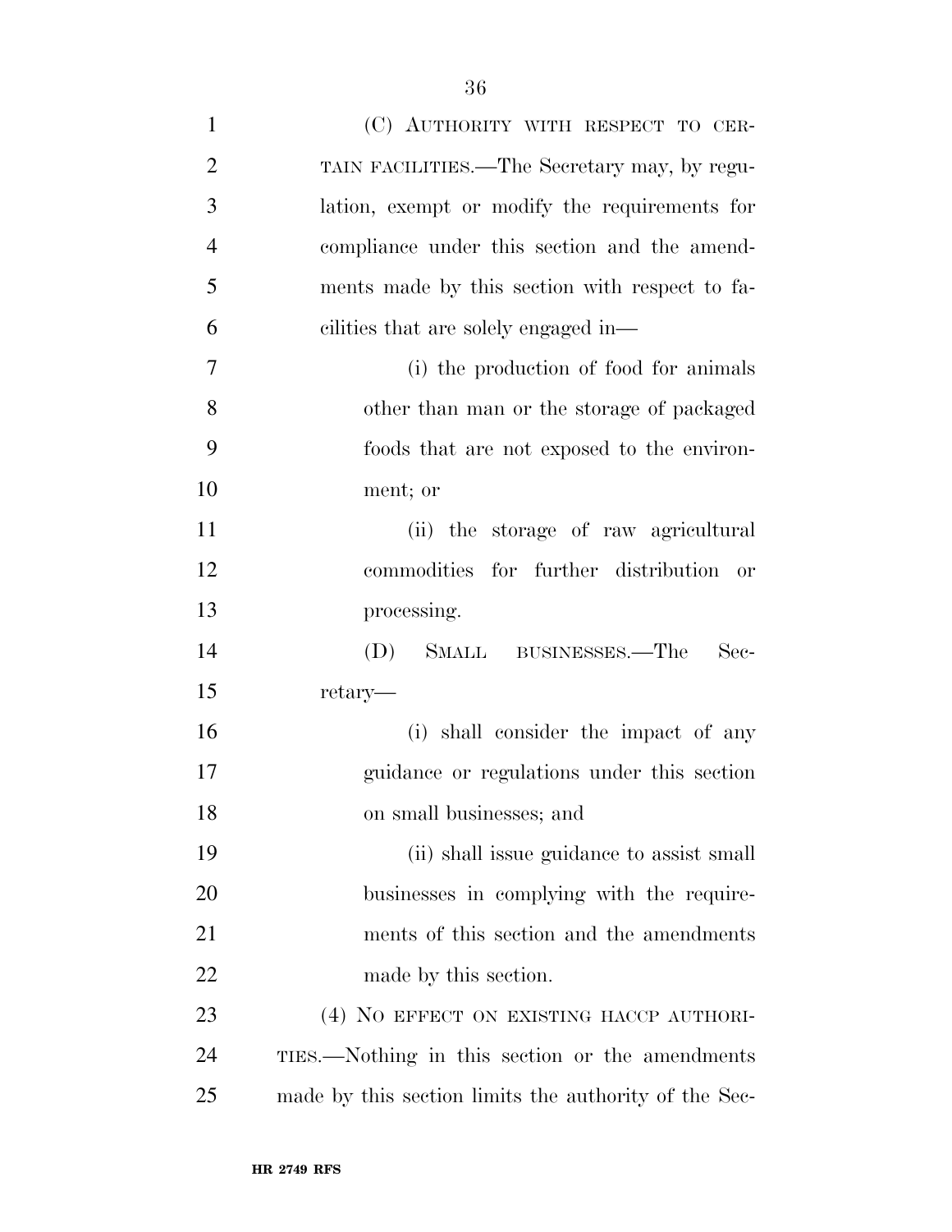(C) AUTHORITY WITH RESPECT TO CERTAIN FACILITIES.—The Secretary may, by regulation, exempt or modify the requirements for compliance under this section and the amendments made by this section with respect to facilities that are solely engaged in—

(i) the production of food for animals other than man or the storage of packaged foods that are not exposed to the environment; or

(ii) the storage of raw agricultural commodities for further distribution or processing.

(D) SMALL BUSINESSES.—The Secretary—

(i) shall consider the impact of any guidance or regulations under this section on small businesses; and

(ii) shall issue guidance to assist small businesses in complying with the requirements of this section and the amendments made by this section.

(4) NO EFFECT ON EXISTING HACCP AUTHORITIES.—Nothing in this section or the amendments made by this section limits the authority of the Sec-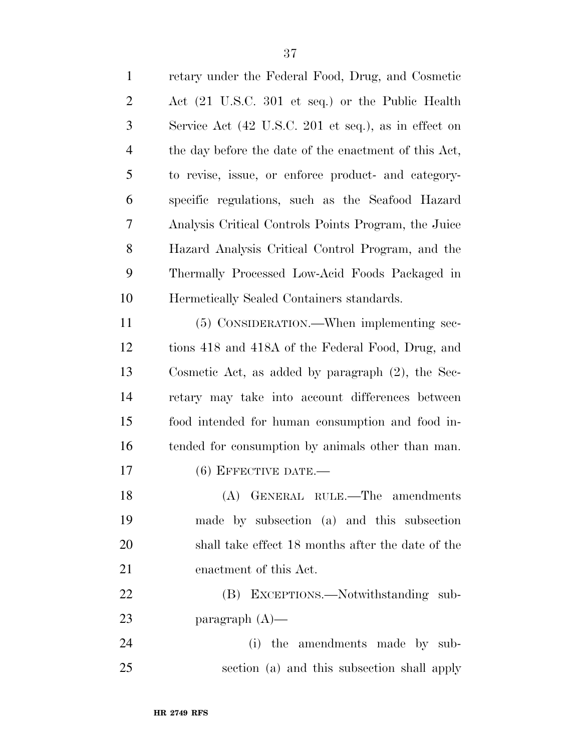retary under the Federal Food, Drug, and Cosmetic Act (21 U.S.C. 301 et seq.) or the Public Health Service Act (42 U.S.C. 201 et seq.), as in effect on the day before the date of the enactment of this Act, to revise, issue, or enforce product- and category-specific regulations, such as the Seafood Hazard Analysis Critical Controls Points Program, the Juice Hazard Analysis Critical Control Program, and the Thermally Processed Low-Acid Foods Packaged in Hermetically Sealed Containers standards.

(5) CONSIDERATION.—When implementing sections 418 and 418A of the Federal Food, Drug, and Cosmetic Act, as added by paragraph (2), the Secretary may take into account differences between food intended for human consumption and food intended for consumption by animals other than man.

(6) EFFECTIVE DATE.—

(A) GENERAL RULE.—The amendments made by subsection (a) and this subsection shall take effect 18 months after the date of the enactment of this Act.

(B) EXCEPTIONS.—Notwithstanding subparagraph (A)—

(i) the amendments made by subsection (a) and this subsection shall apply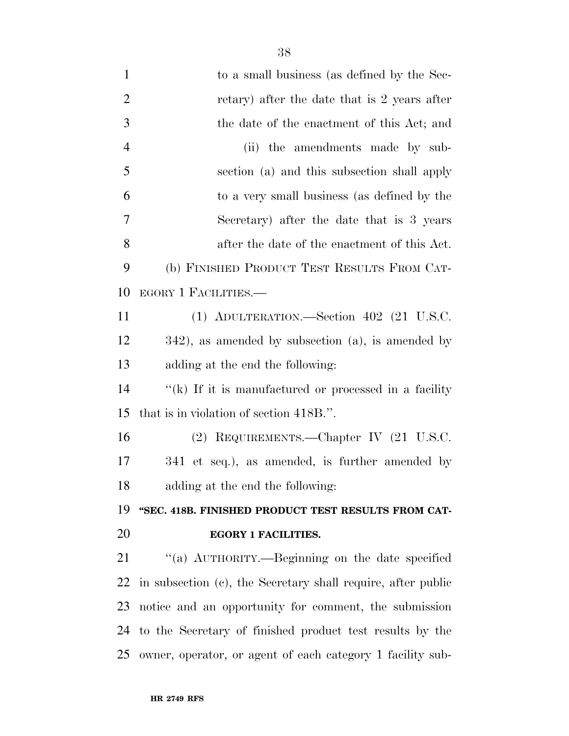to a small business (as defined by the Secretary) after the date that is 2 years after the date of the enactment of this Act; and

(ii) the amendments made by subsection (a) and this subsection shall apply to a very small business (as defined by the Secretary) after the date that is 3 years after the date of the enactment of this Act.

(b) FINISHED PRODUCT TEST RESULTS FROM CATEGORY 1 FACILITIES.—

(1) ADULTERATION.—Section 402 (21 U.S.C. 342), as amended by subsection (a), is amended by adding at the end the following:

"(k) If it is manufactured or processed in a facility that is in violation of section 418B.".

(2) REQUIREMENTS.—Chapter IV (21 U.S.C. 341 et seq.), as amended, is further amended by adding at the end the following:

**"SEC. 418B. FINISHED PRODUCT TEST RESULTS FROM CATEGORY 1 FACILITIES.**

"(a) AUTHORITY.—Beginning on the date specified in subsection (c), the Secretary shall require, after public notice and an opportunity for comment, the submission to the Secretary of finished product test results by the owner, operator, or agent of each category 1 facility sub-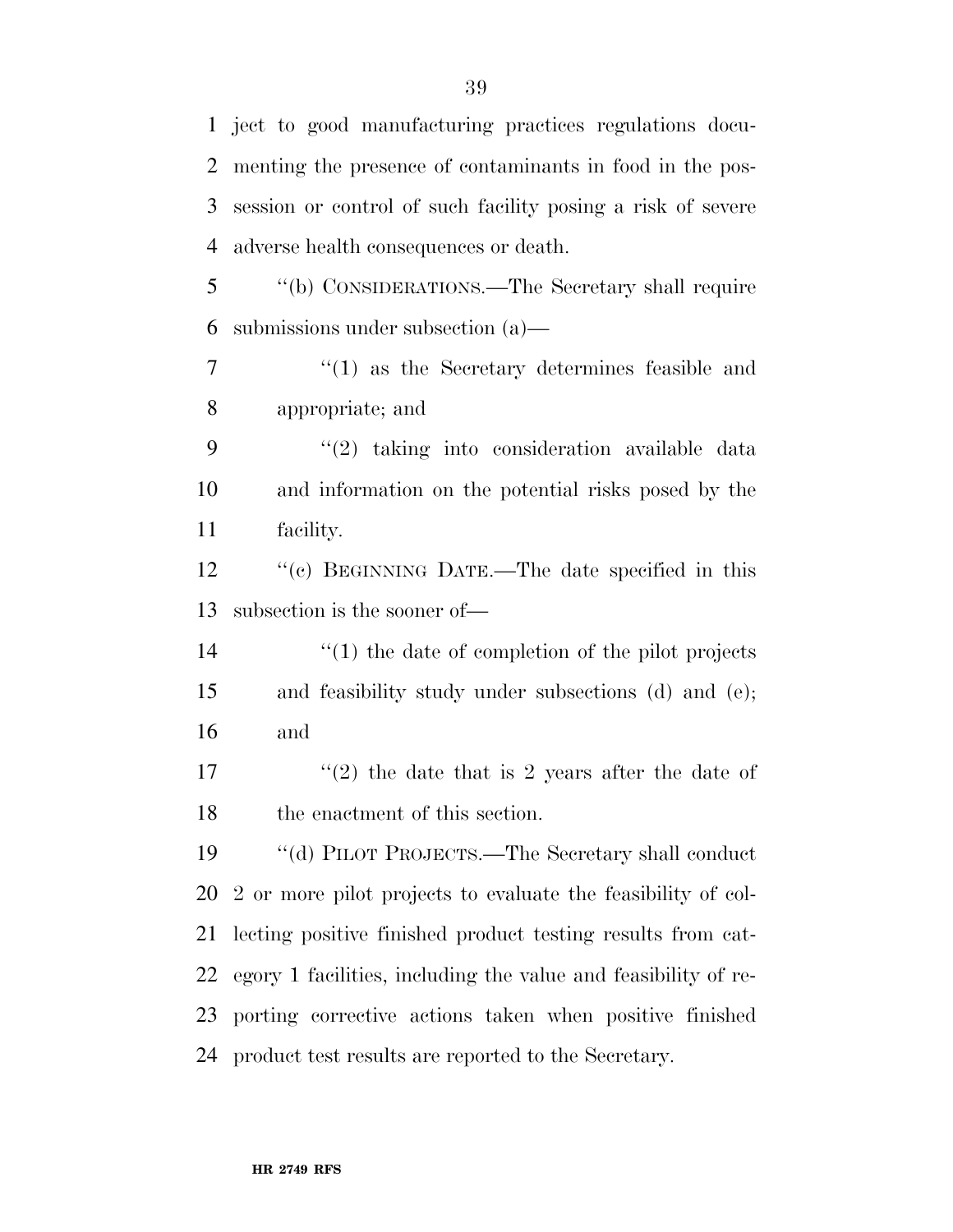ject to good manufacturing practices regulations documenting the presence of contaminants in food in the possession or control of such facility posing a risk of severe adverse health consequences or death.

''(b) CONSIDERATIONS.—The Secretary shall require submissions under subsection (a)—

''(1) as the Secretary determines feasible and appropriate; and

''(2) taking into consideration available data and information on the potential risks posed by the facility.

''(c) BEGINNING DATE.—The date specified in this subsection is the sooner of—

''(1) the date of completion of the pilot projects and feasibility study under subsections (d) and (e); and

''(2) the date that is 2 years after the date of the enactment of this section.

''(d) PILOT PROJECTS.—The Secretary shall conduct 2 or more pilot projects to evaluate the feasibility of collecting positive finished product testing results from category 1 facilities, including the value and feasibility of reporting corrective actions taken when positive finished product test results are reported to the Secretary.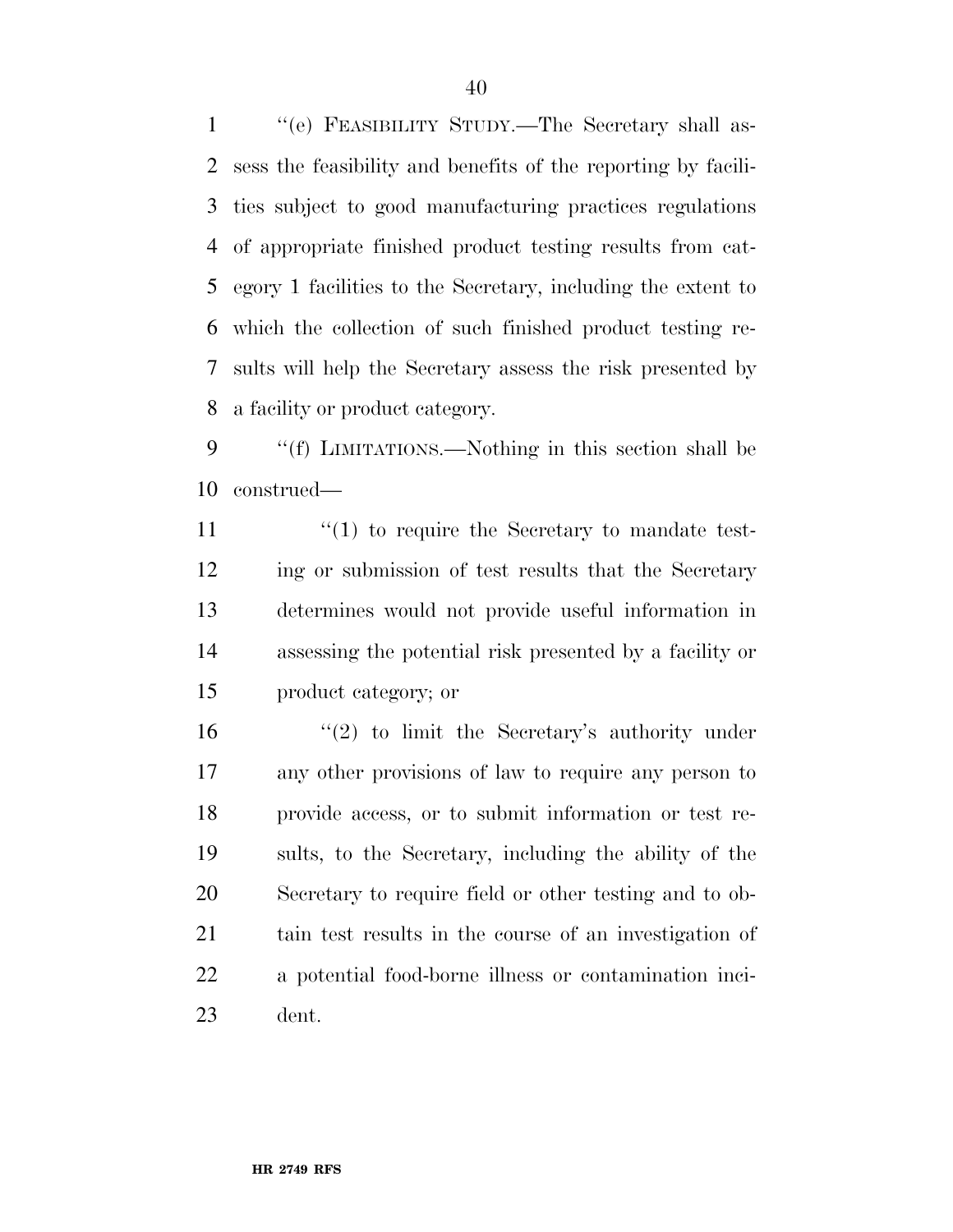''(e) FEASIBILITY STUDY.—The Secretary shall assess the feasibility and benefits of the reporting by facilities subject to good manufacturing practices regulations of appropriate finished product testing results from category 1 facilities to the Secretary, including the extent to which the collection of such finished product testing results will help the Secretary assess the risk presented by a facility or product category.

''(f) LIMITATIONS.—Nothing in this section shall be construed—

''(1) to require the Secretary to mandate testing or submission of test results that the Secretary determines would not provide useful information in assessing the potential risk presented by a facility or product category; or

''(2) to limit the Secretary's authority under any other provisions of law to require any person to provide access, or to submit information or test results, to the Secretary, including the ability of the Secretary to require field or other testing and to obtain test results in the course of an investigation of a potential food-borne illness or contamination incident.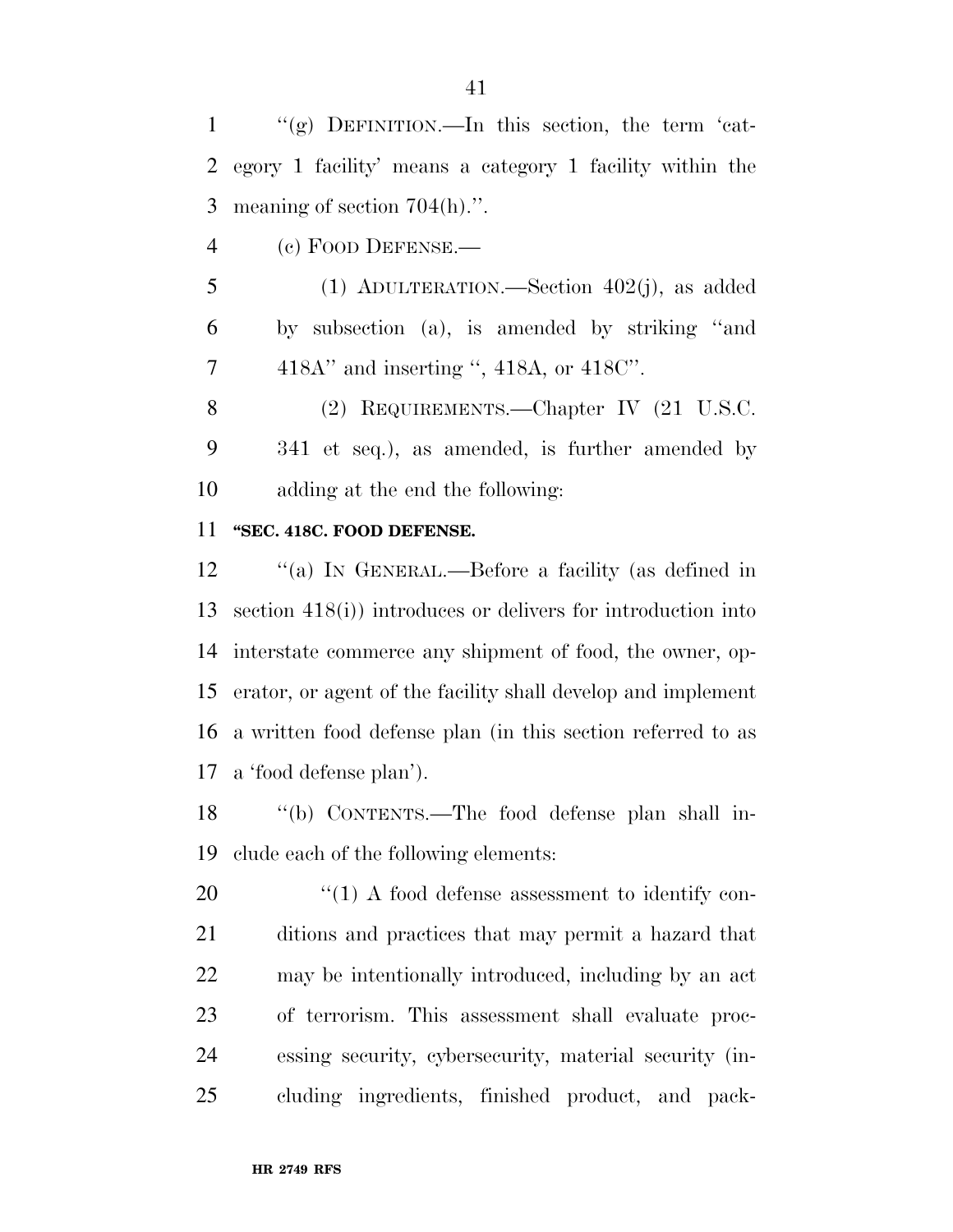''(g) DEFINITION.—In this section, the term 'category 1 facility' means a category 1 facility within the meaning of section 704(h).''.

(c) FOOD DEFENSE.—

(1) ADULTERATION.—Section 402(j), as added by subsection (a), is amended by striking ''and 418A'' and inserting '', 418A, or 418C''.

(2) REQUIREMENTS.—Chapter IV (21 U.S.C. 341 et seq.), as amended, is further amended by adding at the end the following:

**''SEC. 418C. FOOD DEFENSE.**

''(a) IN GENERAL.—Before a facility (as defined in section 418(i)) introduces or delivers for introduction into interstate commerce any shipment of food, the owner, operator, or agent of the facility shall develop and implement a written food defense plan (in this section referred to as a 'food defense plan').

''(b) CONTENTS.—The food defense plan shall include each of the following elements:

''(1) A food defense assessment to identify conditions and practices that may permit a hazard that may be intentionally introduced, including by an act of terrorism. This assessment shall evaluate processing security, cybersecurity, material security (including ingredients, finished product, and pack-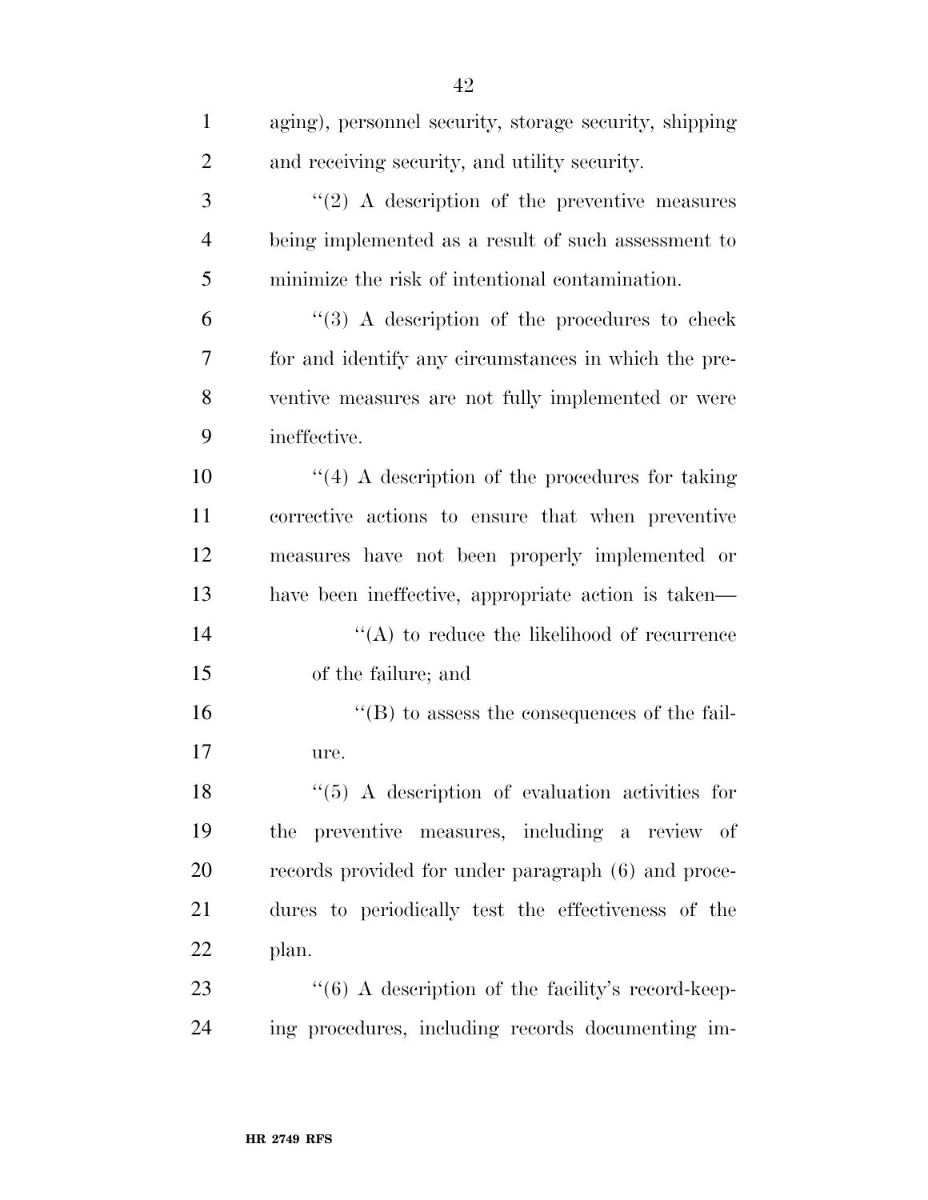aging), personnel security, storage security, shipping and receiving security, and utility security.

''(2) A description of the preventive measures being implemented as a result of such assessment to minimize the risk of intentional contamination.

''(3) A description of the procedures to check for and identify any circumstances in which the preventive measures are not fully implemented or were ineffective.

''(4) A description of the procedures for taking corrective actions to ensure that when preventive measures have not been properly implemented or have been ineffective, appropriate action is taken—

''(A) to reduce the likelihood of recurrence of the failure; and

''(B) to assess the consequences of the failure.

''(5) A description of evaluation activities for the preventive measures, including a review of records provided for under paragraph (6) and procedures to periodically test the effectiveness of the plan.

''(6) A description of the facility's record-keeping procedures, including records documenting im-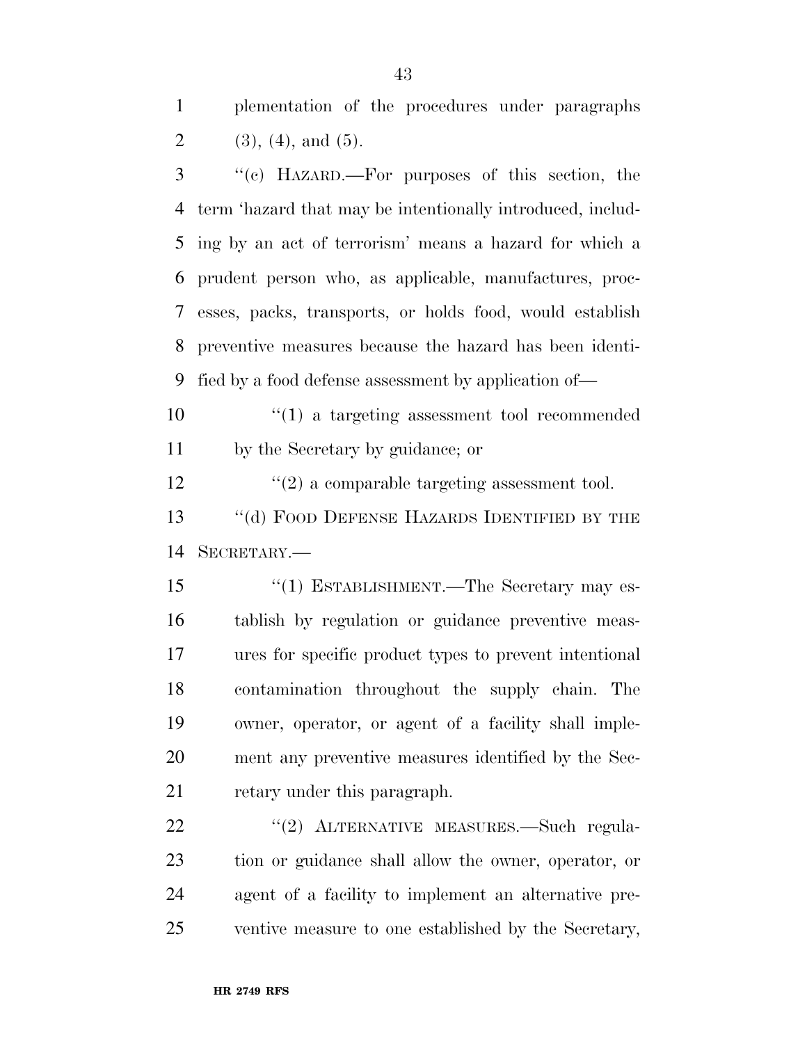plementation of the procedures under paragraphs (3), (4), and (5).

"(c) HAZARD.—For purposes of this section, the term 'hazard that may be intentionally introduced, including by an act of terrorism' means a hazard for which a prudent person who, as applicable, manufactures, processes, packs, transports, or holds food, would establish preventive measures because the hazard has been identified by a food defense assessment by application of—

"(1) a targeting assessment tool recommended by the Secretary by guidance; or

"(2) a comparable targeting assessment tool.

"(d) FOOD DEFENSE HAZARDS IDENTIFIED BY THE SECRETARY.—

"(1) ESTABLISHMENT.—The Secretary may establish by regulation or guidance preventive measures for specific product types to prevent intentional contamination throughout the supply chain. The owner, operator, or agent of a facility shall implement any preventive measures identified by the Secretary under this paragraph.

"(2) ALTERNATIVE MEASURES.—Such regulation or guidance shall allow the owner, operator, or agent of a facility to implement an alternative preventive measure to one established by the Secretary,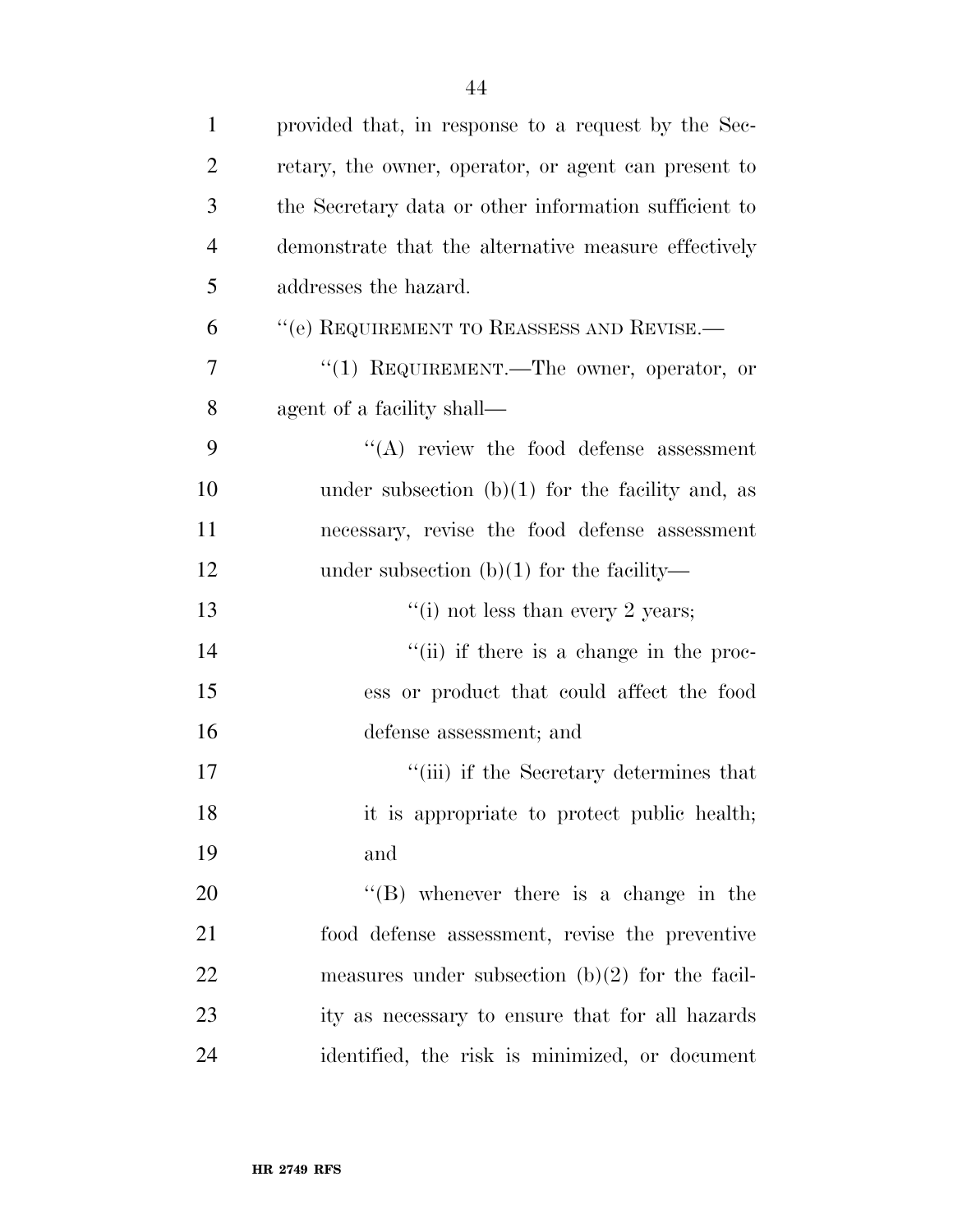provided that, in response to a request by the Secretary, the owner, operator, or agent can present to the Secretary data or other information sufficient to demonstrate that the alternative measure effectively addresses the hazard.

"(e) REQUIREMENT TO REASSESS AND REVISE.—

"(1) REQUIREMENT.—The owner, operator, or agent of a facility shall—

"(A) review the food defense assessment under subsection (b)(1) for the facility and, as necessary, revise the food defense assessment under subsection (b)(1) for the facility—

"(i) not less than every 2 years;

"(ii) if there is a change in the process or product that could affect the food defense assessment; and

"(iii) if the Secretary determines that it is appropriate to protect public health; and

"(B) whenever there is a change in the food defense assessment, revise the preventive measures under subsection (b)(2) for the facility as necessary to ensure that for all hazards identified, the risk is minimized, or document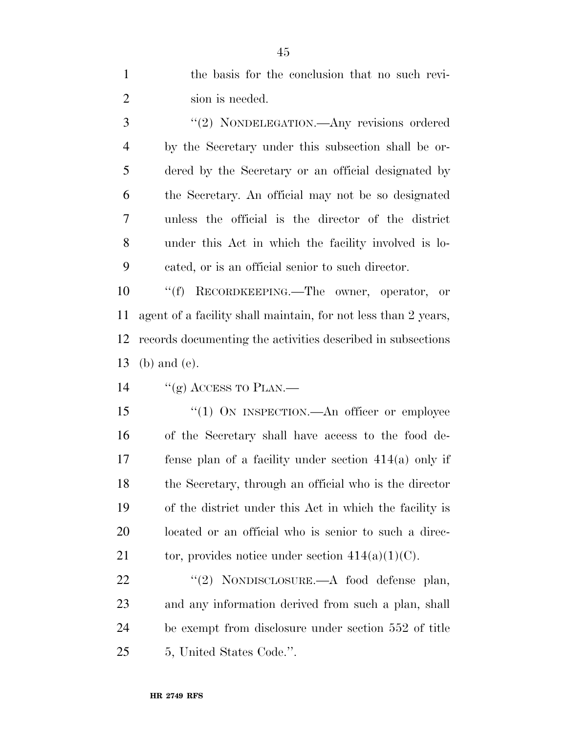the basis for the conclusion that no such revision is needed.

"(2) NONDELEGATION.—Any revisions ordered by the Secretary under this subsection shall be ordered by the Secretary or an official designated by the Secretary. An official may not be so designated unless the official is the director of the district under this Act in which the facility involved is located, or is an official senior to such director.

"(f) RECORDKEEPING.—The owner, operator, or agent of a facility shall maintain, for not less than 2 years, records documenting the activities described in subsections (b) and (e).

"(g) ACCESS TO PLAN.—

"(1) ON INSPECTION.—An officer or employee of the Secretary shall have access to the food defense plan of a facility under section 414(a) only if the Secretary, through an official who is the director of the district under this Act in which the facility is located or an official who is senior to such a director, provides notice under section 414(a)(1)(C).

"(2) NONDISCLOSURE.—A food defense plan, and any information derived from such a plan, shall be exempt from disclosure under section 552 of title 5, United States Code.".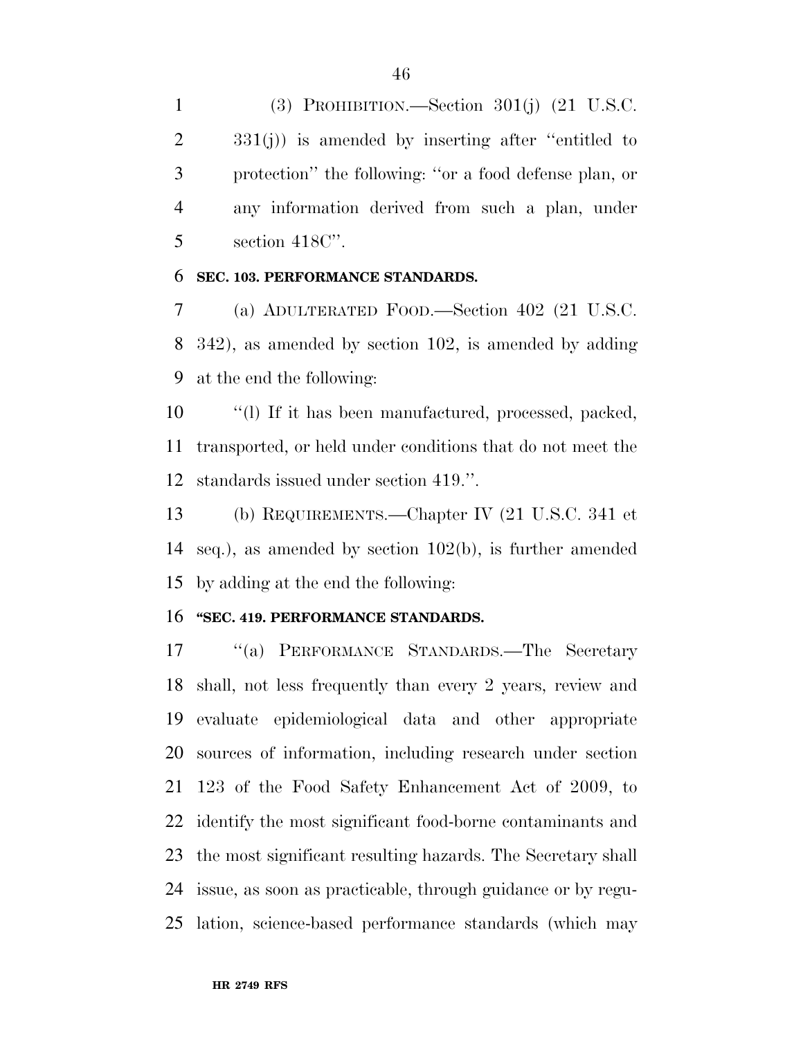(3) PROHIBITION.—Section 301(j) (21 U.S.C. 331(j)) is amended by inserting after ''entitled to protection'' the following: ''or a food defense plan, or any information derived from such a plan, under section 418C''.

**SEC. 103. PERFORMANCE STANDARDS.**

(a) ADULTERATED FOOD.—Section 402 (21 U.S.C. 342), as amended by section 102, is amended by adding at the end the following:

''(l) If it has been manufactured, processed, packed, transported, or held under conditions that do not meet the standards issued under section 419.''.

(b) REQUIREMENTS.—Chapter IV (21 U.S.C. 341 et seq.), as amended by section 102(b), is further amended by adding at the end the following:

**''SEC. 419. PERFORMANCE STANDARDS.**

''(a) PERFORMANCE STANDARDS.—The Secretary shall, not less frequently than every 2 years, review and evaluate epidemiological data and other appropriate sources of information, including research under section 123 of the Food Safety Enhancement Act of 2009, to identify the most significant food-borne contaminants and the most significant resulting hazards. The Secretary shall issue, as soon as practicable, through guidance or by regulation, science-based performance standards (which may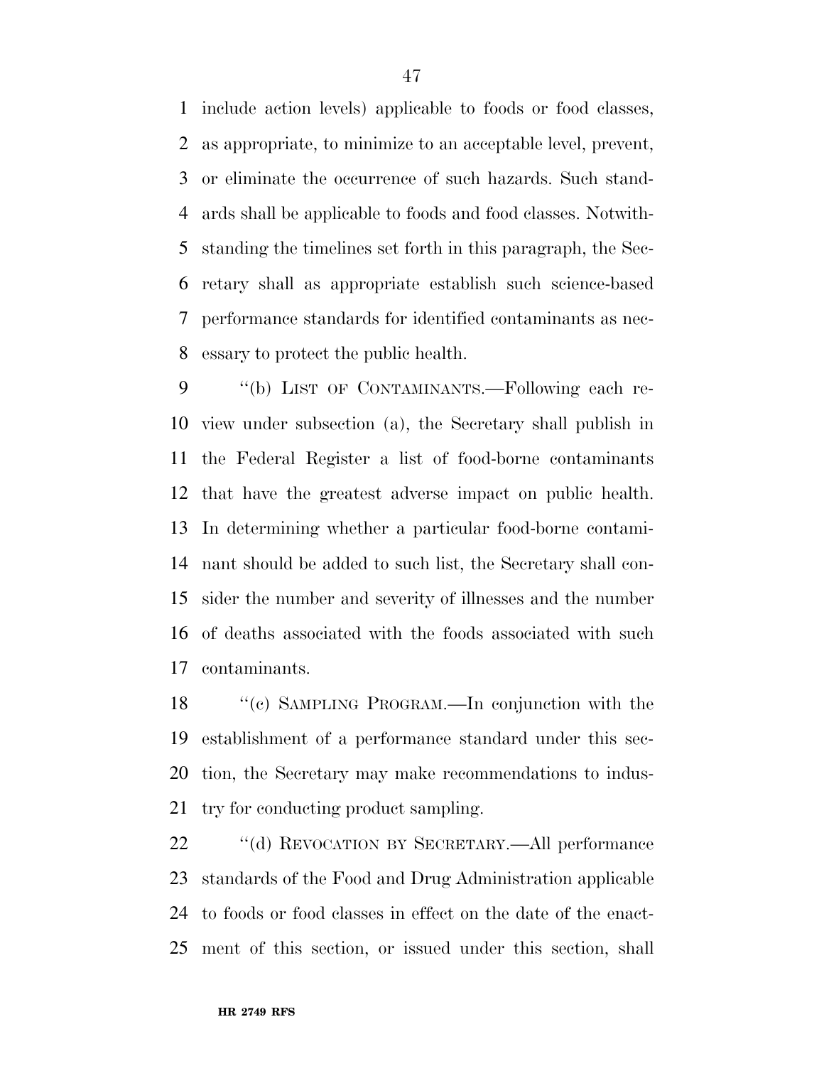include action levels) applicable to foods or food classes, as appropriate, to minimize to an acceptable level, prevent, or eliminate the occurrence of such hazards. Such standards shall be applicable to foods and food classes. Notwithstanding the timelines set forth in this paragraph, the Secretary shall as appropriate establish such science-based performance standards for identified contaminants as necessary to protect the public health.

''(b) LIST OF CONTAMINANTS.—Following each review under subsection (a), the Secretary shall publish in the Federal Register a list of food-borne contaminants that have the greatest adverse impact on public health. In determining whether a particular food-borne contaminant should be added to such list, the Secretary shall consider the number and severity of illnesses and the number of deaths associated with the foods associated with such contaminants.

''(c) SAMPLING PROGRAM.—In conjunction with the establishment of a performance standard under this section, the Secretary may make recommendations to industry for conducting product sampling.

''(d) REVOCATION BY SECRETARY.—All performance standards of the Food and Drug Administration applicable to foods or food classes in effect on the date of the enactment of this section, or issued under this section, shall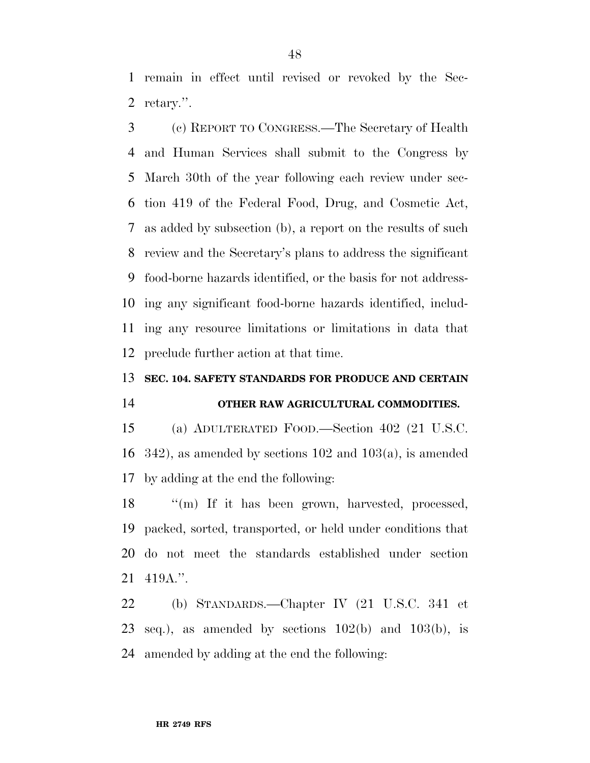remain in effect until revised or revoked by the Secretary.''.

(c) REPORT TO CONGRESS.—The Secretary of Health and Human Services shall submit to the Congress by March 30th of the year following each review under section 419 of the Federal Food, Drug, and Cosmetic Act, as added by subsection (b), a report on the results of such review and the Secretary's plans to address the significant food-borne hazards identified, or the basis for not addressing any significant food-borne hazards identified, including any resource limitations or limitations in data that preclude further action at that time.

**SEC. 104. SAFETY STANDARDS FOR PRODUCE AND CERTAIN OTHER RAW AGRICULTURAL COMMODITIES.**

(a) ADULTERATED FOOD.—Section 402 (21 U.S.C. 342), as amended by sections 102 and 103(a), is amended by adding at the end the following:

''(m) If it has been grown, harvested, processed, packed, sorted, transported, or held under conditions that do not meet the standards established under section 419A.''.

(b) STANDARDS.—Chapter IV (21 U.S.C. 341 et seq.), as amended by sections 102(b) and 103(b), is amended by adding at the end the following: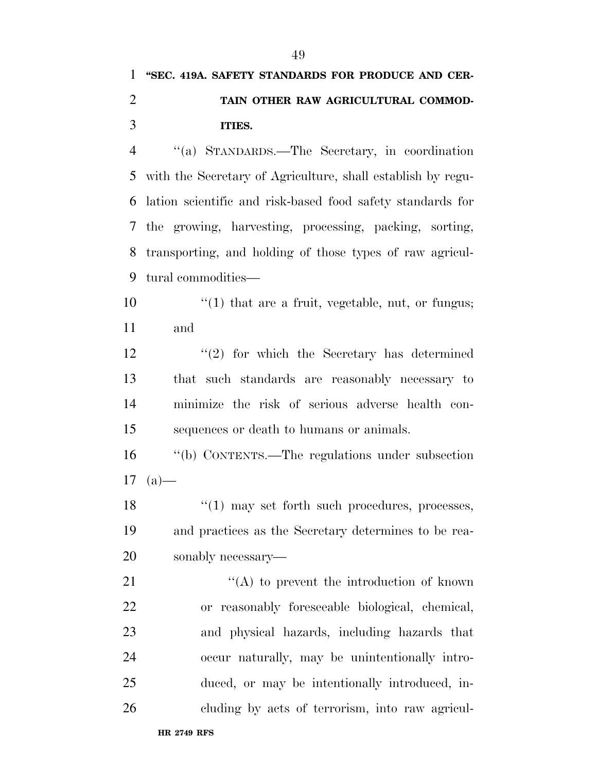**"SEC. 419A. SAFETY STANDARDS FOR PRODUCE AND CERTAIN OTHER RAW AGRICULTURAL COMMODITIES.**

"(a) STANDARDS.—The Secretary, in coordination with the Secretary of Agriculture, shall establish by regulation scientific and risk-based food safety standards for the growing, harvesting, processing, packing, sorting, transporting, and holding of those types of raw agricultural commodities—

"(1) that are a fruit, vegetable, nut, or fungus; and

"(2) for which the Secretary has determined that such standards are reasonably necessary to minimize the risk of serious adverse health consequences or death to humans or animals.

"(b) CONTENTS.—The regulations under subsection (a)—

"(1) may set forth such procedures, processes, and practices as the Secretary determines to be reasonably necessary—

"(A) to prevent the introduction of known or reasonably foreseeable biological, chemical, and physical hazards, including hazards that occur naturally, may be unintentionally introduced, or may be intentionally introduced, including by acts of terrorism, into raw agricul-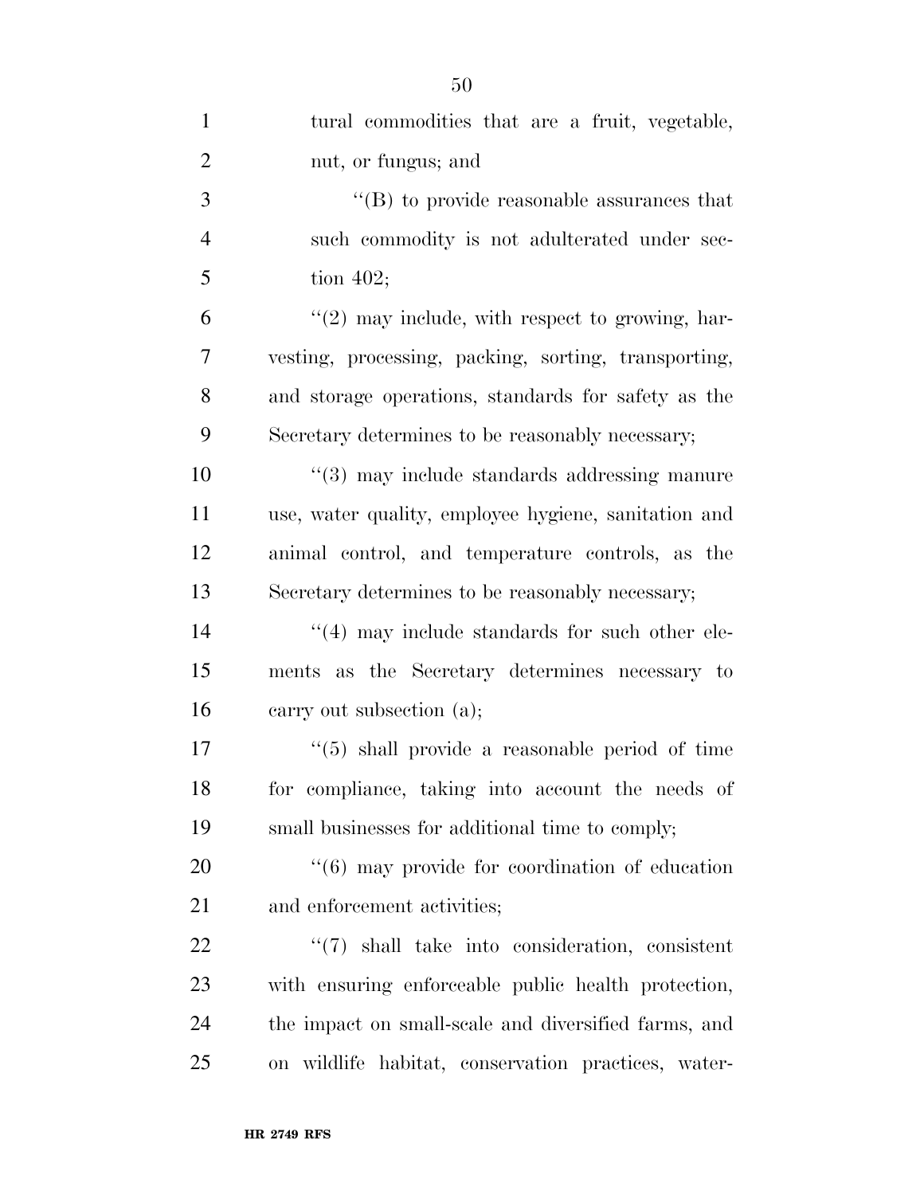tural commodities that are a fruit, vegetable, nut, or fungus; and

''(B) to provide reasonable assurances that such commodity is not adulterated under section 402;

''(2) may include, with respect to growing, harvesting, processing, packing, sorting, transporting, and storage operations, standards for safety as the Secretary determines to be reasonably necessary;

''(3) may include standards addressing manure use, water quality, employee hygiene, sanitation and animal control, and temperature controls, as the Secretary determines to be reasonably necessary;

''(4) may include standards for such other elements as the Secretary determines necessary to carry out subsection (a);

''(5) shall provide a reasonable period of time for compliance, taking into account the needs of small businesses for additional time to comply;

''(6) may provide for coordination of education and enforcement activities;

''(7) shall take into consideration, consistent with ensuring enforceable public health protection, the impact on small-scale and diversified farms, and on wildlife habitat, conservation practices, water-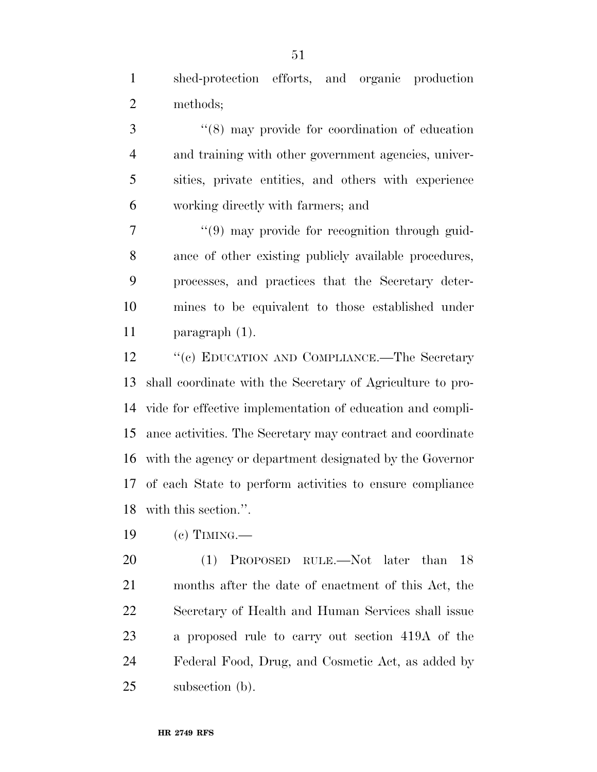shed-protection efforts, and organic production methods;

''(8) may provide for coordination of education and training with other government agencies, universities, private entities, and others with experience working directly with farmers; and

''(9) may provide for recognition through guidance of other existing publicly available procedures, processes, and practices that the Secretary determines to be equivalent to those established under paragraph (1).

''(c) EDUCATION AND COMPLIANCE.—The Secretary shall coordinate with the Secretary of Agriculture to provide for effective implementation of education and compliance activities. The Secretary may contract and coordinate with the agency or department designated by the Governor of each State to perform activities to ensure compliance with this section.''.

(c) TIMING.—

(1) PROPOSED RULE.—Not later than 18 months after the date of enactment of this Act, the Secretary of Health and Human Services shall issue a proposed rule to carry out section 419A of the Federal Food, Drug, and Cosmetic Act, as added by subsection (b).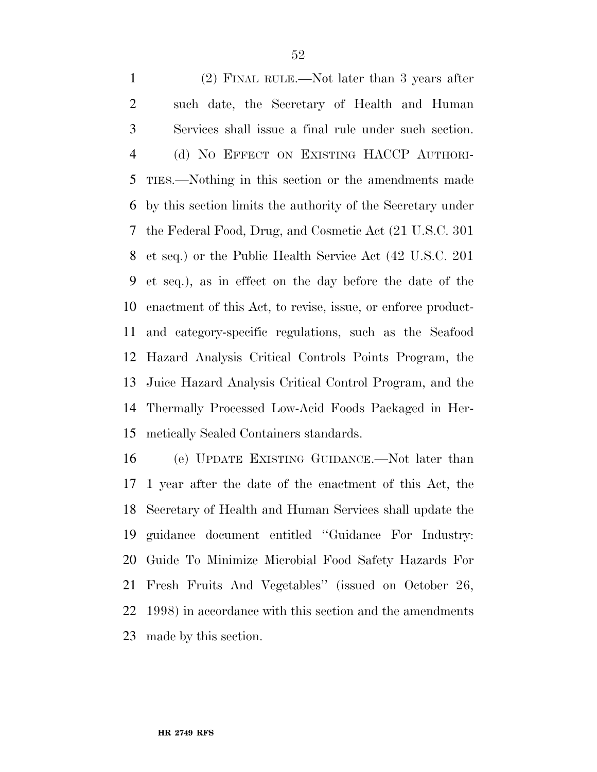(2) FINAL RULE.—Not later than 3 years after such date, the Secretary of Health and Human Services shall issue a final rule under such section.

(d) NO EFFECT ON EXISTING HACCP AUTHORITIES.—Nothing in this section or the amendments made by this section limits the authority of the Secretary under the Federal Food, Drug, and Cosmetic Act (21 U.S.C. 301 et seq.) or the Public Health Service Act (42 U.S.C. 201 et seq.), as in effect on the day before the date of the enactment of this Act, to revise, issue, or enforce product- and category-specific regulations, such as the Seafood Hazard Analysis Critical Controls Points Program, the Juice Hazard Analysis Critical Control Program, and the Thermally Processed Low-Acid Foods Packaged in Hermetically Sealed Containers standards.

(e) UPDATE EXISTING GUIDANCE.—Not later than 1 year after the date of the enactment of this Act, the Secretary of Health and Human Services shall update the guidance document entitled ''Guidance For Industry: Guide To Minimize Microbial Food Safety Hazards For Fresh Fruits And Vegetables'' (issued on October 26, 1998) in accordance with this section and the amendments made by this section.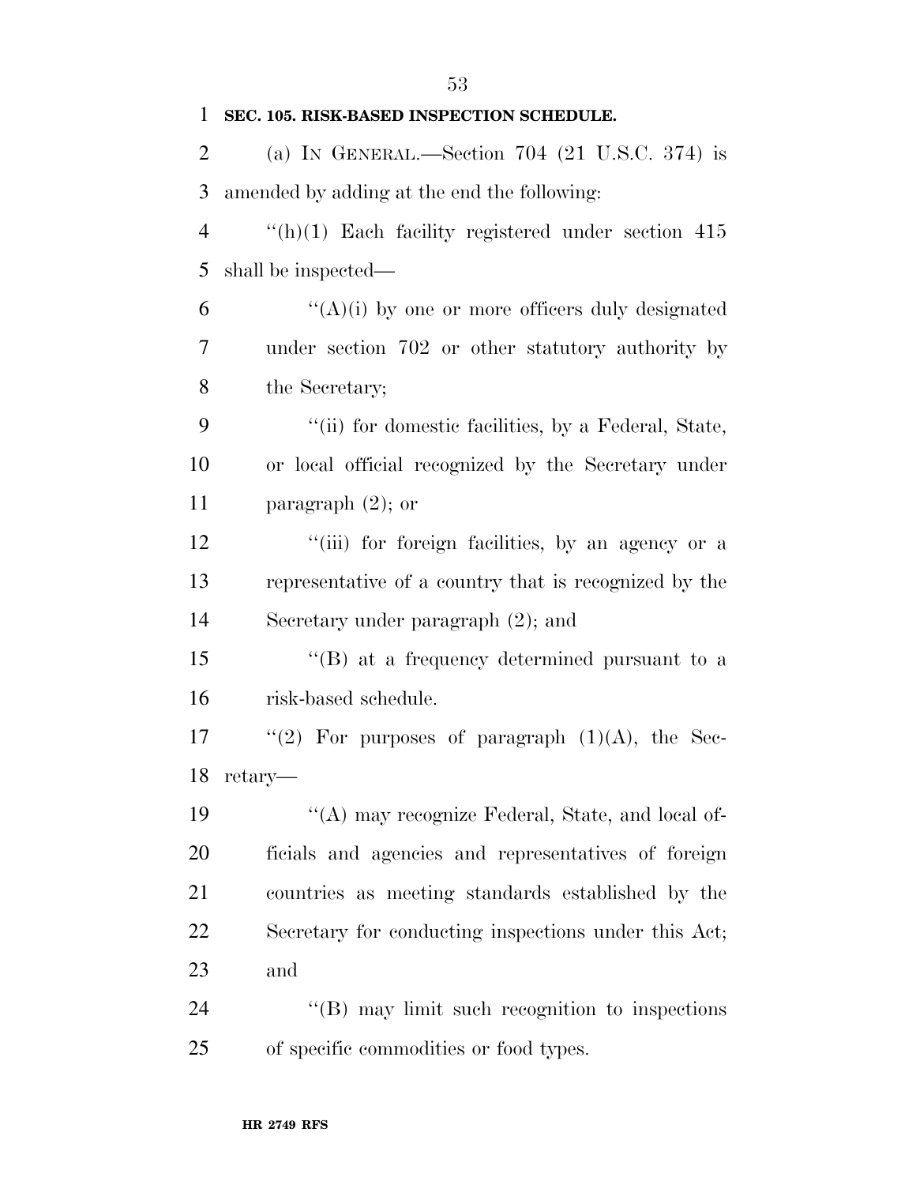**SEC. 105. RISK-BASED INSPECTION SCHEDULE.**

(a) IN GENERAL.—Section 704 (21 U.S.C. 374) is amended by adding at the end the following:

"(h)(1) Each facility registered under section 415 shall be inspected—

"(A)(i) by one or more officers duly designated under section 702 or other statutory authority by the Secretary;

"(ii) for domestic facilities, by a Federal, State, or local official recognized by the Secretary under paragraph (2); or

"(iii) for foreign facilities, by an agency or a representative of a country that is recognized by the Secretary under paragraph (2); and

"(B) at a frequency determined pursuant to a risk-based schedule.

"(2) For purposes of paragraph (1)(A), the Secretary—

"(A) may recognize Federal, State, and local officials and agencies and representatives of foreign countries as meeting standards established by the Secretary for conducting inspections under this Act; and

"(B) may limit such recognition to inspections of specific commodities or food types.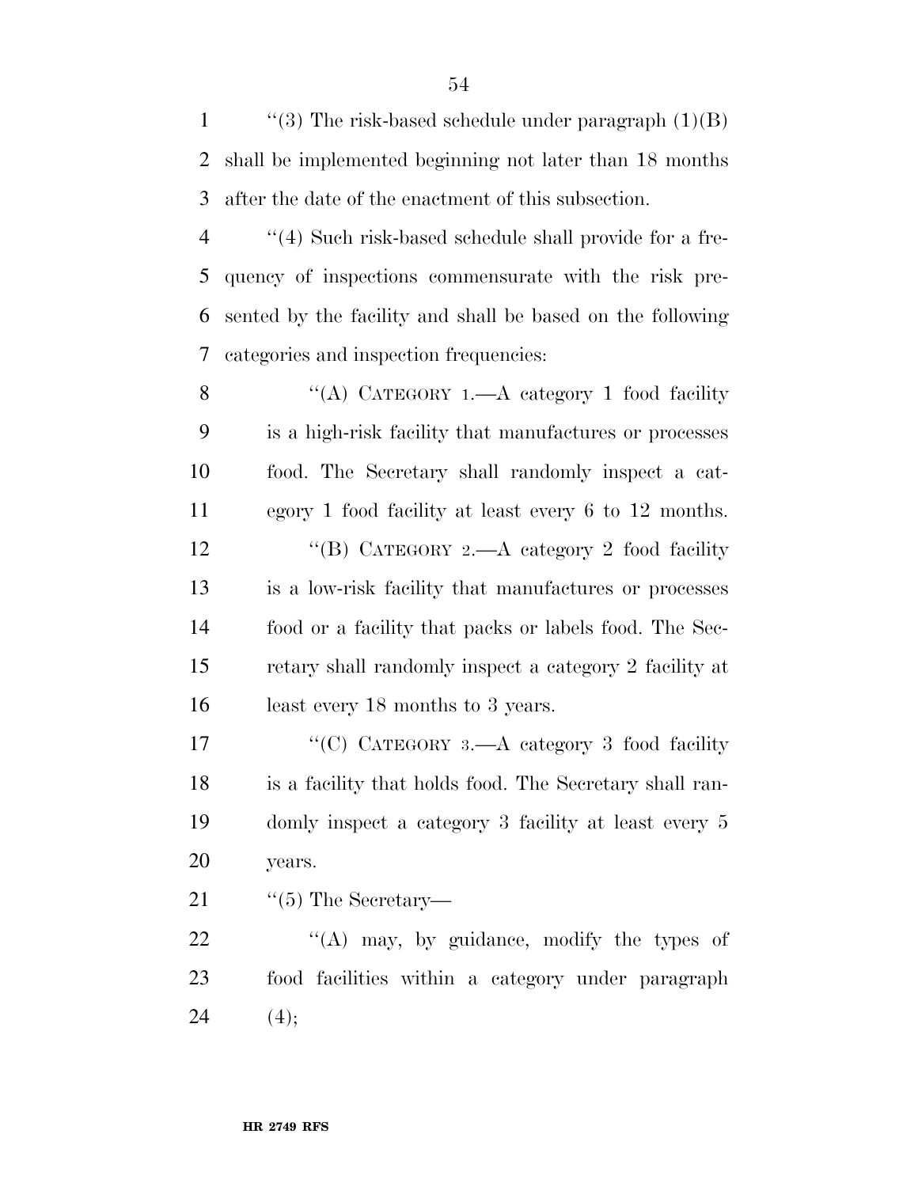''(3) The risk-based schedule under paragraph (1)(B) shall be implemented beginning not later than 18 months after the date of the enactment of this subsection.

''(4) Such risk-based schedule shall provide for a frequency of inspections commensurate with the risk presented by the facility and shall be based on the following categories and inspection frequencies:

''(A) CATEGORY 1.—A category 1 food facility is a high-risk facility that manufactures or processes food. The Secretary shall randomly inspect a category 1 food facility at least every 6 to 12 months.

''(B) CATEGORY 2.—A category 2 food facility is a low-risk facility that manufactures or processes food or a facility that packs or labels food. The Secretary shall randomly inspect a category 2 facility at least every 18 months to 3 years.

''(C) CATEGORY 3.—A category 3 food facility is a facility that holds food. The Secretary shall randomly inspect a category 3 facility at least every 5 years.

''(5) The Secretary—

''(A) may, by guidance, modify the types of food facilities within a category under paragraph (4);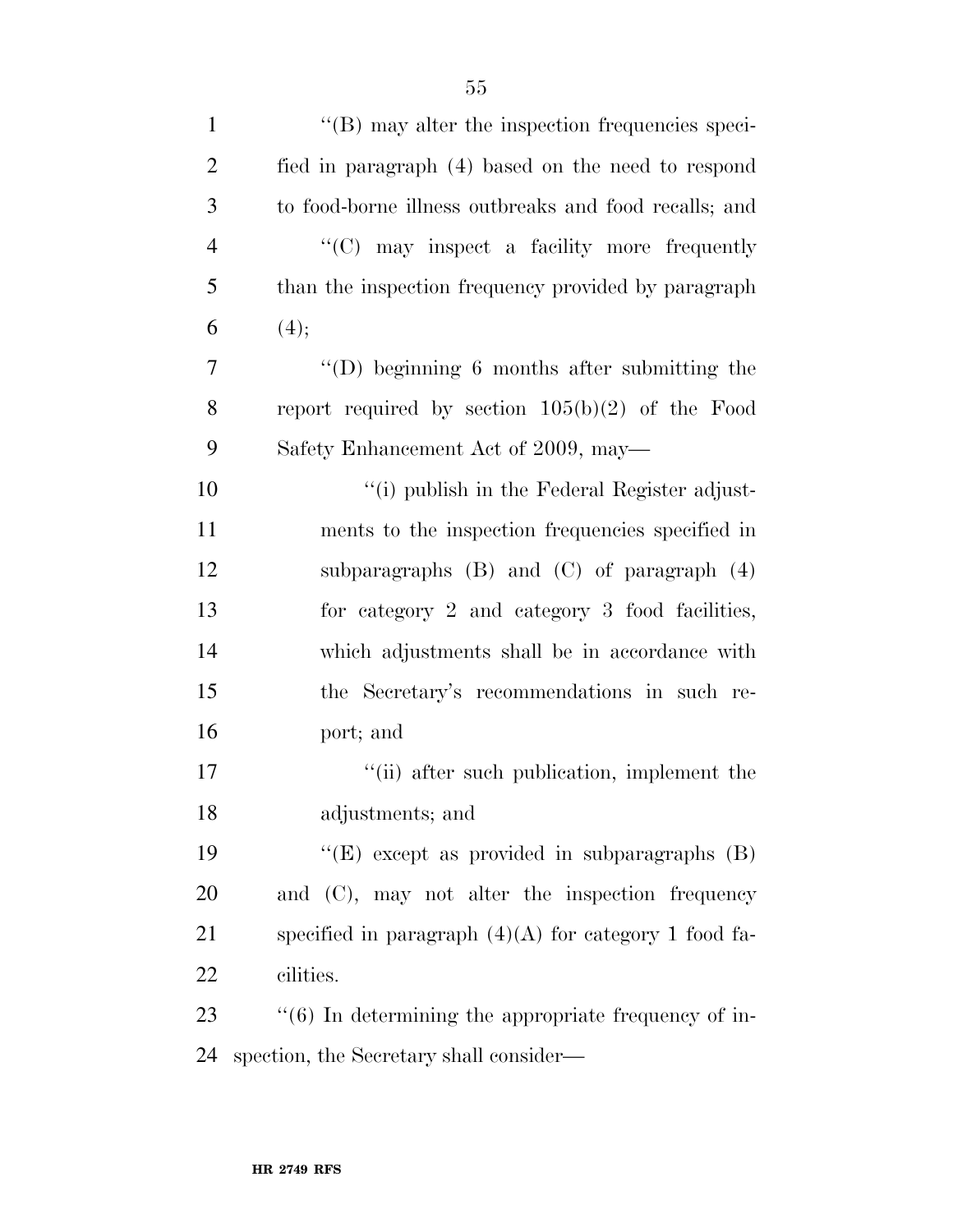''(B) may alter the inspection frequencies specified in paragraph (4) based on the need to respond to food-borne illness outbreaks and food recalls; and

''(C) may inspect a facility more frequently than the inspection frequency provided by paragraph (4);

''(D) beginning 6 months after submitting the report required by section 105(b)(2) of the Food Safety Enhancement Act of 2009, may—

''(i) publish in the Federal Register adjustments to the inspection frequencies specified in subparagraphs (B) and (C) of paragraph (4) for category 2 and category 3 food facilities, which adjustments shall be in accordance with the Secretary's recommendations in such report; and

''(ii) after such publication, implement the adjustments; and

''(E) except as provided in subparagraphs (B) and (C), may not alter the inspection frequency specified in paragraph (4)(A) for category 1 food facilities.

''(6) In determining the appropriate frequency of inspection, the Secretary shall consider—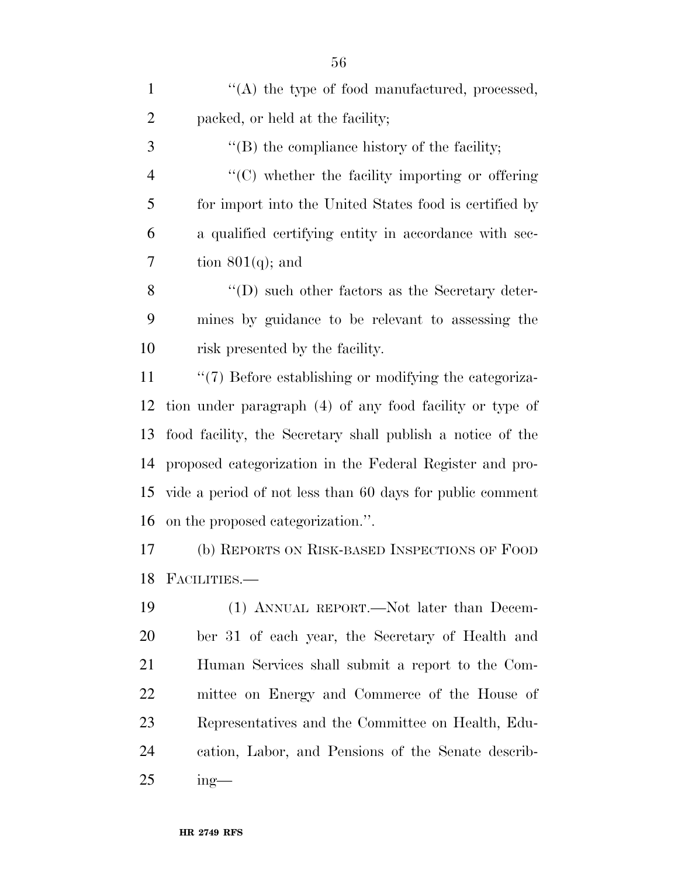''(A) the type of food manufactured, processed, packed, or held at the facility;

''(B) the compliance history of the facility;

''(C) whether the facility importing or offering for import into the United States food is certified by a qualified certifying entity in accordance with section 801(q); and

''(D) such other factors as the Secretary determines by guidance to be relevant to assessing the risk presented by the facility.

''(7) Before establishing or modifying the categorization under paragraph (4) of any food facility or type of food facility, the Secretary shall publish a notice of the proposed categorization in the Federal Register and provide a period of not less than 60 days for public comment on the proposed categorization.''.

(b) REPORTS ON RISK-BASED INSPECTIONS OF FOOD FACILITIES.—

(1) ANNUAL REPORT.—Not later than December 31 of each year, the Secretary of Health and Human Services shall submit a report to the Committee on Energy and Commerce of the House of Representatives and the Committee on Health, Education, Labor, and Pensions of the Senate describing—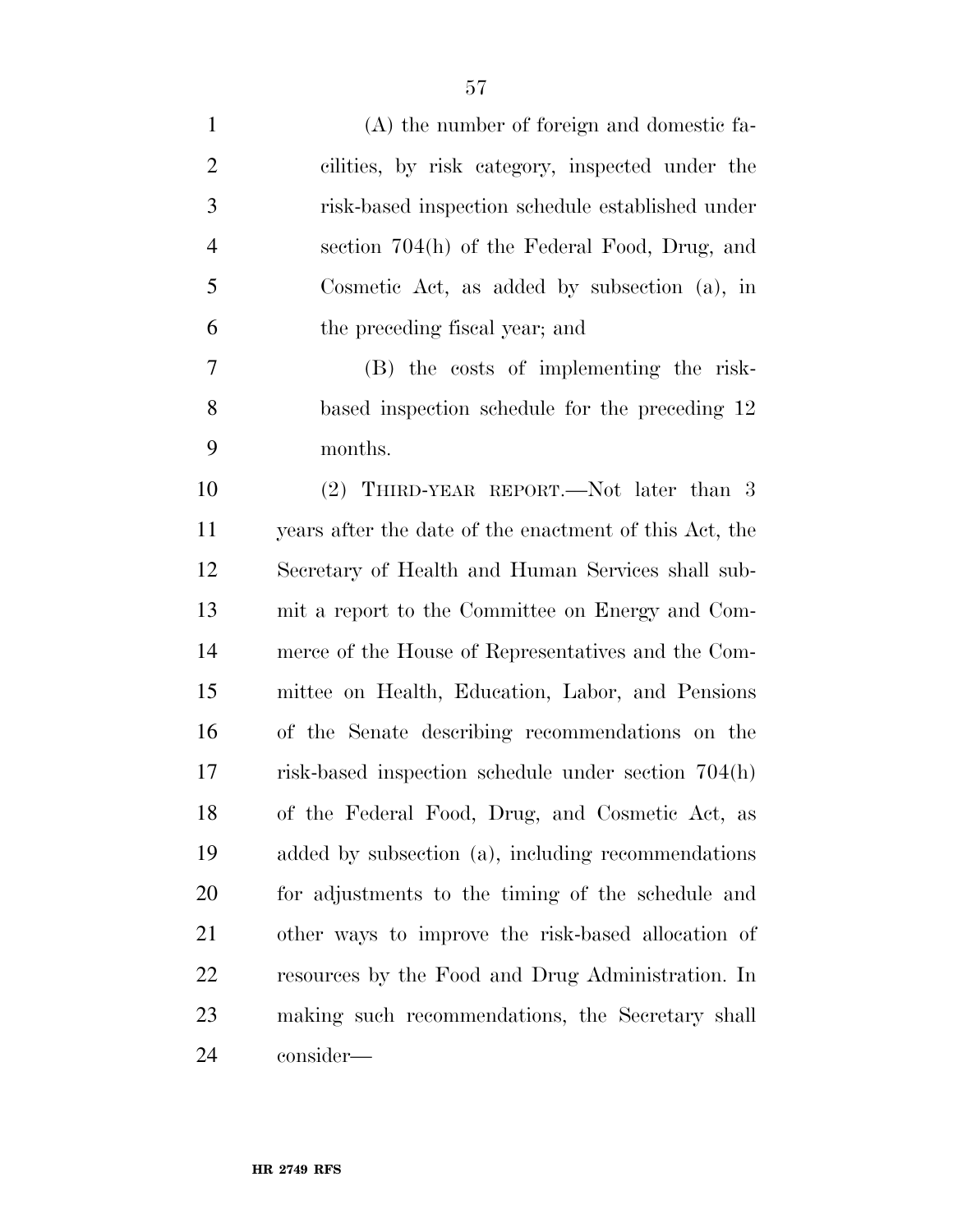(A) the number of foreign and domestic facilities, by risk category, inspected under the risk-based inspection schedule established under section 704(h) of the Federal Food, Drug, and Cosmetic Act, as added by subsection (a), in the preceding fiscal year; and

(B) the costs of implementing the risk-based inspection schedule for the preceding 12 months.

(2) THIRD-YEAR REPORT.—Not later than 3 years after the date of the enactment of this Act, the Secretary of Health and Human Services shall submit a report to the Committee on Energy and Commerce of the House of Representatives and the Committee on Health, Education, Labor, and Pensions of the Senate describing recommendations on the risk-based inspection schedule under section 704(h) of the Federal Food, Drug, and Cosmetic Act, as added by subsection (a), including recommendations for adjustments to the timing of the schedule and other ways to improve the risk-based allocation of resources by the Food and Drug Administration. In making such recommendations, the Secretary shall consider—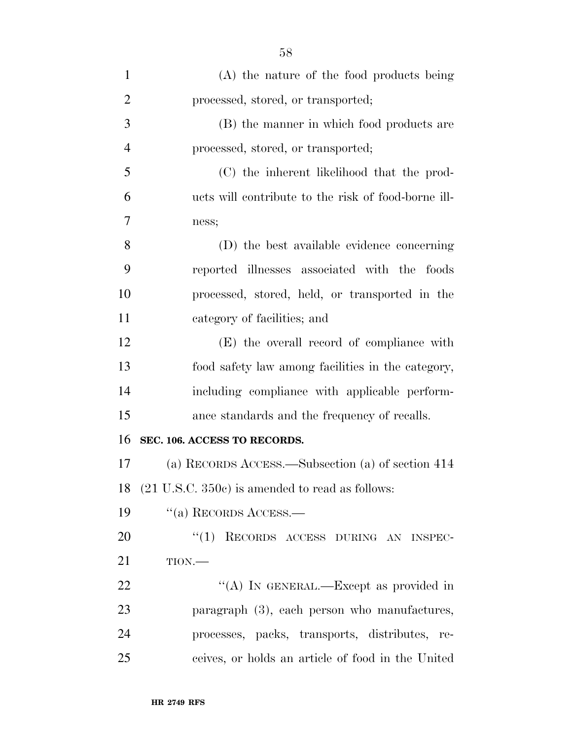(A) the nature of the food products being processed, stored, or transported;

(B) the manner in which food products are processed, stored, or transported;

(C) the inherent likelihood that the products will contribute to the risk of food-borne illness;

(D) the best available evidence concerning reported illnesses associated with the foods processed, stored, held, or transported in the category of facilities; and

(E) the overall record of compliance with food safety law among facilities in the category, including compliance with applicable performance standards and the frequency of recalls.

**SEC. 106. ACCESS TO RECORDS.**

(a) RECORDS ACCESS.—Subsection (a) of section 414 (21 U.S.C. 350c) is amended to read as follows:

"(a) RECORDS ACCESS.—

"(1) RECORDS ACCESS DURING AN INSPECTION.—

"(A) IN GENERAL.—Except as provided in paragraph (3), each person who manufactures, processes, packs, transports, distributes, receives, or holds an article of food in the United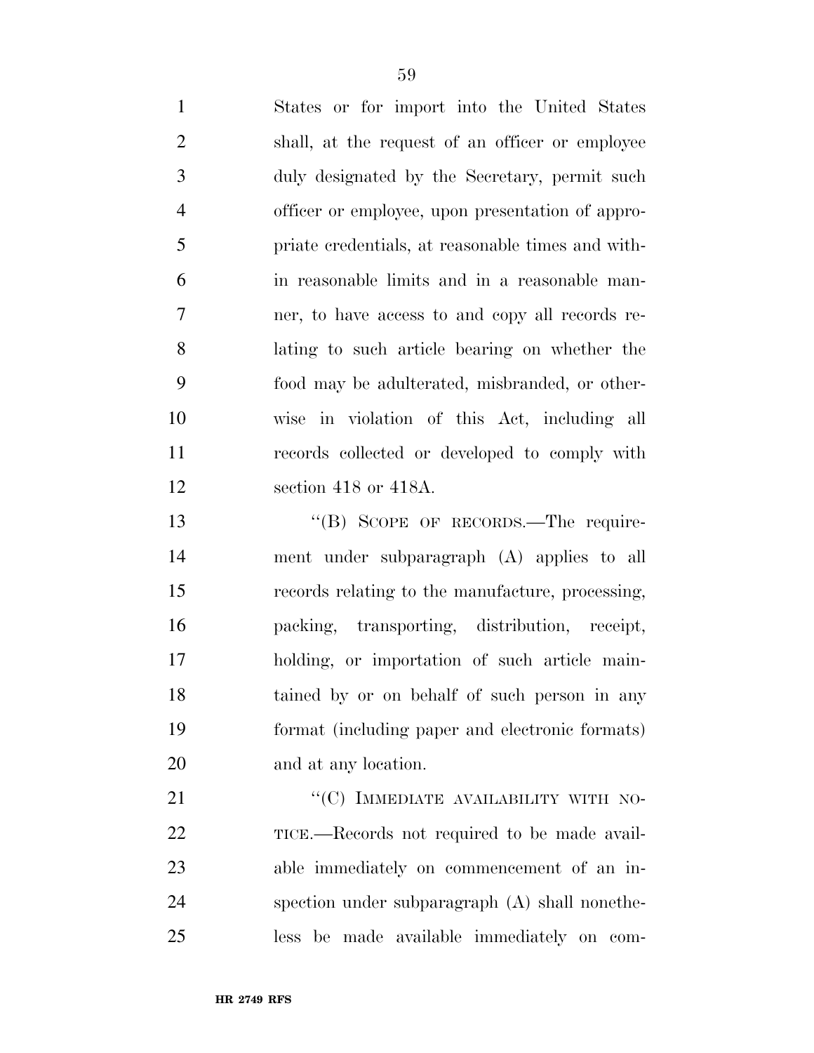States or for import into the United States shall, at the request of an officer or employee duly designated by the Secretary, permit such officer or employee, upon presentation of appropriate credentials, at reasonable times and within reasonable limits and in a reasonable manner, to have access to and copy all records relating to such article bearing on whether the food may be adulterated, misbranded, or otherwise in violation of this Act, including all records collected or developed to comply with section 418 or 418A.

"(B) SCOPE OF RECORDS.—The requirement under subparagraph (A) applies to all records relating to the manufacture, processing, packing, transporting, distribution, receipt, holding, or importation of such article maintained by or on behalf of such person in any format (including paper and electronic formats) and at any location.

"(C) IMMEDIATE AVAILABILITY WITH NOTICE.—Records not required to be made available immediately on commencement of an inspection under subparagraph (A) shall nonetheless be made available immediately on com-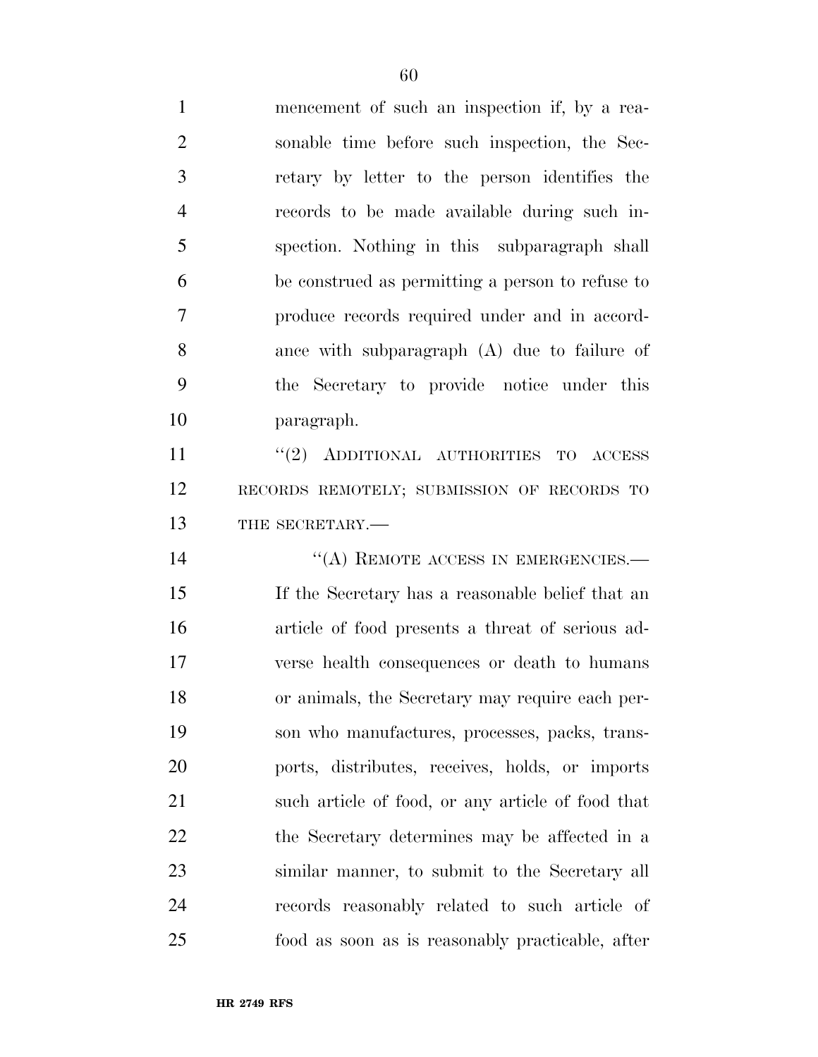mencement of such an inspection if, by a reasonable time before such inspection, the Secretary by letter to the person identifies the records to be made available during such inspection. Nothing in this subparagraph shall be construed as permitting a person to refuse to produce records required under and in accordance with subparagraph (A) due to failure of the Secretary to provide notice under this paragraph.

"(2) ADDITIONAL AUTHORITIES TO ACCESS RECORDS REMOTELY; SUBMISSION OF RECORDS TO THE SECRETARY.—

"(A) REMOTE ACCESS IN EMERGENCIES.— If the Secretary has a reasonable belief that an article of food presents a threat of serious adverse health consequences or death to humans or animals, the Secretary may require each person who manufactures, processes, packs, transports, distributes, receives, holds, or imports such article of food, or any article of food that the Secretary determines may be affected in a similar manner, to submit to the Secretary all records reasonably related to such article of food as soon as is reasonably practicable, after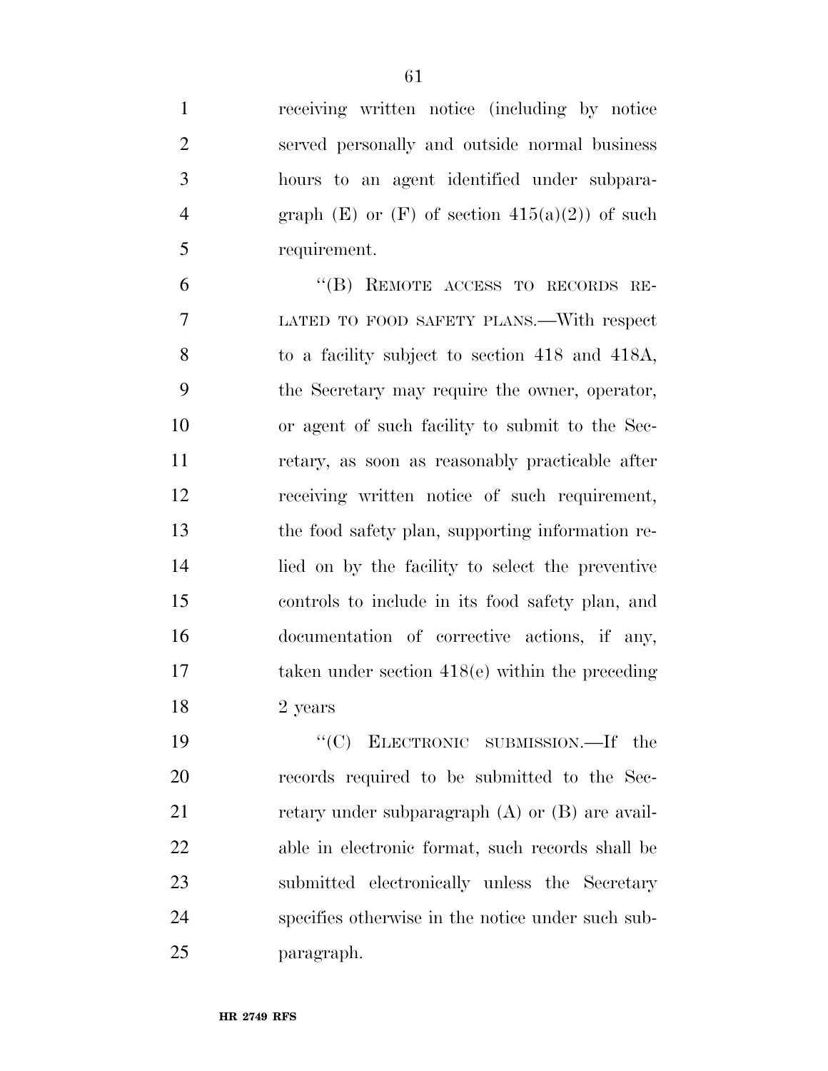receiving written notice (including by notice served personally and outside normal business hours to an agent identified under subparagraph (E) or (F) of section 415(a)(2)) of such requirement.

"(B) REMOTE ACCESS TO RECORDS RELATED TO FOOD SAFETY PLANS.—With respect to a facility subject to section 418 and 418A, the Secretary may require the owner, operator, or agent of such facility to submit to the Secretary, as soon as reasonably practicable after receiving written notice of such requirement, the food safety plan, supporting information relied on by the facility to select the preventive controls to include in its food safety plan, and documentation of corrective actions, if any, taken under section 418(e) within the preceding 2 years

"(C) ELECTRONIC SUBMISSION.—If the records required to be submitted to the Secretary under subparagraph (A) or (B) are available in electronic format, such records shall be submitted electronically unless the Secretary specifies otherwise in the notice under such subparagraph.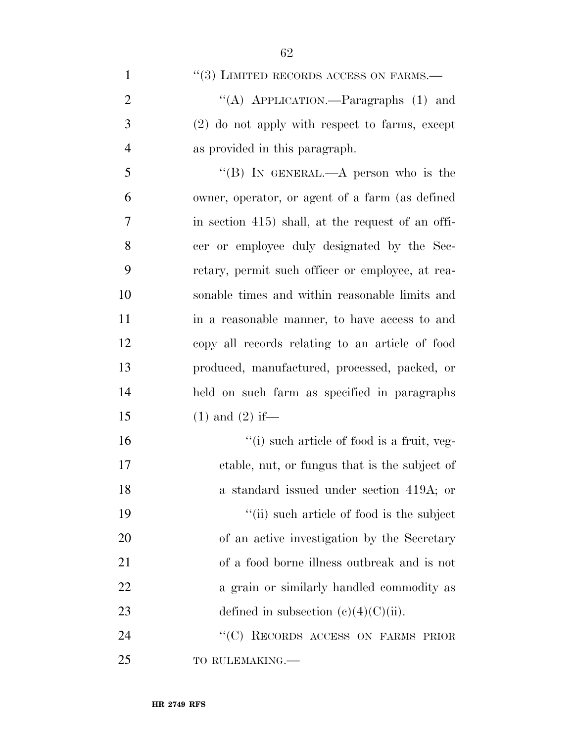''(3) LIMITED RECORDS ACCESS ON FARMS.—

''(A) APPLICATION.—Paragraphs (1) and (2) do not apply with respect to farms, except as provided in this paragraph.

''(B) IN GENERAL.—A person who is the owner, operator, or agent of a farm (as defined in section 415) shall, at the request of an officer or employee duly designated by the Secretary, permit such officer or employee, at reasonable times and within reasonable limits and in a reasonable manner, to have access to and copy all records relating to an article of food produced, manufactured, processed, packed, or held on such farm as specified in paragraphs (1) and (2) if—

''(i) such article of food is a fruit, vegetable, nut, or fungus that is the subject of a standard issued under section 419A; or

''(ii) such article of food is the subject of an active investigation by the Secretary of a food borne illness outbreak and is not a grain or similarly handled commodity as defined in subsection (c)(4)(C)(ii).

''(C) RECORDS ACCESS ON FARMS PRIOR TO RULEMAKING.—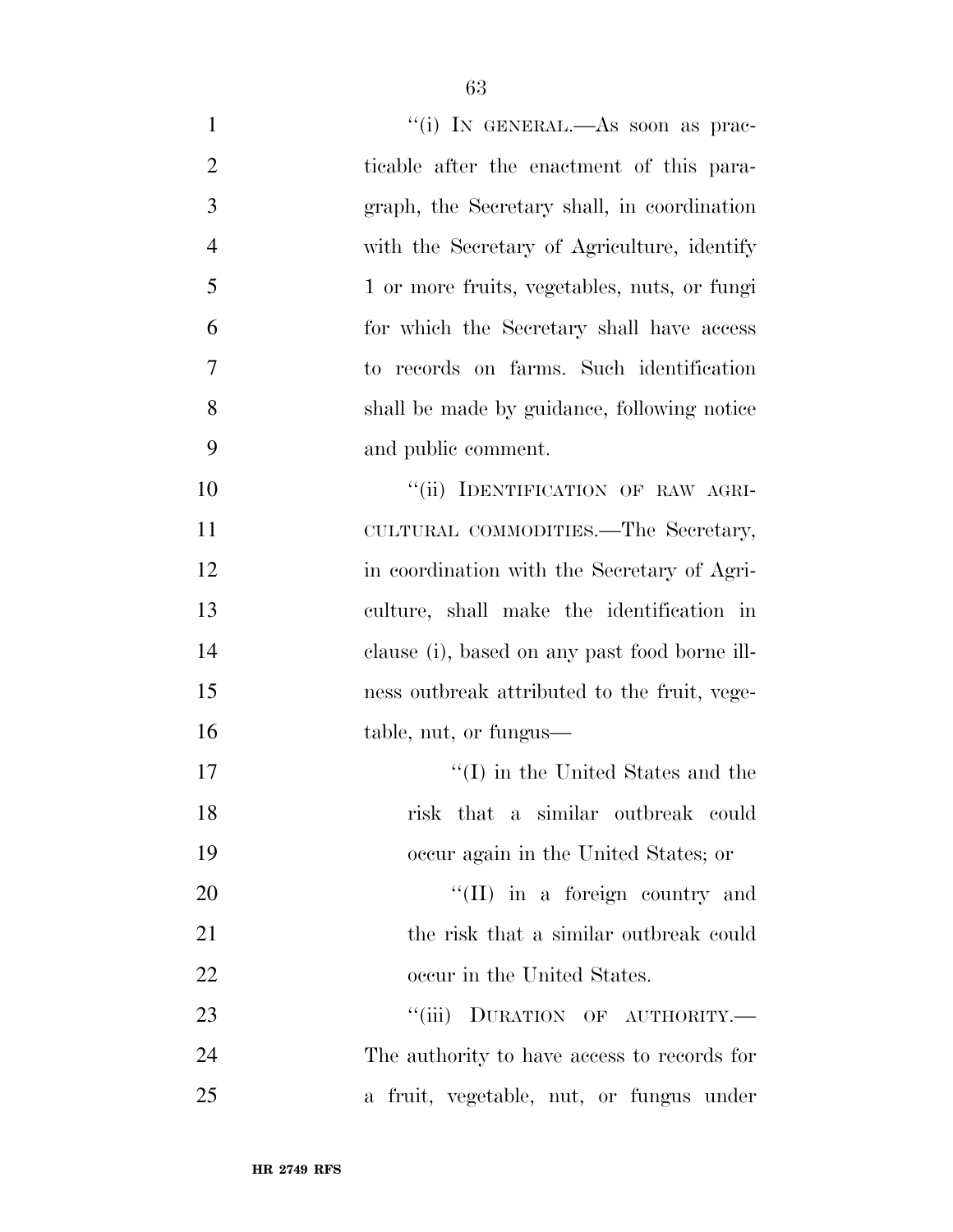"(i) IN GENERAL.—As soon as practicable after the enactment of this paragraph, the Secretary shall, in coordination with the Secretary of Agriculture, identify 1 or more fruits, vegetables, nuts, or fungi for which the Secretary shall have access to records on farms. Such identification shall be made by guidance, following notice and public comment.

"(ii) IDENTIFICATION OF RAW AGRICULTURAL COMMODITIES.—The Secretary, in coordination with the Secretary of Agriculture, shall make the identification in clause (i), based on any past food borne illness outbreak attributed to the fruit, vegetable, nut, or fungus—

"(I) in the United States and the risk that a similar outbreak could occur again in the United States; or

"(II) in a foreign country and the risk that a similar outbreak could occur in the United States.

"(iii) DURATION OF AUTHORITY.—The authority to have access to records for a fruit, vegetable, nut, or fungus under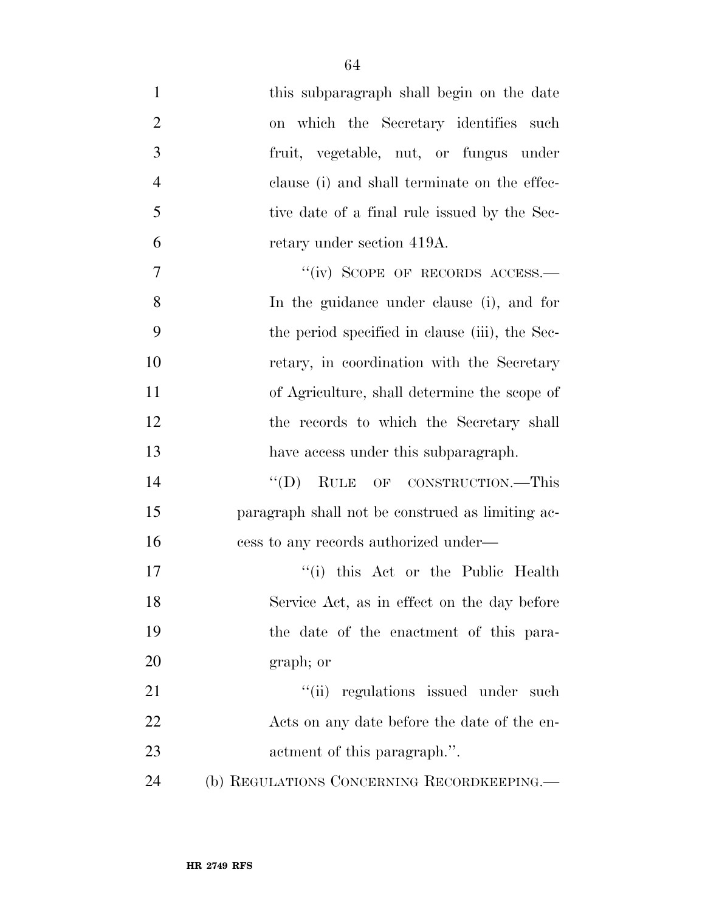this subparagraph shall begin on the date on which the Secretary identifies such fruit, vegetable, nut, or fungus under clause (i) and shall terminate on the effective date of a final rule issued by the Secretary under section 419A.

"(iv) SCOPE OF RECORDS ACCESS.—In the guidance under clause (i), and for the period specified in clause (iii), the Secretary, in coordination with the Secretary of Agriculture, shall determine the scope of the records to which the Secretary shall have access under this subparagraph.

"(D) RULE OF CONSTRUCTION.—This paragraph shall not be construed as limiting access to any records authorized under—

"(i) this Act or the Public Health Service Act, as in effect on the day before the date of the enactment of this paragraph; or

"(ii) regulations issued under such Acts on any date before the date of the enactment of this paragraph.".

(b) REGULATIONS CONCERNING RECORDKEEPING.—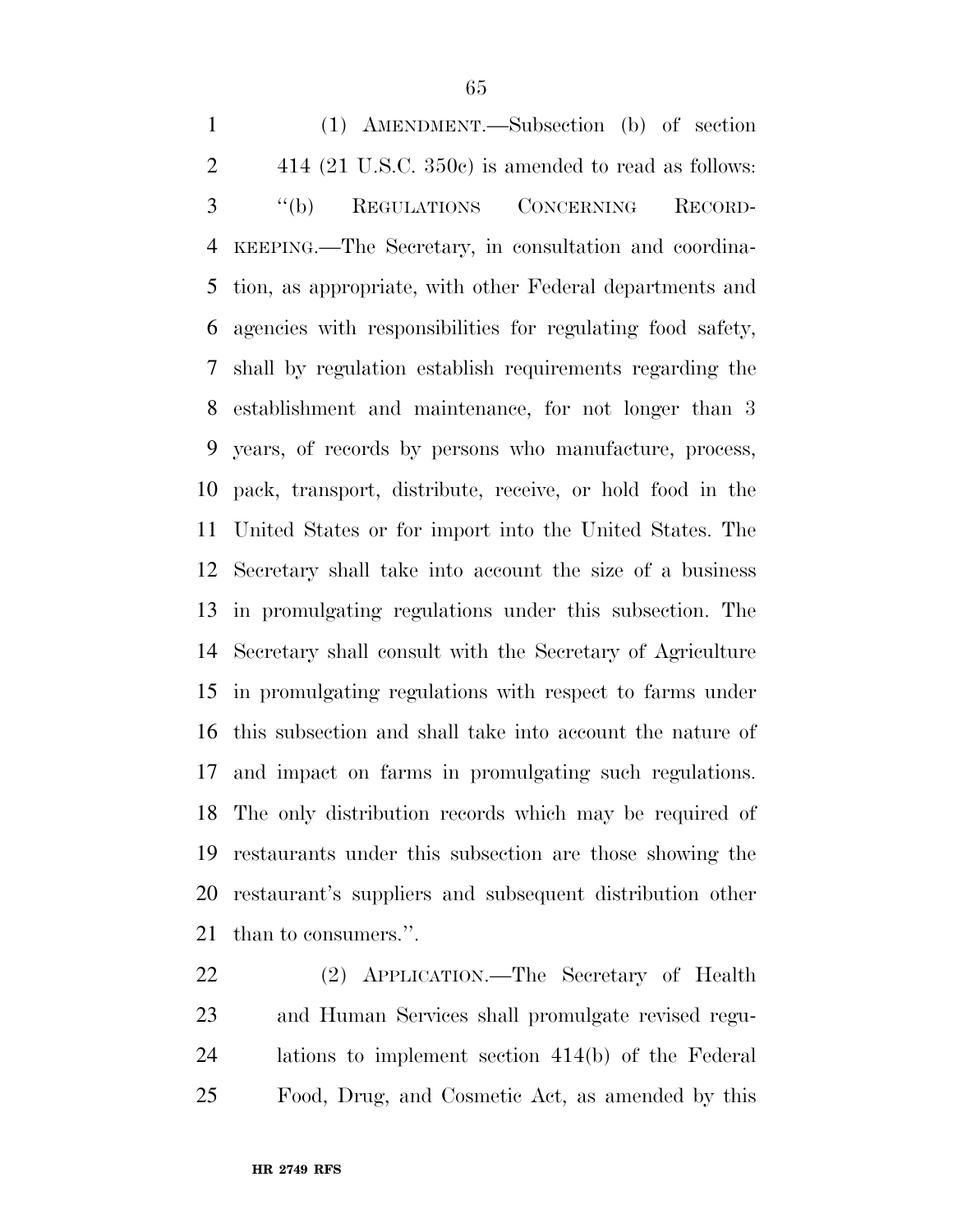(1) AMENDMENT.—Subsection (b) of section 414 (21 U.S.C. 350c) is amended to read as follows:

"(b) REGULATIONS CONCERNING RECORDKEEPING.—The Secretary, in consultation and coordination, as appropriate, with other Federal departments and agencies with responsibilities for regulating food safety, shall by regulation establish requirements regarding the establishment and maintenance, for not longer than 3 years, of records by persons who manufacture, process, pack, transport, distribute, receive, or hold food in the United States or for import into the United States. The Secretary shall take into account the size of a business in promulgating regulations under this subsection. The Secretary shall consult with the Secretary of Agriculture in promulgating regulations with respect to farms under this subsection and shall take into account the nature of and impact on farms in promulgating such regulations. The only distribution records which may be required of restaurants under this subsection are those showing the restaurant's suppliers and subsequent distribution other than to consumers.".

(2) APPLICATION.—The Secretary of Health and Human Services shall promulgate revised regulations to implement section 414(b) of the Federal Food, Drug, and Cosmetic Act, as amended by this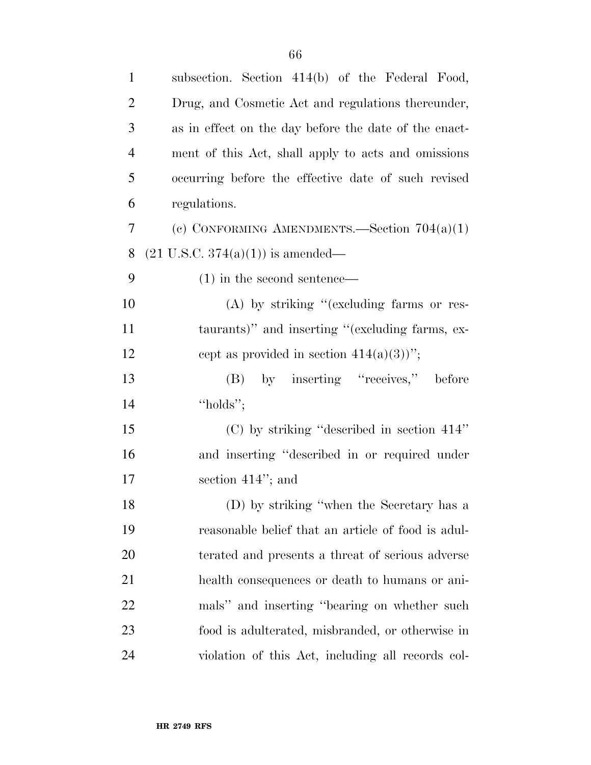subsection. Section 414(b) of the Federal Food, Drug, and Cosmetic Act and regulations thereunder, as in effect on the day before the date of the enactment of this Act, shall apply to acts and omissions occurring before the effective date of such revised regulations.

(c) CONFORMING AMENDMENTS.—Section 704(a)(1) (21 U.S.C. 374(a)(1)) is amended—

(1) in the second sentence—

(A) by striking ''(excluding farms or restaurants)'' and inserting ''(excluding farms, except as provided in section 414(a)(3))'';

(B) by inserting ''receives,'' before ''holds'';

(C) by striking ''described in section 414'' and inserting ''described in or required under section 414''; and

(D) by striking ''when the Secretary has a reasonable belief that an article of food is adulterated and presents a threat of serious adverse health consequences or death to humans or animals'' and inserting ''bearing on whether such food is adulterated, misbranded, or otherwise in violation of this Act, including all records col-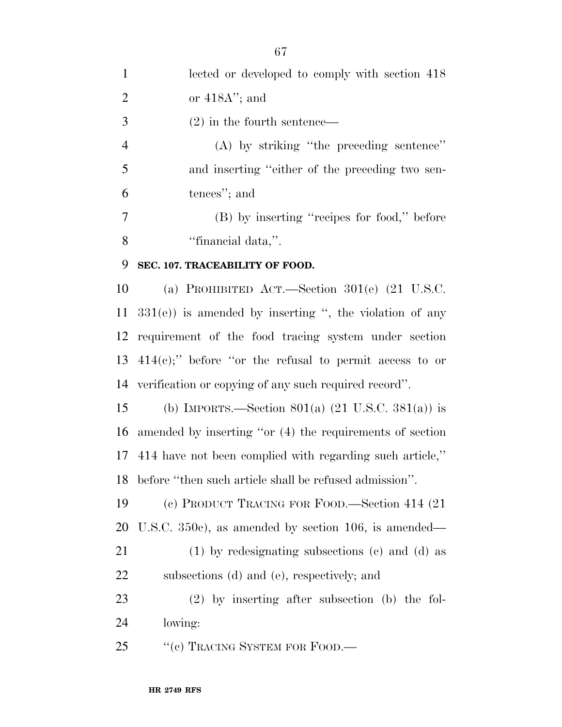lected or developed to comply with section 418 or 418A''; and

(2) in the fourth sentence—

(A) by striking ''the preceding sentence'' and inserting ''either of the preceding two sentences''; and

(B) by inserting ''recipes for food,'' before ''financial data,''.

**SEC. 107. TRACEABILITY OF FOOD.**

(a) PROHIBITED ACT.—Section 301(e) (21 U.S.C. 331(e)) is amended by inserting '', the violation of any requirement of the food tracing system under section 414(c);'' before ''or the refusal to permit access to or verification or copying of any such required record''.

(b) IMPORTS.—Section 801(a) (21 U.S.C. 381(a)) is amended by inserting ''or (4) the requirements of section 414 have not been complied with regarding such article,'' before ''then such article shall be refused admission''.

(c) PRODUCT TRACING FOR FOOD.—Section 414 (21 U.S.C. 350c), as amended by section 106, is amended—

(1) by redesignating subsections (c) and (d) as subsections (d) and (e), respectively; and

(2) by inserting after subsection (b) the following:

''(c) TRACING SYSTEM FOR FOOD.—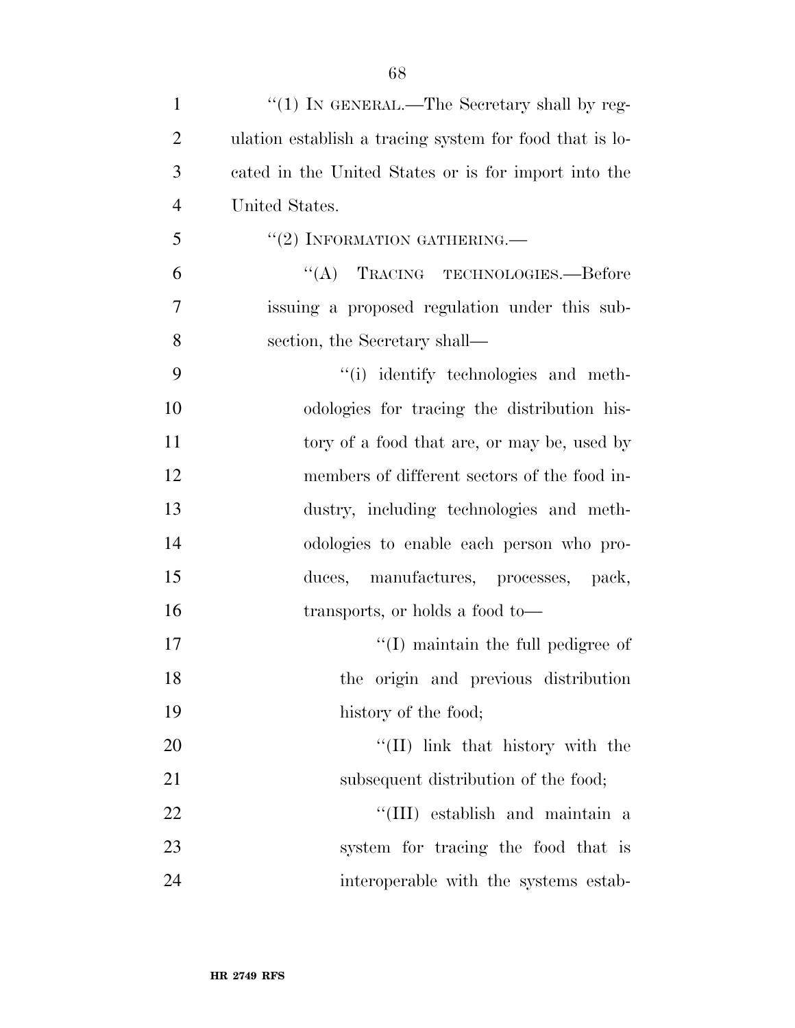''(1) IN GENERAL.—The Secretary shall by regulation establish a tracing system for food that is located in the United States or is for import into the United States.

''(2) INFORMATION GATHERING.—

''(A) TRACING TECHNOLOGIES.—Before issuing a proposed regulation under this subsection, the Secretary shall—

''(i) identify technologies and methodologies for tracing the distribution history of a food that are, or may be, used by members of different sectors of the food industry, including technologies and methodologies to enable each person who produces, manufactures, processes, pack, transports, or holds a food to—

''(I) maintain the full pedigree of the origin and previous distribution history of the food;

''(II) link that history with the subsequent distribution of the food;

''(III) establish and maintain a system for tracing the food that is interoperable with the systems estab-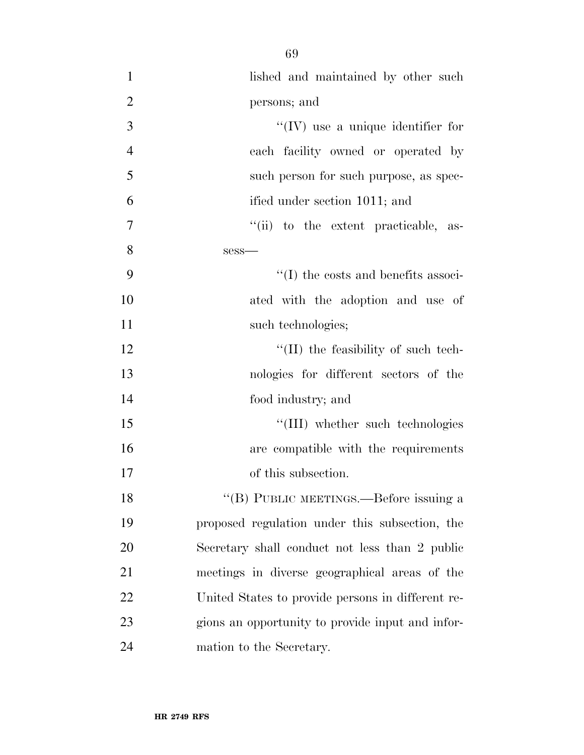lished and maintained by other such persons; and

"(IV) use a unique identifier for each facility owned or operated by such person for such purpose, as specified under section 1011; and

"(ii) to the extent practicable, assess—

"(I) the costs and benefits associated with the adoption and use of such technologies;

"(II) the feasibility of such technologies for different sectors of the food industry; and

"(III) whether such technologies are compatible with the requirements of this subsection.

"(B) PUBLIC MEETINGS.—Before issuing a proposed regulation under this subsection, the Secretary shall conduct not less than 2 public meetings in diverse geographical areas of the United States to provide persons in different regions an opportunity to provide input and information to the Secretary.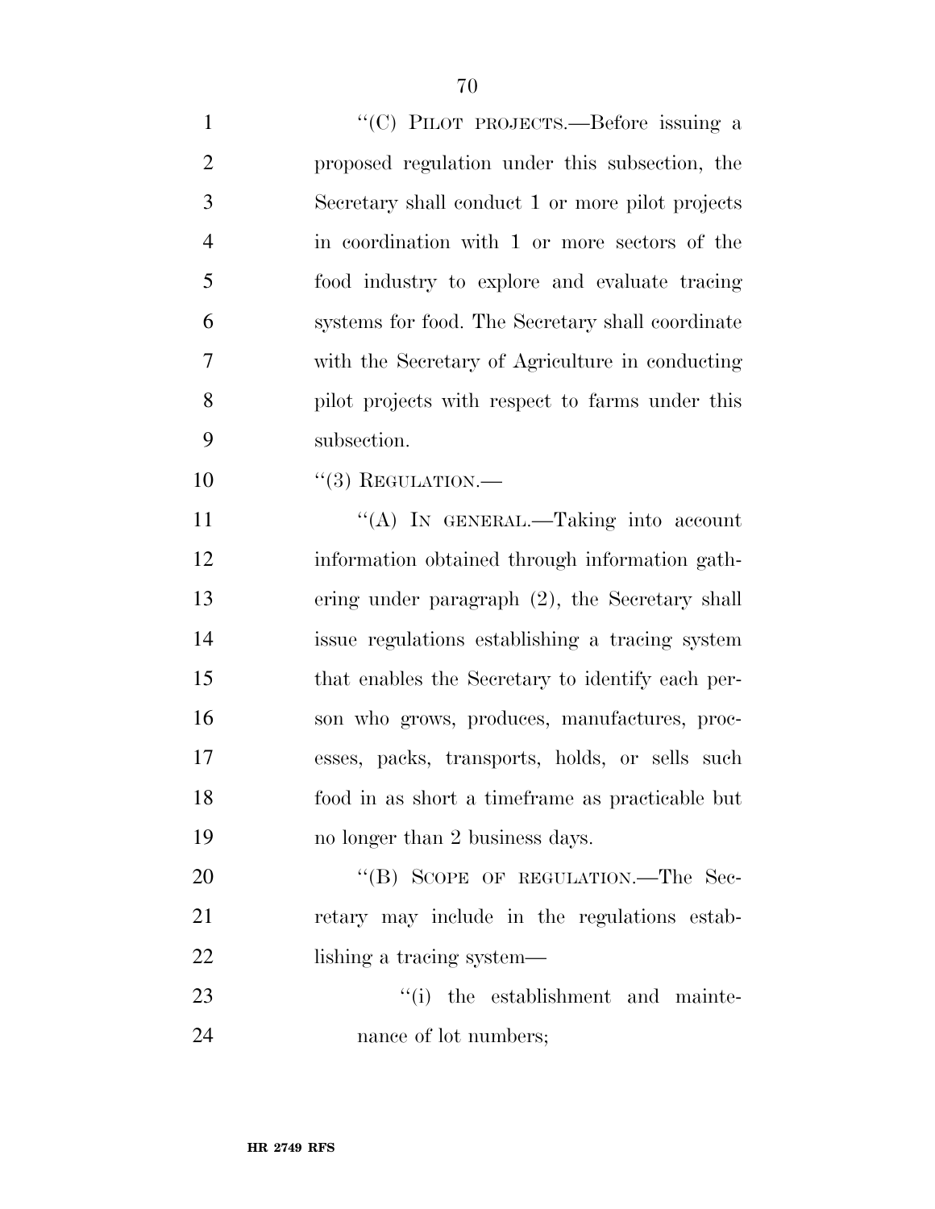"(C) PILOT PROJECTS.—Before issuing a proposed regulation under this subsection, the Secretary shall conduct 1 or more pilot projects in coordination with 1 or more sectors of the food industry to explore and evaluate tracing systems for food. The Secretary shall coordinate with the Secretary of Agriculture in conducting pilot projects with respect to farms under this subsection.

"(3) REGULATION.—

"(A) IN GENERAL.—Taking into account information obtained through information gathering under paragraph (2), the Secretary shall issue regulations establishing a tracing system that enables the Secretary to identify each person who grows, produces, manufactures, processes, packs, transports, holds, or sells such food in as short a timeframe as practicable but no longer than 2 business days.

"(B) SCOPE OF REGULATION.—The Secretary may include in the regulations establishing a tracing system—

"(i) the establishment and maintenance of lot numbers;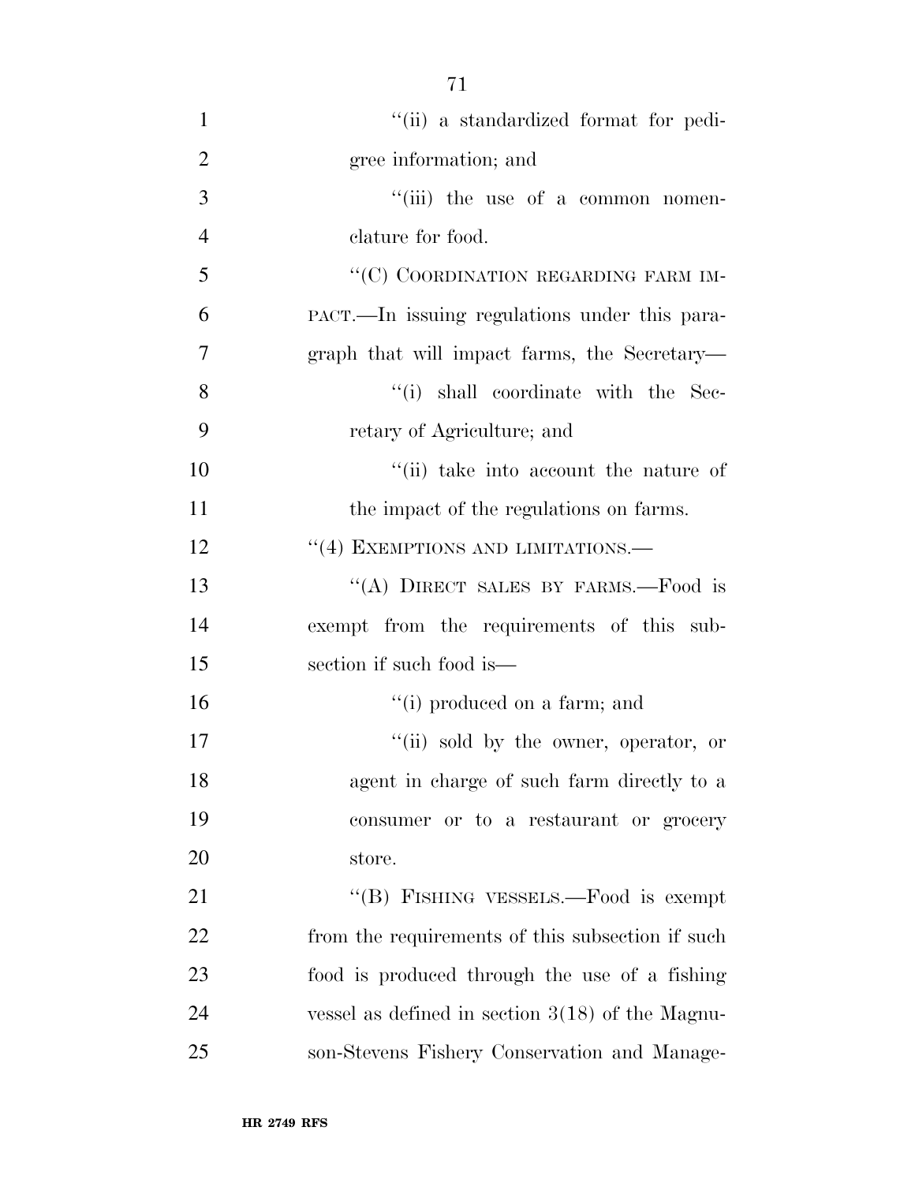''(ii) a standardized format for pedigree information; and

''(iii) the use of a common nomenclature for food.

''(C) COORDINATION REGARDING FARM IMPACT.—In issuing regulations under this paragraph that will impact farms, the Secretary—

''(i) shall coordinate with the Secretary of Agriculture; and

''(ii) take into account the nature of the impact of the regulations on farms.

''(4) EXEMPTIONS AND LIMITATIONS.—

''(A) DIRECT SALES BY FARMS.—Food is exempt from the requirements of this subsection if such food is—

''(i) produced on a farm; and

''(ii) sold by the owner, operator, or agent in charge of such farm directly to a consumer or to a restaurant or grocery store.

''(B) FISHING VESSELS.—Food is exempt from the requirements of this subsection if such food is produced through the use of a fishing vessel as defined in section 3(18) of the Magnuson-Stevens Fishery Conservation and Manage-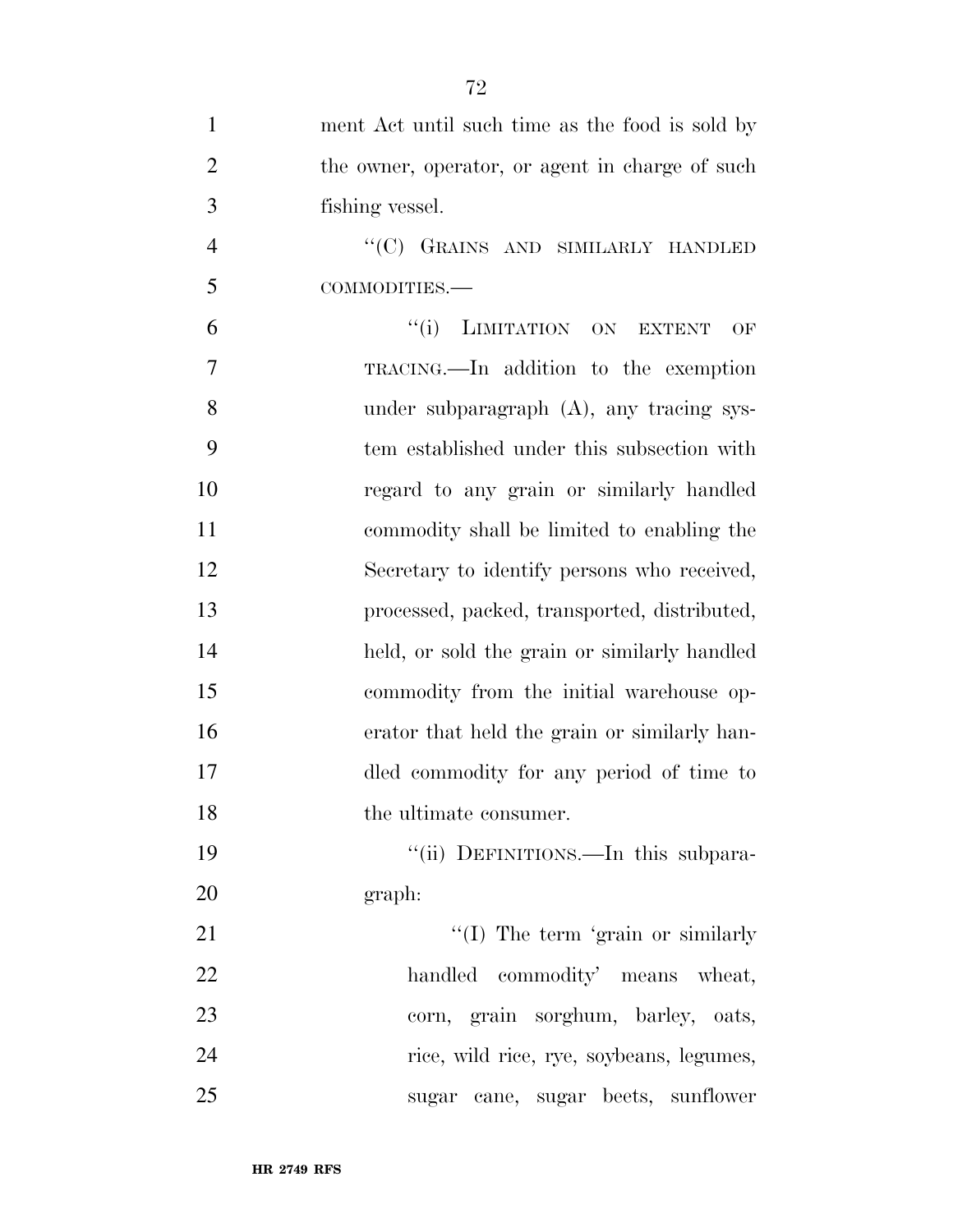ment Act until such time as the food is sold by the owner, operator, or agent in charge of such fishing vessel.

"(C) GRAINS AND SIMILARLY HANDLED COMMODITIES.—

"(i) LIMITATION ON EXTENT OF TRACING.—In addition to the exemption under subparagraph (A), any tracing system established under this subsection with regard to any grain or similarly handled commodity shall be limited to enabling the Secretary to identify persons who received, processed, packed, transported, distributed, held, or sold the grain or similarly handled commodity from the initial warehouse operator that held the grain or similarly handled commodity for any period of time to the ultimate consumer.

"(ii) DEFINITIONS.—In this subparagraph:

"(I) The term 'grain or similarly handled commodity' means wheat, corn, grain sorghum, barley, oats, rice, wild rice, rye, soybeans, legumes, sugar cane, sugar beets, sunflower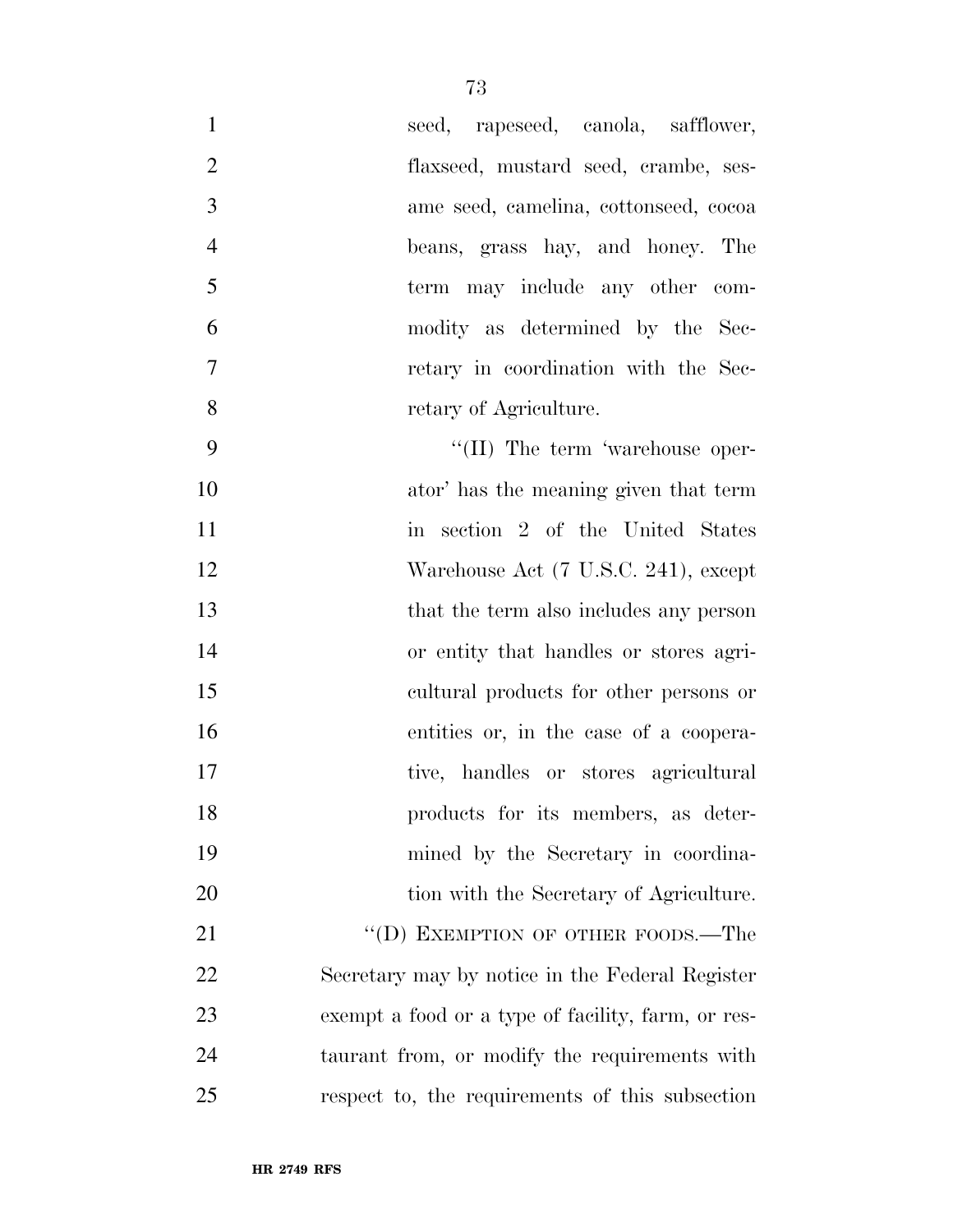seed, rapeseed, canola, safflower, flaxseed, mustard seed, crambe, sesame seed, camelina, cottonseed, cocoa beans, grass hay, and honey. The term may include any other commodity as determined by the Secretary in coordination with the Secretary of Agriculture.

''(II) The term 'warehouse operator' has the meaning given that term in section 2 of the United States Warehouse Act (7 U.S.C. 241), except that the term also includes any person or entity that handles or stores agricultural products for other persons or entities or, in the case of a cooperative, handles or stores agricultural products for its members, as determined by the Secretary in coordination with the Secretary of Agriculture.

''(D) EXEMPTION OF OTHER FOODS.—The Secretary may by notice in the Federal Register exempt a food or a type of facility, farm, or restaurant from, or modify the requirements with respect to, the requirements of this subsection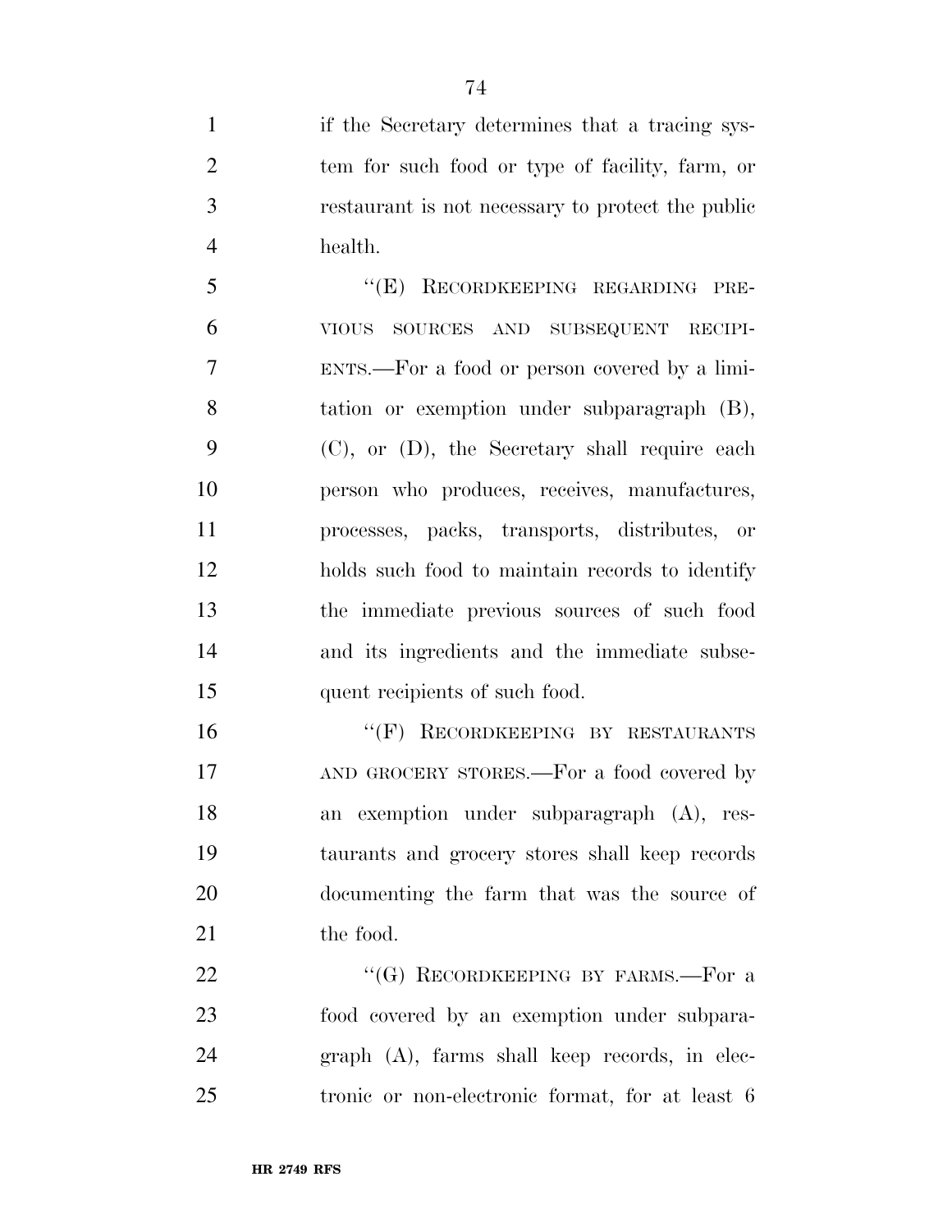if the Secretary determines that a tracing system for such food or type of facility, farm, or restaurant is not necessary to protect the public health.

"(E) RECORDKEEPING REGARDING PREVIOUS SOURCES AND SUBSEQUENT RECIPIENTS.—For a food or person covered by a limitation or exemption under subparagraph (B), (C), or (D), the Secretary shall require each person who produces, receives, manufactures, processes, packs, transports, distributes, or holds such food to maintain records to identify the immediate previous sources of such food and its ingredients and the immediate subsequent recipients of such food.

"(F) RECORDKEEPING BY RESTAURANTS AND GROCERY STORES.—For a food covered by an exemption under subparagraph (A), restaurants and grocery stores shall keep records documenting the farm that was the source of the food.

"(G) RECORDKEEPING BY FARMS.—For a food covered by an exemption under subparagraph (A), farms shall keep records, in electronic or non-electronic format, for at least 6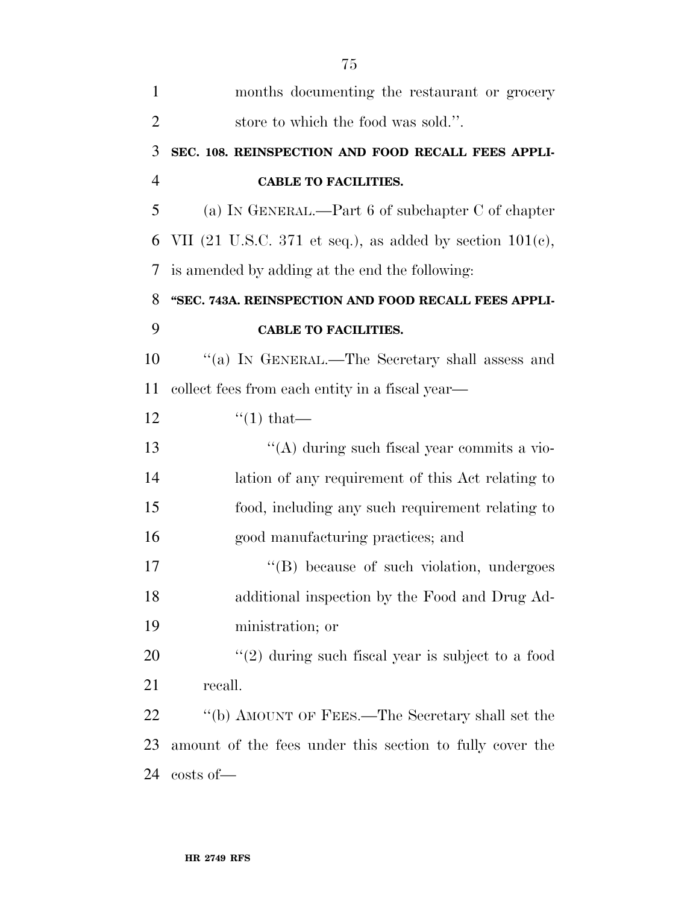months documenting the restaurant or grocery store to which the food was sold.''.

**SEC. 108. REINSPECTION AND FOOD RECALL FEES APPLICABLE TO FACILITIES.**

(a) IN GENERAL.—Part 6 of subchapter C of chapter VII (21 U.S.C. 371 et seq.), as added by section 101(c), is amended by adding at the end the following:

**''SEC. 743A. REINSPECTION AND FOOD RECALL FEES APPLICABLE TO FACILITIES.**

''(a) IN GENERAL.—The Secretary shall assess and collect fees from each entity in a fiscal year—

''(1) that—

''(A) during such fiscal year commits a violation of any requirement of this Act relating to food, including any such requirement relating to good manufacturing practices; and

''(B) because of such violation, undergoes additional inspection by the Food and Drug Administration; or

''(2) during such fiscal year is subject to a food recall.

''(b) AMOUNT OF FEES.—The Secretary shall set the amount of the fees under this section to fully cover the costs of—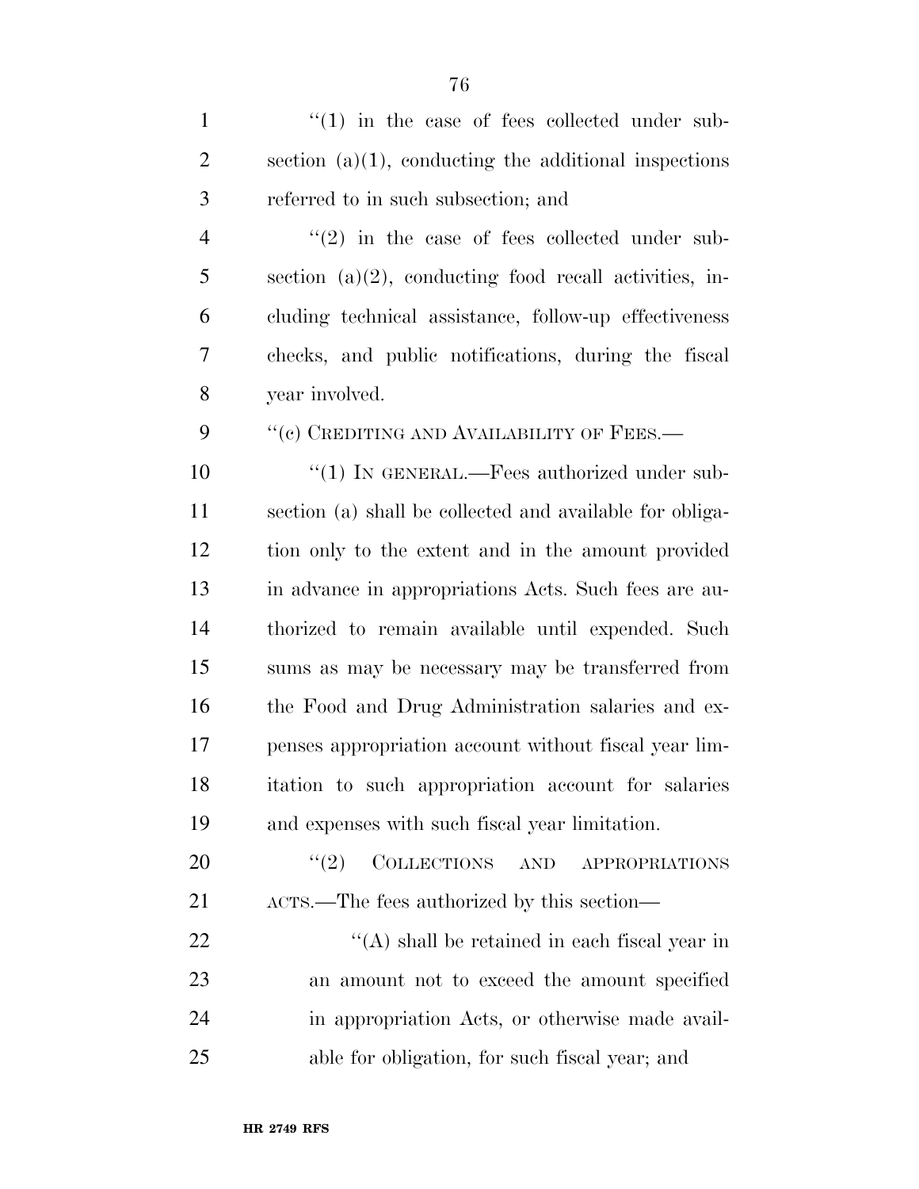"(1) in the case of fees collected under subsection (a)(1), conducting the additional inspections referred to in such subsection; and

"(2) in the case of fees collected under subsection (a)(2), conducting food recall activities, including technical assistance, follow-up effectiveness checks, and public notifications, during the fiscal year involved.

"(c) CREDITING AND AVAILABILITY OF FEES.—

"(1) IN GENERAL.—Fees authorized under subsection (a) shall be collected and available for obligation only to the extent and in the amount provided in advance in appropriations Acts. Such fees are authorized to remain available until expended. Such sums as may be necessary may be transferred from the Food and Drug Administration salaries and expenses appropriation account without fiscal year limitation to such appropriation account for salaries and expenses with such fiscal year limitation.

"(2) COLLECTIONS AND APPROPRIATIONS ACTS.—The fees authorized by this section—

"(A) shall be retained in each fiscal year in an amount not to exceed the amount specified in appropriation Acts, or otherwise made available for obligation, for such fiscal year; and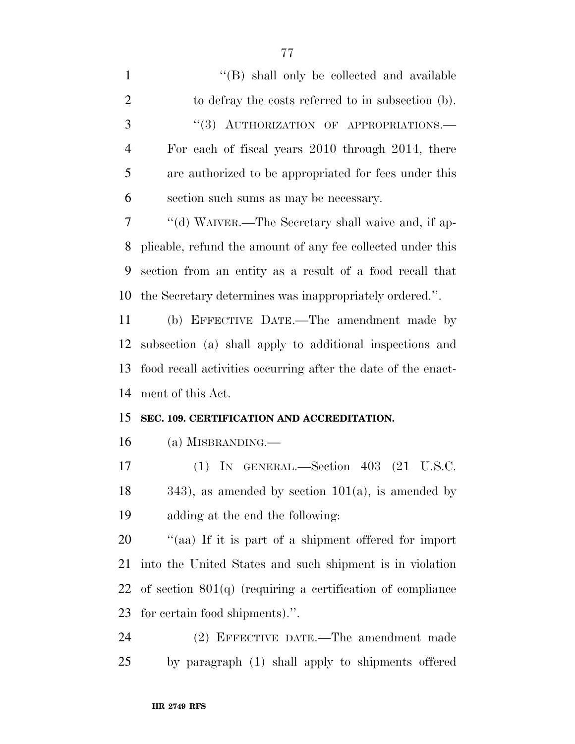''(B) shall only be collected and available to defray the costs referred to in subsection (b).

''(3) AUTHORIZATION OF APPROPRIATIONS.—For each of fiscal years 2010 through 2014, there are authorized to be appropriated for fees under this section such sums as may be necessary.

''(d) WAIVER.—The Secretary shall waive and, if applicable, refund the amount of any fee collected under this section from an entity as a result of a food recall that the Secretary determines was inappropriately ordered.''.

(b) EFFECTIVE DATE.—The amendment made by subsection (a) shall apply to additional inspections and food recall activities occurring after the date of the enactment of this Act.

**SEC. 109. CERTIFICATION AND ACCREDITATION.**

(a) MISBRANDING.—

(1) IN GENERAL.—Section 403 (21 U.S.C. 343), as amended by section 101(a), is amended by adding at the end the following:

''(aa) If it is part of a shipment offered for import into the United States and such shipment is in violation of section 801(q) (requiring a certification of compliance for certain food shipments).''.

(2) EFFECTIVE DATE.—The amendment made by paragraph (1) shall apply to shipments offered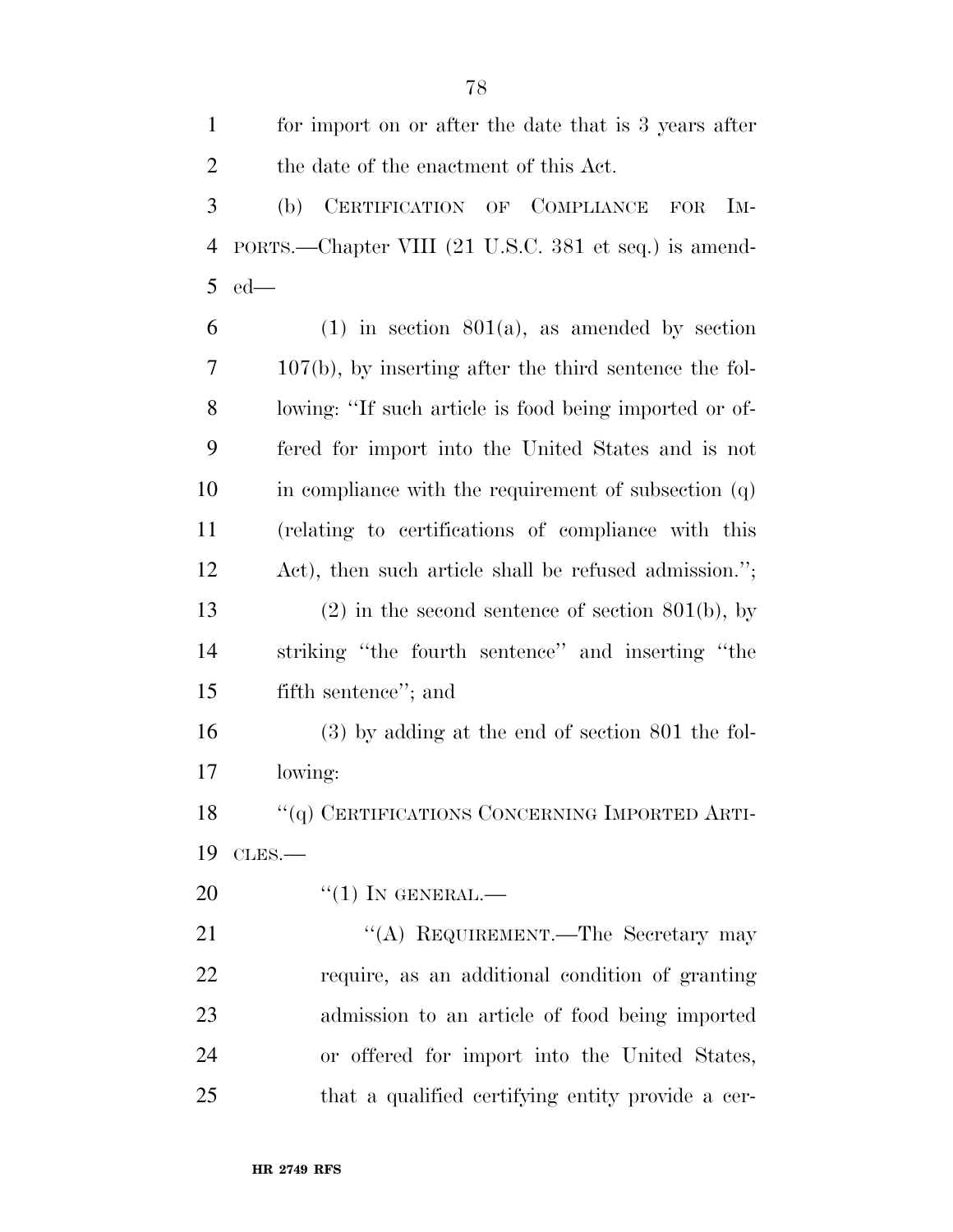for import on or after the date that is 3 years after the date of the enactment of this Act.

(b) CERTIFICATION OF COMPLIANCE FOR IMPORTS.—Chapter VIII (21 U.S.C. 381 et seq.) is amended—

(1) in section 801(a), as amended by section 107(b), by inserting after the third sentence the following: ''If such article is food being imported or offered for import into the United States and is not in compliance with the requirement of subsection (q) (relating to certifications of compliance with this Act), then such article shall be refused admission.'';

(2) in the second sentence of section 801(b), by striking ''the fourth sentence'' and inserting ''the fifth sentence''; and

(3) by adding at the end of section 801 the following:

''(q) CERTIFICATIONS CONCERNING IMPORTED ARTICLES.—

''(1) IN GENERAL.—

''(A) REQUIREMENT.—The Secretary may require, as an additional condition of granting admission to an article of food being imported or offered for import into the United States, that a qualified certifying entity provide a cer-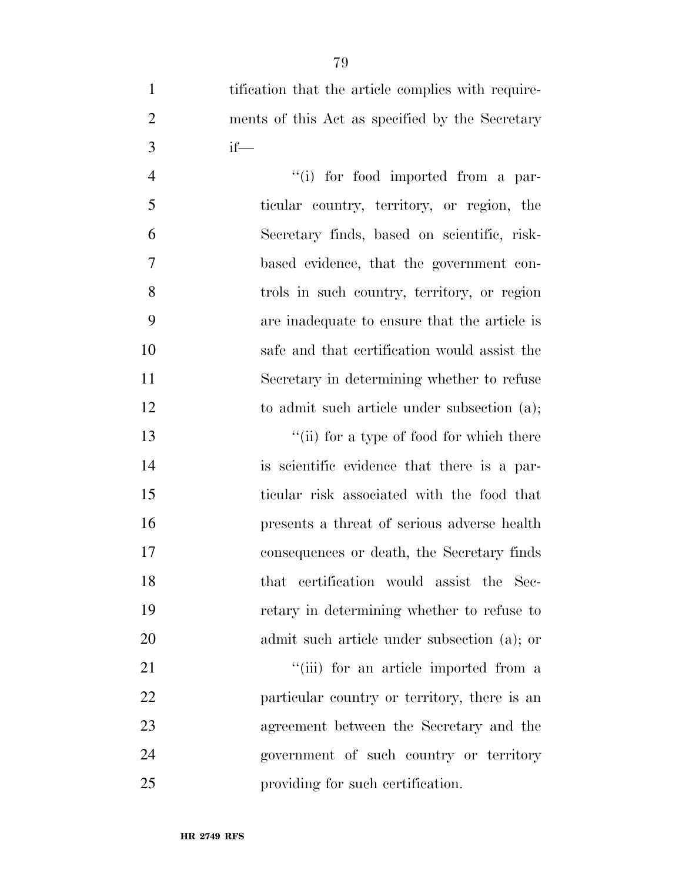tification that the article complies with requirements of this Act as specified by the Secretary if—

''(i) for food imported from a particular country, territory, or region, the Secretary finds, based on scientific, risk-based evidence, that the government controls in such country, territory, or region are inadequate to ensure that the article is safe and that certification would assist the Secretary in determining whether to refuse to admit such article under subsection (a);

''(ii) for a type of food for which there is scientific evidence that there is a particular risk associated with the food that presents a threat of serious adverse health consequences or death, the Secretary finds that certification would assist the Secretary in determining whether to refuse to admit such article under subsection (a); or

''(iii) for an article imported from a particular country or territory, there is an agreement between the Secretary and the government of such country or territory providing for such certification.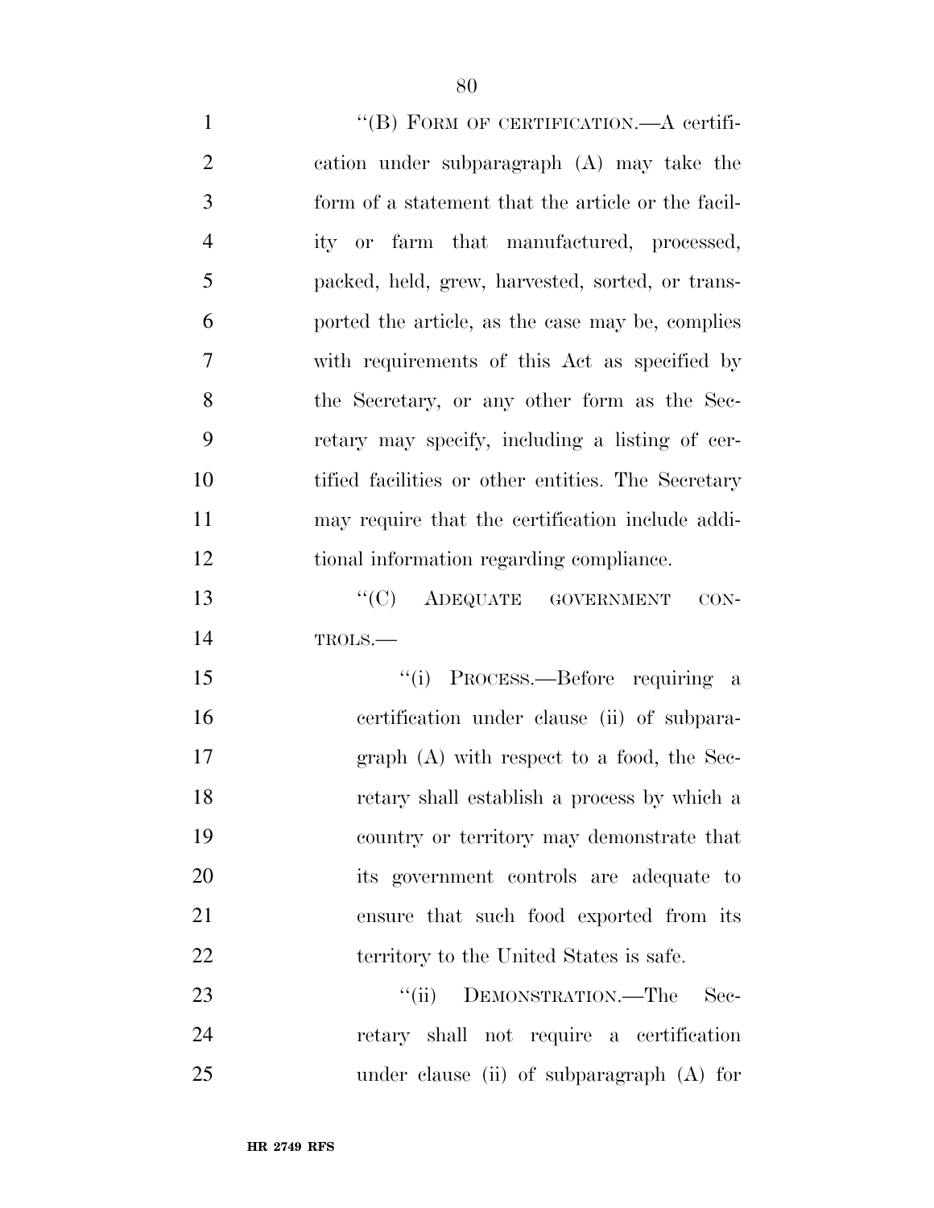"(B) FORM OF CERTIFICATION.—A certification under subparagraph (A) may take the form of a statement that the article or the facility or farm that manufactured, processed, packed, held, grew, harvested, sorted, or transported the article, as the case may be, complies with requirements of this Act as specified by the Secretary, or any other form as the Secretary may specify, including a listing of certified facilities or other entities. The Secretary may require that the certification include additional information regarding compliance.

"(C) ADEQUATE GOVERNMENT CONTROLS.—

"(i) PROCESS.—Before requiring a certification under clause (ii) of subparagraph (A) with respect to a food, the Secretary shall establish a process by which a country or territory may demonstrate that its government controls are adequate to ensure that such food exported from its territory to the United States is safe.

"(ii) DEMONSTRATION.—The Secretary shall not require a certification under clause (ii) of subparagraph (A) for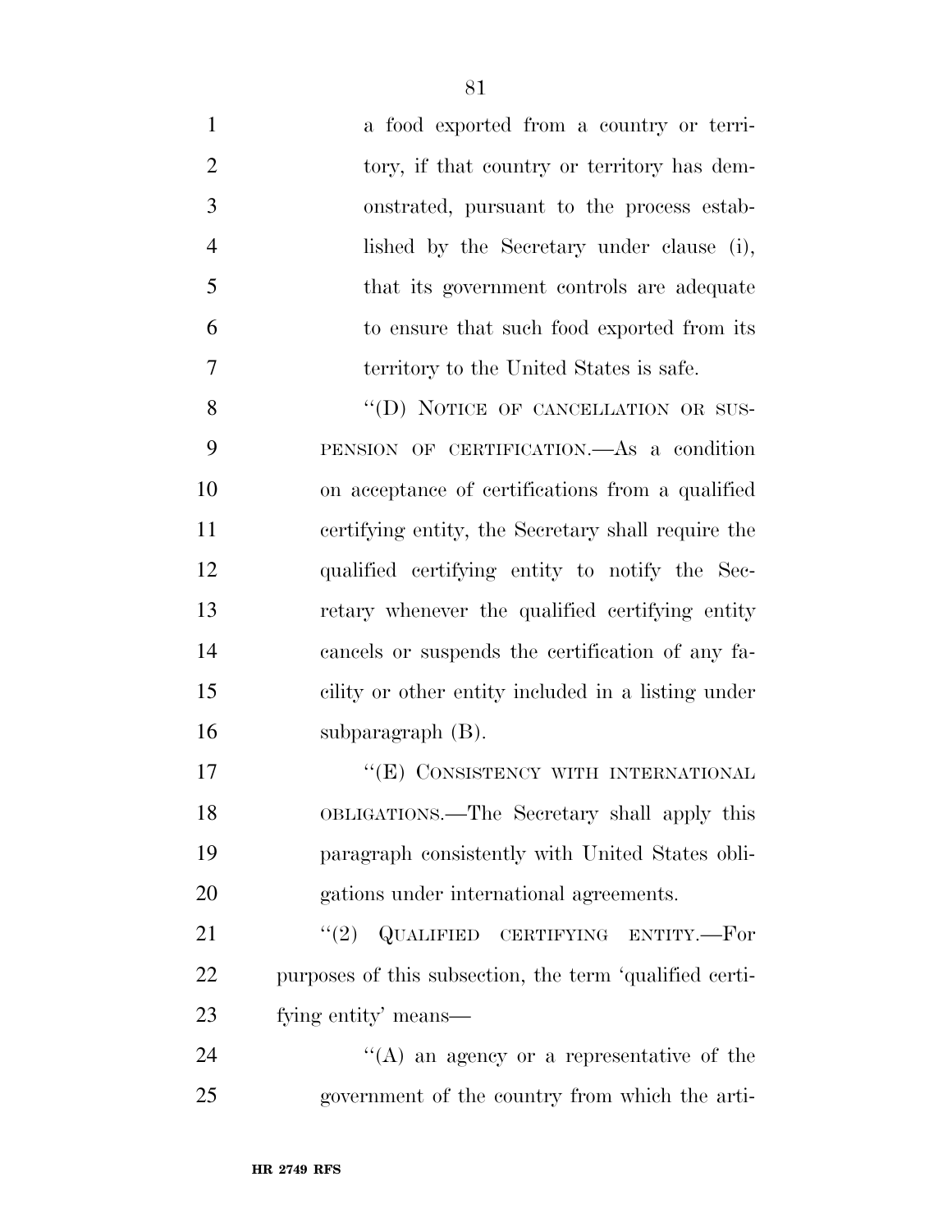a food exported from a country or territory, if that country or territory has demonstrated, pursuant to the process established by the Secretary under clause (i), that its government controls are adequate to ensure that such food exported from its territory to the United States is safe.

"(D) NOTICE OF CANCELLATION OR SUSPENSION OF CERTIFICATION.—As a condition on acceptance of certifications from a qualified certifying entity, the Secretary shall require the qualified certifying entity to notify the Secretary whenever the qualified certifying entity cancels or suspends the certification of any facility or other entity included in a listing under subparagraph (B).

"(E) CONSISTENCY WITH INTERNATIONAL OBLIGATIONS.—The Secretary shall apply this paragraph consistently with United States obligations under international agreements.

"(2) QUALIFIED CERTIFYING ENTITY.—For purposes of this subsection, the term 'qualified certifying entity' means—

"(A) an agency or a representative of the government of the country from which the arti-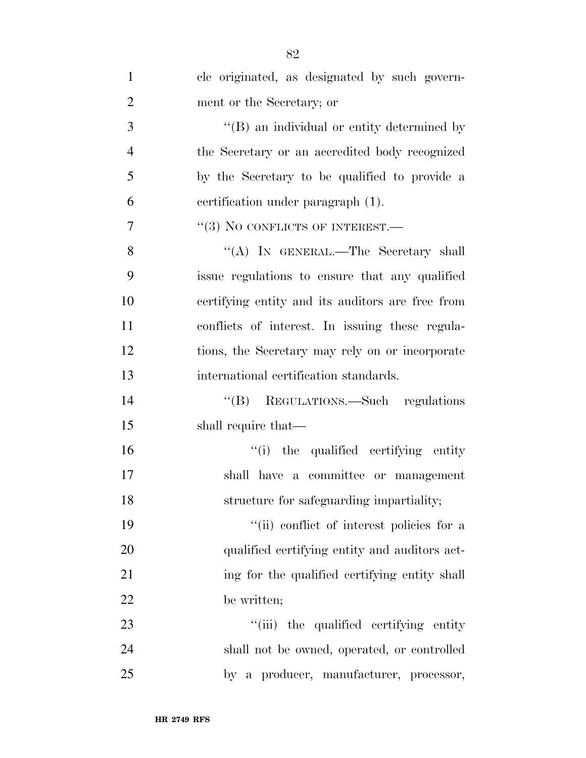cle originated, as designated by such government or the Secretary; or

"(B) an individual or entity determined by the Secretary or an accredited body recognized by the Secretary to be qualified to provide a certification under paragraph (1).

"(3) NO CONFLICTS OF INTEREST.—

"(A) IN GENERAL.—The Secretary shall issue regulations to ensure that any qualified certifying entity and its auditors are free from conflicts of interest. In issuing these regulations, the Secretary may rely on or incorporate international certification standards.

"(B) REGULATIONS.—Such regulations shall require that—

"(i) the qualified certifying entity shall have a committee or management structure for safeguarding impartiality;

"(ii) conflict of interest policies for a qualified certifying entity and auditors acting for the qualified certifying entity shall be written;

"(iii) the qualified certifying entity shall not be owned, operated, or controlled by a producer, manufacturer, processor,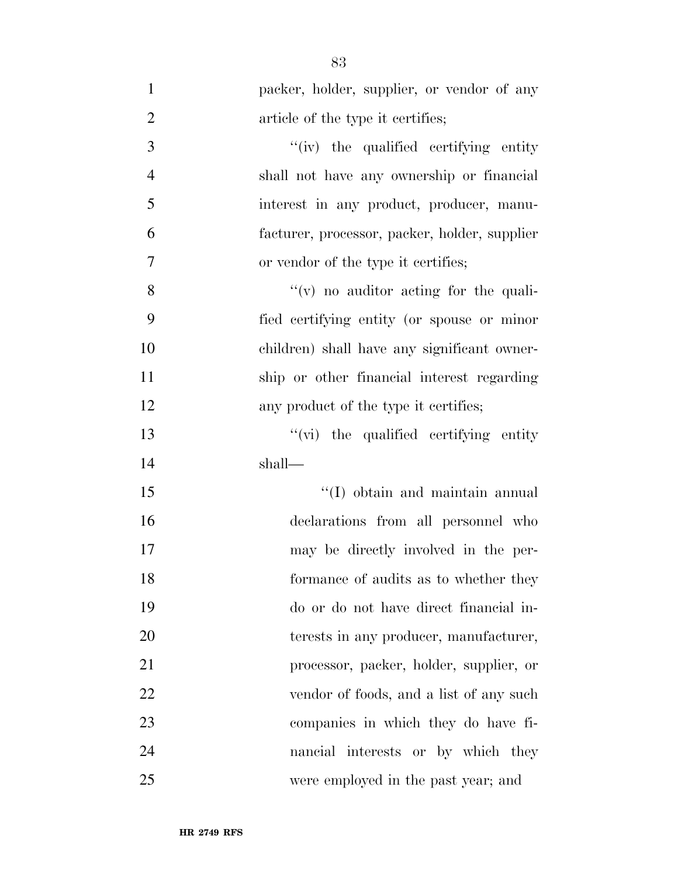packer, holder, supplier, or vendor of any article of the type it certifies;

''(iv) the qualified certifying entity shall not have any ownership or financial interest in any product, producer, manufacturer, processor, packer, holder, supplier or vendor of the type it certifies;

''(v) no auditor acting for the qualified certifying entity (or spouse or minor children) shall have any significant ownership or other financial interest regarding any product of the type it certifies;

''(vi) the qualified certifying entity shall—

''(I) obtain and maintain annual declarations from all personnel who may be directly involved in the performance of audits as to whether they do or do not have direct financial interests in any producer, manufacturer, processor, packer, holder, supplier, or vendor of foods, and a list of any such companies in which they do have financial interests or by which they were employed in the past year; and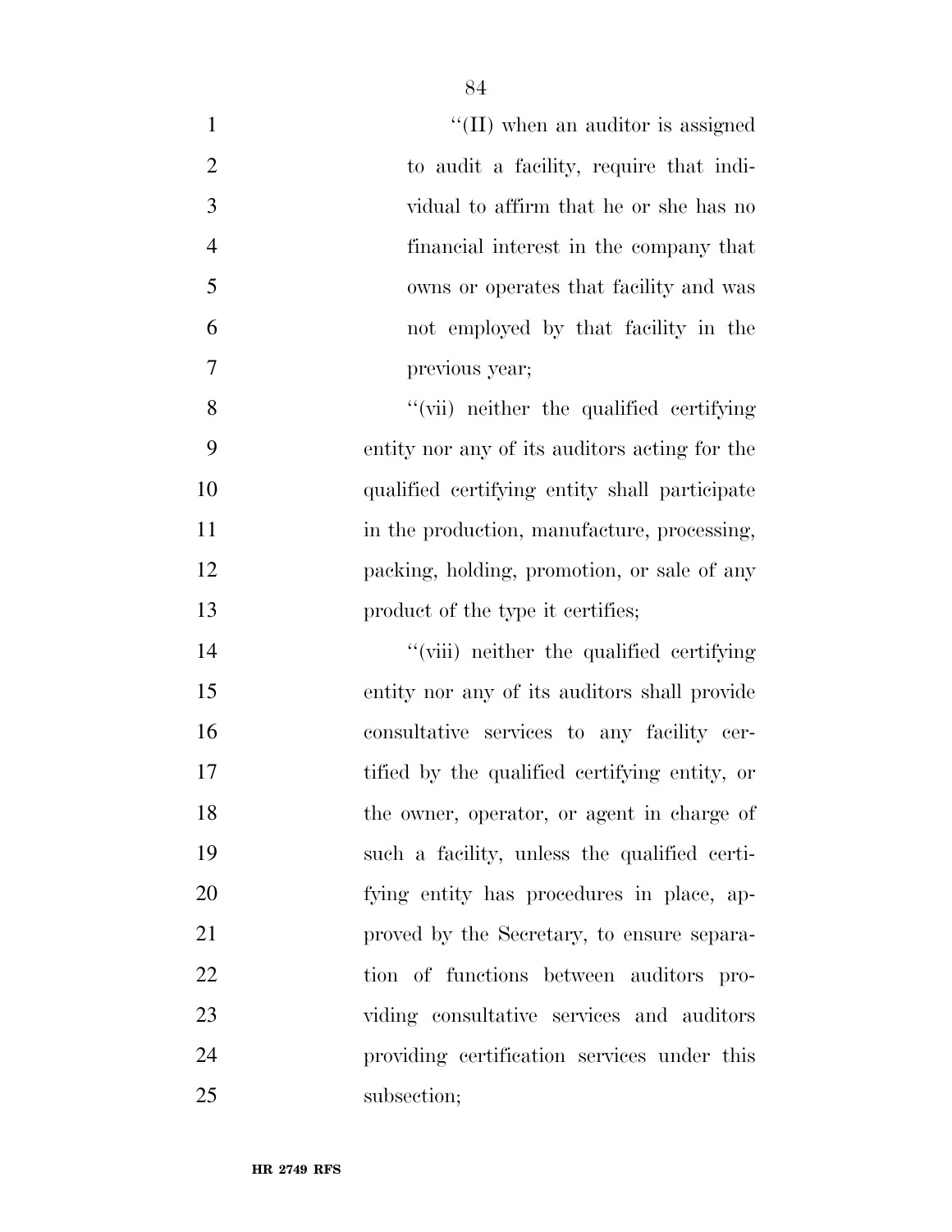''(II) when an auditor is assigned to audit a facility, require that individual to affirm that he or she has no financial interest in the company that owns or operates that facility and was not employed by that facility in the previous year;

''(vii) neither the qualified certifying entity nor any of its auditors acting for the qualified certifying entity shall participate in the production, manufacture, processing, packing, holding, promotion, or sale of any product of the type it certifies;

''(viii) neither the qualified certifying entity nor any of its auditors shall provide consultative services to any facility certified by the qualified certifying entity, or the owner, operator, or agent in charge of such a facility, unless the qualified certifying entity has procedures in place, approved by the Secretary, to ensure separation of functions between auditors providing consultative services and auditors providing certification services under this subsection;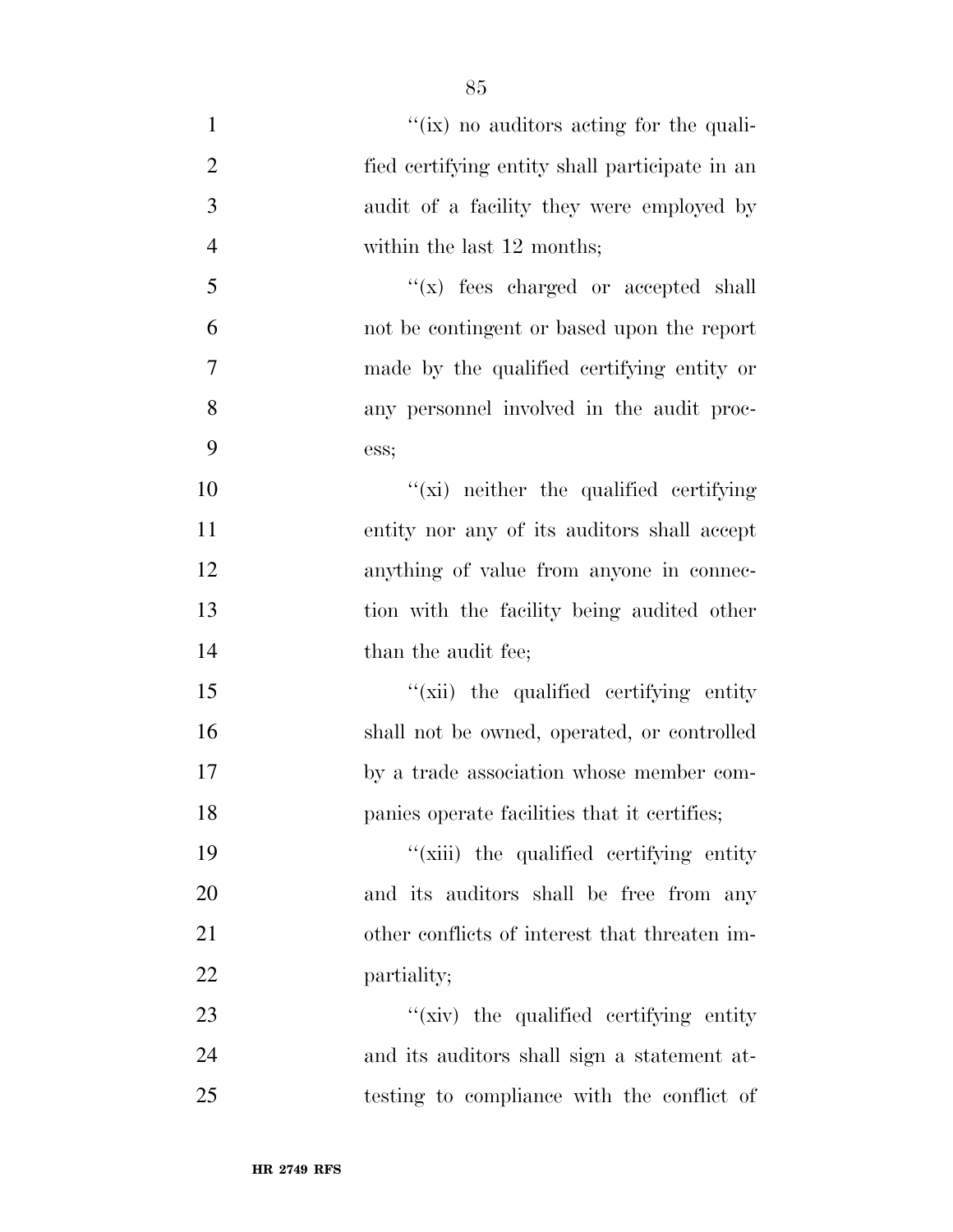''(ix) no auditors acting for the qualified certifying entity shall participate in an audit of a facility they were employed by within the last 12 months;

''(x) fees charged or accepted shall not be contingent or based upon the report made by the qualified certifying entity or any personnel involved in the audit process;

''(xi) neither the qualified certifying entity nor any of its auditors shall accept anything of value from anyone in connection with the facility being audited other than the audit fee;

''(xii) the qualified certifying entity shall not be owned, operated, or controlled by a trade association whose member companies operate facilities that it certifies;

''(xiii) the qualified certifying entity and its auditors shall be free from any other conflicts of interest that threaten impartiality;

''(xiv) the qualified certifying entity and its auditors shall sign a statement attesting to compliance with the conflict of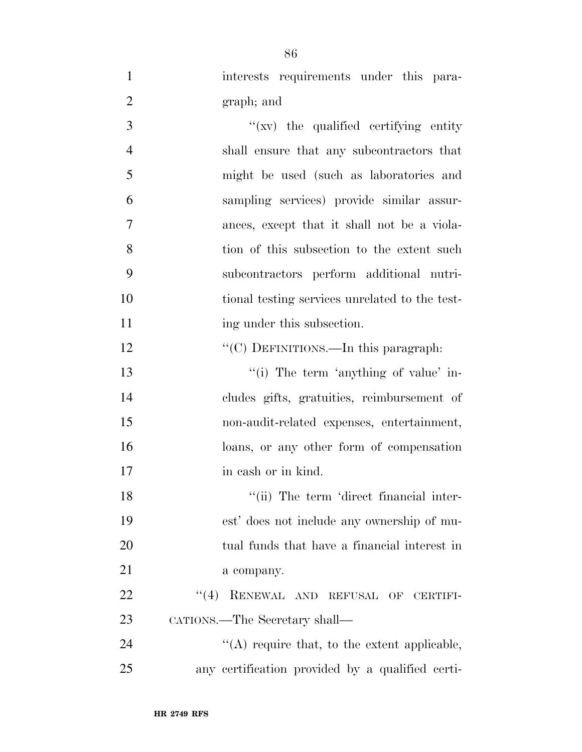interests requirements under this paragraph; and

"(xv) the qualified certifying entity shall ensure that any subcontractors that might be used (such as laboratories and sampling services) provide similar assurances, except that it shall not be a violation of this subsection to the extent such subcontractors perform additional nutritional testing services unrelated to the testing under this subsection.

"(C) DEFINITIONS.—In this paragraph:

"(i) The term 'anything of value' includes gifts, gratuities, reimbursement of non-audit-related expenses, entertainment, loans, or any other form of compensation in cash or in kind.

"(ii) The term 'direct financial interest' does not include any ownership of mutual funds that have a financial interest in a company.

"(4) RENEWAL AND REFUSAL OF CERTIFICATIONS.—The Secretary shall—

"(A) require that, to the extent applicable, any certification provided by a qualified certi-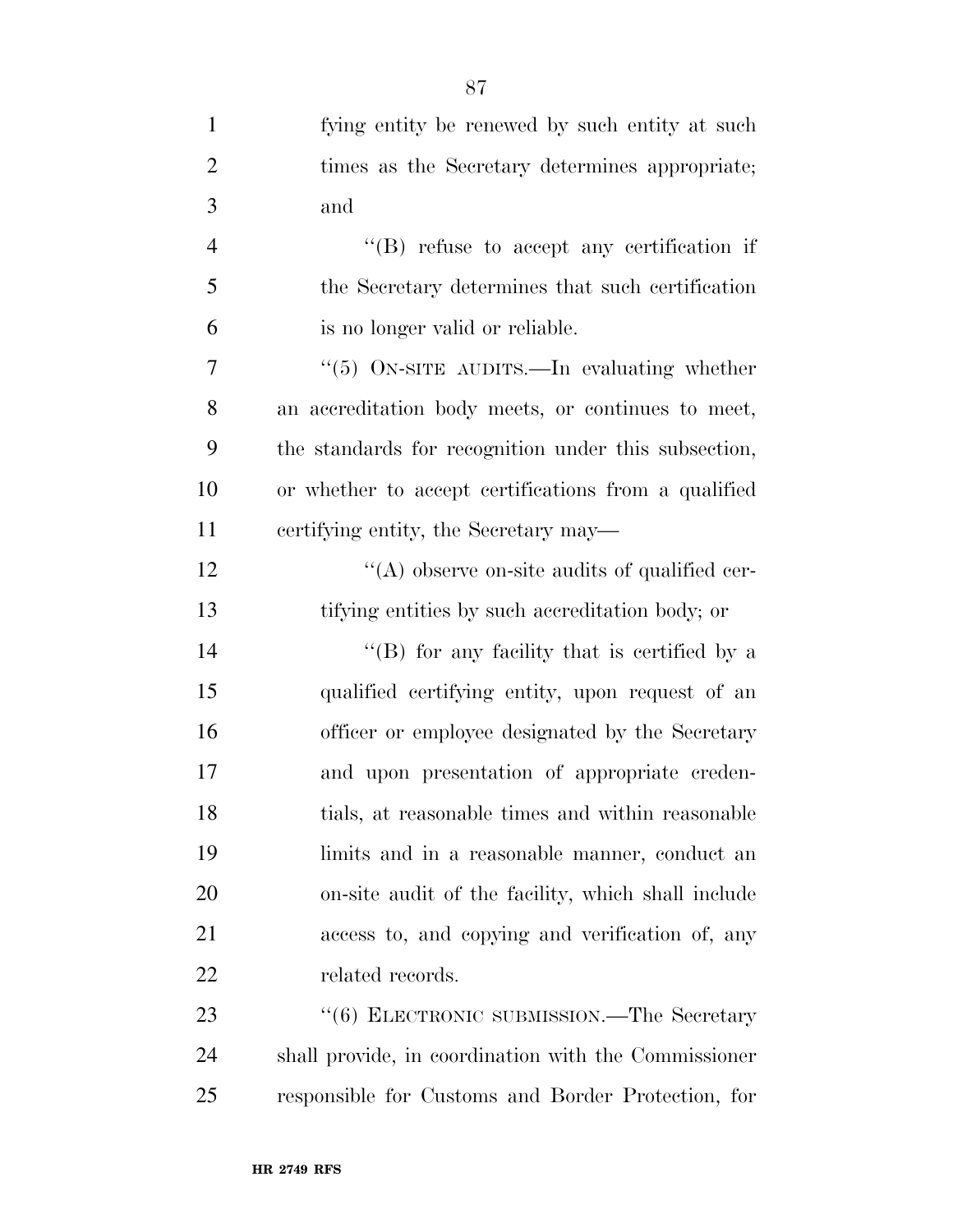fying entity be renewed by such entity at such times as the Secretary determines appropriate; and

''(B) refuse to accept any certification if the Secretary determines that such certification is no longer valid or reliable.

''(5) ON-SITE AUDITS.—In evaluating whether an accreditation body meets, or continues to meet, the standards for recognition under this subsection, or whether to accept certifications from a qualified certifying entity, the Secretary may—

''(A) observe on-site audits of qualified certifying entities by such accreditation body; or

''(B) for any facility that is certified by a qualified certifying entity, upon request of an officer or employee designated by the Secretary and upon presentation of appropriate credentials, at reasonable times and within reasonable limits and in a reasonable manner, conduct an on-site audit of the facility, which shall include access to, and copying and verification of, any related records.

''(6) ELECTRONIC SUBMISSION.—The Secretary shall provide, in coordination with the Commissioner responsible for Customs and Border Protection, for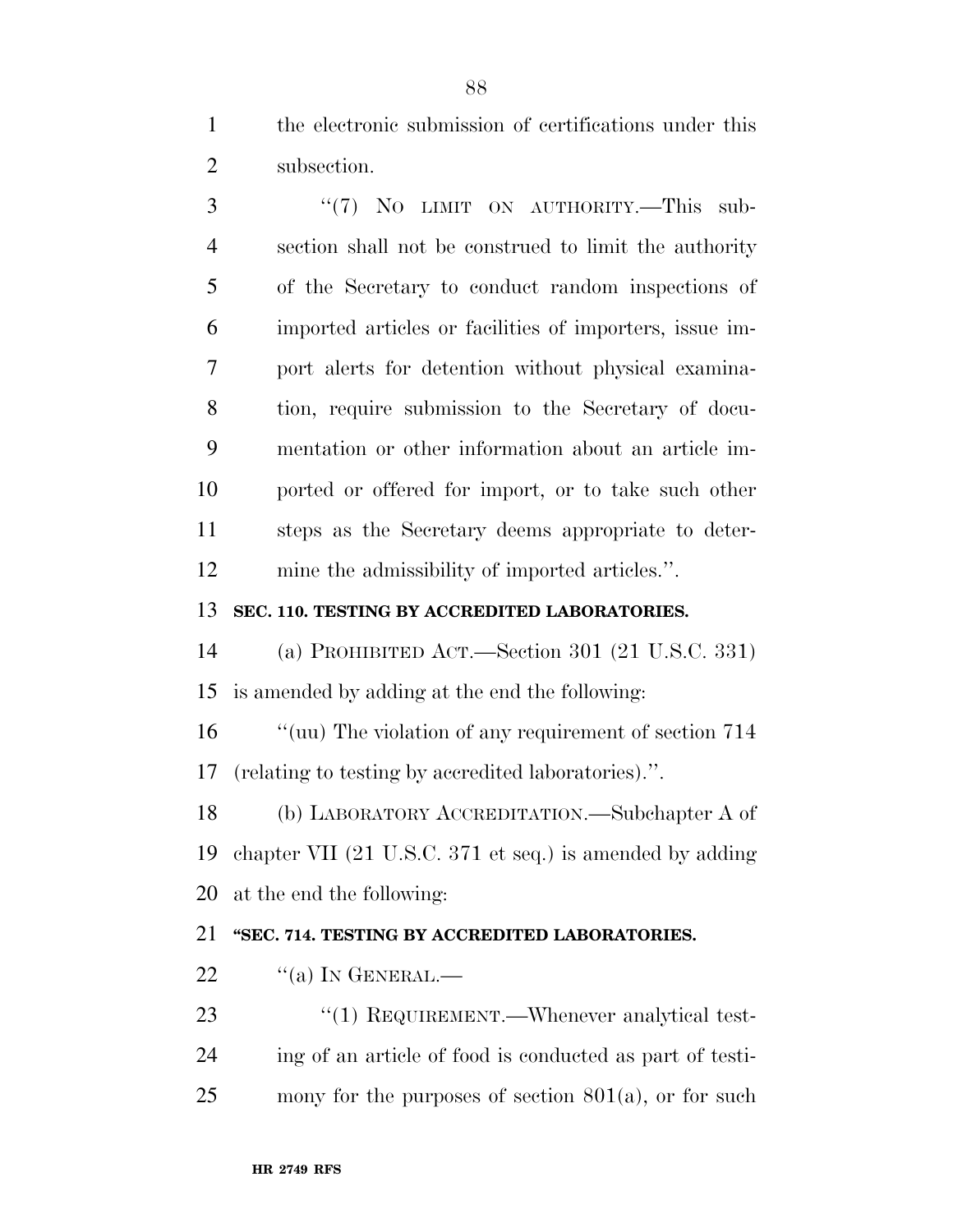the electronic submission of certifications under this subsection.

"(7) NO LIMIT ON AUTHORITY.—This subsection shall not be construed to limit the authority of the Secretary to conduct random inspections of imported articles or facilities of importers, issue import alerts for detention without physical examination, require submission to the Secretary of documentation or other information about an article imported or offered for import, or to take such other steps as the Secretary deems appropriate to determine the admissibility of imported articles.".

**SEC. 110. TESTING BY ACCREDITED LABORATORIES.**

(a) PROHIBITED ACT.—Section 301 (21 U.S.C. 331) is amended by adding at the end the following:

"(uu) The violation of any requirement of section 714 (relating to testing by accredited laboratories).".

(b) LABORATORY ACCREDITATION.—Subchapter A of chapter VII (21 U.S.C. 371 et seq.) is amended by adding at the end the following:

**"SEC. 714. TESTING BY ACCREDITED LABORATORIES.**

"(a) IN GENERAL.—

"(1) REQUIREMENT.—Whenever analytical testing of an article of food is conducted as part of testimony for the purposes of section 801(a), or for such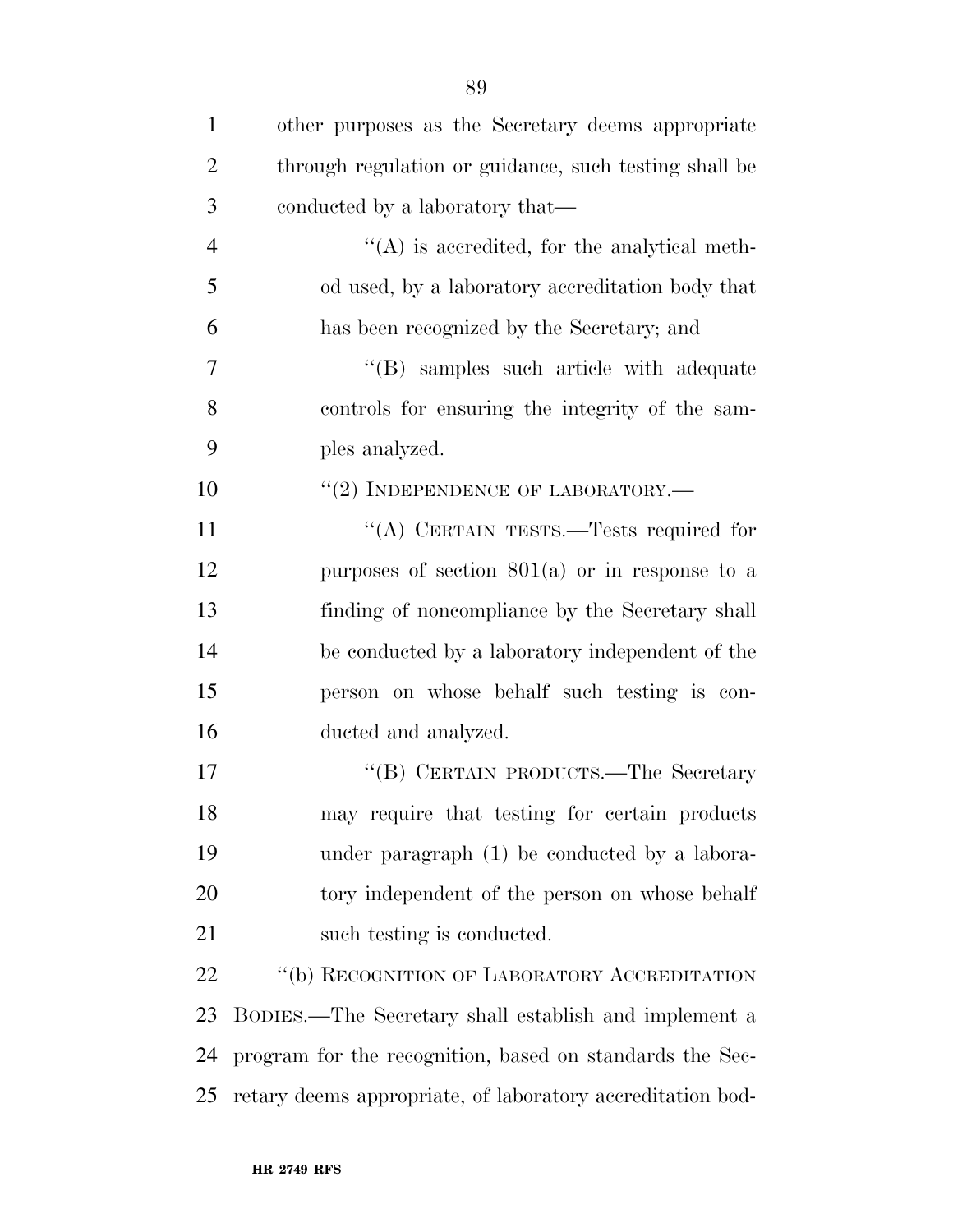other purposes as the Secretary deems appropriate through regulation or guidance, such testing shall be conducted by a laboratory that—

''(A) is accredited, for the analytical method used, by a laboratory accreditation body that has been recognized by the Secretary; and

''(B) samples such article with adequate controls for ensuring the integrity of the samples analyzed.

''(2) INDEPENDENCE OF LABORATORY.—

''(A) CERTAIN TESTS.—Tests required for purposes of section 801(a) or in response to a finding of noncompliance by the Secretary shall be conducted by a laboratory independent of the person on whose behalf such testing is conducted and analyzed.

''(B) CERTAIN PRODUCTS.—The Secretary may require that testing for certain products under paragraph (1) be conducted by a laboratory independent of the person on whose behalf such testing is conducted.

''(b) RECOGNITION OF LABORATORY ACCREDITATION BODIES.—The Secretary shall establish and implement a program for the recognition, based on standards the Secretary deems appropriate, of laboratory accreditation bod-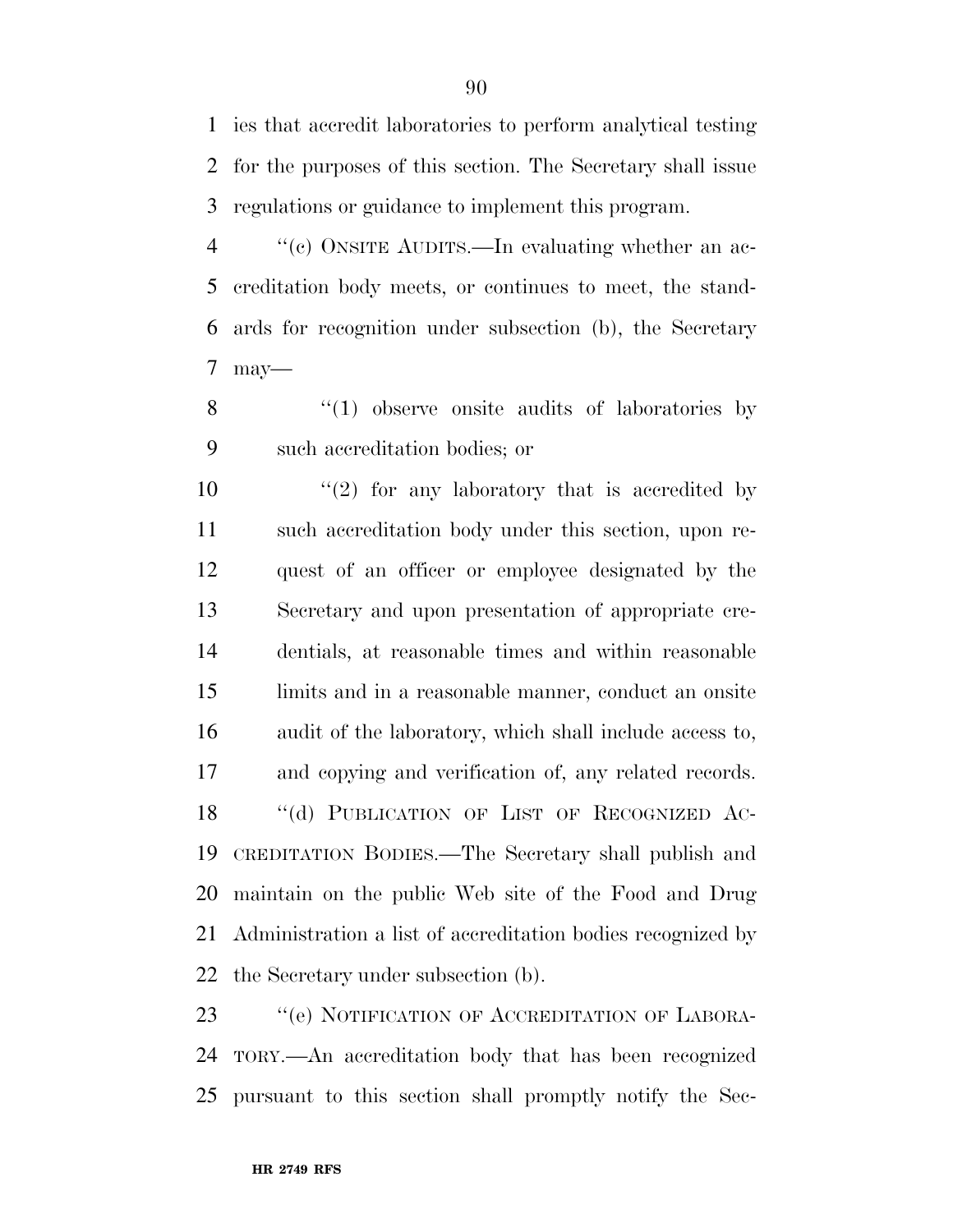ies that accredit laboratories to perform analytical testing for the purposes of this section. The Secretary shall issue regulations or guidance to implement this program.

"(c) ONSITE AUDITS.—In evaluating whether an accreditation body meets, or continues to meet, the standards for recognition under subsection (b), the Secretary may—

"(1) observe onsite audits of laboratories by such accreditation bodies; or

"(2) for any laboratory that is accredited by such accreditation body under this section, upon request of an officer or employee designated by the Secretary and upon presentation of appropriate credentials, at reasonable times and within reasonable limits and in a reasonable manner, conduct an onsite audit of the laboratory, which shall include access to, and copying and verification of, any related records.

"(d) PUBLICATION OF LIST OF RECOGNIZED ACCREDITATION BODIES.—The Secretary shall publish and maintain on the public Web site of the Food and Drug Administration a list of accreditation bodies recognized by the Secretary under subsection (b).

"(e) NOTIFICATION OF ACCREDITATION OF LABORATORY.—An accreditation body that has been recognized pursuant to this section shall promptly notify the Sec-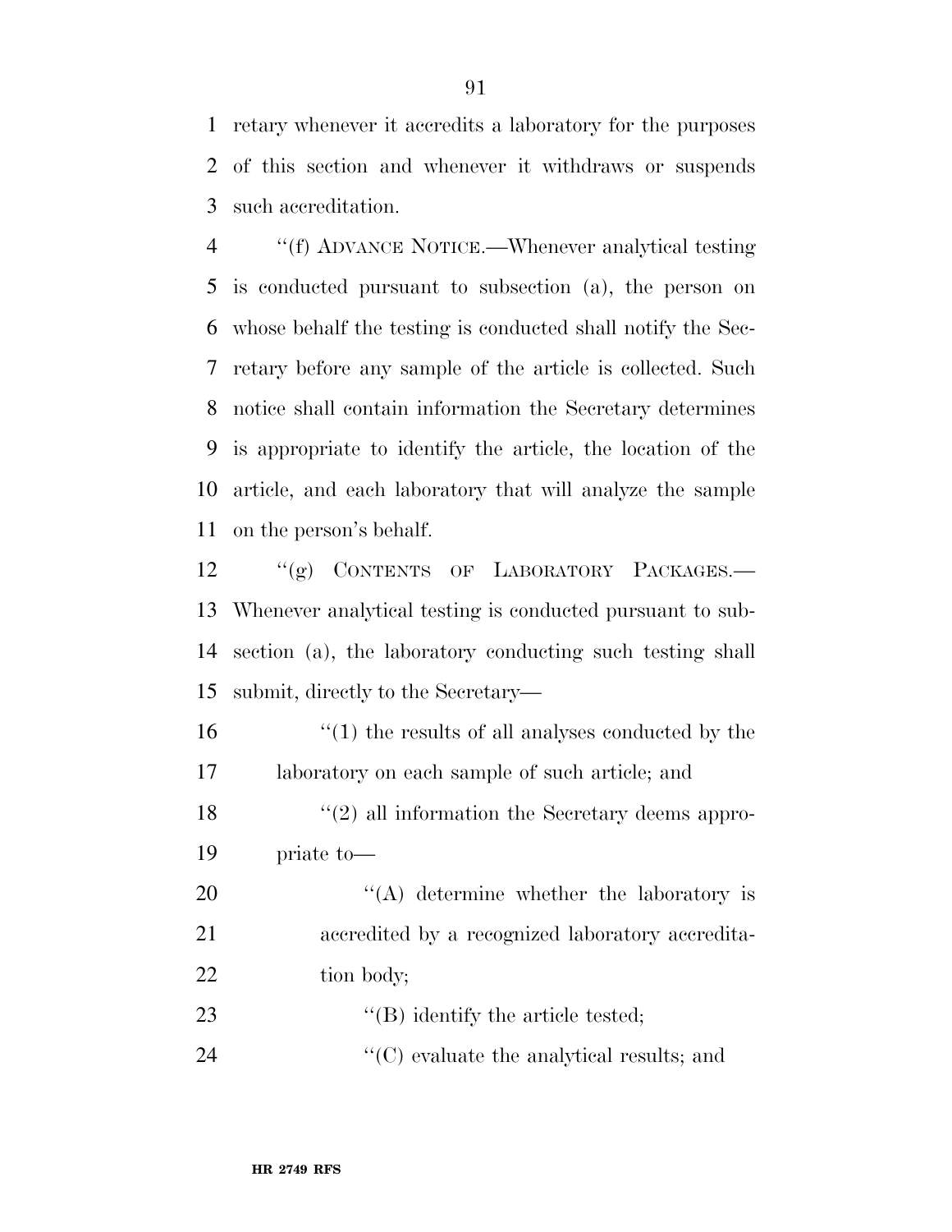retary whenever it accredits a laboratory for the purposes of this section and whenever it withdraws or suspends such accreditation.

''(f) ADVANCE NOTICE.—Whenever analytical testing is conducted pursuant to subsection (a), the person on whose behalf the testing is conducted shall notify the Secretary before any sample of the article is collected. Such notice shall contain information the Secretary determines is appropriate to identify the article, the location of the article, and each laboratory that will analyze the sample on the person's behalf.

''(g) CONTENTS OF LABORATORY PACKAGES.—Whenever analytical testing is conducted pursuant to subsection (a), the laboratory conducting such testing shall submit, directly to the Secretary—

''(1) the results of all analyses conducted by the laboratory on each sample of such article; and

''(2) all information the Secretary deems appropriate to—

''(A) determine whether the laboratory is accredited by a recognized laboratory accreditation body;

''(B) identify the article tested;

''(C) evaluate the analytical results; and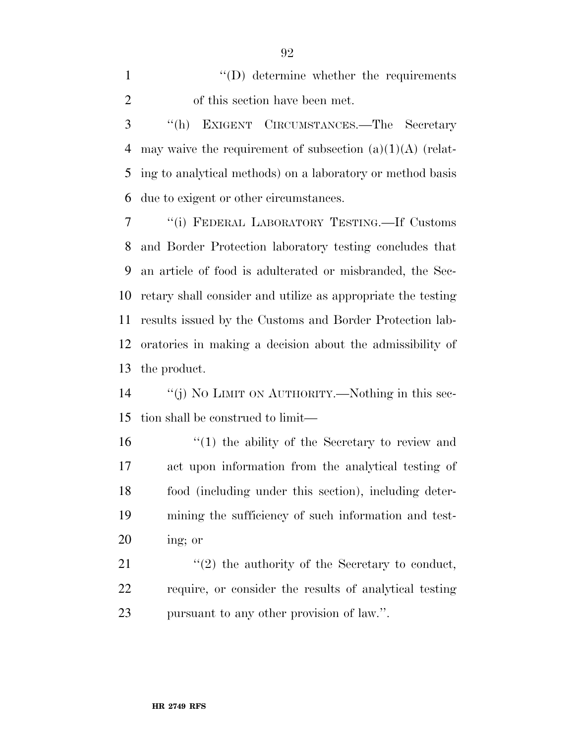''(D) determine whether the requirements of this section have been met.

''(h) EXIGENT CIRCUMSTANCES.—The Secretary may waive the requirement of subsection (a)(1)(A) (relating to analytical methods) on a laboratory or method basis due to exigent or other circumstances.

''(i) FEDERAL LABORATORY TESTING.—If Customs and Border Protection laboratory testing concludes that an article of food is adulterated or misbranded, the Secretary shall consider and utilize as appropriate the testing results issued by the Customs and Border Protection laboratories in making a decision about the admissibility of the product.

''(j) NO LIMIT ON AUTHORITY.—Nothing in this section shall be construed to limit—

''(1) the ability of the Secretary to review and act upon information from the analytical testing of food (including under this section), including determining the sufficiency of such information and testing; or

''(2) the authority of the Secretary to conduct, require, or consider the results of analytical testing pursuant to any other provision of law.''.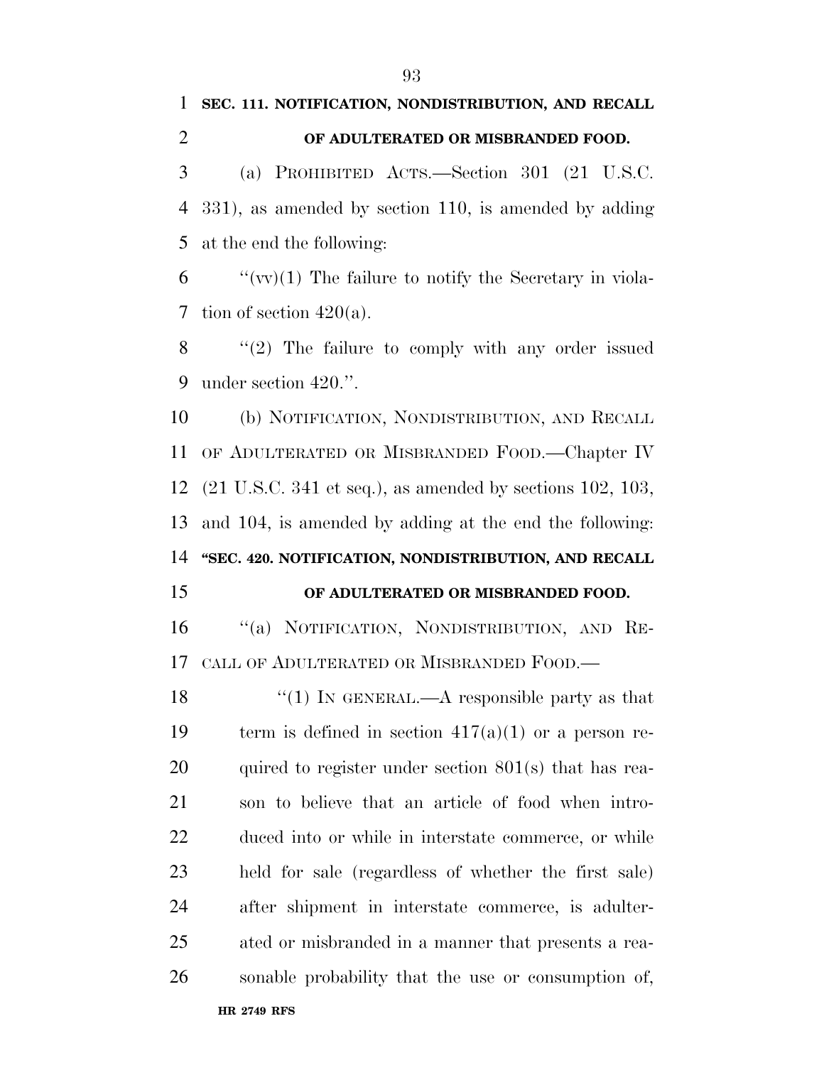**SEC. 111. NOTIFICATION, NONDISTRIBUTION, AND RECALL OF ADULTERATED OR MISBRANDED FOOD.**

(a) PROHIBITED ACTS.—Section 301 (21 U.S.C. 331), as amended by section 110, is amended by adding at the end the following:

"(vv)(1) The failure to notify the Secretary in violation of section 420(a).

"(2) The failure to comply with any order issued under section 420.".

(b) NOTIFICATION, NONDISTRIBUTION, AND RECALL OF ADULTERATED OR MISBRANDED FOOD.—Chapter IV (21 U.S.C. 341 et seq.), as amended by sections 102, 103, and 104, is amended by adding at the end the following:

**"SEC. 420. NOTIFICATION, NONDISTRIBUTION, AND RECALL OF ADULTERATED OR MISBRANDED FOOD.**

"(a) NOTIFICATION, NONDISTRIBUTION, AND RECALL OF ADULTERATED OR MISBRANDED FOOD.—

"(1) IN GENERAL.—A responsible party as that term is defined in section 417(a)(1) or a person required to register under section 801(s) that has reason to believe that an article of food when introduced into or while in interstate commerce, or while held for sale (regardless of whether the first sale) after shipment in interstate commerce, is adulterated or misbranded in a manner that presents a reasonable probability that the use or consumption of,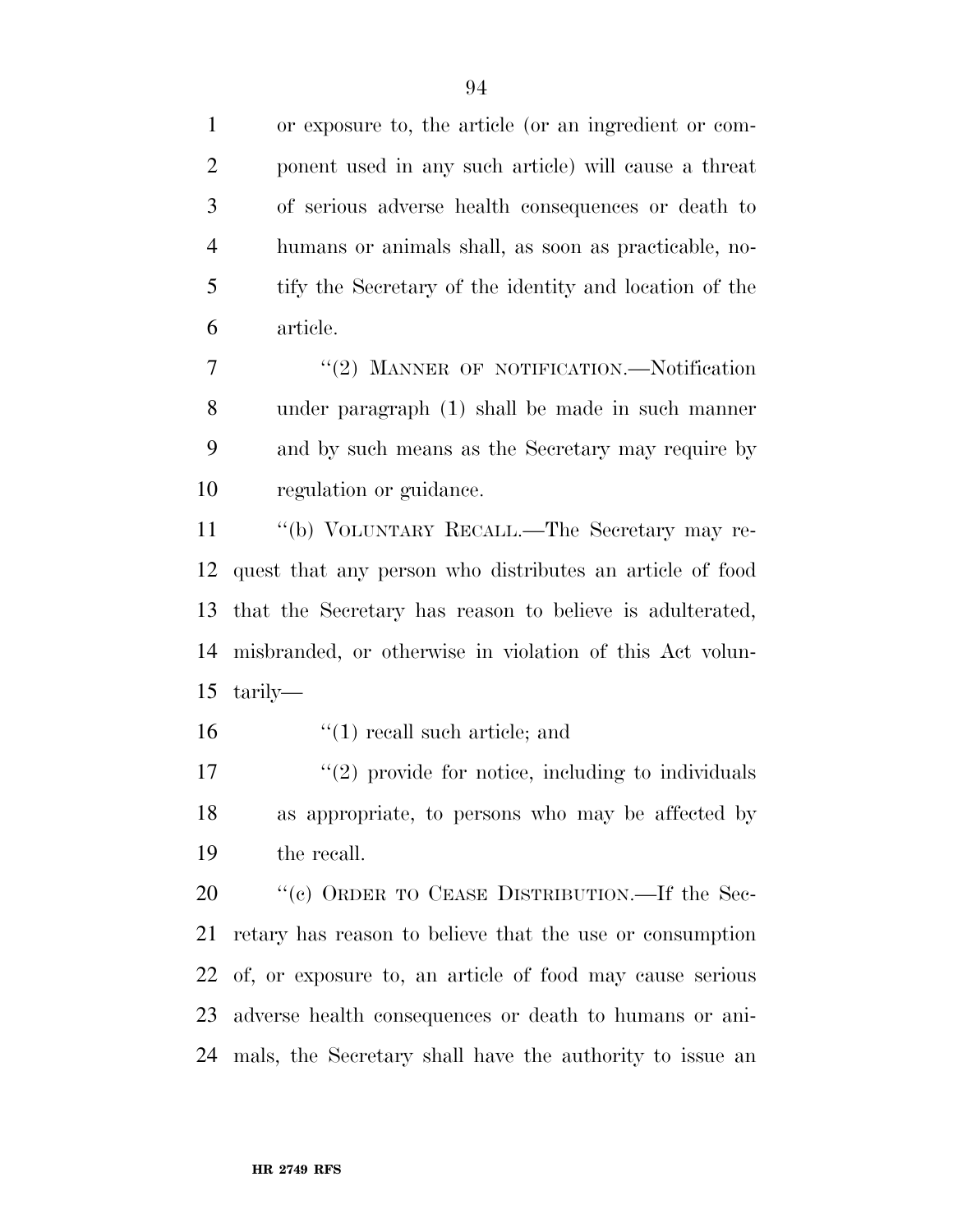or exposure to, the article (or an ingredient or component used in any such article) will cause a threat of serious adverse health consequences or death to humans or animals shall, as soon as practicable, notify the Secretary of the identity and location of the article.

"(2) MANNER OF NOTIFICATION.—Notification under paragraph (1) shall be made in such manner and by such means as the Secretary may require by regulation or guidance.

"(b) VOLUNTARY RECALL.—The Secretary may request that any person who distributes an article of food that the Secretary has reason to believe is adulterated, misbranded, or otherwise in violation of this Act voluntarily—

"(1) recall such article; and

"(2) provide for notice, including to individuals as appropriate, to persons who may be affected by the recall.

"(c) ORDER TO CEASE DISTRIBUTION.—If the Secretary has reason to believe that the use or consumption of, or exposure to, an article of food may cause serious adverse health consequences or death to humans or animals, the Secretary shall have the authority to issue an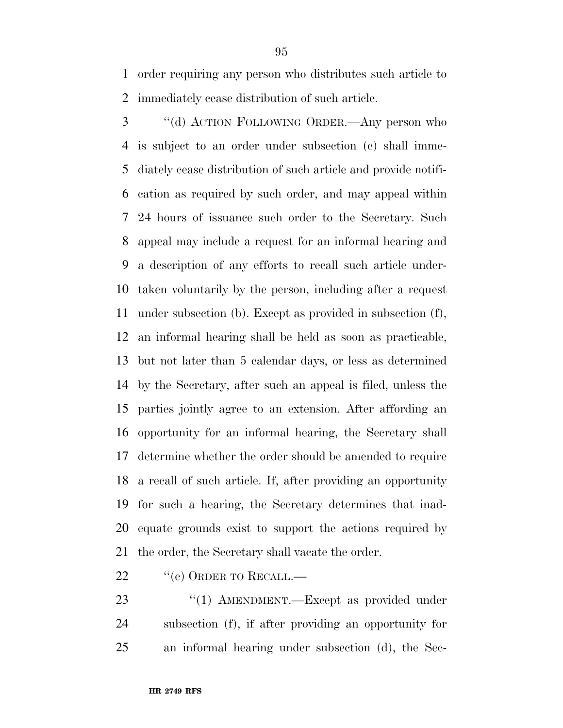order requiring any person who distributes such article to immediately cease distribution of such article.

''(d) ACTION FOLLOWING ORDER.—Any person who is subject to an order under subsection (c) shall immediately cease distribution of such article and provide notification as required by such order, and may appeal within 24 hours of issuance such order to the Secretary. Such appeal may include a request for an informal hearing and a description of any efforts to recall such article undertaken voluntarily by the person, including after a request under subsection (b). Except as provided in subsection (f), an informal hearing shall be held as soon as practicable, but not later than 5 calendar days, or less as determined by the Secretary, after such an appeal is filed, unless the parties jointly agree to an extension. After affording an opportunity for an informal hearing, the Secretary shall determine whether the order should be amended to require a recall of such article. If, after providing an opportunity for such a hearing, the Secretary determines that inadequate grounds exist to support the actions required by the order, the Secretary shall vacate the order.

''(e) ORDER TO RECALL.—

''(1) AMENDMENT.—Except as provided under subsection (f), if after providing an opportunity for an informal hearing under subsection (d), the Sec-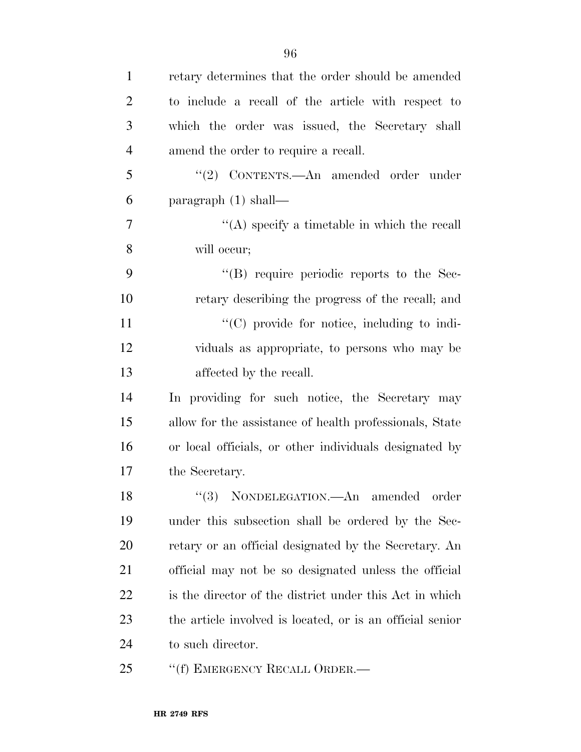retary determines that the order should be amended to include a recall of the article with respect to which the order was issued, the Secretary shall amend the order to require a recall.

"(2) CONTENTS.—An amended order under paragraph (1) shall—

"(A) specify a timetable in which the recall will occur;

"(B) require periodic reports to the Secretary describing the progress of the recall; and

"(C) provide for notice, including to individuals as appropriate, to persons who may be affected by the recall.

In providing for such notice, the Secretary may allow for the assistance of health professionals, State or local officials, or other individuals designated by the Secretary.

"(3) NONDELEGATION.—An amended order under this subsection shall be ordered by the Secretary or an official designated by the Secretary. An official may not be so designated unless the official is the director of the district under this Act in which the article involved is located, or is an official senior to such director.

"(f) EMERGENCY RECALL ORDER.—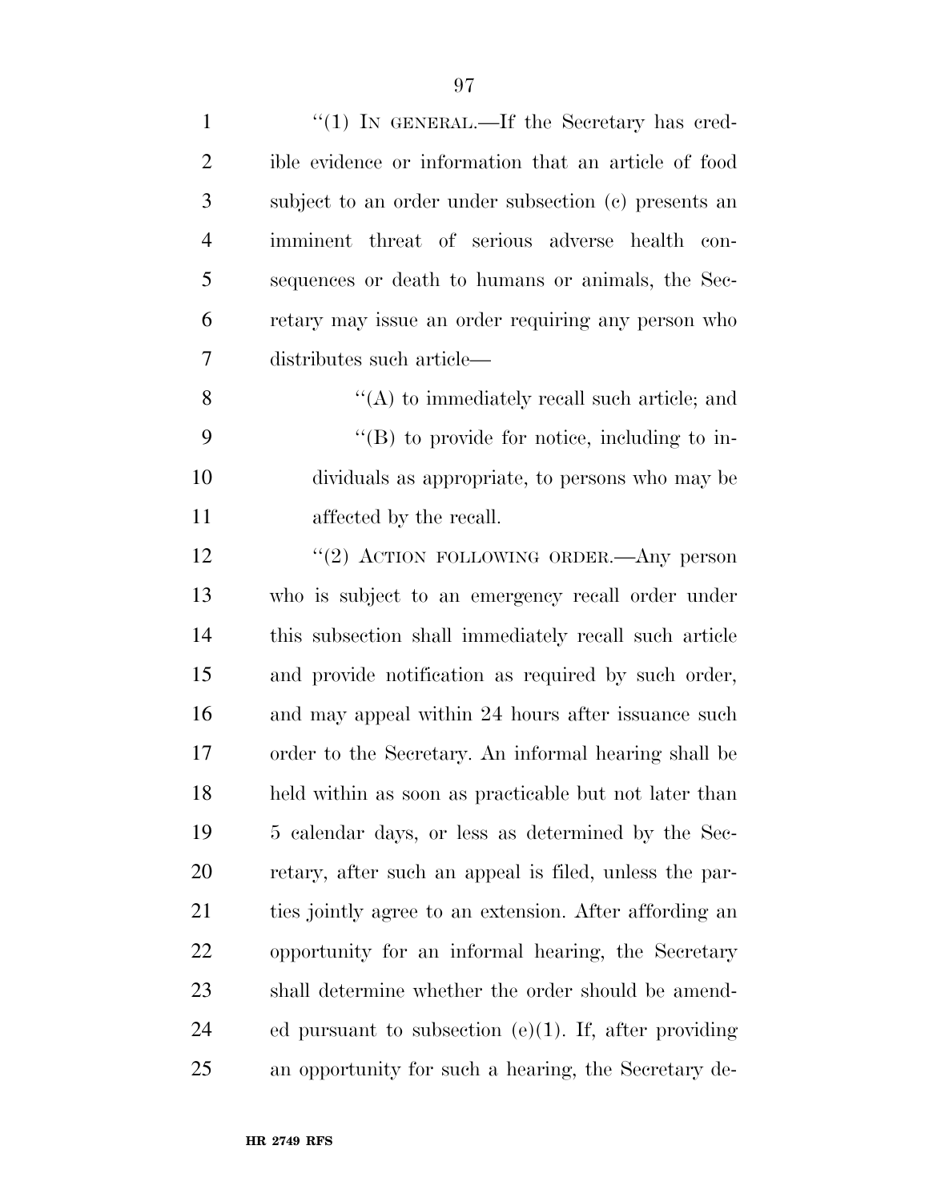''(1) IN GENERAL.—If the Secretary has credible evidence or information that an article of food subject to an order under subsection (c) presents an imminent threat of serious adverse health consequences or death to humans or animals, the Secretary may issue an order requiring any person who distributes such article—

''(A) to immediately recall such article; and

''(B) to provide for notice, including to individuals as appropriate, to persons who may be affected by the recall.

''(2) ACTION FOLLOWING ORDER.—Any person who is subject to an emergency recall order under this subsection shall immediately recall such article and provide notification as required by such order, and may appeal within 24 hours after issuance such order to the Secretary. An informal hearing shall be held within as soon as practicable but not later than 5 calendar days, or less as determined by the Secretary, after such an appeal is filed, unless the parties jointly agree to an extension. After affording an opportunity for an informal hearing, the Secretary shall determine whether the order should be amended pursuant to subsection (e)(1). If, after providing an opportunity for such a hearing, the Secretary de-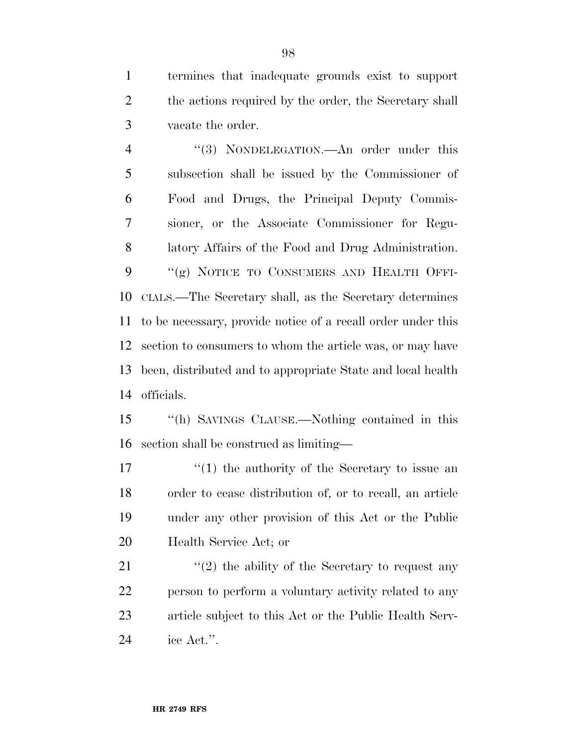termines that inadequate grounds exist to support the actions required by the order, the Secretary shall vacate the order.

"(3) NONDELEGATION.—An order under this subsection shall be issued by the Commissioner of Food and Drugs, the Principal Deputy Commissioner, or the Associate Commissioner for Regulatory Affairs of the Food and Drug Administration.

"(g) NOTICE TO CONSUMERS AND HEALTH OFFICIALS.—The Secretary shall, as the Secretary determines to be necessary, provide notice of a recall order under this section to consumers to whom the article was, or may have been, distributed and to appropriate State and local health officials.

"(h) SAVINGS CLAUSE.—Nothing contained in this section shall be construed as limiting—

"(1) the authority of the Secretary to issue an order to cease distribution of, or to recall, an article under any other provision of this Act or the Public Health Service Act; or

"(2) the ability of the Secretary to request any person to perform a voluntary activity related to any article subject to this Act or the Public Health Service Act.".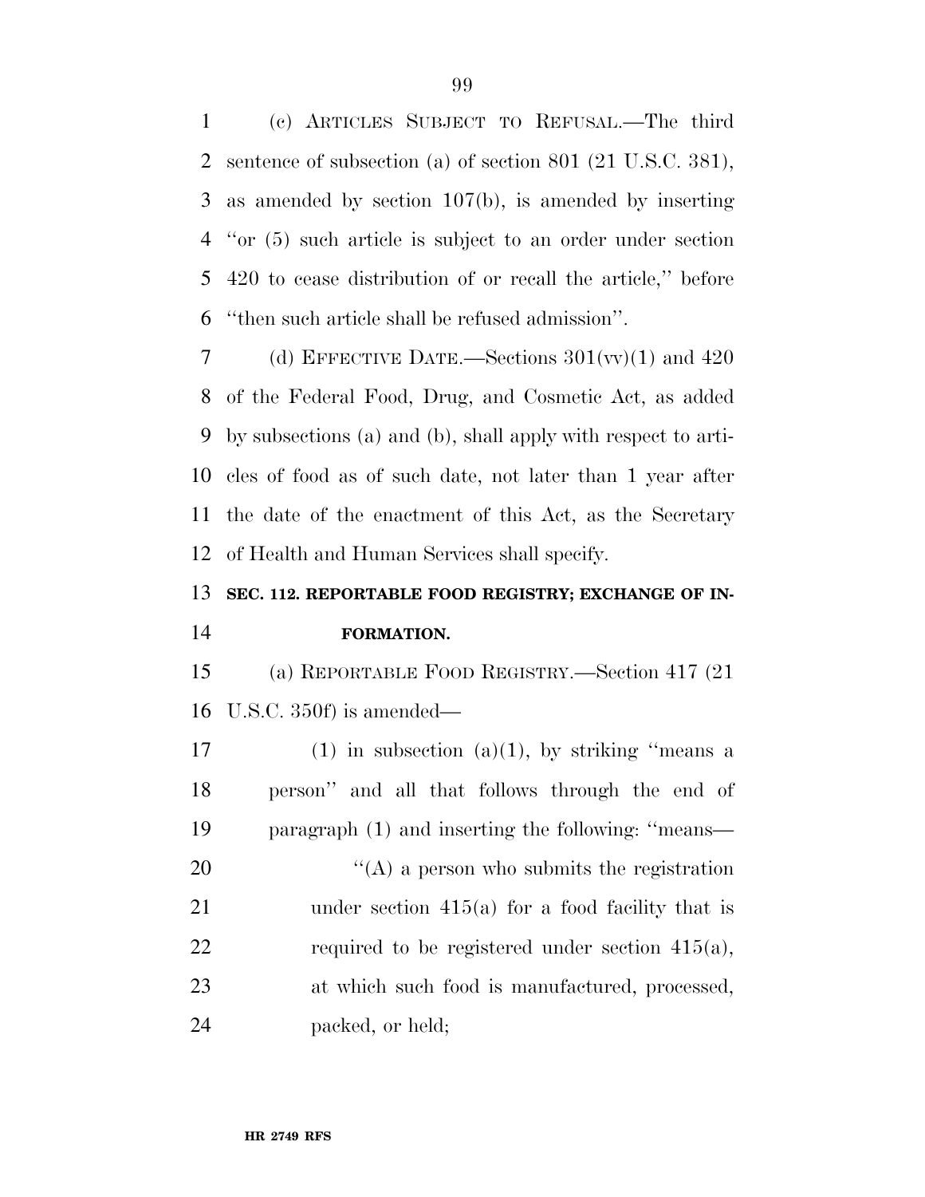(c) ARTICLES SUBJECT TO REFUSAL.—The third sentence of subsection (a) of section 801 (21 U.S.C. 381), as amended by section 107(b), is amended by inserting ''or (5) such article is subject to an order under section 420 to cease distribution of or recall the article,'' before ''then such article shall be refused admission''.

(d) EFFECTIVE DATE.—Sections 301(vv)(1) and 420 of the Federal Food, Drug, and Cosmetic Act, as added by subsections (a) and (b), shall apply with respect to articles of food as of such date, not later than 1 year after the date of the enactment of this Act, as the Secretary of Health and Human Services shall specify.

## SEC. 112. REPORTABLE FOOD REGISTRY; EXCHANGE OF INFORMATION.

(a) REPORTABLE FOOD REGISTRY.—Section 417 (21 U.S.C. 350f) is amended—

(1) in subsection (a)(1), by striking ''means a person'' and all that follows through the end of paragraph (1) and inserting the following: ''means—

''(A) a person who submits the registration under section 415(a) for a food facility that is required to be registered under section 415(a), at which such food is manufactured, processed, packed, or held;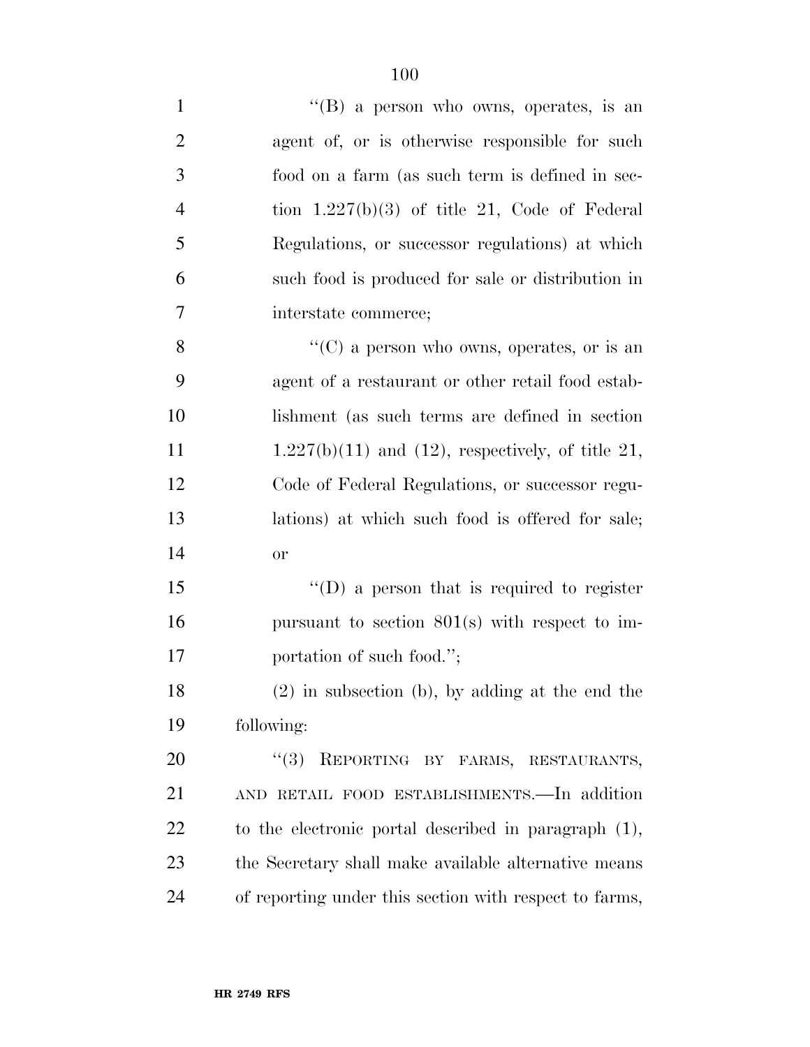''(B) a person who owns, operates, is an agent of, or is otherwise responsible for such food on a farm (as such term is defined in section 1.227(b)(3) of title 21, Code of Federal Regulations, or successor regulations) at which such food is produced for sale or distribution in interstate commerce;

''(C) a person who owns, operates, or is an agent of a restaurant or other retail food establishment (as such terms are defined in section 1.227(b)(11) and (12), respectively, of title 21, Code of Federal Regulations, or successor regulations) at which such food is offered for sale; or

''(D) a person that is required to register pursuant to section 801(s) with respect to importation of such food.'';

(2) in subsection (b), by adding at the end the following:

''(3) REPORTING BY FARMS, RESTAURANTS, AND RETAIL FOOD ESTABLISHMENTS.—In addition to the electronic portal described in paragraph (1), the Secretary shall make available alternative means of reporting under this section with respect to farms,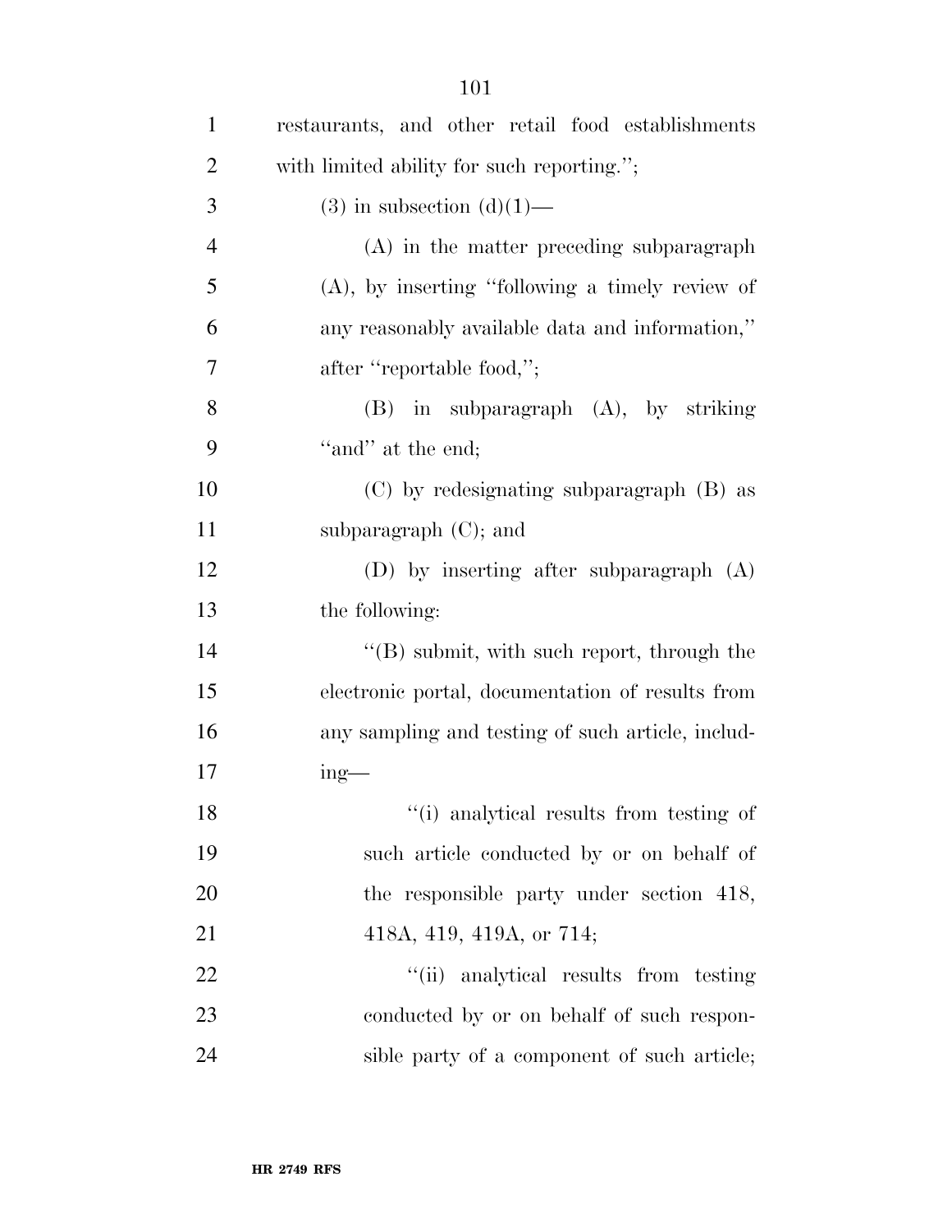restaurants, and other retail food establishments with limited ability for such reporting.'';

(3) in subsection (d)(1)—

(A) in the matter preceding subparagraph (A), by inserting ''following a timely review of any reasonably available data and information,'' after ''reportable food,'';

(B) in subparagraph (A), by striking ''and'' at the end;

(C) by redesignating subparagraph (B) as subparagraph (C); and

(D) by inserting after subparagraph (A) the following:

''(B) submit, with such report, through the electronic portal, documentation of results from any sampling and testing of such article, including—

''(i) analytical results from testing of such article conducted by or on behalf of the responsible party under section 418, 418A, 419, 419A, or 714;

''(ii) analytical results from testing conducted by or on behalf of such responsible party of a component of such article;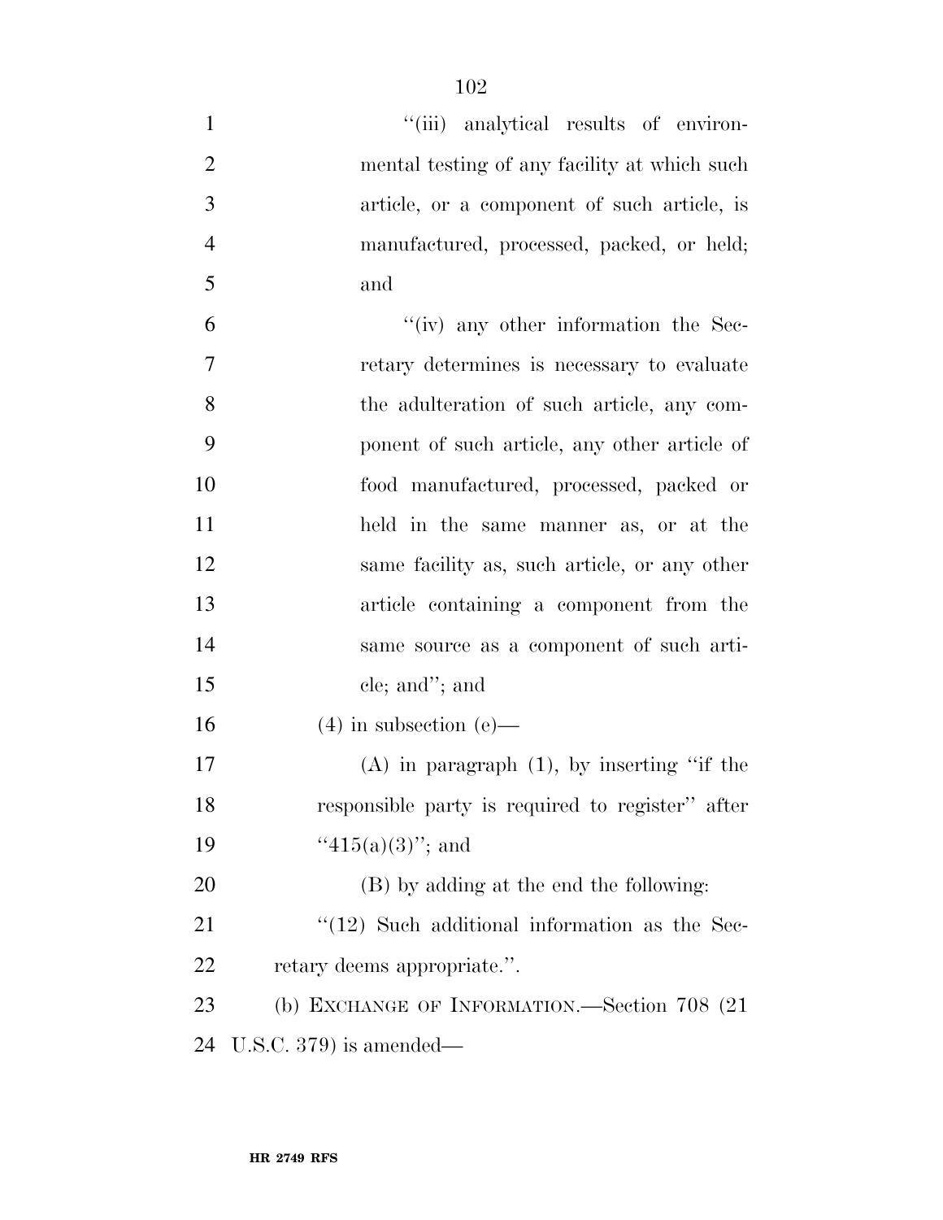"(iii) analytical results of environmental testing of any facility at which such article, or a component of such article, is manufactured, processed, packed, or held; and

"(iv) any other information the Secretary determines is necessary to evaluate the adulteration of such article, any component of such article, any other article of food manufactured, processed, packed or held in the same manner as, or at the same facility as, such article, or any other article containing a component from the same source as a component of such article; and"; and

(4) in subsection (e)—

(A) in paragraph (1), by inserting "if the responsible party is required to register" after "415(a)(3)"; and

(B) by adding at the end the following:

"(12) Such additional information as the Secretary deems appropriate.".

(b) EXCHANGE OF INFORMATION.—Section 708 (21 U.S.C. 379) is amended—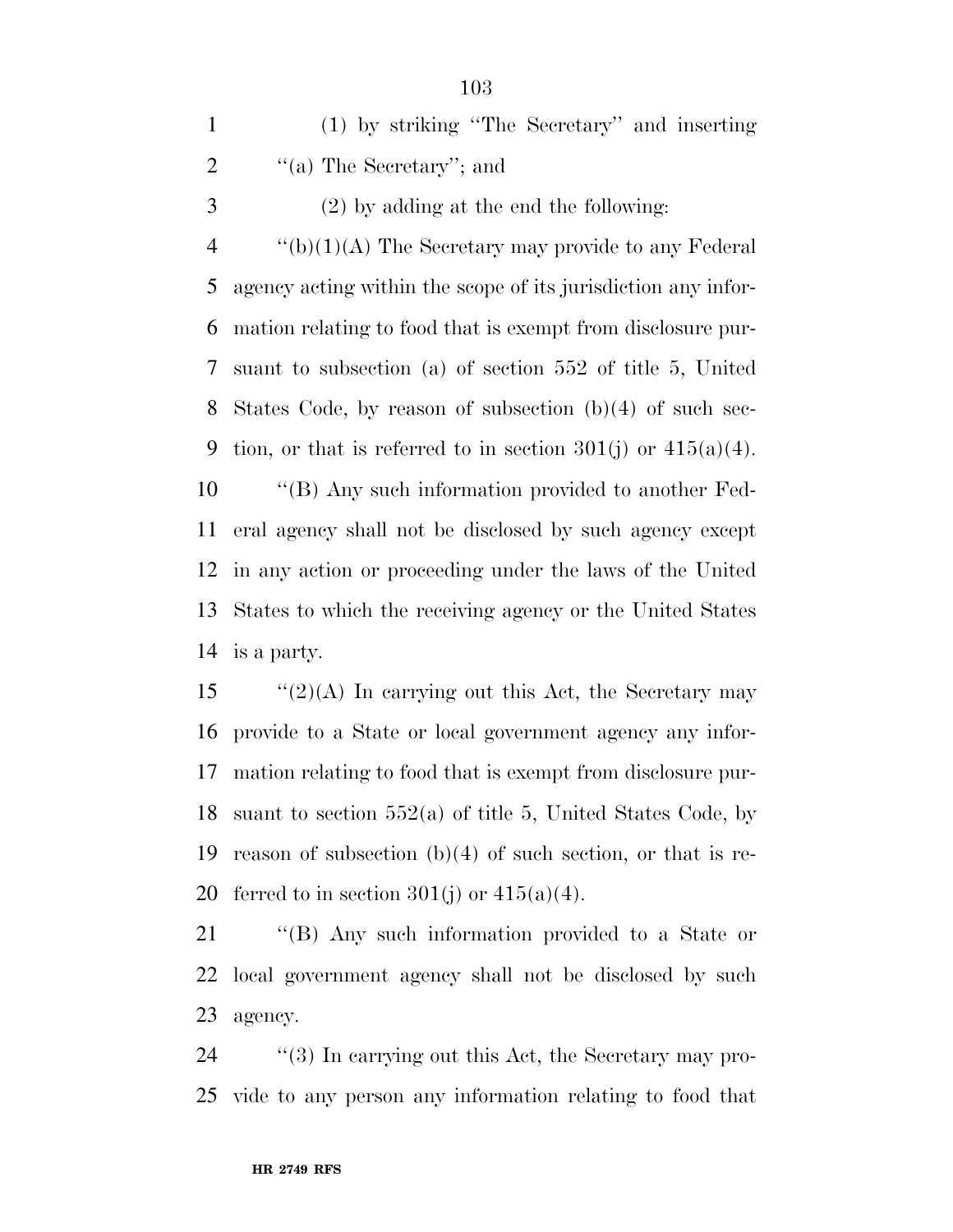(1) by striking ''The Secretary'' and inserting ''(a) The Secretary''; and

(2) by adding at the end the following:

''(b)(1)(A) The Secretary may provide to any Federal agency acting within the scope of its jurisdiction any information relating to food that is exempt from disclosure pursuant to subsection (a) of section 552 of title 5, United States Code, by reason of subsection (b)(4) of such section, or that is referred to in section 301(j) or 415(a)(4).

''(B) Any such information provided to another Federal agency shall not be disclosed by such agency except in any action or proceeding under the laws of the United States to which the receiving agency or the United States is a party.

''(2)(A) In carrying out this Act, the Secretary may provide to a State or local government agency any information relating to food that is exempt from disclosure pursuant to section 552(a) of title 5, United States Code, by reason of subsection (b)(4) of such section, or that is referred to in section 301(j) or 415(a)(4).

''(B) Any such information provided to a State or local government agency shall not be disclosed by such agency.

''(3) In carrying out this Act, the Secretary may provide to any person any information relating to food that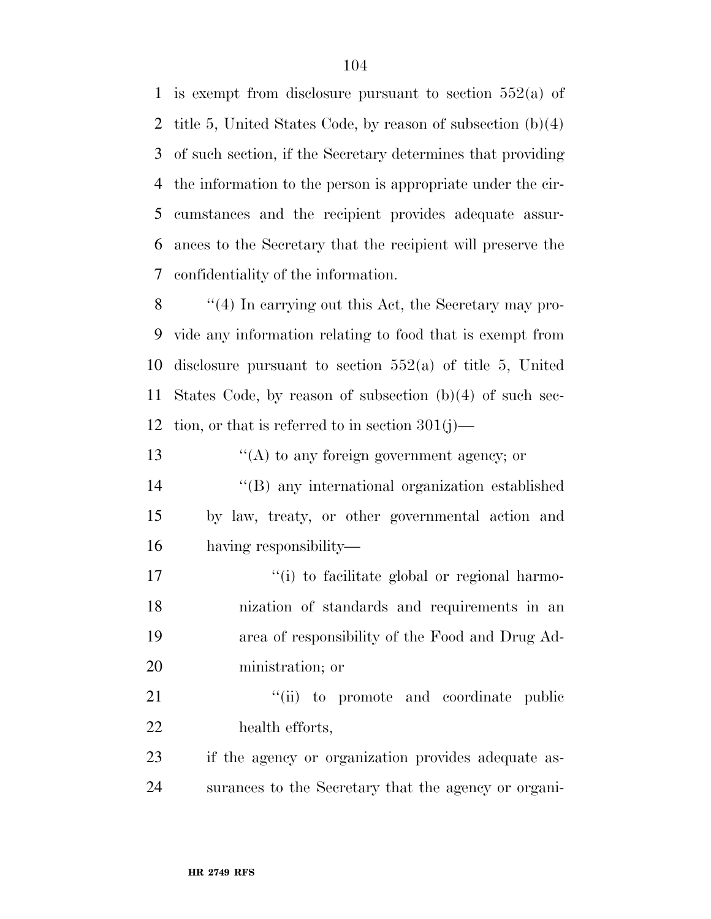is exempt from disclosure pursuant to section 552(a) of title 5, United States Code, by reason of subsection (b)(4) of such section, if the Secretary determines that providing the information to the person is appropriate under the circumstances and the recipient provides adequate assurances to the Secretary that the recipient will preserve the confidentiality of the information.

''(4) In carrying out this Act, the Secretary may provide any information relating to food that is exempt from disclosure pursuant to section 552(a) of title 5, United States Code, by reason of subsection (b)(4) of such section, or that is referred to in section 301(j)—

''(A) to any foreign government agency; or

''(B) any international organization established by law, treaty, or other governmental action and having responsibility—

''(i) to facilitate global or regional harmonization of standards and requirements in an area of responsibility of the Food and Drug Administration; or

''(ii) to promote and coordinate public health efforts,

if the agency or organization provides adequate assurances to the Secretary that the agency or organi-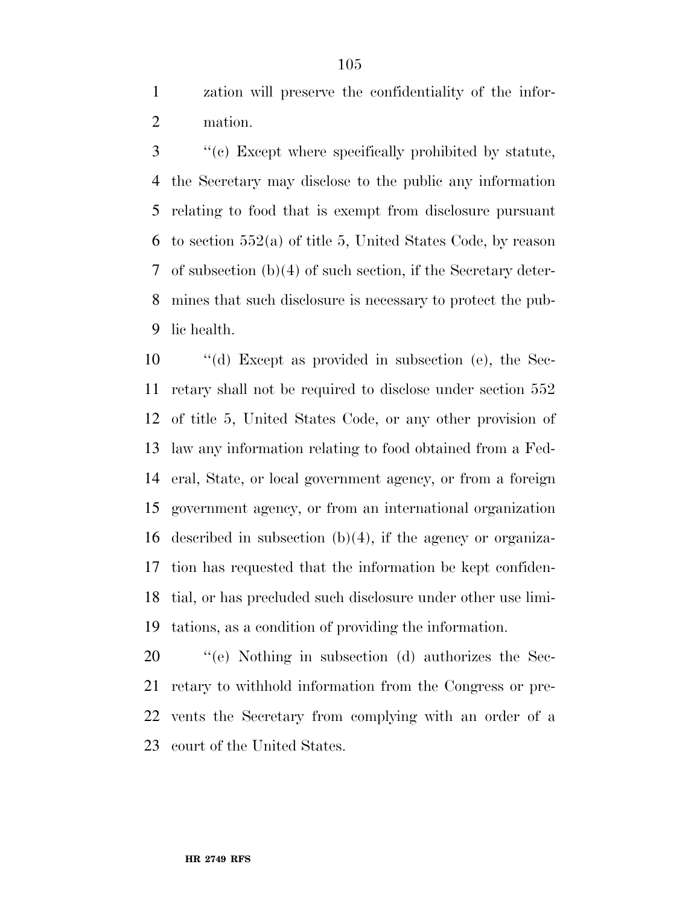zation will preserve the confidentiality of the information.

''(c) Except where specifically prohibited by statute, the Secretary may disclose to the public any information relating to food that is exempt from disclosure pursuant to section 552(a) of title 5, United States Code, by reason of subsection (b)(4) of such section, if the Secretary determines that such disclosure is necessary to protect the public health.

''(d) Except as provided in subsection (e), the Secretary shall not be required to disclose under section 552 of title 5, United States Code, or any other provision of law any information relating to food obtained from a Federal, State, or local government agency, or from a foreign government agency, or from an international organization described in subsection (b)(4), if the agency or organization has requested that the information be kept confidential, or has precluded such disclosure under other use limitations, as a condition of providing the information.

''(e) Nothing in subsection (d) authorizes the Secretary to withhold information from the Congress or prevents the Secretary from complying with an order of a court of the United States.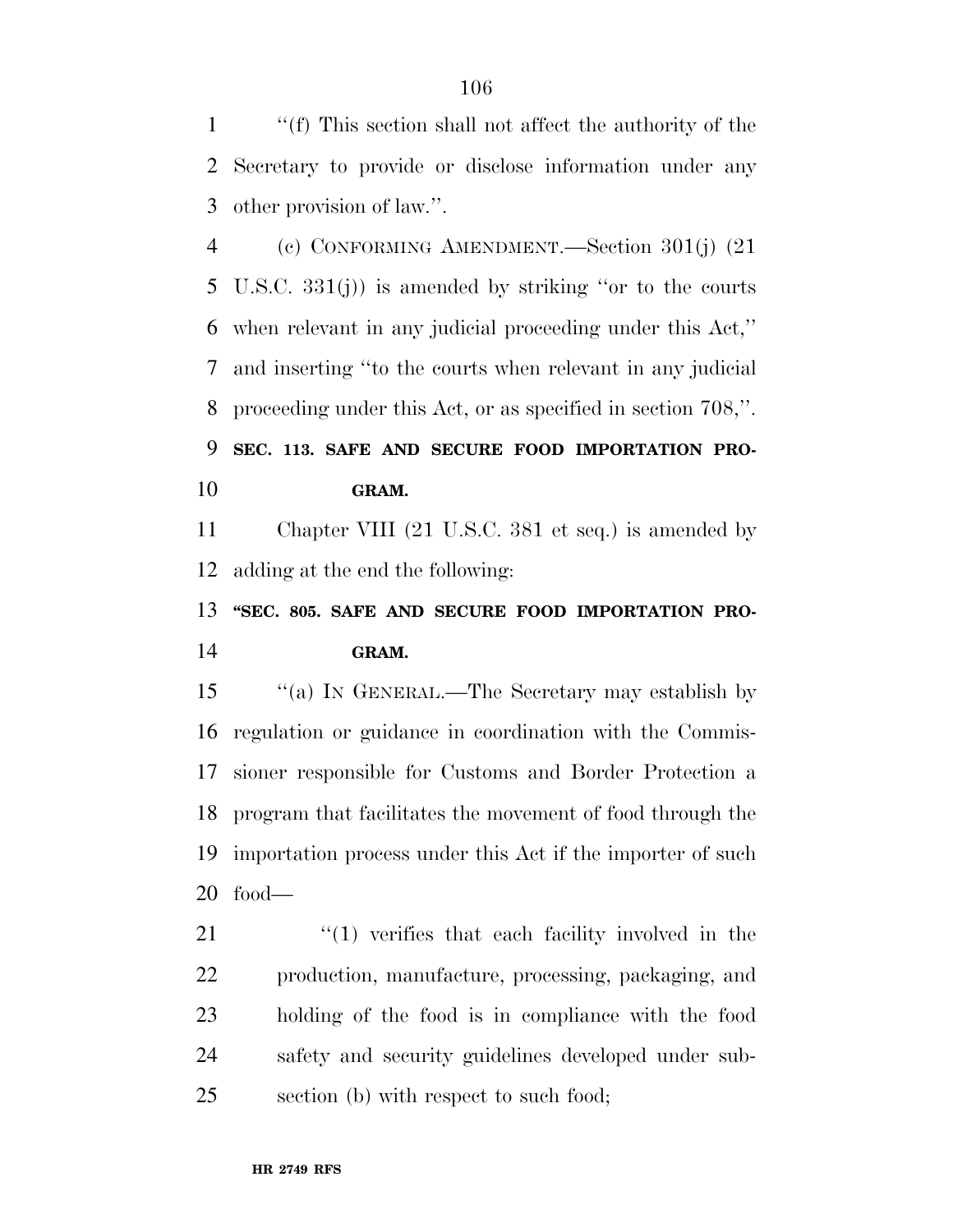''(f) This section shall not affect the authority of the Secretary to provide or disclose information under any other provision of law.''.

(c) CONFORMING AMENDMENT.—Section 301(j) (21 U.S.C. 331(j)) is amended by striking ''or to the courts when relevant in any judicial proceeding under this Act,'' and inserting ''to the courts when relevant in any judicial proceeding under this Act, or as specified in section 708,''.

**SEC. 113. SAFE AND SECURE FOOD IMPORTATION PROGRAM.**

Chapter VIII (21 U.S.C. 381 et seq.) is amended by adding at the end the following:

**''SEC. 805. SAFE AND SECURE FOOD IMPORTATION PROGRAM.**

''(a) IN GENERAL.—The Secretary may establish by regulation or guidance in coordination with the Commissioner responsible for Customs and Border Protection a program that facilitates the movement of food through the importation process under this Act if the importer of such food—

''(1) verifies that each facility involved in the production, manufacture, processing, packaging, and holding of the food is in compliance with the food safety and security guidelines developed under subsection (b) with respect to such food;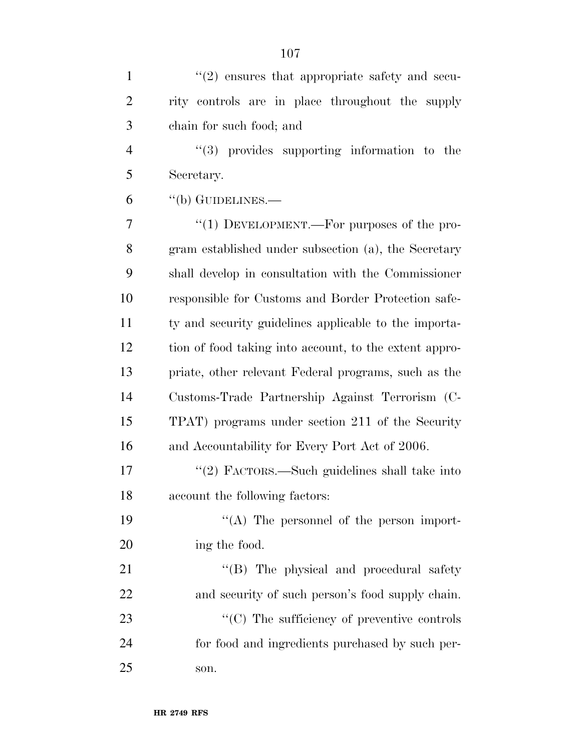''(2) ensures that appropriate safety and security controls are in place throughout the supply chain for such food; and

''(3) provides supporting information to the Secretary.

''(b) GUIDELINES.—

''(1) DEVELOPMENT.—For purposes of the program established under subsection (a), the Secretary shall develop in consultation with the Commissioner responsible for Customs and Border Protection safety and security guidelines applicable to the importation of food taking into account, to the extent appropriate, other relevant Federal programs, such as the Customs-Trade Partnership Against Terrorism (C-TPAT) programs under section 211 of the Security and Accountability for Every Port Act of 2006.

''(2) FACTORS.—Such guidelines shall take into account the following factors:

''(A) The personnel of the person importing the food.

''(B) The physical and procedural safety and security of such person's food supply chain.

''(C) The sufficiency of preventive controls for food and ingredients purchased by such person.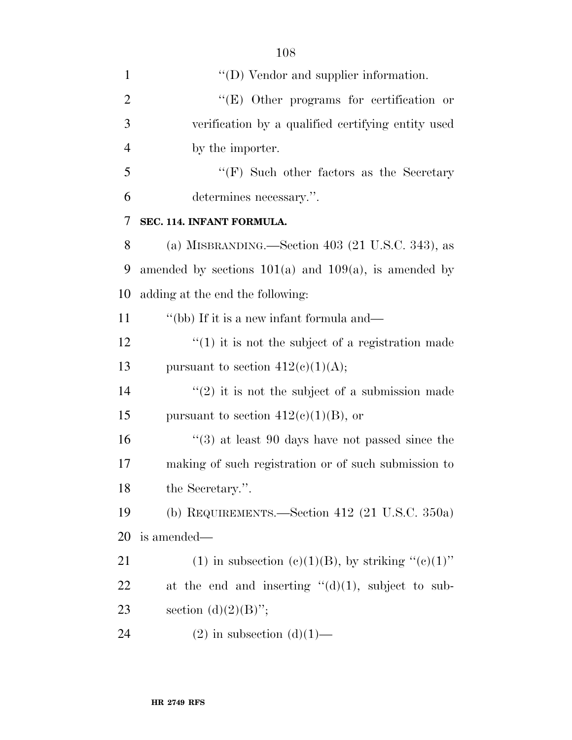"(D) Vendor and supplier information.

"(E) Other programs for certification or verification by a qualified certifying entity used by the importer.

"(F) Such other factors as the Secretary determines necessary.".

**SEC. 114. INFANT FORMULA.**

(a) MISBRANDING.—Section 403 (21 U.S.C. 343), as amended by sections 101(a) and 109(a), is amended by adding at the end the following:

"(bb) If it is a new infant formula and—

"(1) it is not the subject of a registration made pursuant to section 412(c)(1)(A);

"(2) it is not the subject of a submission made pursuant to section 412(c)(1)(B), or

"(3) at least 90 days have not passed since the making of such registration or of such submission to the Secretary.".

(b) REQUIREMENTS.—Section 412 (21 U.S.C. 350a) is amended—

(1) in subsection (c)(1)(B), by striking "(c)(1)" at the end and inserting "(d)(1), subject to subsection (d)(2)(B)";

(2) in subsection (d)(1)—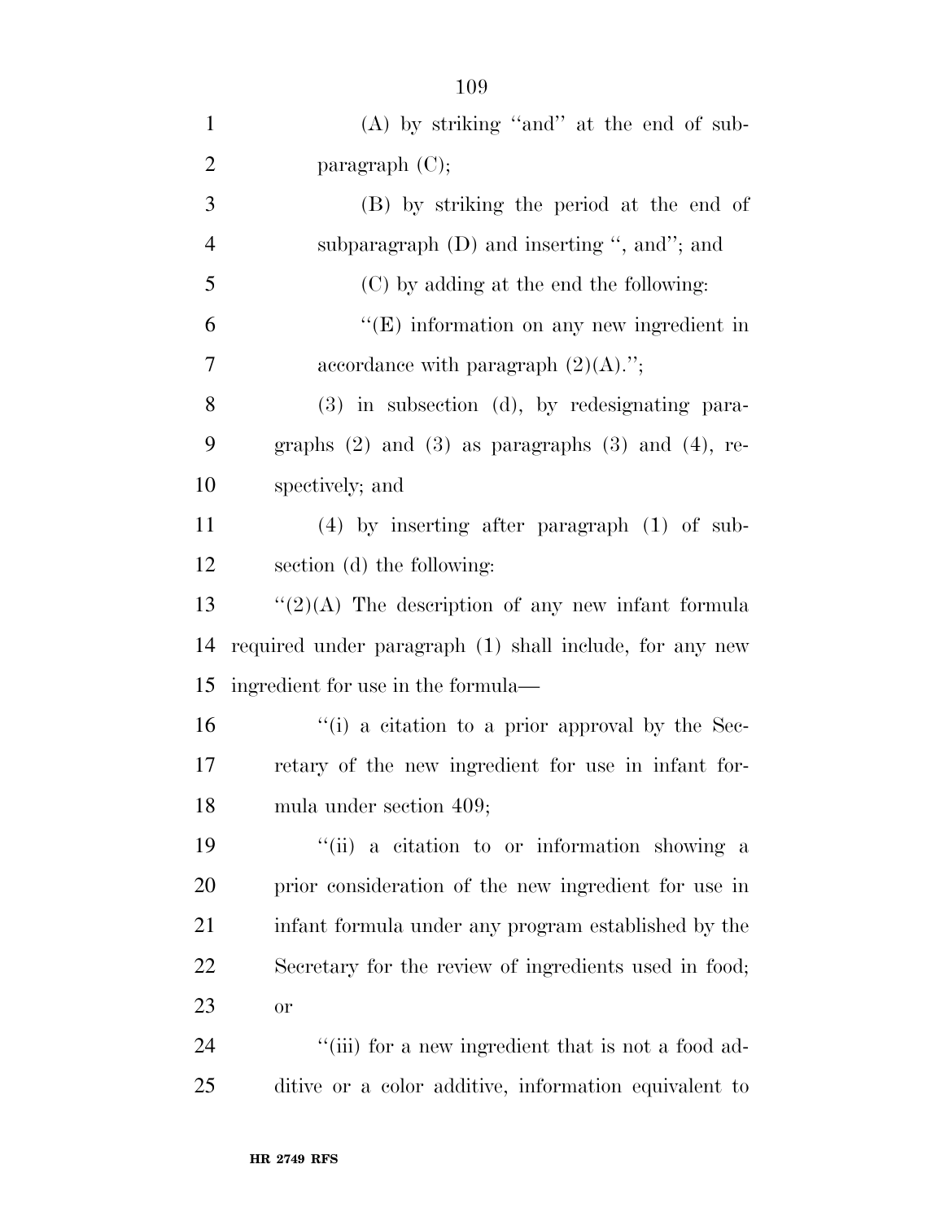(A) by striking "and" at the end of subparagraph (C);

(B) by striking the period at the end of subparagraph (D) and inserting ", and"; and

(C) by adding at the end the following:

"(E) information on any new ingredient in accordance with paragraph (2)(A).";

(3) in subsection (d), by redesignating paragraphs (2) and (3) as paragraphs (3) and (4), respectively; and

(4) by inserting after paragraph (1) of subsection (d) the following:

"(2)(A) The description of any new infant formula required under paragraph (1) shall include, for any new ingredient for use in the formula—

"(i) a citation to a prior approval by the Secretary of the new ingredient for use in infant formula under section 409;

"(ii) a citation to or information showing a prior consideration of the new ingredient for use in infant formula under any program established by the Secretary for the review of ingredients used in food; or

"(iii) for a new ingredient that is not a food additive or a color additive, information equivalent to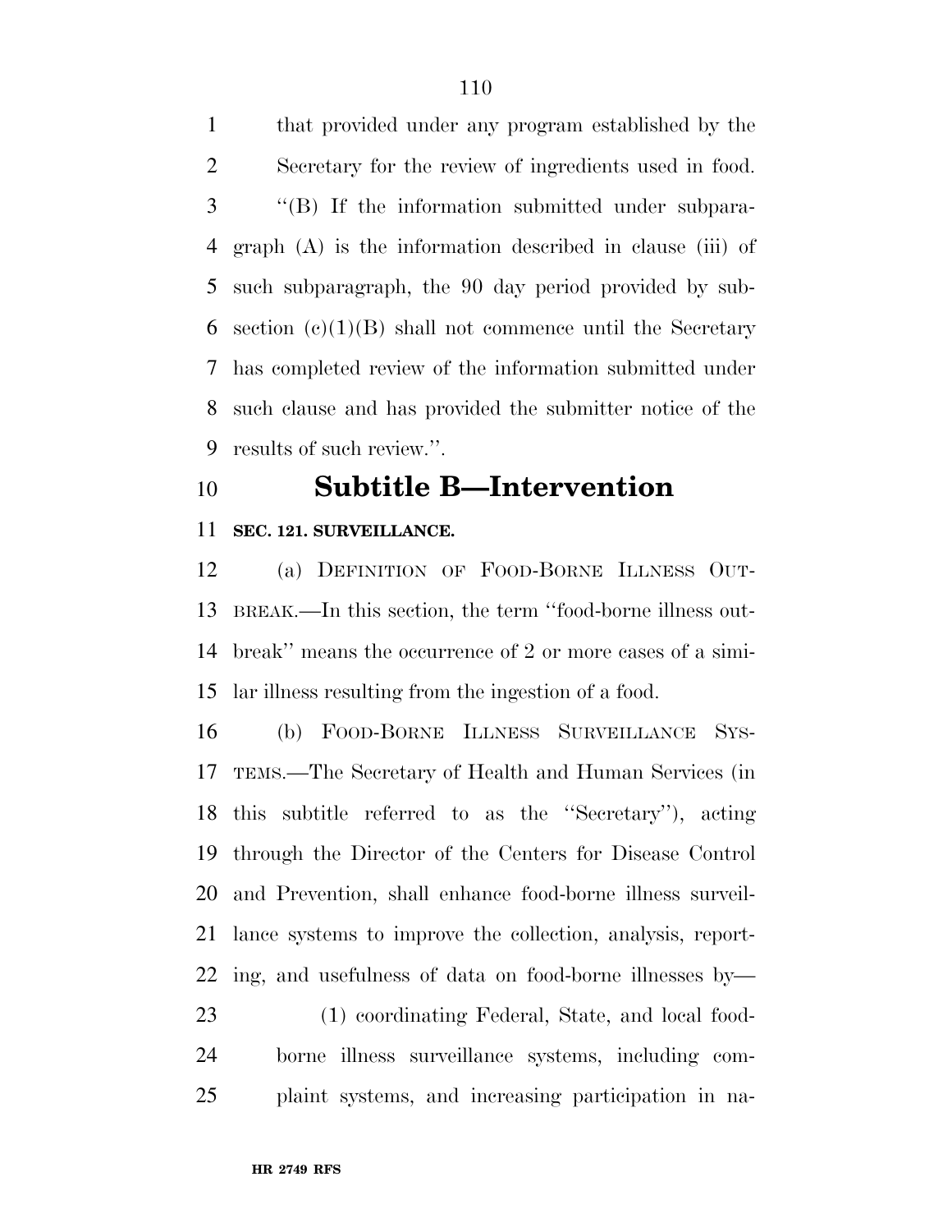that provided under any program established by the Secretary for the review of ingredients used in food.

''(B) If the information submitted under subparagraph (A) is the information described in clause (iii) of such subparagraph, the 90 day period provided by subsection (c)(1)(B) shall not commence until the Secretary has completed review of the information submitted under such clause and has provided the submitter notice of the results of such review.''.

## Subtitle B—Intervention

### SEC. 121. SURVEILLANCE.

(a) DEFINITION OF FOOD-BORNE ILLNESS OUTBREAK.—In this section, the term ''food-borne illness outbreak'' means the occurrence of 2 or more cases of a similar illness resulting from the ingestion of a food.

(b) FOOD-BORNE ILLNESS SURVEILLANCE SYSTEMS.—The Secretary of Health and Human Services (in this subtitle referred to as the ''Secretary''), acting through the Director of the Centers for Disease Control and Prevention, shall enhance food-borne illness surveillance systems to improve the collection, analysis, reporting, and usefulness of data on food-borne illnesses by—

(1) coordinating Federal, State, and local food-borne illness surveillance systems, including complaint systems, and increasing participation in na-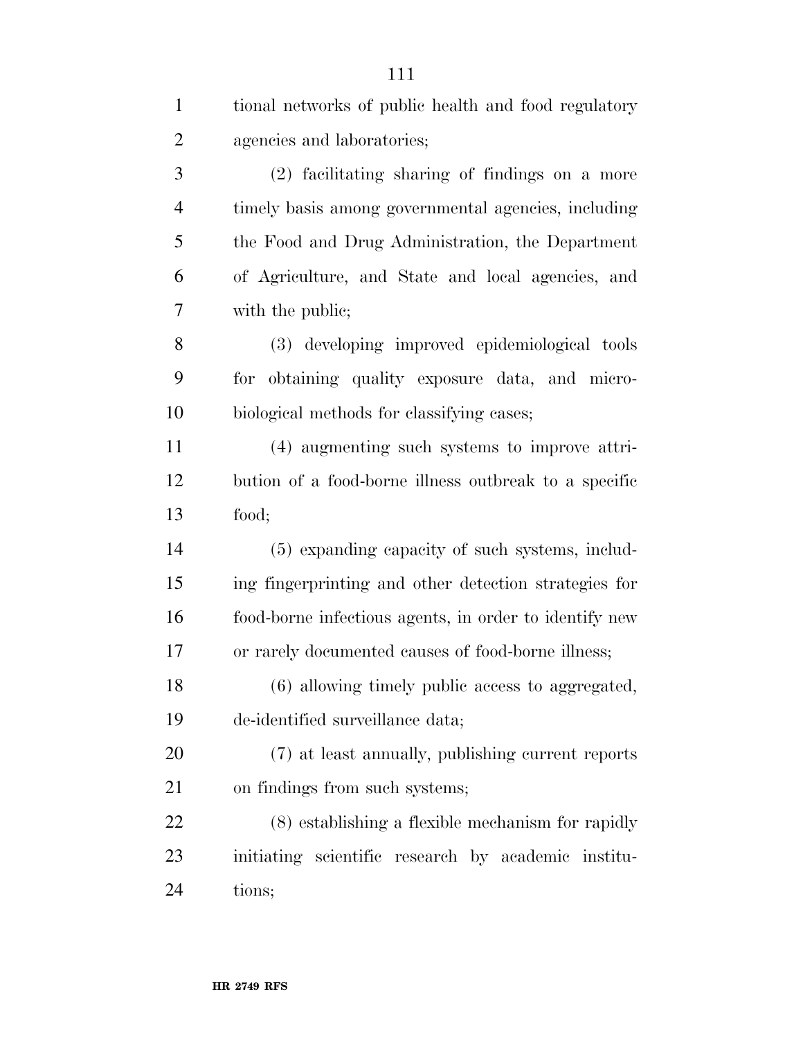tional networks of public health and food regulatory agencies and laboratories;

(2) facilitating sharing of findings on a more timely basis among governmental agencies, including the Food and Drug Administration, the Department of Agriculture, and State and local agencies, and with the public;

(3) developing improved epidemiological tools for obtaining quality exposure data, and microbiological methods for classifying cases;

(4) augmenting such systems to improve attribution of a food-borne illness outbreak to a specific food;

(5) expanding capacity of such systems, including fingerprinting and other detection strategies for food-borne infectious agents, in order to identify new or rarely documented causes of food-borne illness;

(6) allowing timely public access to aggregated, de-identified surveillance data;

(7) at least annually, publishing current reports on findings from such systems;

(8) establishing a flexible mechanism for rapidly initiating scientific research by academic institutions;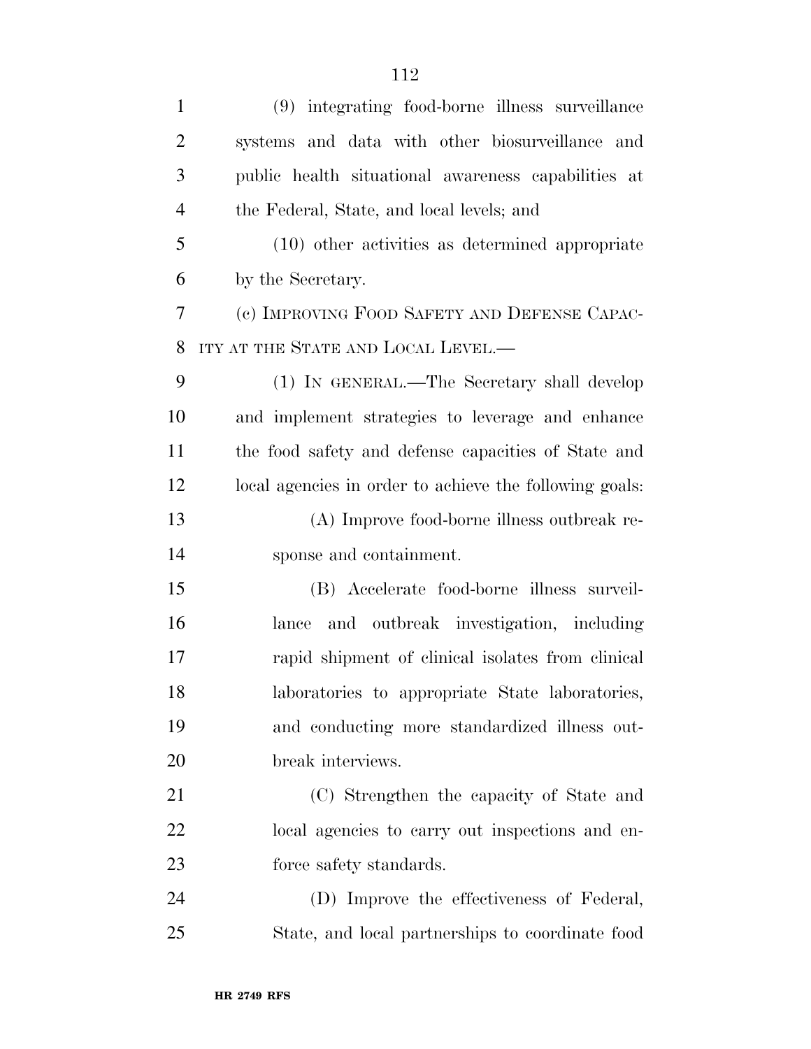(9) integrating food-borne illness surveillance systems and data with other biosurveillance and public health situational awareness capabilities at the Federal, State, and local levels; and

(10) other activities as determined appropriate by the Secretary.

(c) IMPROVING FOOD SAFETY AND DEFENSE CAPACITY AT THE STATE AND LOCAL LEVEL.—

(1) IN GENERAL.—The Secretary shall develop and implement strategies to leverage and enhance the food safety and defense capacities of State and local agencies in order to achieve the following goals:

(A) Improve food-borne illness outbreak response and containment.

(B) Accelerate food-borne illness surveillance and outbreak investigation, including rapid shipment of clinical isolates from clinical laboratories to appropriate State laboratories, and conducting more standardized illness outbreak interviews.

(C) Strengthen the capacity of State and local agencies to carry out inspections and enforce safety standards.

(D) Improve the effectiveness of Federal, State, and local partnerships to coordinate food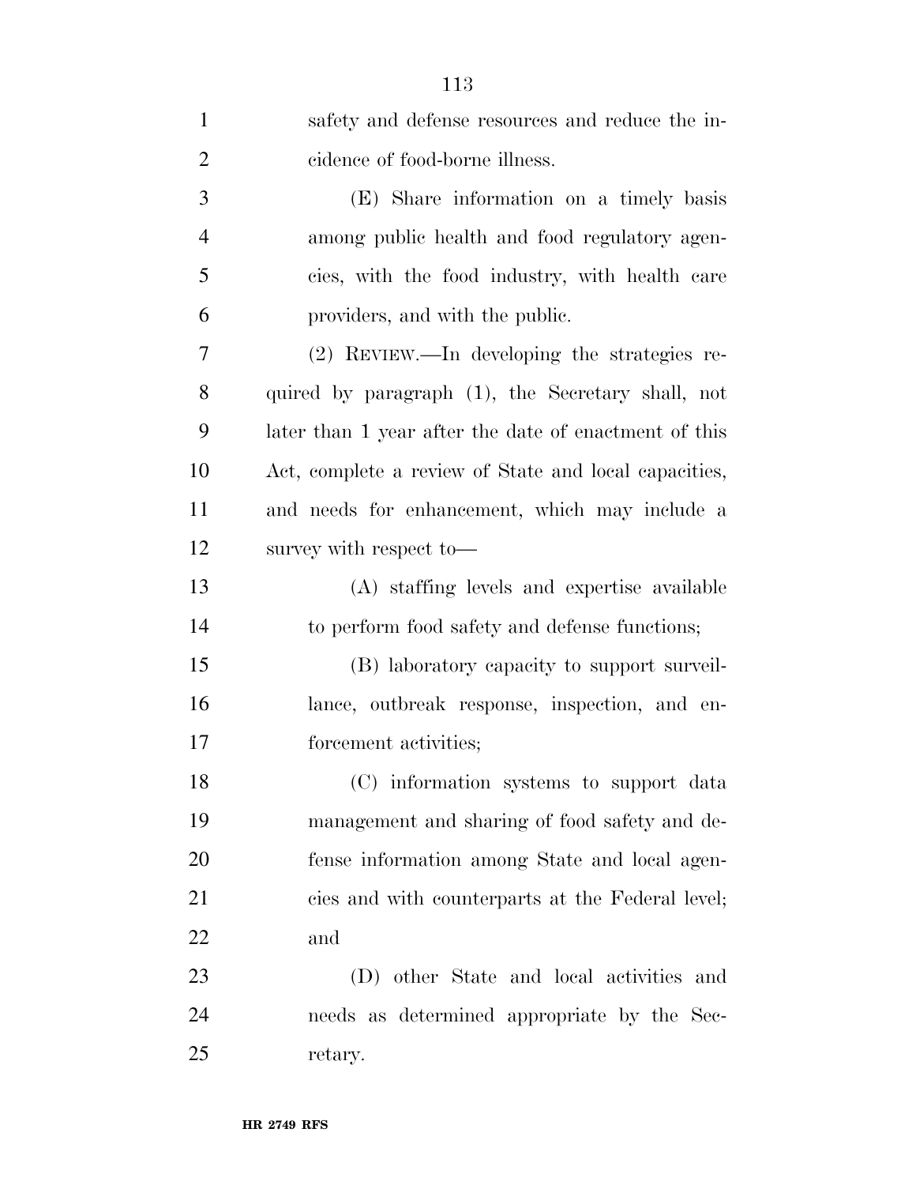safety and defense resources and reduce the incidence of food-borne illness.

(E) Share information on a timely basis among public health and food regulatory agencies, with the food industry, with health care providers, and with the public.

(2) REVIEW.—In developing the strategies required by paragraph (1), the Secretary shall, not later than 1 year after the date of enactment of this Act, complete a review of State and local capacities, and needs for enhancement, which may include a survey with respect to—

(A) staffing levels and expertise available to perform food safety and defense functions;

(B) laboratory capacity to support surveillance, outbreak response, inspection, and enforcement activities;

(C) information systems to support data management and sharing of food safety and defense information among State and local agencies and with counterparts at the Federal level; and

(D) other State and local activities and needs as determined appropriate by the Secretary.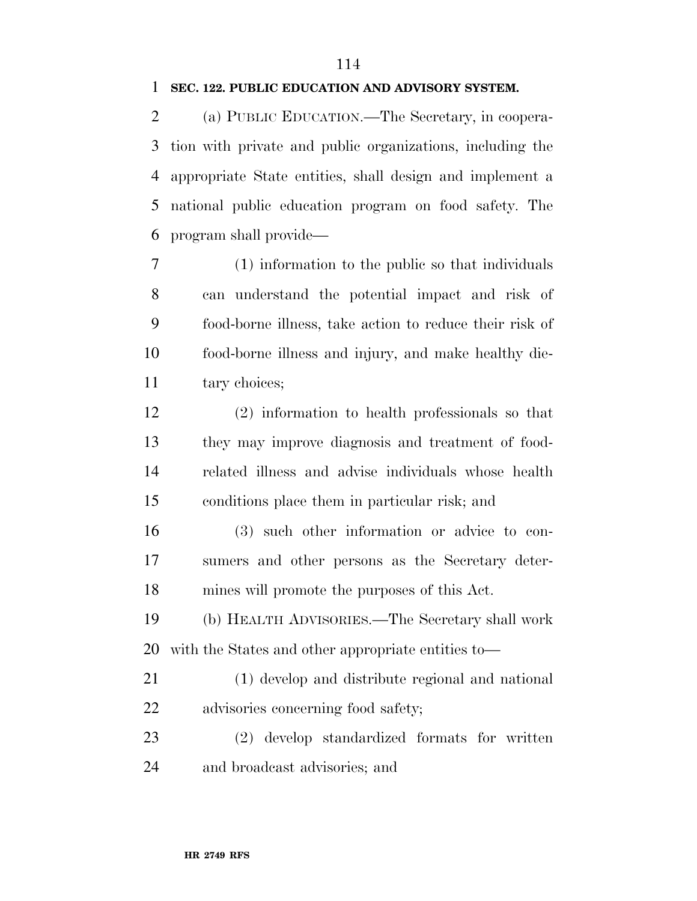**SEC. 122. PUBLIC EDUCATION AND ADVISORY SYSTEM.**

(a) PUBLIC EDUCATION.—The Secretary, in cooperation with private and public organizations, including the appropriate State entities, shall design and implement a national public education program on food safety. The program shall provide—

(1) information to the public so that individuals can understand the potential impact and risk of food-borne illness, take action to reduce their risk of food-borne illness and injury, and make healthy dietary choices;

(2) information to health professionals so that they may improve diagnosis and treatment of food-related illness and advise individuals whose health conditions place them in particular risk; and

(3) such other information or advice to consumers and other persons as the Secretary determines will promote the purposes of this Act.

(b) HEALTH ADVISORIES.—The Secretary shall work with the States and other appropriate entities to—

(1) develop and distribute regional and national advisories concerning food safety;

(2) develop standardized formats for written and broadcast advisories; and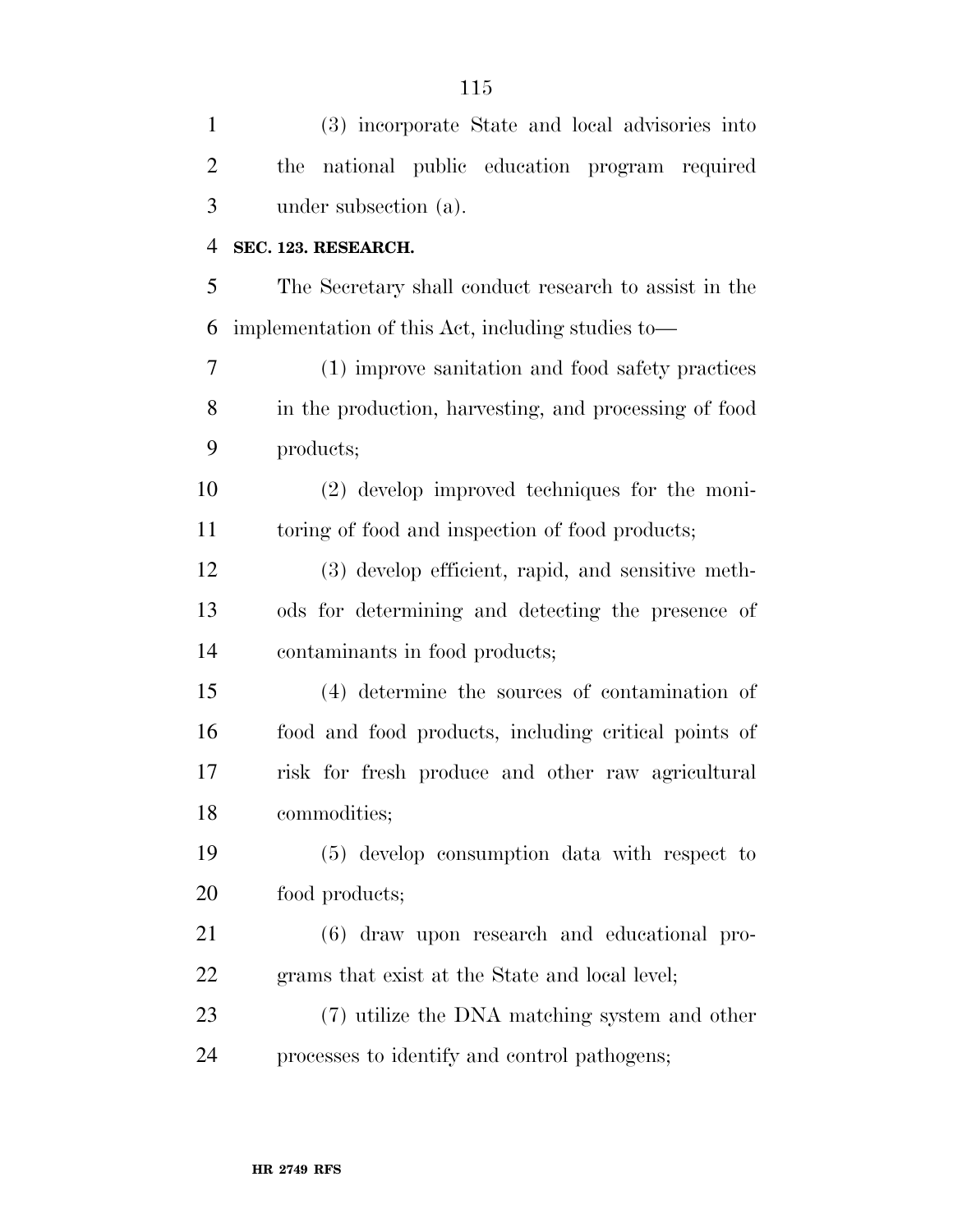(3) incorporate State and local advisories into the national public education program required under subsection (a).

**SEC. 123. RESEARCH.**

The Secretary shall conduct research to assist in the implementation of this Act, including studies to—

(1) improve sanitation and food safety practices in the production, harvesting, and processing of food products;

(2) develop improved techniques for the monitoring of food and inspection of food products;

(3) develop efficient, rapid, and sensitive methods for determining and detecting the presence of contaminants in food products;

(4) determine the sources of contamination of food and food products, including critical points of risk for fresh produce and other raw agricultural commodities;

(5) develop consumption data with respect to food products;

(6) draw upon research and educational programs that exist at the State and local level;

(7) utilize the DNA matching system and other processes to identify and control pathogens;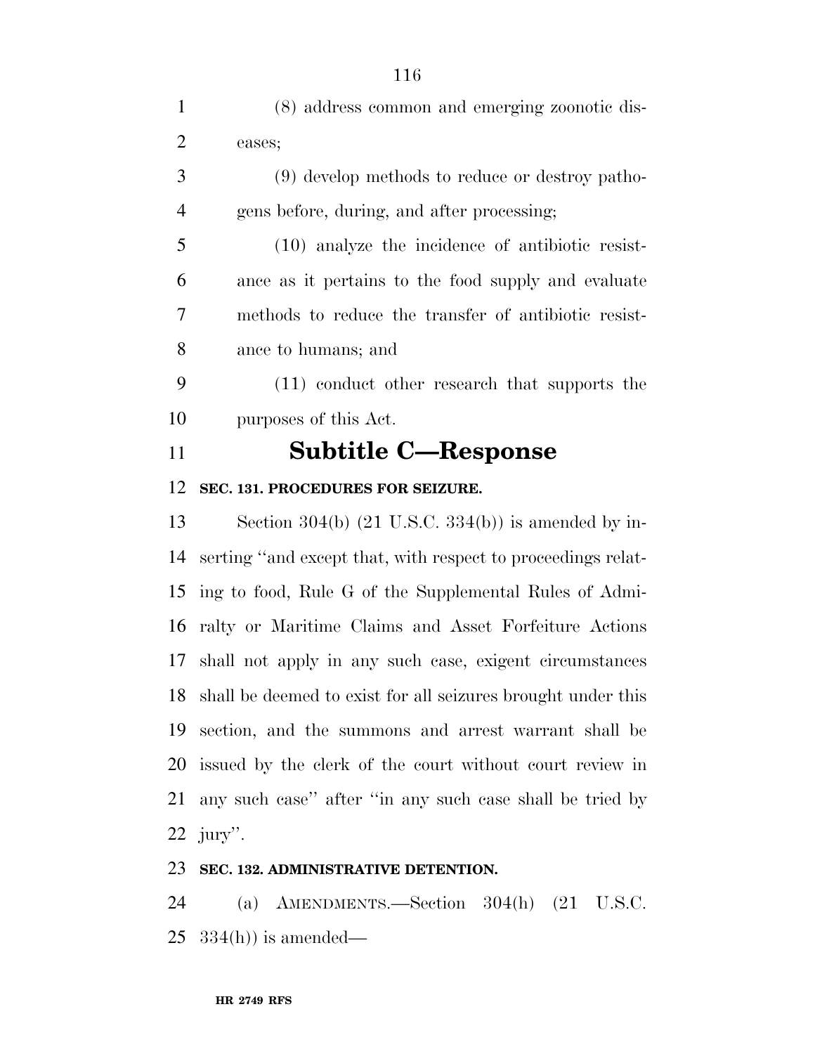(8) address common and emerging zoonotic diseases;

(9) develop methods to reduce or destroy pathogens before, during, and after processing;

(10) analyze the incidence of antibiotic resistance as it pertains to the food supply and evaluate methods to reduce the transfer of antibiotic resistance to humans; and

(11) conduct other research that supports the purposes of this Act.

# Subtitle C—Response

### SEC. 131. PROCEDURES FOR SEIZURE.

Section 304(b) (21 U.S.C. 334(b)) is amended by inserting ''and except that, with respect to proceedings relating to food, Rule G of the Supplemental Rules of Admiralty or Maritime Claims and Asset Forfeiture Actions shall not apply in any such case, exigent circumstances shall be deemed to exist for all seizures brought under this section, and the summons and arrest warrant shall be issued by the clerk of the court without court review in any such case'' after ''in any such case shall be tried by jury''.

### SEC. 132. ADMINISTRATIVE DETENTION.

(a) AMENDMENTS.—Section 304(h) (21 U.S.C. 334(h)) is amended—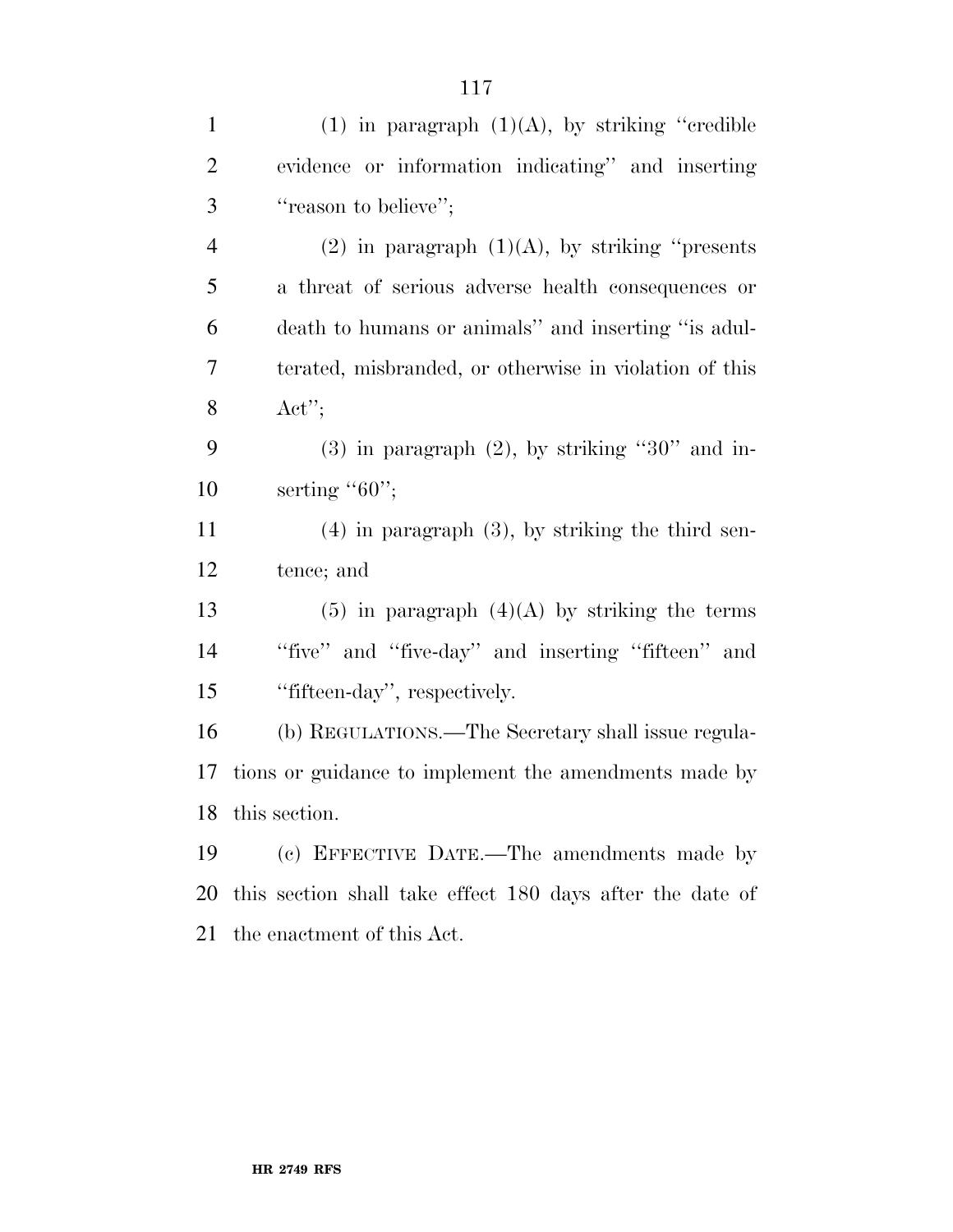(1) in paragraph (1)(A), by striking ''credible evidence or information indicating'' and inserting ''reason to believe'';

(2) in paragraph (1)(A), by striking ''presents a threat of serious adverse health consequences or death to humans or animals'' and inserting ''is adulterated, misbranded, or otherwise in violation of this Act'';

(3) in paragraph (2), by striking ''30'' and inserting ''60'';

(4) in paragraph (3), by striking the third sentence; and

(5) in paragraph (4)(A) by striking the terms ''five'' and ''five-day'' and inserting ''fifteen'' and ''fifteen-day'', respectively.

(b) REGULATIONS.—The Secretary shall issue regulations or guidance to implement the amendments made by this section.

(c) EFFECTIVE DATE.—The amendments made by this section shall take effect 180 days after the date of the enactment of this Act.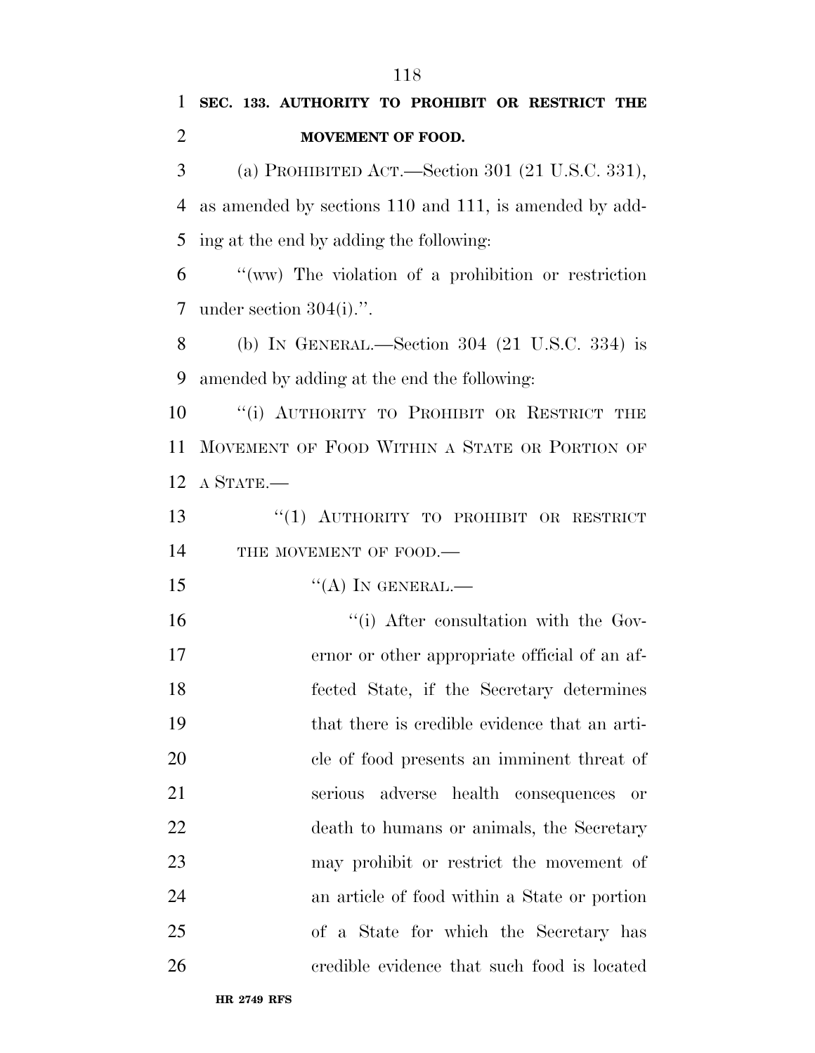**SEC. 133. AUTHORITY TO PROHIBIT OR RESTRICT THE MOVEMENT OF FOOD.**

(a) PROHIBITED ACT.—Section 301 (21 U.S.C. 331), as amended by sections 110 and 111, is amended by adding at the end by adding the following:

"(ww) The violation of a prohibition or restriction under section 304(i).".

(b) IN GENERAL.—Section 304 (21 U.S.C. 334) is amended by adding at the end the following:

"(i) AUTHORITY TO PROHIBIT OR RESTRICT THE MOVEMENT OF FOOD WITHIN A STATE OR PORTION OF A STATE.—

"(1) AUTHORITY TO PROHIBIT OR RESTRICT THE MOVEMENT OF FOOD.—

"(A) IN GENERAL.—

"(i) After consultation with the Governor or other appropriate official of an affected State, if the Secretary determines that there is credible evidence that an article of food presents an imminent threat of serious adverse health consequences or death to humans or animals, the Secretary may prohibit or restrict the movement of an article of food within a State or portion of a State for which the Secretary has credible evidence that such food is located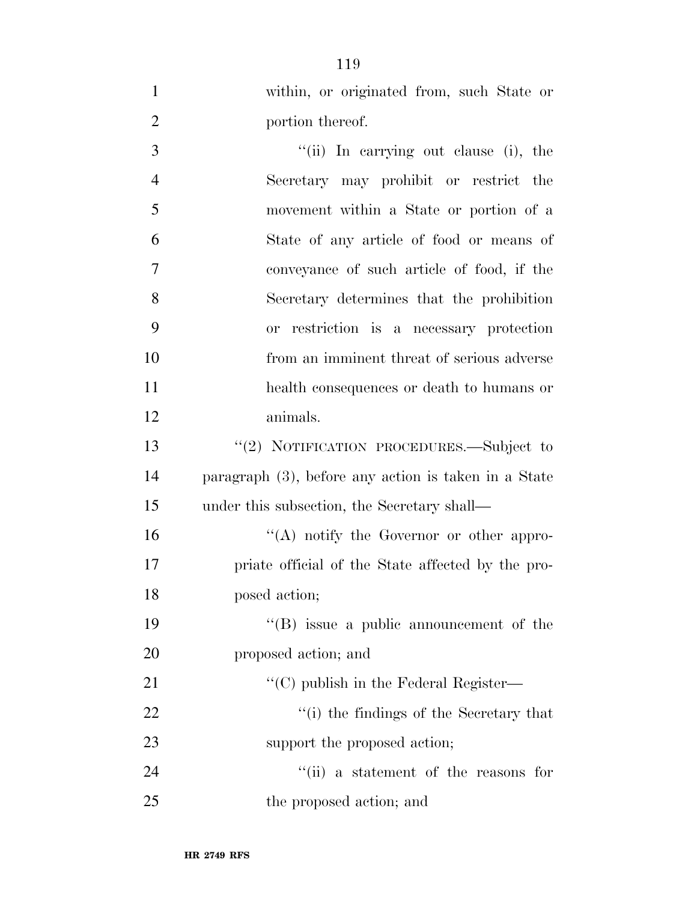within, or originated from, such State or portion thereof.

''(ii) In carrying out clause (i), the Secretary may prohibit or restrict the movement within a State or portion of a State of any article of food or means of conveyance of such article of food, if the Secretary determines that the prohibition or restriction is a necessary protection from an imminent threat of serious adverse health consequences or death to humans or animals.

''(2) NOTIFICATION PROCEDURES.—Subject to paragraph (3), before any action is taken in a State under this subsection, the Secretary shall—

''(A) notify the Governor or other appropriate official of the State affected by the proposed action;

''(B) issue a public announcement of the proposed action; and

''(C) publish in the Federal Register—

''(i) the findings of the Secretary that support the proposed action;

''(ii) a statement of the reasons for the proposed action; and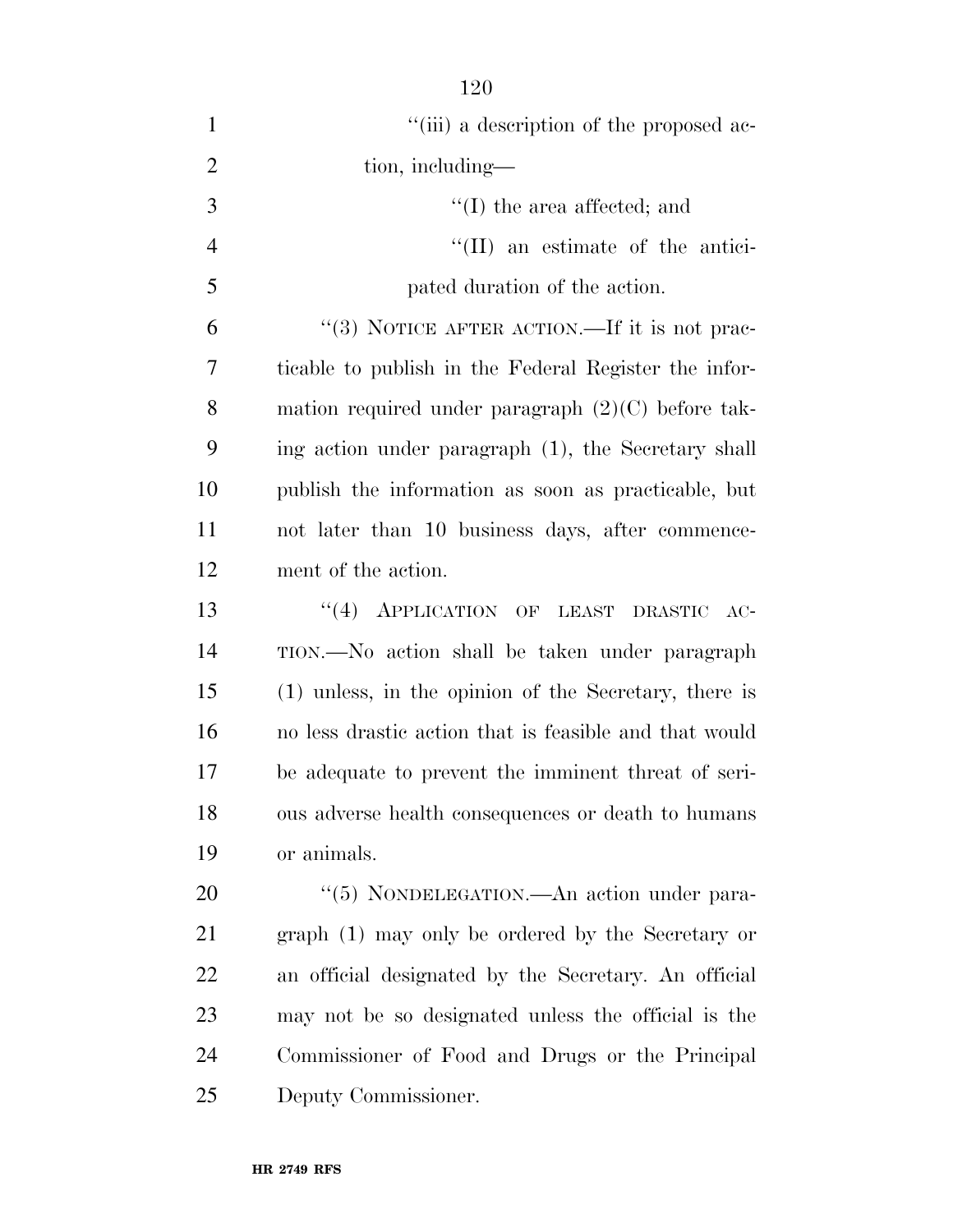''(iii) a description of the proposed action, including—

''(I) the area affected; and

''(II) an estimate of the anticipated duration of the action.

''(3) NOTICE AFTER ACTION.—If it is not practicable to publish in the Federal Register the information required under paragraph (2)(C) before taking action under paragraph (1), the Secretary shall publish the information as soon as practicable, but not later than 10 business days, after commencement of the action.

''(4) APPLICATION OF LEAST DRASTIC ACTION.—No action shall be taken under paragraph (1) unless, in the opinion of the Secretary, there is no less drastic action that is feasible and that would be adequate to prevent the imminent threat of serious adverse health consequences or death to humans or animals.

''(5) NONDELEGATION.—An action under paragraph (1) may only be ordered by the Secretary or an official designated by the Secretary. An official may not be so designated unless the official is the Commissioner of Food and Drugs or the Principal Deputy Commissioner.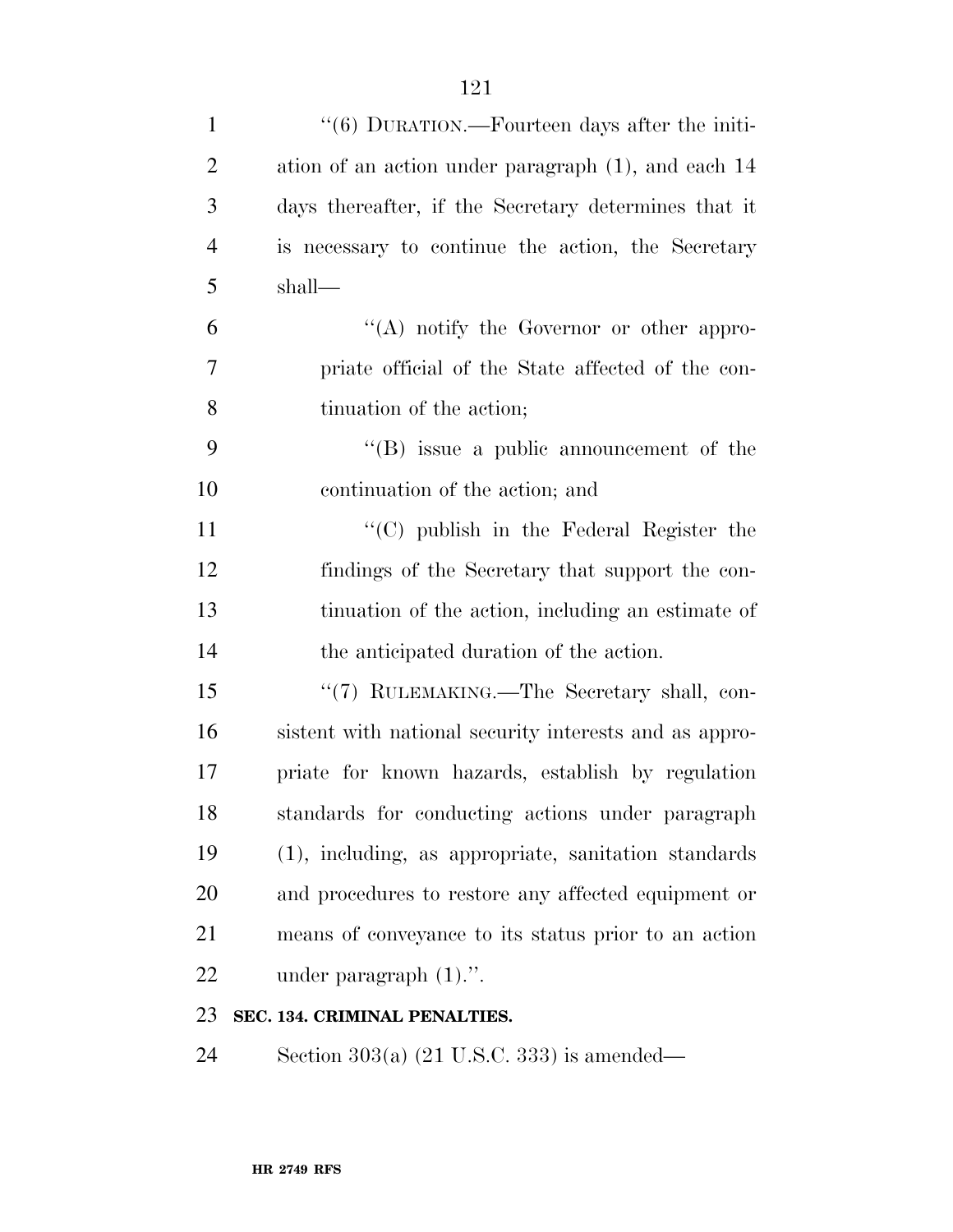"(6) DURATION.—Fourteen days after the initiation of an action under paragraph (1), and each 14 days thereafter, if the Secretary determines that it is necessary to continue the action, the Secretary shall—

"(A) notify the Governor or other appropriate official of the State affected of the continuation of the action;

"(B) issue a public announcement of the continuation of the action; and

"(C) publish in the Federal Register the findings of the Secretary that support the continuation of the action, including an estimate of the anticipated duration of the action.

"(7) RULEMAKING.—The Secretary shall, consistent with national security interests and as appropriate for known hazards, establish by regulation standards for conducting actions under paragraph (1), including, as appropriate, sanitation standards and procedures to restore any affected equipment or means of conveyance to its status prior to an action under paragraph (1).".

**SEC. 134. CRIMINAL PENALTIES.**

Section 303(a) (21 U.S.C. 333) is amended—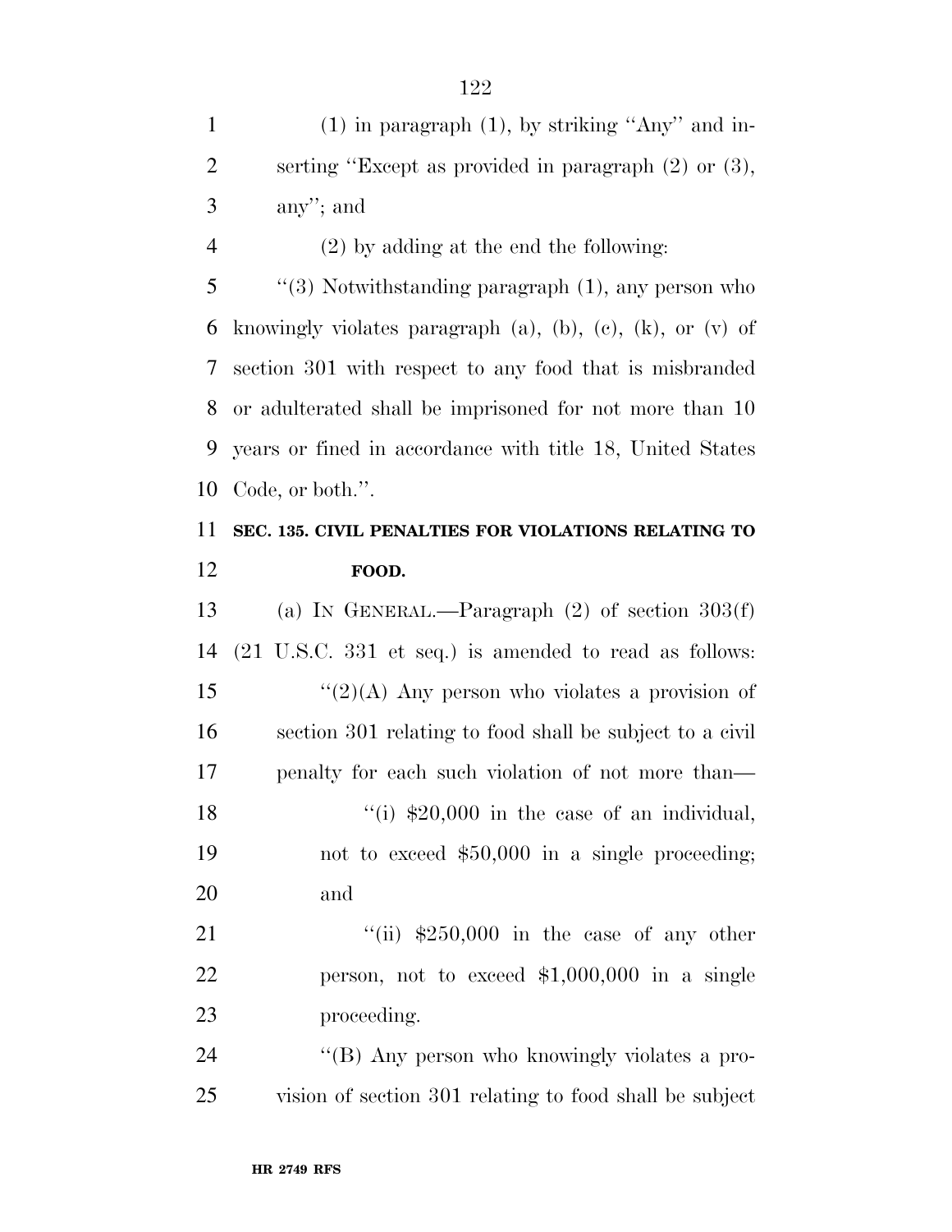(1) in paragraph (1), by striking ''Any'' and inserting ''Except as provided in paragraph (2) or (3), any''; and

(2) by adding at the end the following:

''(3) Notwithstanding paragraph (1), any person who knowingly violates paragraph (a), (b), (c), (k), or (v) of section 301 with respect to any food that is misbranded or adulterated shall be imprisoned for not more than 10 years or fined in accordance with title 18, United States Code, or both.''.

**SEC. 135. CIVIL PENALTIES FOR VIOLATIONS RELATING TO FOOD.**

(a) IN GENERAL.—Paragraph (2) of section 303(f) (21 U.S.C. 331 et seq.) is amended to read as follows:

''(2)(A) Any person who violates a provision of section 301 relating to food shall be subject to a civil penalty for each such violation of not more than—

''(i) $20,000 in the case of an individual, not to exceed $50,000 in a single proceeding; and

''(ii) $250,000 in the case of any other person, not to exceed $1,000,000 in a single proceeding.

''(B) Any person who knowingly violates a provision of section 301 relating to food shall be subject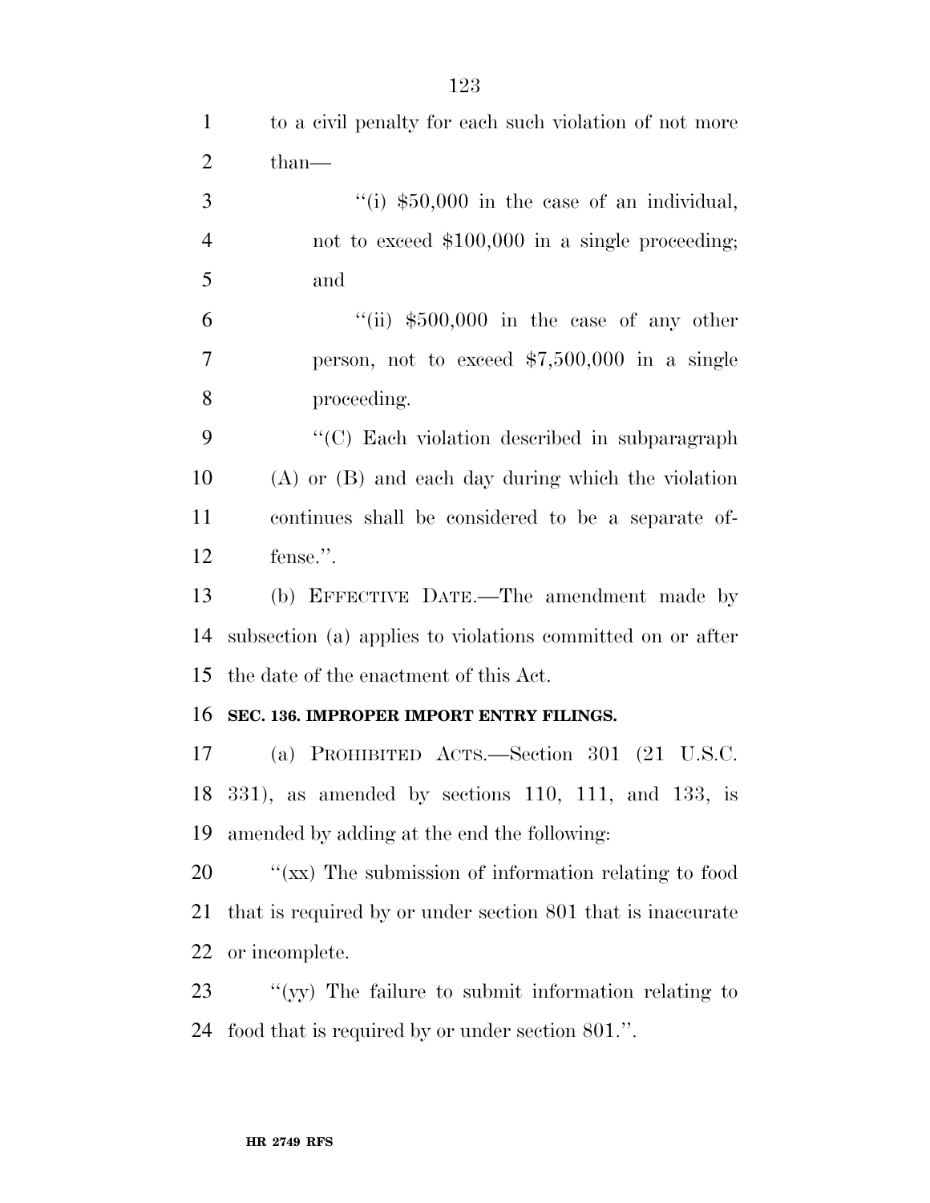to a civil penalty for each such violation of not more than—

''(i) $50,000 in the case of an individual, not to exceed $100,000 in a single proceeding; and

''(ii) $500,000 in the case of any other person, not to exceed $7,500,000 in a single proceeding.

''(C) Each violation described in subparagraph (A) or (B) and each day during which the violation continues shall be considered to be a separate offense.''.

(b) EFFECTIVE DATE.—The amendment made by subsection (a) applies to violations committed on or after the date of the enactment of this Act.

**SEC. 136. IMPROPER IMPORT ENTRY FILINGS.**

(a) PROHIBITED ACTS.—Section 301 (21 U.S.C. 331), as amended by sections 110, 111, and 133, is amended by adding at the end the following:

''(xx) The submission of information relating to food that is required by or under section 801 that is inaccurate or incomplete.

''(yy) The failure to submit information relating to food that is required by or under section 801.''.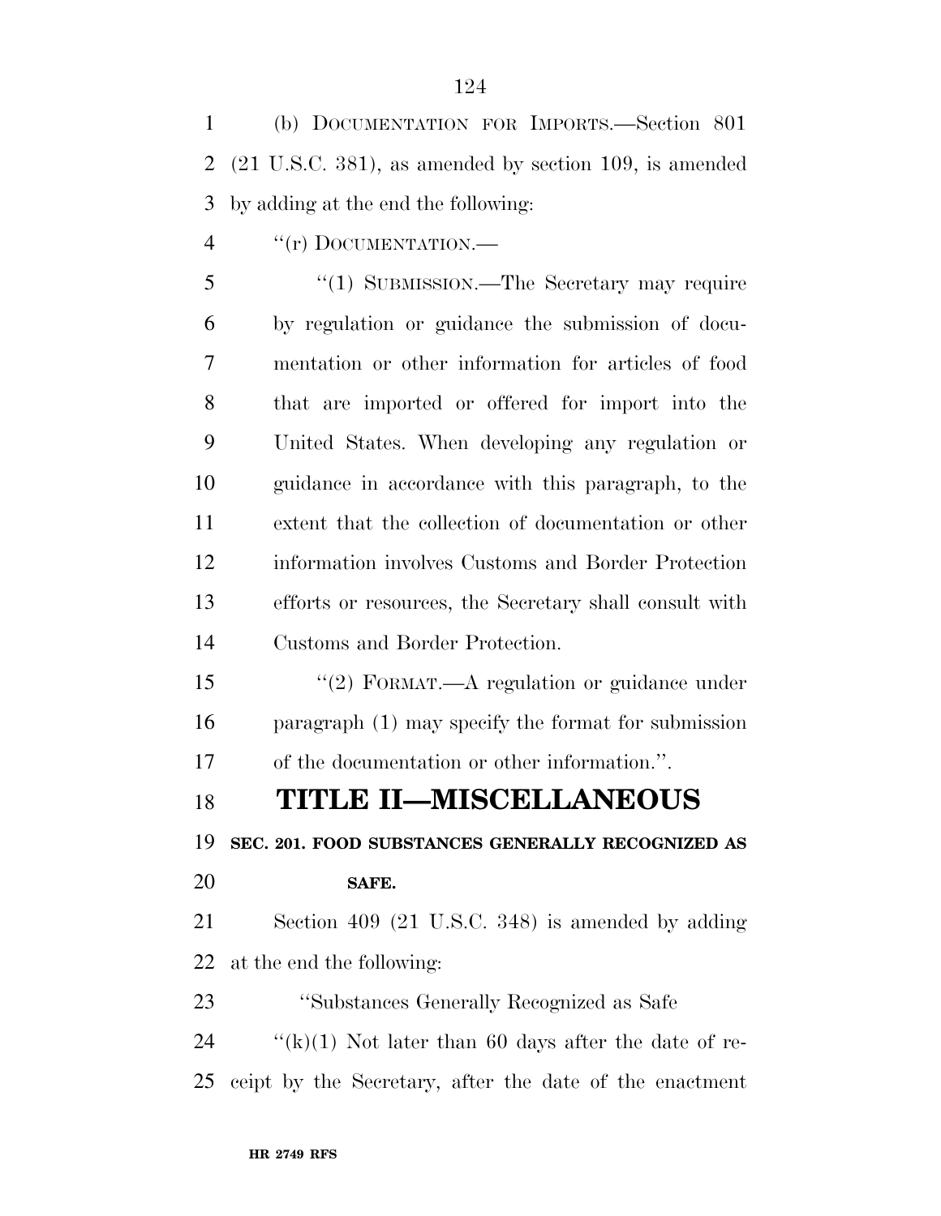(b) DOCUMENTATION FOR IMPORTS.—Section 801 (21 U.S.C. 381), as amended by section 109, is amended by adding at the end the following:

"(r) DOCUMENTATION.—

"(1) SUBMISSION.—The Secretary may require by regulation or guidance the submission of documentation or other information for articles of food that are imported or offered for import into the United States. When developing any regulation or guidance in accordance with this paragraph, to the extent that the collection of documentation or other information involves Customs and Border Protection efforts or resources, the Secretary shall consult with Customs and Border Protection.

"(2) FORMAT.—A regulation or guidance under paragraph (1) may specify the format for submission of the documentation or other information.".

# TITLE II—MISCELLANEOUS

## SEC. 201. FOOD SUBSTANCES GENERALLY RECOGNIZED AS SAFE.

Section 409 (21 U.S.C. 348) is amended by adding at the end the following:

"Substances Generally Recognized as Safe

"(k)(1) Not later than 60 days after the date of receipt by the Secretary, after the date of the enactment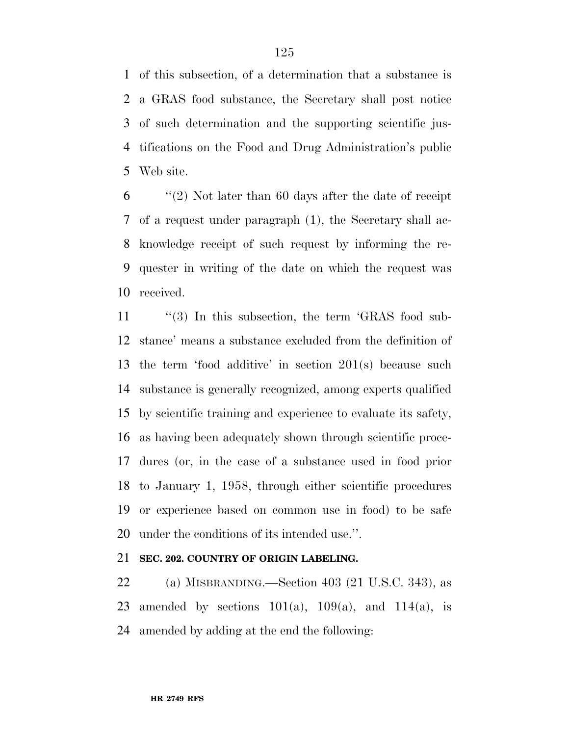of this subsection, of a determination that a substance is a GRAS food substance, the Secretary shall post notice of such determination and the supporting scientific justifications on the Food and Drug Administration's public Web site.

"(2) Not later than 60 days after the date of receipt of a request under paragraph (1), the Secretary shall acknowledge receipt of such request by informing the requester in writing of the date on which the request was received.

"(3) In this subsection, the term 'GRAS food substance' means a substance excluded from the definition of the term 'food additive' in section 201(s) because such substance is generally recognized, among experts qualified by scientific training and experience to evaluate its safety, as having been adequately shown through scientific procedures (or, in the case of a substance used in food prior to January 1, 1958, through either scientific procedures or experience based on common use in food) to be safe under the conditions of its intended use.".

**SEC. 202. COUNTRY OF ORIGIN LABELING.**

(a) MISBRANDING.—Section 403 (21 U.S.C. 343), as amended by sections 101(a), 109(a), and 114(a), is amended by adding at the end the following: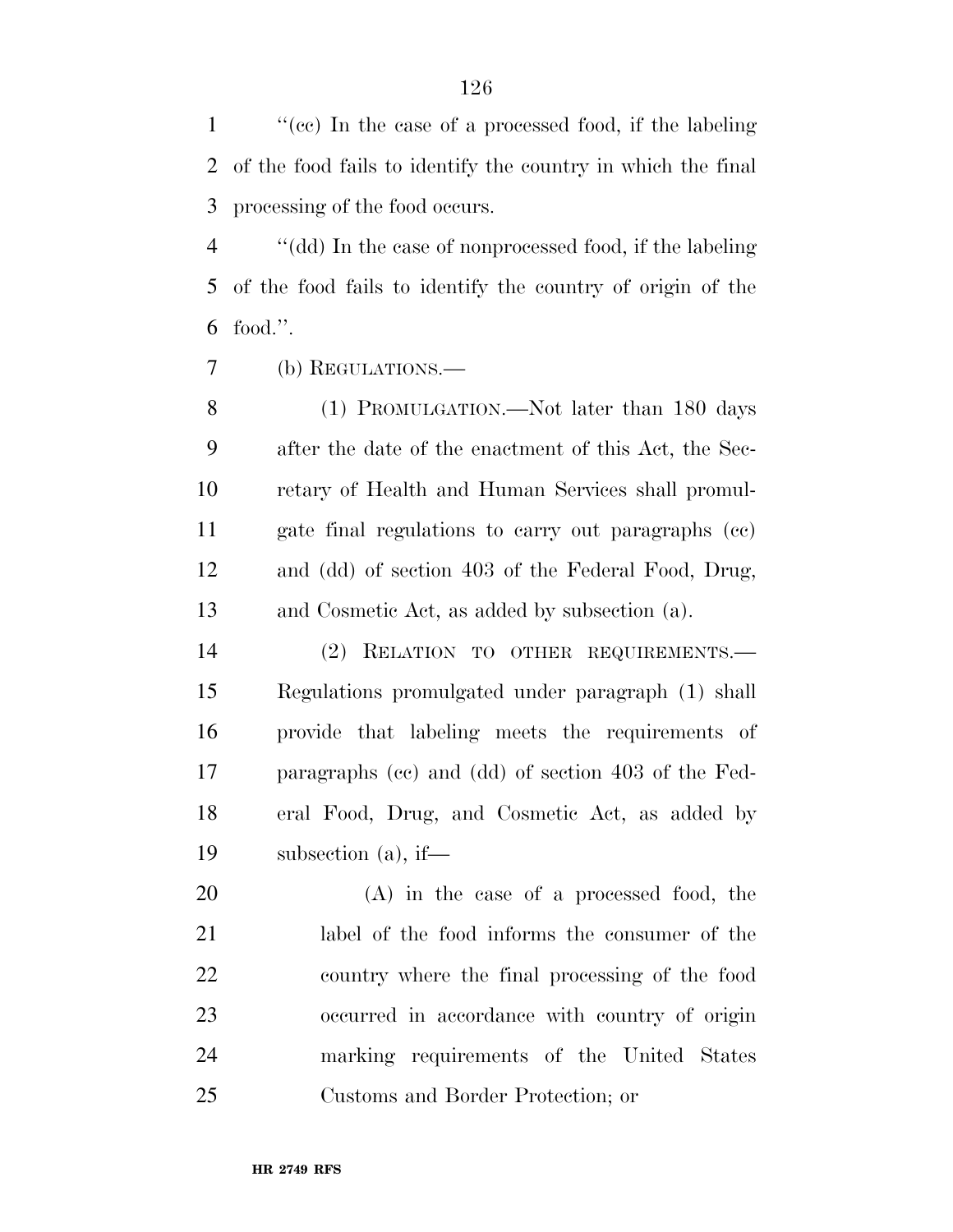''(cc) In the case of a processed food, if the labeling of the food fails to identify the country in which the final processing of the food occurs.

''(dd) In the case of nonprocessed food, if the labeling of the food fails to identify the country of origin of the food.''.

(b) REGULATIONS.—

(1) PROMULGATION.—Not later than 180 days after the date of the enactment of this Act, the Secretary of Health and Human Services shall promulgate final regulations to carry out paragraphs (cc) and (dd) of section 403 of the Federal Food, Drug, and Cosmetic Act, as added by subsection (a).

(2) RELATION TO OTHER REQUIREMENTS.—Regulations promulgated under paragraph (1) shall provide that labeling meets the requirements of paragraphs (cc) and (dd) of section 403 of the Federal Food, Drug, and Cosmetic Act, as added by subsection (a), if—

(A) in the case of a processed food, the label of the food informs the consumer of the country where the final processing of the food occurred in accordance with country of origin marking requirements of the United States Customs and Border Protection; or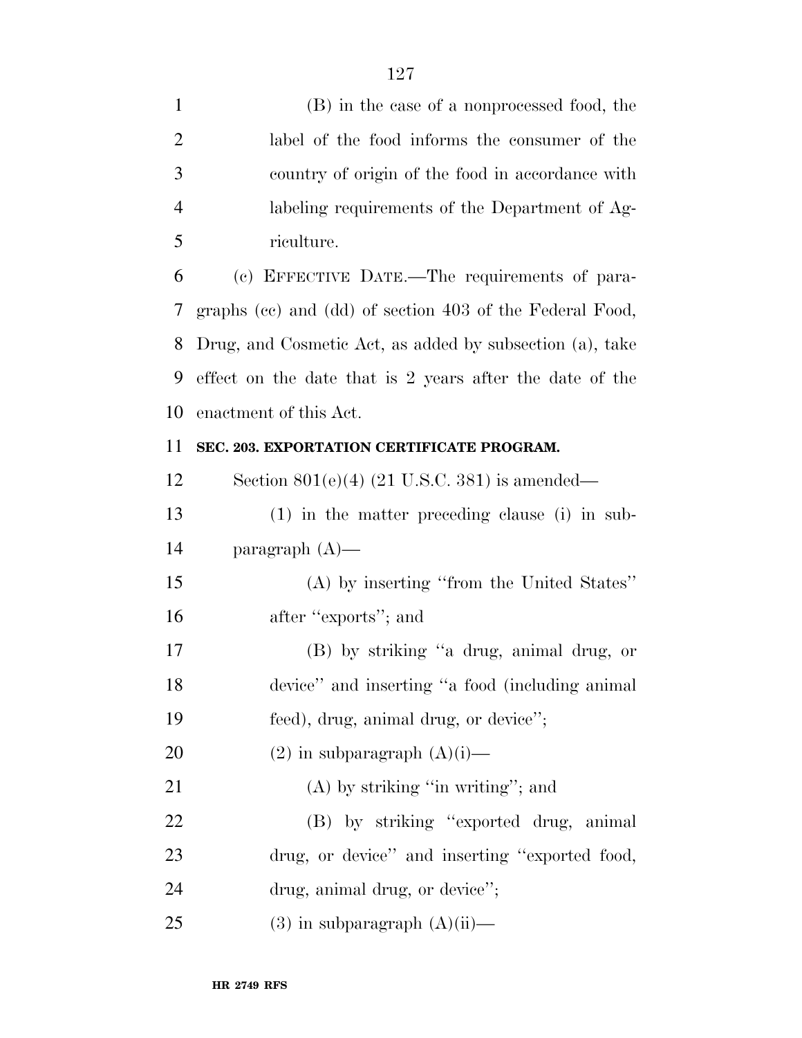(B) in the case of a nonprocessed food, the label of the food informs the consumer of the country of origin of the food in accordance with labeling requirements of the Department of Agriculture.

(c) EFFECTIVE DATE.—The requirements of paragraphs (cc) and (dd) of section 403 of the Federal Food, Drug, and Cosmetic Act, as added by subsection (a), take effect on the date that is 2 years after the date of the enactment of this Act.

**SEC. 203. EXPORTATION CERTIFICATE PROGRAM.**

Section 801(e)(4) (21 U.S.C. 381) is amended—

(1) in the matter preceding clause (i) in subparagraph (A)—

(A) by inserting ''from the United States'' after ''exports''; and

(B) by striking ''a drug, animal drug, or device'' and inserting ''a food (including animal feed), drug, animal drug, or device'';

(2) in subparagraph (A)(i)—

(A) by striking ''in writing''; and

(B) by striking ''exported drug, animal drug, or device'' and inserting ''exported food, drug, animal drug, or device'';

(3) in subparagraph (A)(ii)—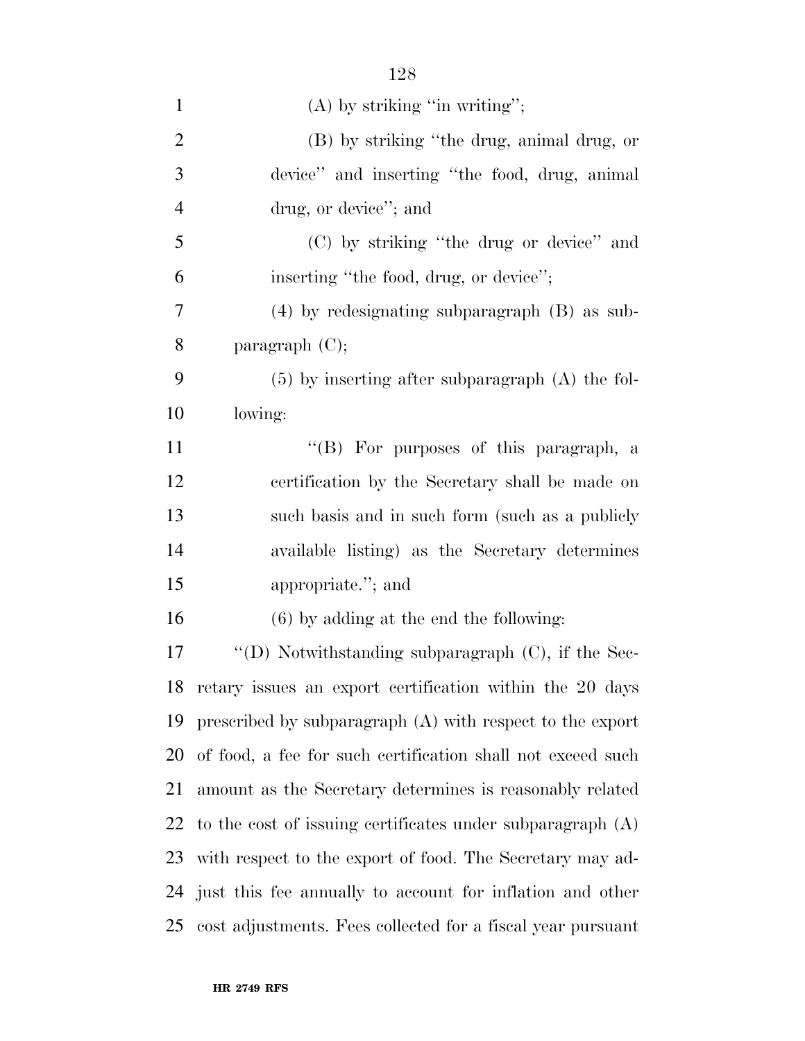(A) by striking "in writing";

(B) by striking "the drug, animal drug, or device" and inserting "the food, drug, animal drug, or device"; and

(C) by striking "the drug or device" and inserting "the food, drug, or device";

(4) by redesignating subparagraph (B) as subparagraph (C);

(5) by inserting after subparagraph (A) the following:

"(B) For purposes of this paragraph, a certification by the Secretary shall be made on such basis and in such form (such as a publicly available listing) as the Secretary determines appropriate."; and

(6) by adding at the end the following:

"(D) Notwithstanding subparagraph (C), if the Secretary issues an export certification within the 20 days prescribed by subparagraph (A) with respect to the export of food, a fee for such certification shall not exceed such amount as the Secretary determines is reasonably related to the cost of issuing certificates under subparagraph (A) with respect to the export of food. The Secretary may adjust this fee annually to account for inflation and other cost adjustments. Fees collected for a fiscal year pursuant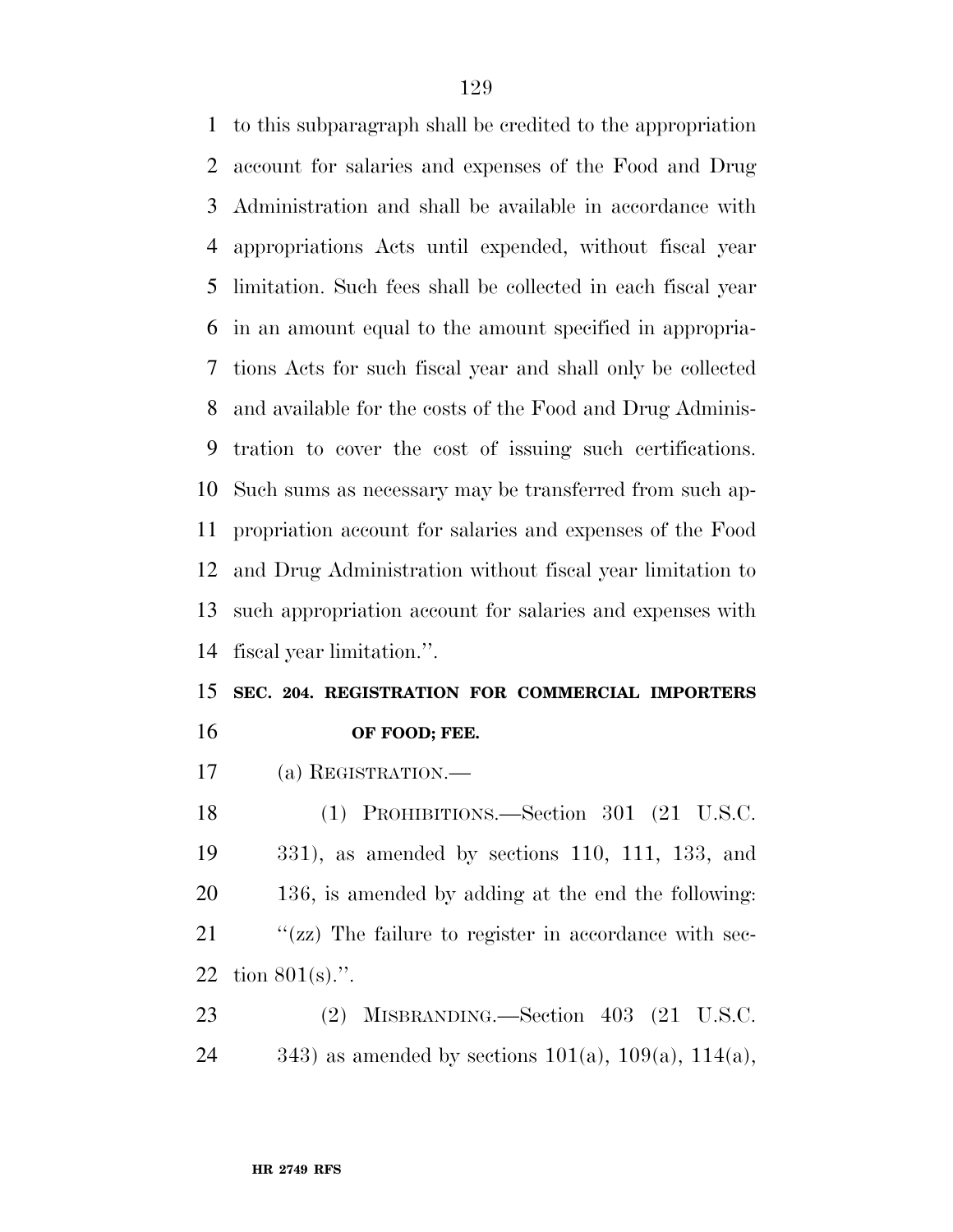to this subparagraph shall be credited to the appropriation account for salaries and expenses of the Food and Drug Administration and shall be available in accordance with appropriations Acts until expended, without fiscal year limitation. Such fees shall be collected in each fiscal year in an amount equal to the amount specified in appropriations Acts for such fiscal year and shall only be collected and available for the costs of the Food and Drug Administration to cover the cost of issuing such certifications. Such sums as necessary may be transferred from such appropriation account for salaries and expenses of the Food and Drug Administration without fiscal year limitation to such appropriation account for salaries and expenses with fiscal year limitation.''.

**SEC. 204. REGISTRATION FOR COMMERCIAL IMPORTERS OF FOOD; FEE.**

(a) REGISTRATION.—

(1) PROHIBITIONS.—Section 301 (21 U.S.C. 331), as amended by sections 110, 111, 133, and 136, is amended by adding at the end the following:

''(zz) The failure to register in accordance with section 801(s).''.

(2) MISBRANDING.—Section 403 (21 U.S.C. 343) as amended by sections 101(a), 109(a), 114(a),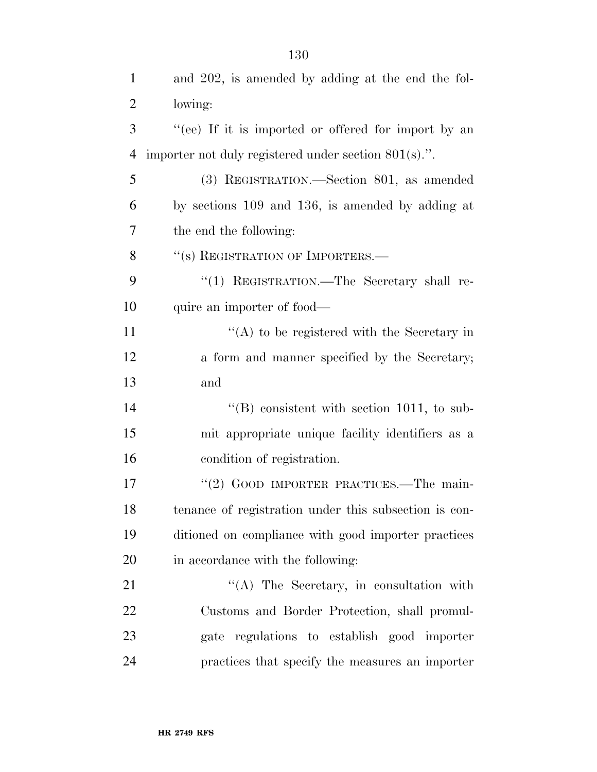and 202, is amended by adding at the end the following:

''(ee) If it is imported or offered for import by an importer not duly registered under section 801(s).''.

(3) REGISTRATION.—Section 801, as amended by sections 109 and 136, is amended by adding at the end the following:

''(s) REGISTRATION OF IMPORTERS.—

''(1) REGISTRATION.—The Secretary shall require an importer of food—

''(A) to be registered with the Secretary in a form and manner specified by the Secretary; and

''(B) consistent with section 1011, to submit appropriate unique facility identifiers as a condition of registration.

''(2) GOOD IMPORTER PRACTICES.—The maintenance of registration under this subsection is conditioned on compliance with good importer practices in accordance with the following:

''(A) The Secretary, in consultation with Customs and Border Protection, shall promulgate regulations to establish good importer practices that specify the measures an importer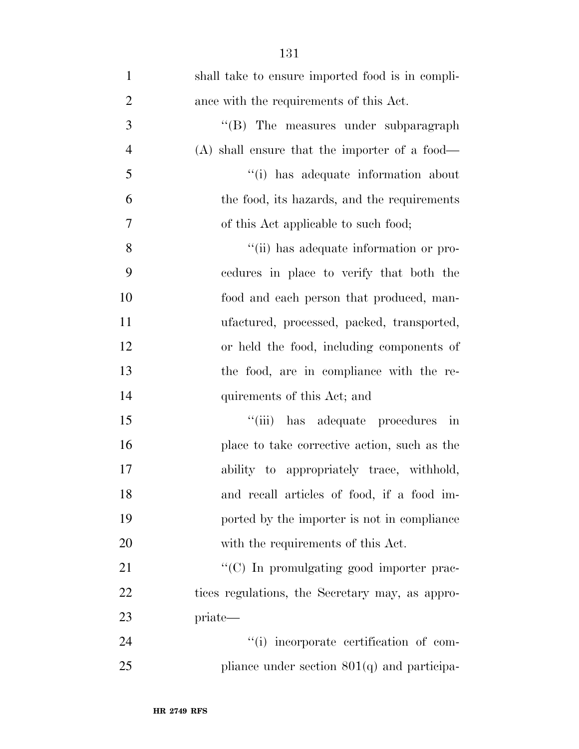shall take to ensure imported food is in compliance with the requirements of this Act.

''(B) The measures under subparagraph (A) shall ensure that the importer of a food—

''(i) has adequate information about the food, its hazards, and the requirements of this Act applicable to such food;

''(ii) has adequate information or procedures in place to verify that both the food and each person that produced, manufactured, processed, packed, transported, or held the food, including components of the food, are in compliance with the requirements of this Act; and

''(iii) has adequate procedures in place to take corrective action, such as the ability to appropriately trace, withhold, and recall articles of food, if a food imported by the importer is not in compliance with the requirements of this Act.

''(C) In promulgating good importer practices regulations, the Secretary may, as appropriate—

''(i) incorporate certification of compliance under section 801(q) and participa-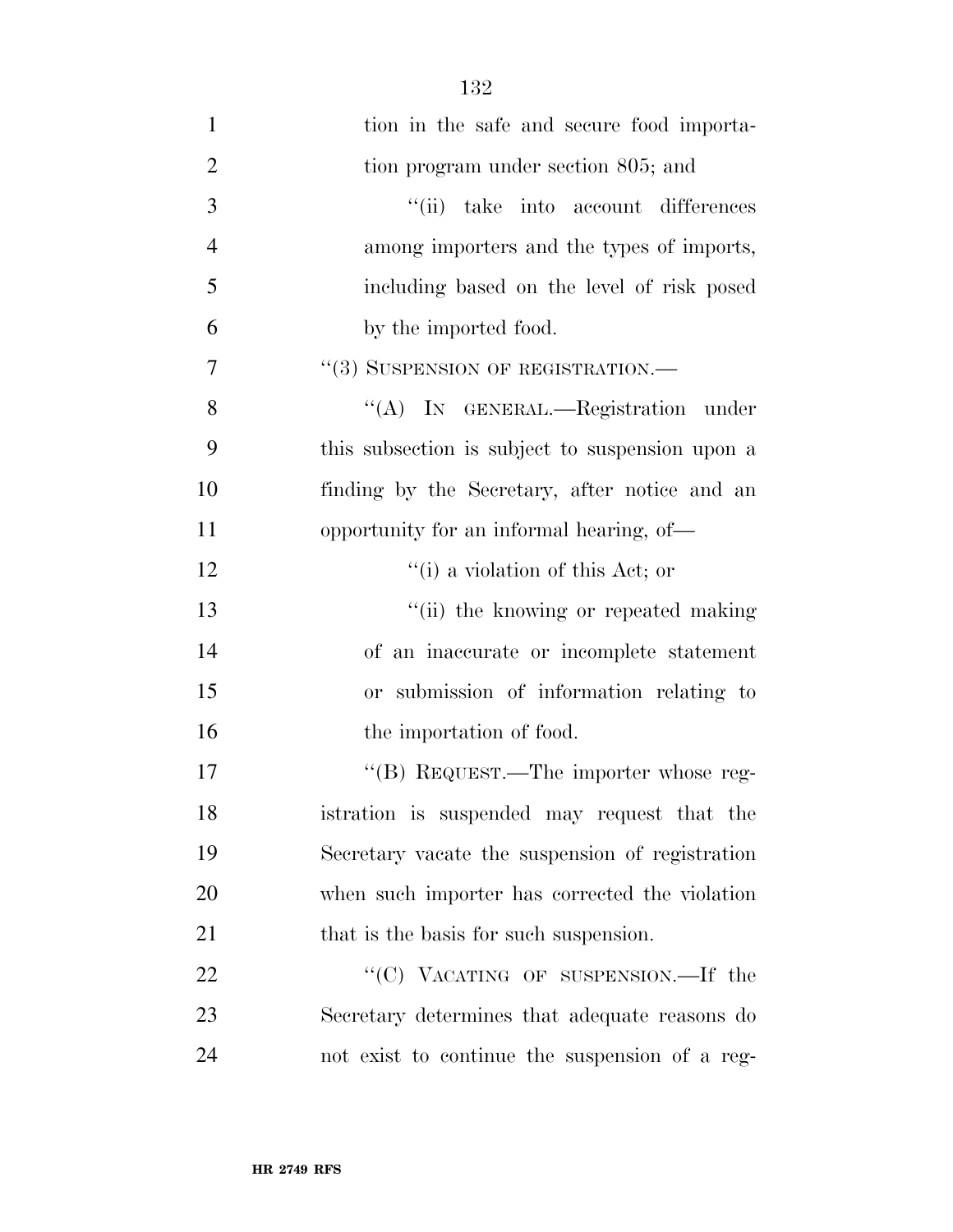tion in the safe and secure food importation program under section 805; and

"(ii) take into account differences among importers and the types of imports, including based on the level of risk posed by the imported food.

"(3) SUSPENSION OF REGISTRATION.—

"(A) IN GENERAL.—Registration under this subsection is subject to suspension upon a finding by the Secretary, after notice and an opportunity for an informal hearing, of—

"(i) a violation of this Act; or

"(ii) the knowing or repeated making of an inaccurate or incomplete statement or submission of information relating to the importation of food.

"(B) REQUEST.—The importer whose registration is suspended may request that the Secretary vacate the suspension of registration when such importer has corrected the violation that is the basis for such suspension.

"(C) VACATING OF SUSPENSION.—If the Secretary determines that adequate reasons do not exist to continue the suspension of a reg-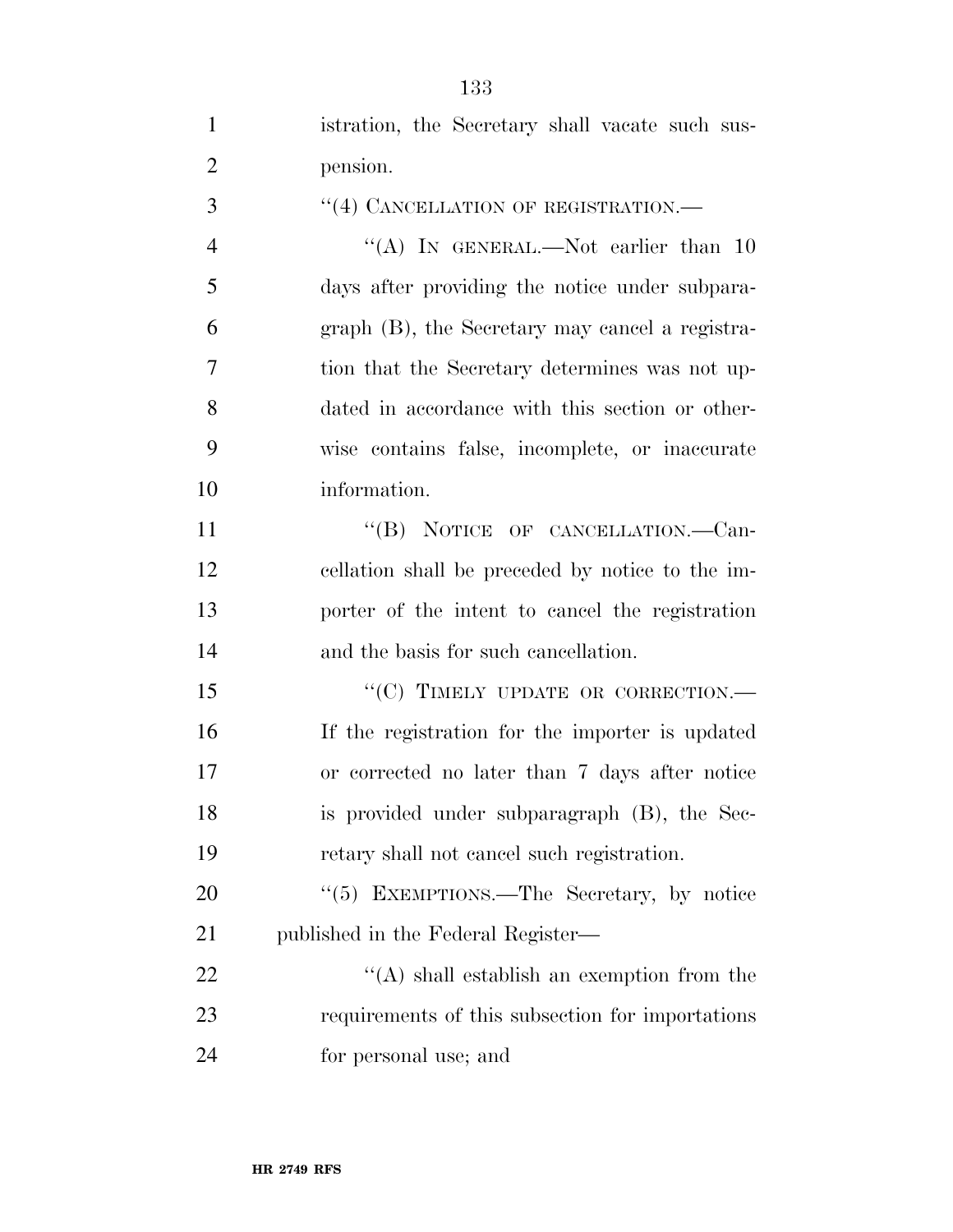istration, the Secretary shall vacate such suspension.

"(4) CANCELLATION OF REGISTRATION.—

"(A) IN GENERAL.—Not earlier than 10 days after providing the notice under subparagraph (B), the Secretary may cancel a registration that the Secretary determines was not updated in accordance with this section or otherwise contains false, incomplete, or inaccurate information.

"(B) NOTICE OF CANCELLATION.—Cancellation shall be preceded by notice to the importer of the intent to cancel the registration and the basis for such cancellation.

"(C) TIMELY UPDATE OR CORRECTION.—If the registration for the importer is updated or corrected no later than 7 days after notice is provided under subparagraph (B), the Secretary shall not cancel such registration.

"(5) EXEMPTIONS.—The Secretary, by notice published in the Federal Register—

"(A) shall establish an exemption from the requirements of this subsection for importations for personal use; and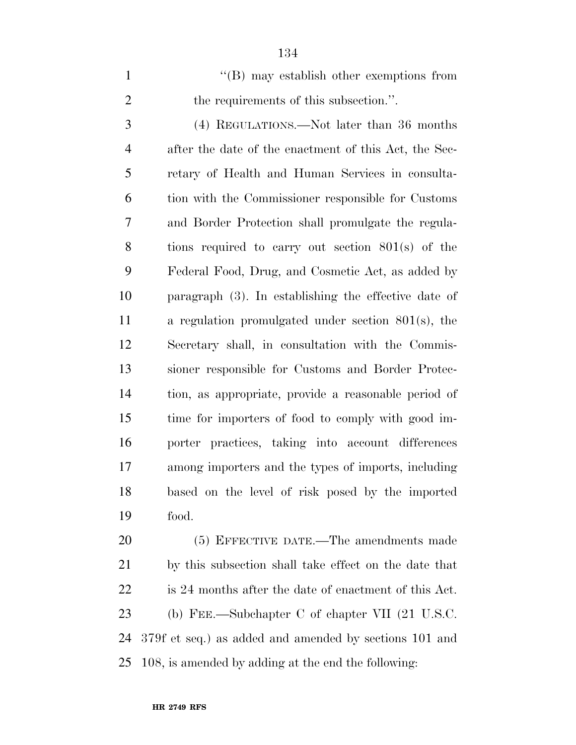''(B) may establish other exemptions from the requirements of this subsection.''.

(4) REGULATIONS.—Not later than 36 months after the date of the enactment of this Act, the Secretary of Health and Human Services in consultation with the Commissioner responsible for Customs and Border Protection shall promulgate the regulations required to carry out section 801(s) of the Federal Food, Drug, and Cosmetic Act, as added by paragraph (3). In establishing the effective date of a regulation promulgated under section 801(s), the Secretary shall, in consultation with the Commissioner responsible for Customs and Border Protection, as appropriate, provide a reasonable period of time for importers of food to comply with good importer practices, taking into account differences among importers and the types of imports, including based on the level of risk posed by the imported food.

(5) EFFECTIVE DATE.—The amendments made by this subsection shall take effect on the date that is 24 months after the date of enactment of this Act.

(b) FEE.—Subchapter C of chapter VII (21 U.S.C. 379f et seq.) as added and amended by sections 101 and 108, is amended by adding at the end the following: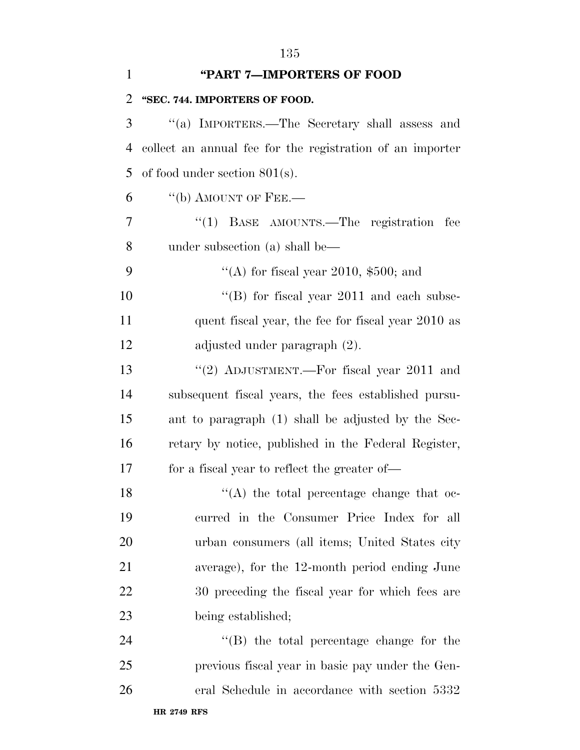## "PART 7—IMPORTERS OF FOOD

### "SEC. 744. IMPORTERS OF FOOD.

"(a) IMPORTERS.—The Secretary shall assess and collect an annual fee for the registration of an importer of food under section 801(s).

"(b) AMOUNT OF FEE.—

"(1) BASE AMOUNTS.—The registration fee under subsection (a) shall be—

"(A) for fiscal year 2010, $500; and

"(B) for fiscal year 2011 and each subsequent fiscal year, the fee for fiscal year 2010 as adjusted under paragraph (2).

"(2) ADJUSTMENT.—For fiscal year 2011 and subsequent fiscal years, the fees established pursuant to paragraph (1) shall be adjusted by the Secretary by notice, published in the Federal Register, for a fiscal year to reflect the greater of—

"(A) the total percentage change that occurred in the Consumer Price Index for all urban consumers (all items; United States city average), for the 12-month period ending June 30 preceding the fiscal year for which fees are being established;

"(B) the total percentage change for the previous fiscal year in basic pay under the General Schedule in accordance with section 5332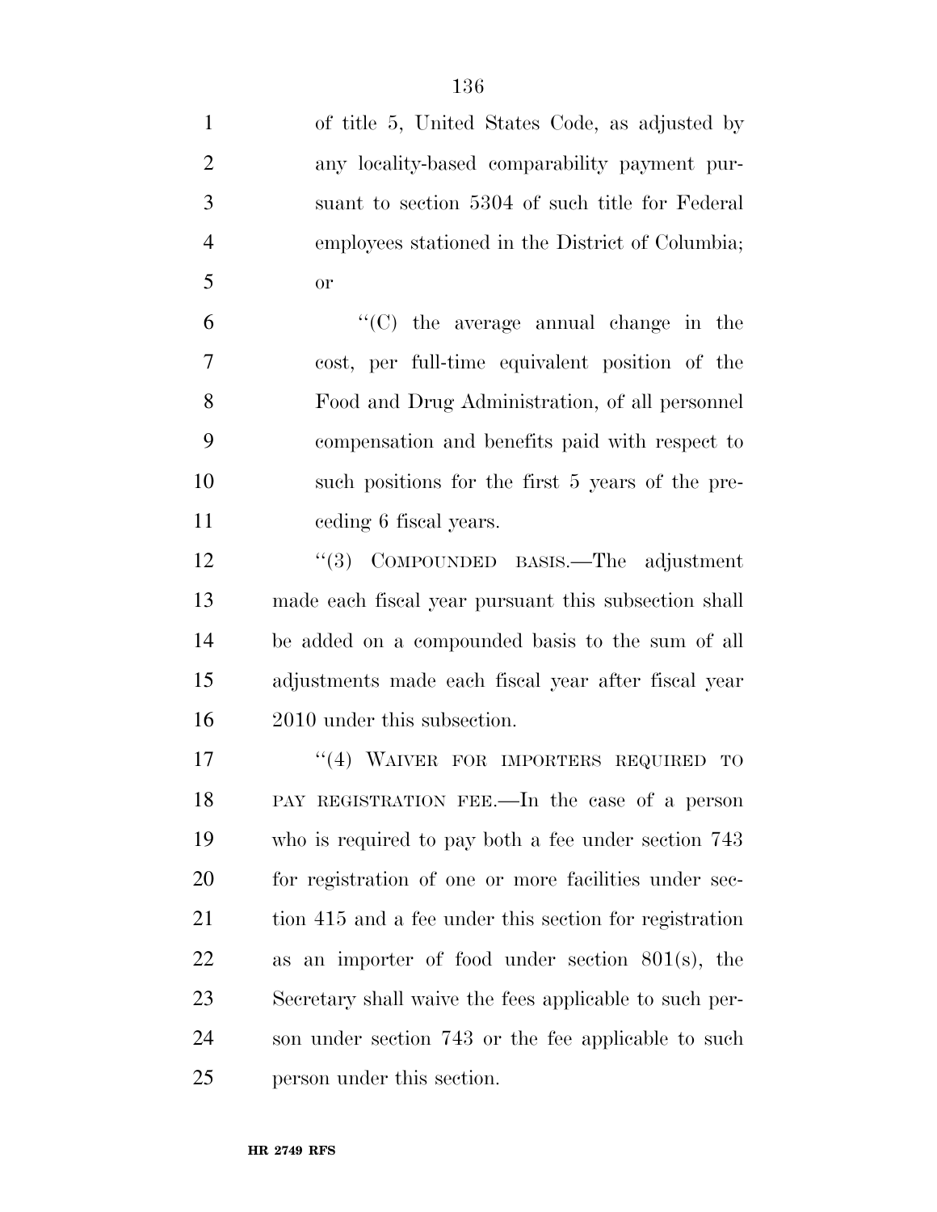of title 5, United States Code, as adjusted by any locality-based comparability payment pursuant to section 5304 of such title for Federal employees stationed in the District of Columbia; or

"(C) the average annual change in the cost, per full-time equivalent position of the Food and Drug Administration, of all personnel compensation and benefits paid with respect to such positions for the first 5 years of the preceding 6 fiscal years.

"(3) COMPOUNDED BASIS.—The adjustment made each fiscal year pursuant this subsection shall be added on a compounded basis to the sum of all adjustments made each fiscal year after fiscal year 2010 under this subsection.

"(4) WAIVER FOR IMPORTERS REQUIRED TO PAY REGISTRATION FEE.—In the case of a person who is required to pay both a fee under section 743 for registration of one or more facilities under section 415 and a fee under this section for registration as an importer of food under section 801(s), the Secretary shall waive the fees applicable to such person under section 743 or the fee applicable to such person under this section.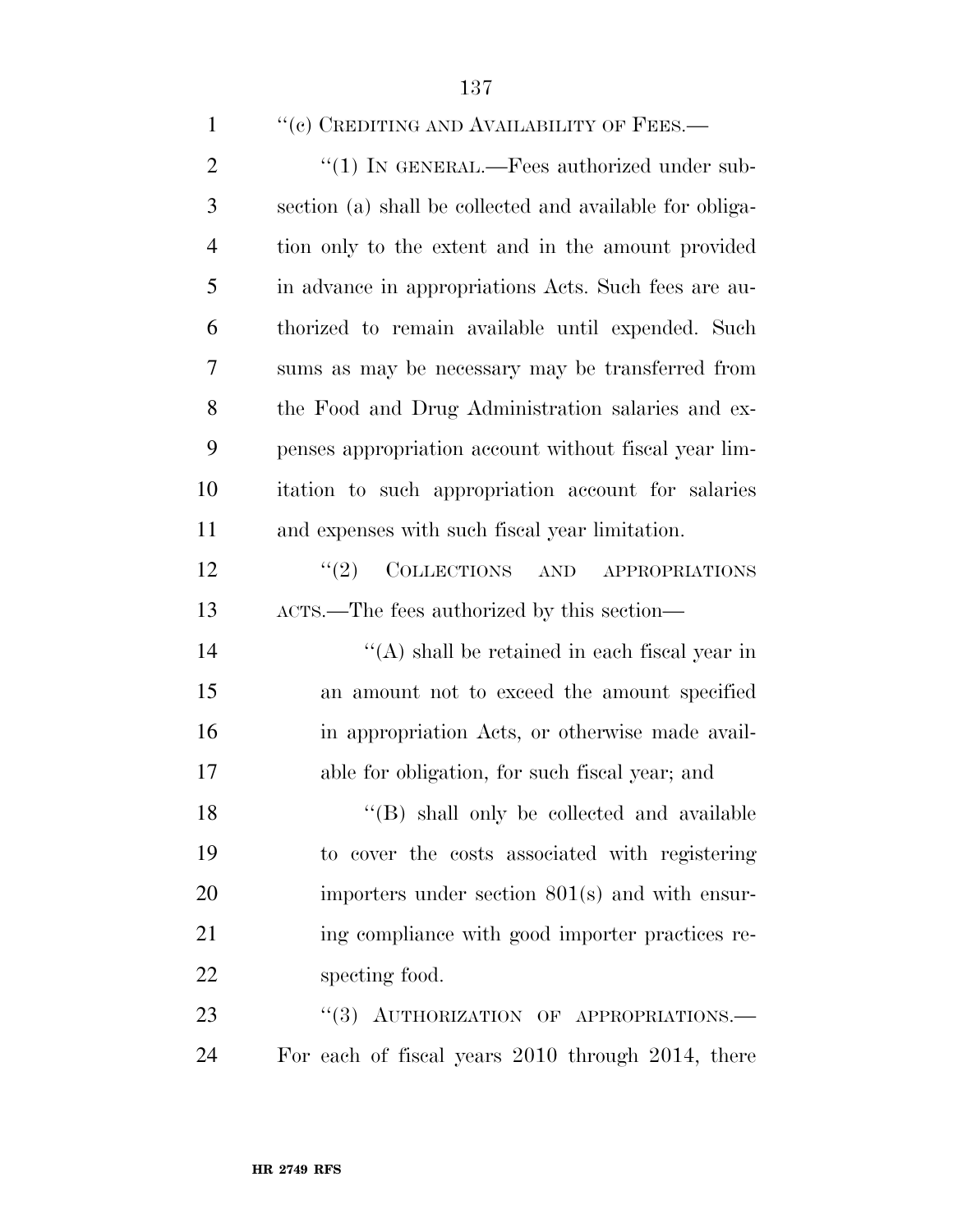"(c) CREDITING AND AVAILABILITY OF FEES.—

"(1) IN GENERAL.—Fees authorized under subsection (a) shall be collected and available for obligation only to the extent and in the amount provided in advance in appropriations Acts. Such fees are authorized to remain available until expended. Such sums as may be necessary may be transferred from the Food and Drug Administration salaries and expenses appropriation account without fiscal year limitation to such appropriation account for salaries and expenses with such fiscal year limitation.

"(2) COLLECTIONS AND APPROPRIATIONS ACTS.—The fees authorized by this section—

"(A) shall be retained in each fiscal year in an amount not to exceed the amount specified in appropriation Acts, or otherwise made available for obligation, for such fiscal year; and

"(B) shall only be collected and available to cover the costs associated with registering importers under section 801(s) and with ensuring compliance with good importer practices respecting food.

"(3) AUTHORIZATION OF APPROPRIATIONS.—For each of fiscal years 2010 through 2014, there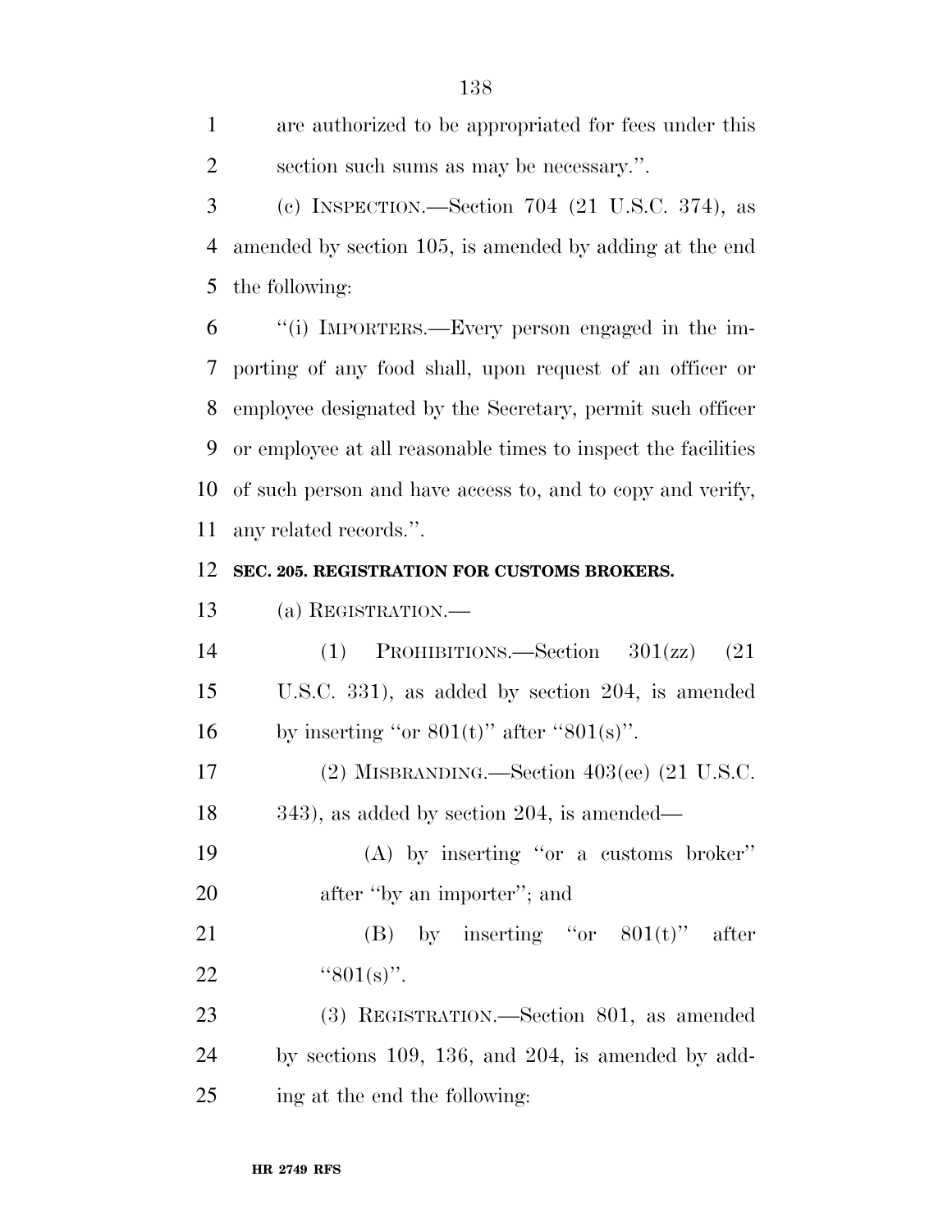are authorized to be appropriated for fees under this section such sums as may be necessary.''.

(c) INSPECTION.—Section 704 (21 U.S.C. 374), as amended by section 105, is amended by adding at the end the following:

''(i) IMPORTERS.—Every person engaged in the importing of any food shall, upon request of an officer or employee designated by the Secretary, permit such officer or employee at all reasonable times to inspect the facilities of such person and have access to, and to copy and verify, any related records.''.

**SEC. 205. REGISTRATION FOR CUSTOMS BROKERS.**

(a) REGISTRATION.—

(1) PROHIBITIONS.—Section 301(zz) (21 U.S.C. 331), as added by section 204, is amended by inserting ''or 801(t)'' after ''801(s)''.

(2) MISBRANDING.—Section 403(ee) (21 U.S.C. 343), as added by section 204, is amended—

(A) by inserting ''or a customs broker'' after ''by an importer''; and

(B) by inserting ''or 801(t)'' after ''801(s)''.

(3) REGISTRATION.—Section 801, as amended by sections 109, 136, and 204, is amended by adding at the end the following: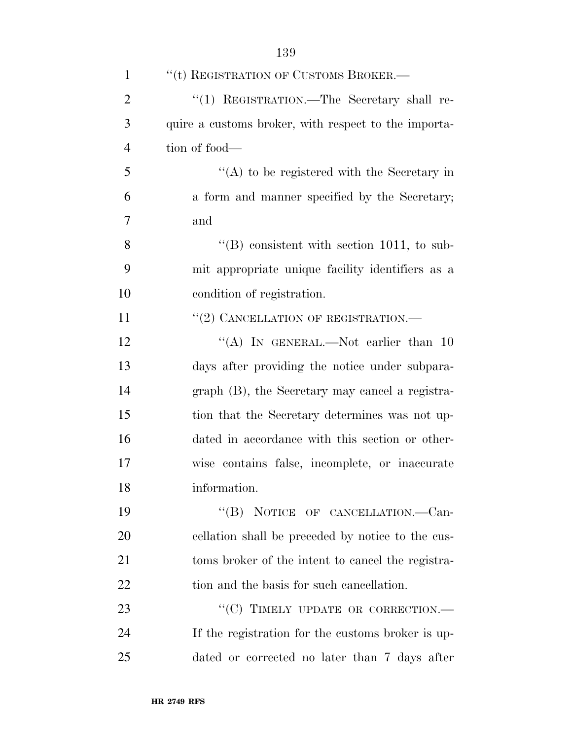''(t) REGISTRATION OF CUSTOMS BROKER.—

''(1) REGISTRATION.—The Secretary shall require a customs broker, with respect to the importation of food—

''(A) to be registered with the Secretary in a form and manner specified by the Secretary; and

''(B) consistent with section 1011, to submit appropriate unique facility identifiers as a condition of registration.

''(2) CANCELLATION OF REGISTRATION.—

''(A) IN GENERAL.—Not earlier than 10 days after providing the notice under subparagraph (B), the Secretary may cancel a registration that the Secretary determines was not updated in accordance with this section or otherwise contains false, incomplete, or inaccurate information.

''(B) NOTICE OF CANCELLATION.—Cancellation shall be preceded by notice to the customs broker of the intent to cancel the registration and the basis for such cancellation.

''(C) TIMELY UPDATE OR CORRECTION.—If the registration for the customs broker is updated or corrected no later than 7 days after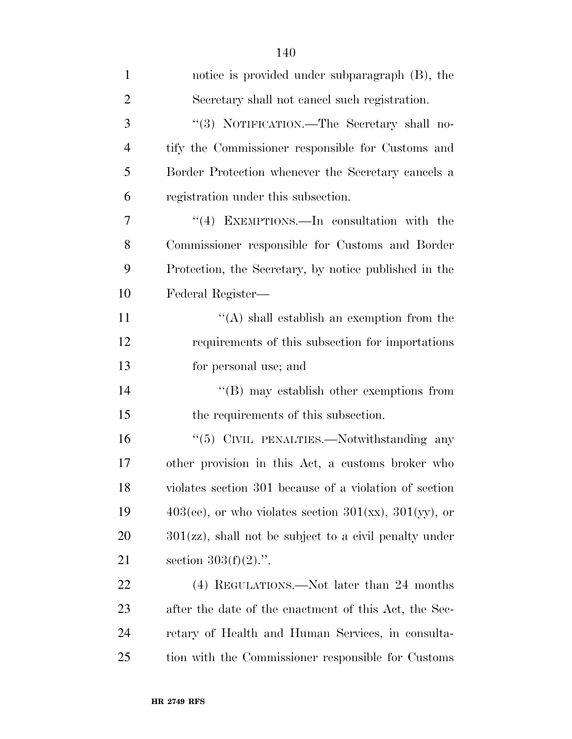notice is provided under subparagraph (B), the Secretary shall not cancel such registration.

"(3) NOTIFICATION.—The Secretary shall notify the Commissioner responsible for Customs and Border Protection whenever the Secretary cancels a registration under this subsection.

"(4) EXEMPTIONS.—In consultation with the Commissioner responsible for Customs and Border Protection, the Secretary, by notice published in the Federal Register—

"(A) shall establish an exemption from the requirements of this subsection for importations for personal use; and

"(B) may establish other exemptions from the requirements of this subsection.

"(5) CIVIL PENALTIES.—Notwithstanding any other provision in this Act, a customs broker who violates section 301 because of a violation of section 403(ee), or who violates section 301(xx), 301(yy), or 301(zz), shall not be subject to a civil penalty under section 303(f)(2).".

(4) REGULATIONS.—Not later than 24 months after the date of the enactment of this Act, the Secretary of Health and Human Services, in consultation with the Commissioner responsible for Customs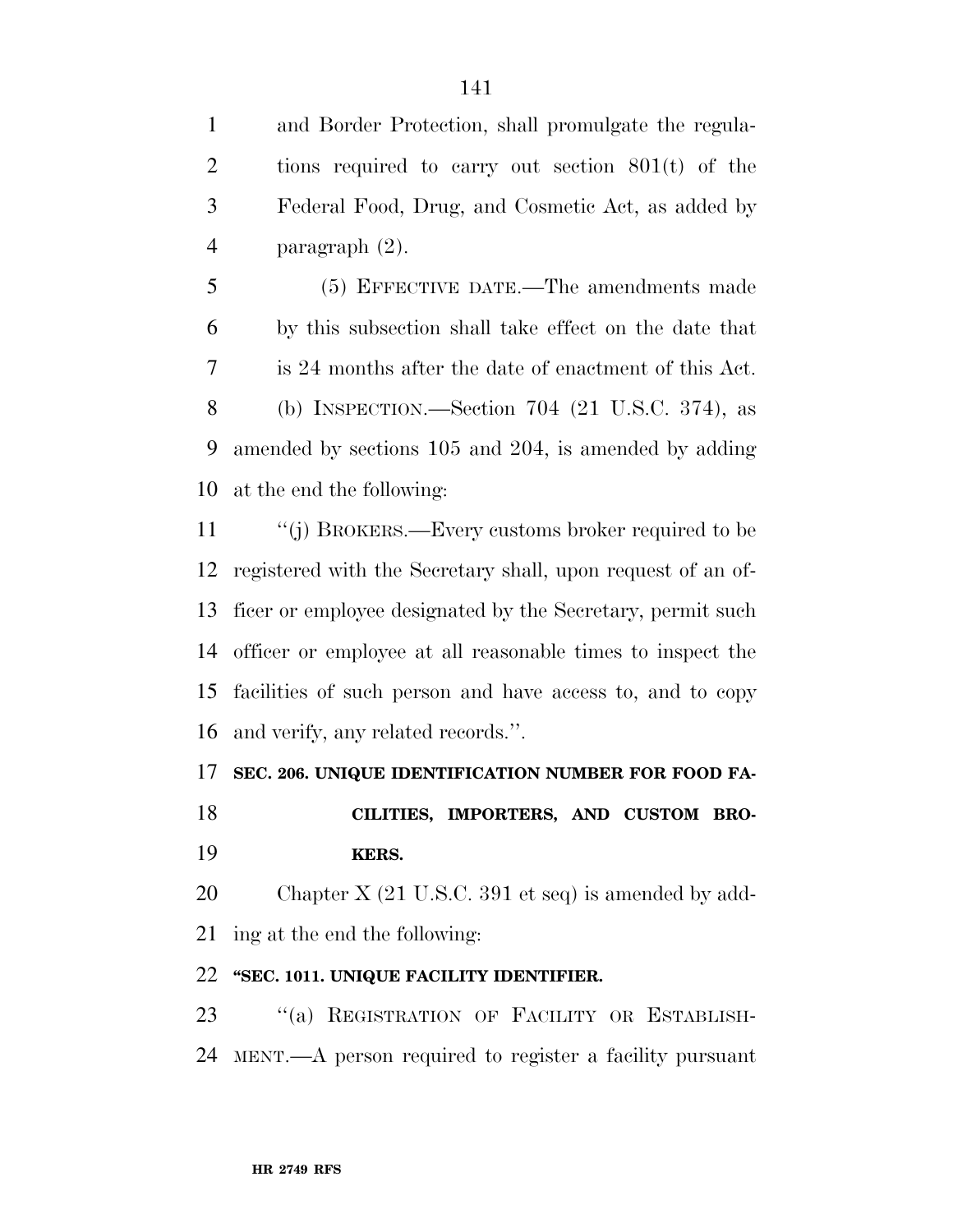and Border Protection, shall promulgate the regulations required to carry out section 801(t) of the Federal Food, Drug, and Cosmetic Act, as added by paragraph (2).

(5) EFFECTIVE DATE.—The amendments made by this subsection shall take effect on the date that is 24 months after the date of enactment of this Act.

(b) INSPECTION.—Section 704 (21 U.S.C. 374), as amended by sections 105 and 204, is amended by adding at the end the following:

''(j) BROKERS.—Every customs broker required to be registered with the Secretary shall, upon request of an officer or employee designated by the Secretary, permit such officer or employee at all reasonable times to inspect the facilities of such person and have access to, and to copy and verify, any related records.''.

**SEC. 206. UNIQUE IDENTIFICATION NUMBER FOR FOOD FACILITIES, IMPORTERS, AND CUSTOM BROKERS.**

Chapter X (21 U.S.C. 391 et seq) is amended by adding at the end the following:

**''SEC. 1011. UNIQUE FACILITY IDENTIFIER.**

''(a) REGISTRATION OF FACILITY OR ESTABLISHMENT.—A person required to register a facility pursuant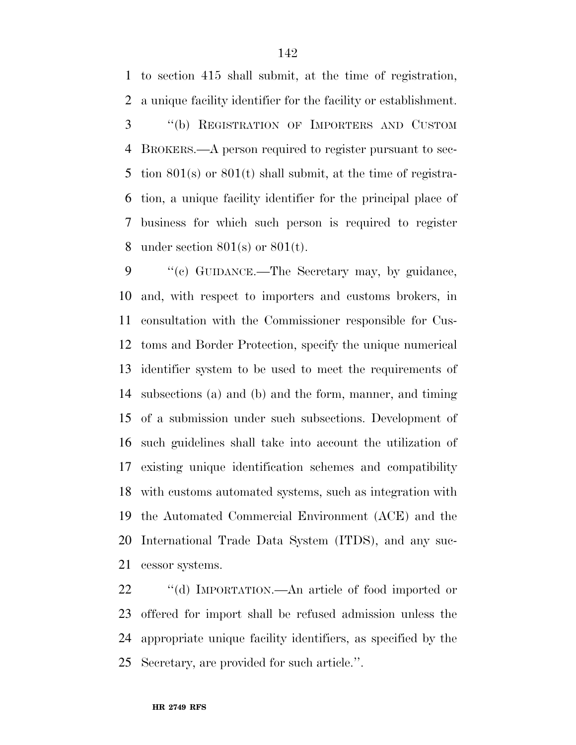to section 415 shall submit, at the time of registration, a unique facility identifier for the facility or establishment.

"(b) REGISTRATION OF IMPORTERS AND CUSTOM BROKERS.—A person required to register pursuant to section 801(s) or 801(t) shall submit, at the time of registration, a unique facility identifier for the principal place of business for which such person is required to register under section 801(s) or 801(t).

"(c) GUIDANCE.—The Secretary may, by guidance, and, with respect to importers and customs brokers, in consultation with the Commissioner responsible for Customs and Border Protection, specify the unique numerical identifier system to be used to meet the requirements of subsections (a) and (b) and the form, manner, and timing of a submission under such subsections. Development of such guidelines shall take into account the utilization of existing unique identification schemes and compatibility with customs automated systems, such as integration with the Automated Commercial Environment (ACE) and the International Trade Data System (ITDS), and any successor systems.

"(d) IMPORTATION.—An article of food imported or offered for import shall be refused admission unless the appropriate unique facility identifiers, as specified by the Secretary, are provided for such article.".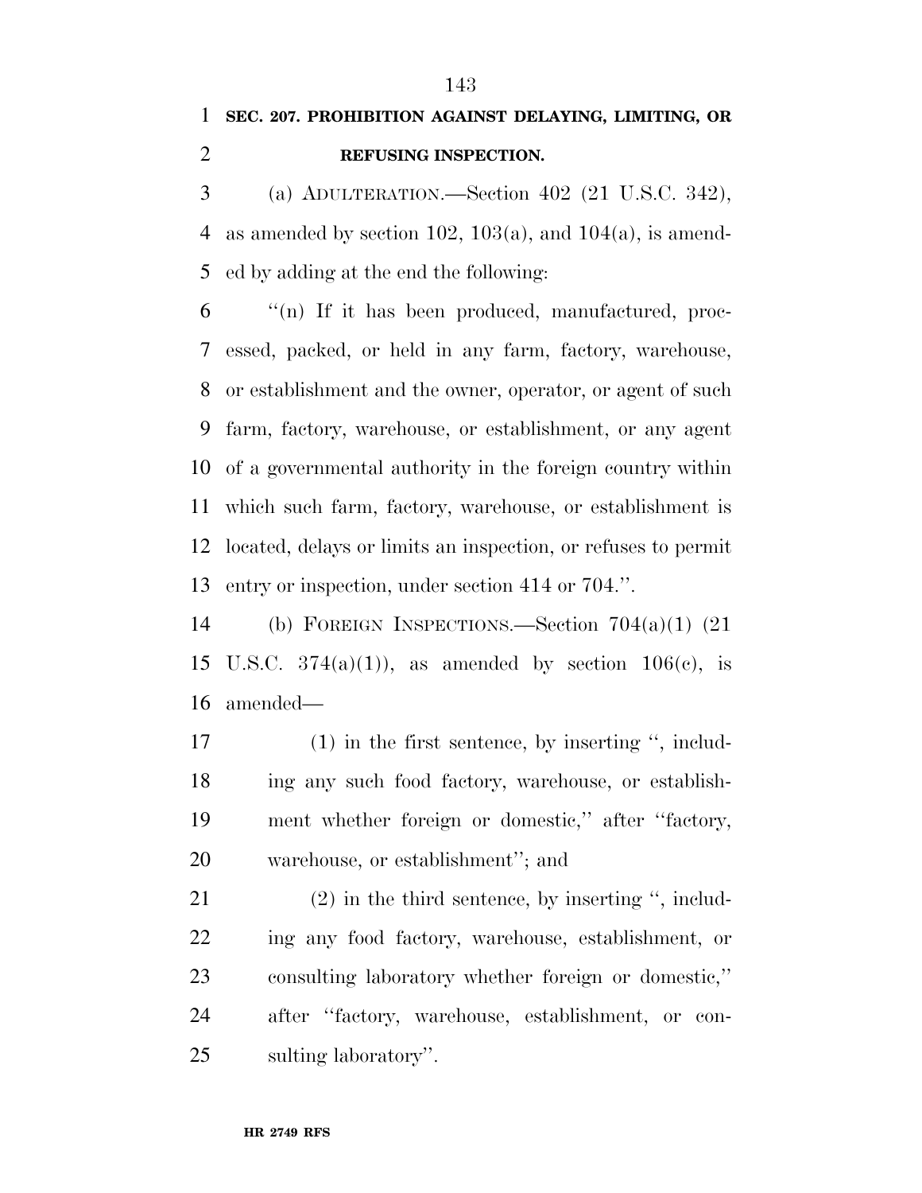**SEC. 207. PROHIBITION AGAINST DELAYING, LIMITING, OR REFUSING INSPECTION.**

(a) ADULTERATION.—Section 402 (21 U.S.C. 342), as amended by section 102, 103(a), and 104(a), is amended by adding at the end the following:

''(n) If it has been produced, manufactured, processed, packed, or held in any farm, factory, warehouse, or establishment and the owner, operator, or agent of such farm, factory, warehouse, or establishment, or any agent of a governmental authority in the foreign country within which such farm, factory, warehouse, or establishment is located, delays or limits an inspection, or refuses to permit entry or inspection, under section 414 or 704.''.

(b) FOREIGN INSPECTIONS.—Section 704(a)(1) (21 U.S.C. 374(a)(1)), as amended by section 106(c), is amended—

(1) in the first sentence, by inserting '', including any such food factory, warehouse, or establishment whether foreign or domestic,'' after ''factory, warehouse, or establishment''; and

(2) in the third sentence, by inserting '', including any food factory, warehouse, establishment, or consulting laboratory whether foreign or domestic,'' after ''factory, warehouse, establishment, or consulting laboratory''.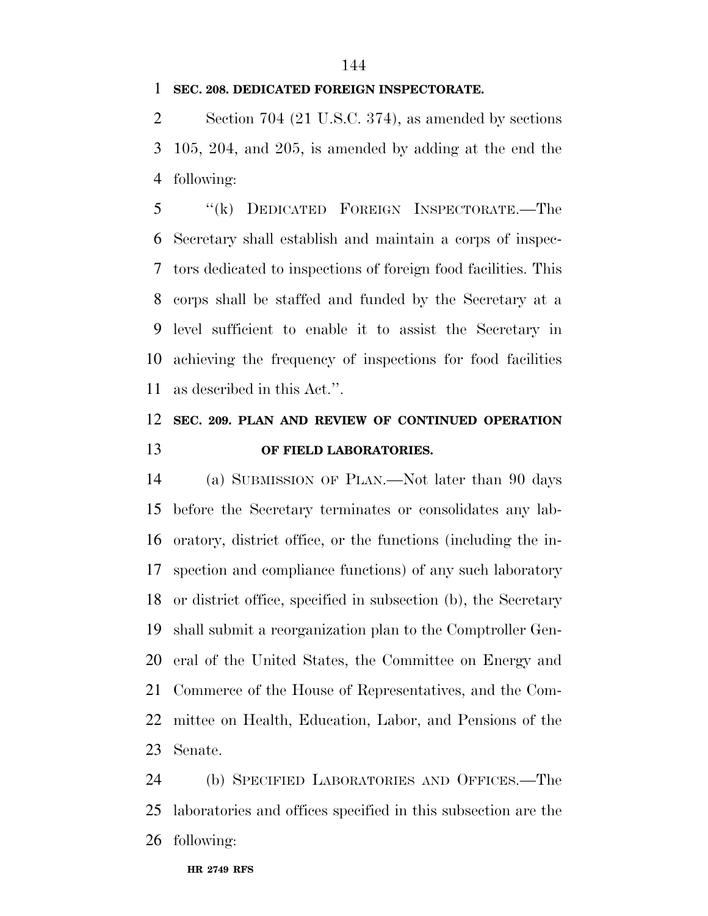**SEC. 208. DEDICATED FOREIGN INSPECTORATE.**

Section 704 (21 U.S.C. 374), as amended by sections 105, 204, and 205, is amended by adding at the end the following:

"(k) DEDICATED FOREIGN INSPECTORATE.—The Secretary shall establish and maintain a corps of inspectors dedicated to inspections of foreign food facilities. This corps shall be staffed and funded by the Secretary at a level sufficient to enable it to assist the Secretary in achieving the frequency of inspections for food facilities as described in this Act.".

**SEC. 209. PLAN AND REVIEW OF CONTINUED OPERATION OF FIELD LABORATORIES.**

(a) SUBMISSION OF PLAN.—Not later than 90 days before the Secretary terminates or consolidates any laboratory, district office, or the functions (including the inspection and compliance functions) of any such laboratory or district office, specified in subsection (b), the Secretary shall submit a reorganization plan to the Comptroller General of the United States, the Committee on Energy and Commerce of the House of Representatives, and the Committee on Health, Education, Labor, and Pensions of the Senate.

(b) SPECIFIED LABORATORIES AND OFFICES.—The laboratories and offices specified in this subsection are the following: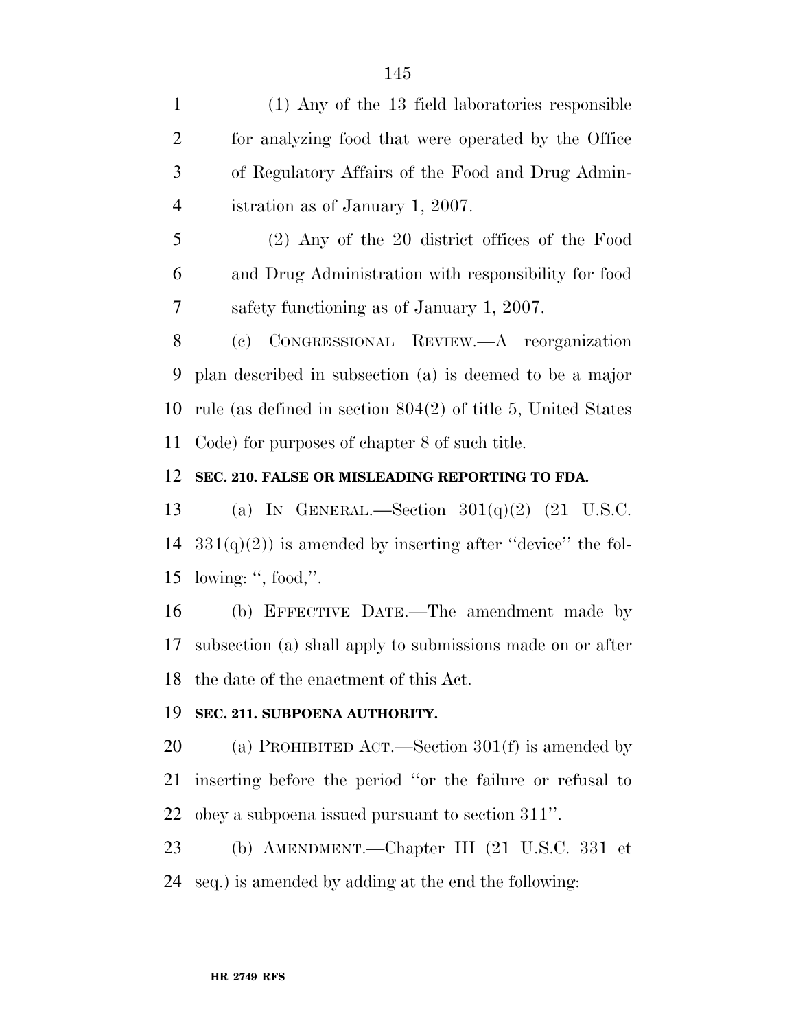(1) Any of the 13 field laboratories responsible for analyzing food that were operated by the Office of Regulatory Affairs of the Food and Drug Administration as of January 1, 2007.

(2) Any of the 20 district offices of the Food and Drug Administration with responsibility for food safety functioning as of January 1, 2007.

(c) CONGRESSIONAL REVIEW.—A reorganization plan described in subsection (a) is deemed to be a major rule (as defined in section 804(2) of title 5, United States Code) for purposes of chapter 8 of such title.

**SEC. 210. FALSE OR MISLEADING REPORTING TO FDA.**

(a) IN GENERAL.—Section 301(q)(2) (21 U.S.C. 331(q)(2)) is amended by inserting after ''device'' the following: '', food,''.

(b) EFFECTIVE DATE.—The amendment made by subsection (a) shall apply to submissions made on or after the date of the enactment of this Act.

**SEC. 211. SUBPOENA AUTHORITY.**

(a) PROHIBITED ACT.—Section 301(f) is amended by inserting before the period ''or the failure or refusal to obey a subpoena issued pursuant to section 311''.

(b) AMENDMENT.—Chapter III (21 U.S.C. 331 et seq.) is amended by adding at the end the following: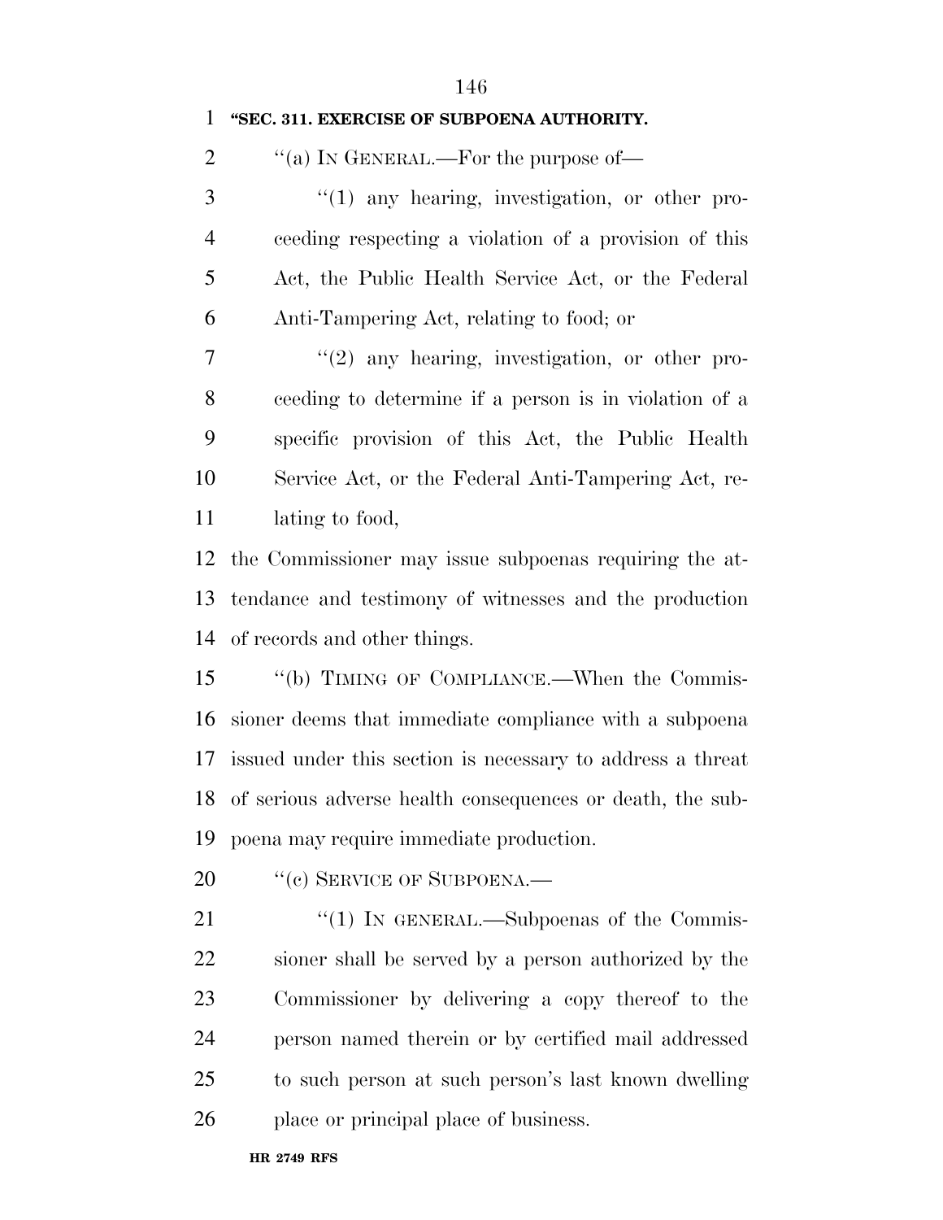**"SEC. 311. EXERCISE OF SUBPOENA AUTHORITY.**

"(a) IN GENERAL.—For the purpose of—

"(1) any hearing, investigation, or other proceeding respecting a violation of a provision of this Act, the Public Health Service Act, or the Federal Anti-Tampering Act, relating to food; or

"(2) any hearing, investigation, or other proceeding to determine if a person is in violation of a specific provision of this Act, the Public Health Service Act, or the Federal Anti-Tampering Act, relating to food,

the Commissioner may issue subpoenas requiring the attendance and testimony of witnesses and the production of records and other things.

"(b) TIMING OF COMPLIANCE.—When the Commissioner deems that immediate compliance with a subpoena issued under this section is necessary to address a threat of serious adverse health consequences or death, the subpoena may require immediate production.

"(c) SERVICE OF SUBPOENA.—

"(1) IN GENERAL.—Subpoenas of the Commissioner shall be served by a person authorized by the Commissioner by delivering a copy thereof to the person named therein or by certified mail addressed to such person at such person's last known dwelling place or principal place of business.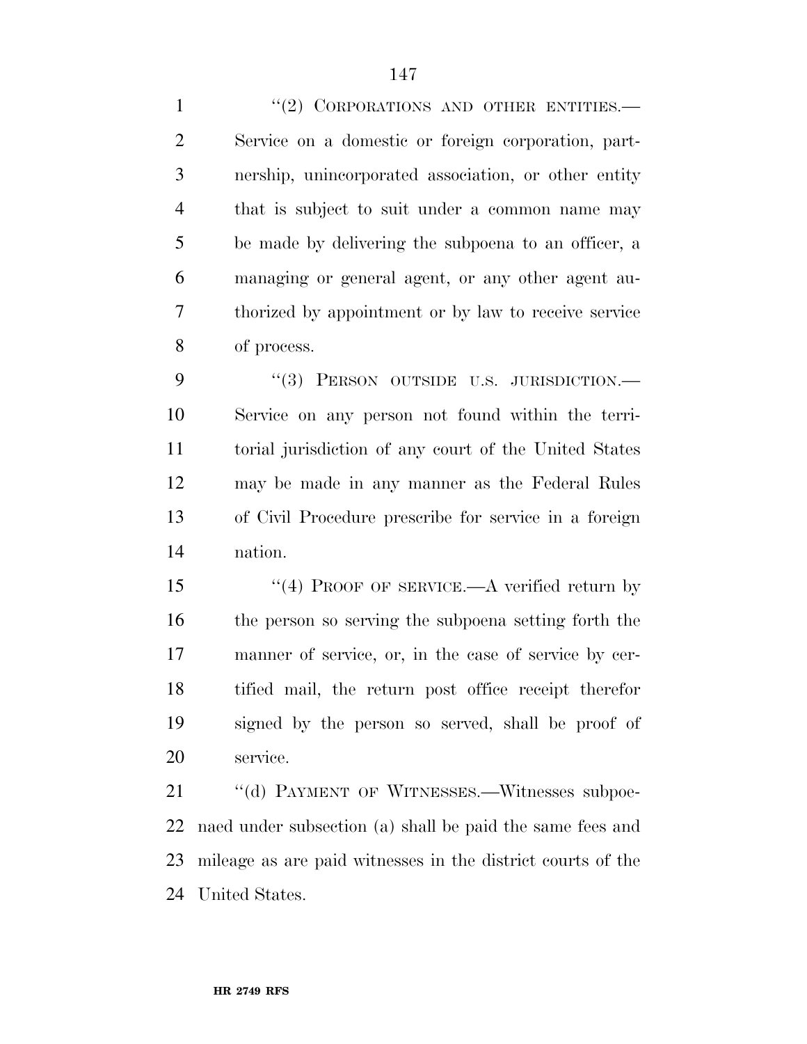"(2) CORPORATIONS AND OTHER ENTITIES.—Service on a domestic or foreign corporation, partnership, unincorporated association, or other entity that is subject to suit under a common name may be made by delivering the subpoena to an officer, a managing or general agent, or any other agent authorized by appointment or by law to receive service of process.

"(3) PERSON OUTSIDE U.S. JURISDICTION.—Service on any person not found within the territorial jurisdiction of any court of the United States may be made in any manner as the Federal Rules of Civil Procedure prescribe for service in a foreign nation.

"(4) PROOF OF SERVICE.—A verified return by the person so serving the subpoena setting forth the manner of service, or, in the case of service by certified mail, the return post office receipt therefor signed by the person so served, shall be proof of service.

"(d) PAYMENT OF WITNESSES.—Witnesses subpoenaed under subsection (a) shall be paid the same fees and mileage as are paid witnesses in the district courts of the United States.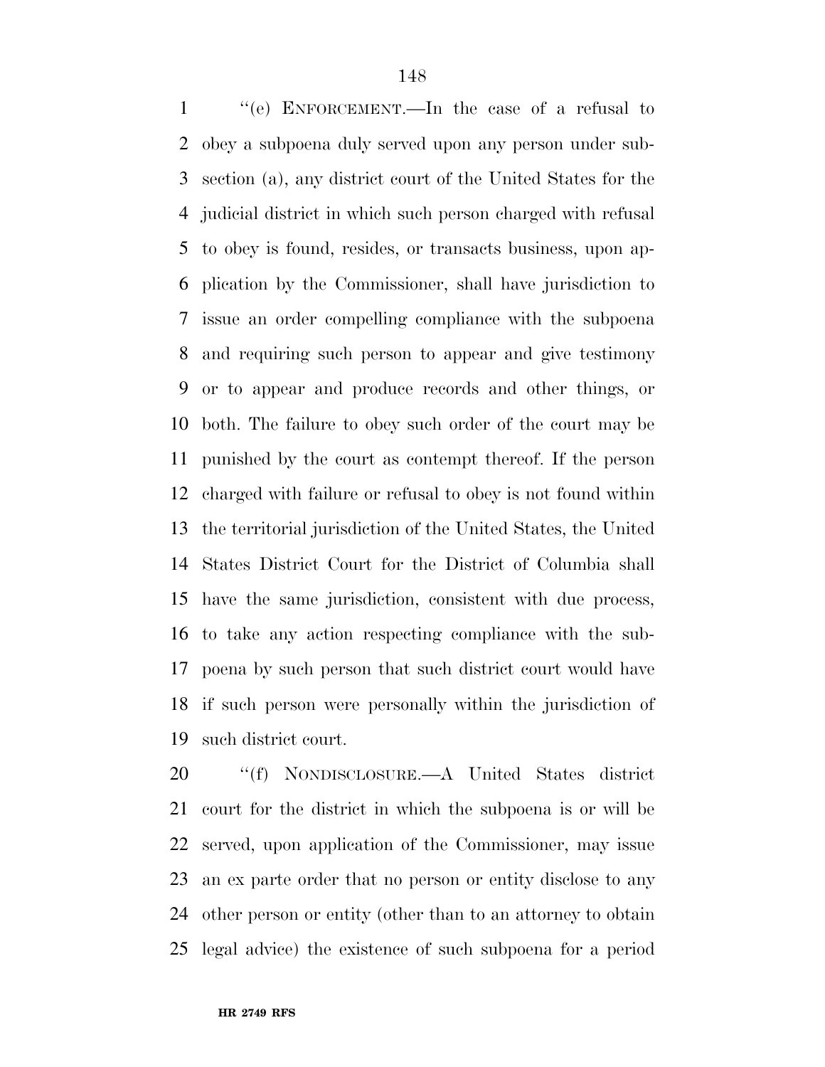''(e) ENFORCEMENT.—In the case of a refusal to obey a subpoena duly served upon any person under subsection (a), any district court of the United States for the judicial district in which such person charged with refusal to obey is found, resides, or transacts business, upon application by the Commissioner, shall have jurisdiction to issue an order compelling compliance with the subpoena and requiring such person to appear and give testimony or to appear and produce records and other things, or both. The failure to obey such order of the court may be punished by the court as contempt thereof. If the person charged with failure or refusal to obey is not found within the territorial jurisdiction of the United States, the United States District Court for the District of Columbia shall have the same jurisdiction, consistent with due process, to take any action respecting compliance with the subpoena by such person that such district court would have if such person were personally within the jurisdiction of such district court.

''(f) NONDISCLOSURE.—A United States district court for the district in which the subpoena is or will be served, upon application of the Commissioner, may issue an ex parte order that no person or entity disclose to any other person or entity (other than to an attorney to obtain legal advice) the existence of such subpoena for a period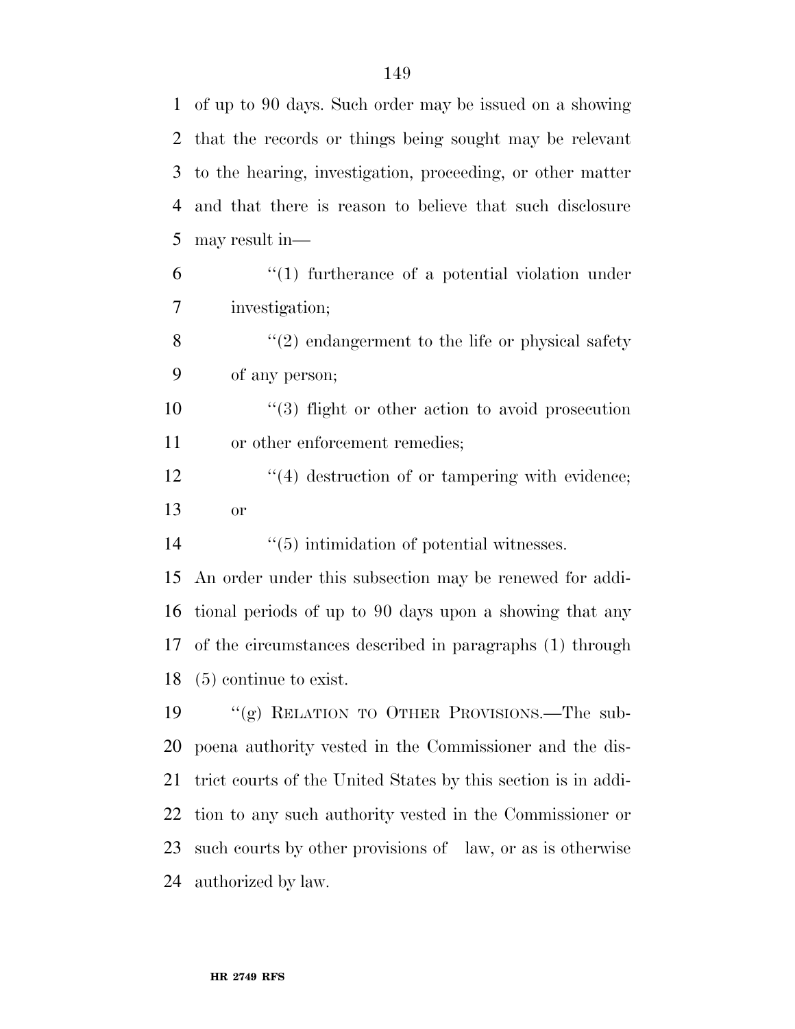of up to 90 days. Such order may be issued on a showing that the records or things being sought may be relevant to the hearing, investigation, proceeding, or other matter and that there is reason to believe that such disclosure may result in—

''(1) furtherance of a potential violation under investigation;

''(2) endangerment to the life or physical safety of any person;

''(3) flight or other action to avoid prosecution or other enforcement remedies;

''(4) destruction of or tampering with evidence; or

''(5) intimidation of potential witnesses.

An order under this subsection may be renewed for additional periods of up to 90 days upon a showing that any of the circumstances described in paragraphs (1) through (5) continue to exist.

''(g) RELATION TO OTHER PROVISIONS.—The subpoena authority vested in the Commissioner and the district courts of the United States by this section is in addition to any such authority vested in the Commissioner or such courts by other provisions of law, or as is otherwise authorized by law.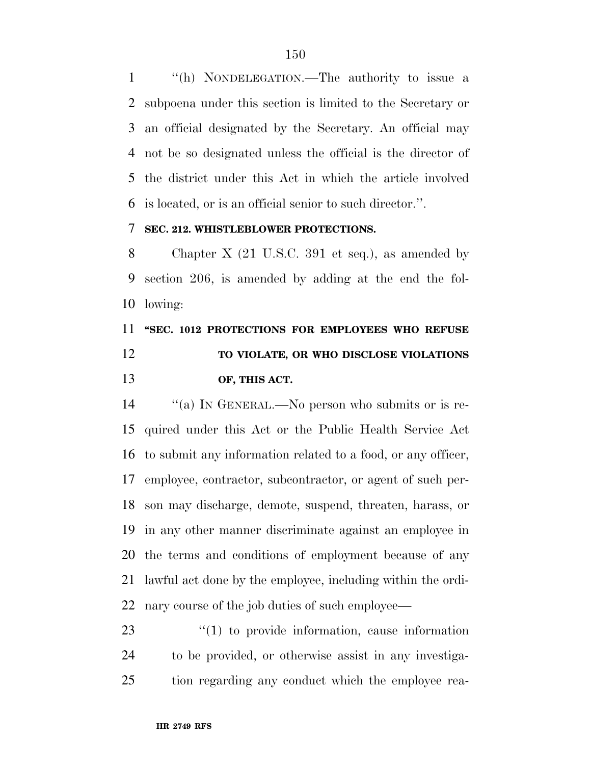"(h) NONDELEGATION.—The authority to issue a subpoena under this section is limited to the Secretary or an official designated by the Secretary. An official may not be so designated unless the official is the director of the district under this Act in which the article involved is located, or is an official senior to such director.".

**SEC. 212. WHISTLEBLOWER PROTECTIONS.**

Chapter X (21 U.S.C. 391 et seq.), as amended by section 206, is amended by adding at the end the following:

**"SEC. 1012 PROTECTIONS FOR EMPLOYEES WHO REFUSE TO VIOLATE, OR WHO DISCLOSE VIOLATIONS OF, THIS ACT.**

"(a) IN GENERAL.—No person who submits or is required under this Act or the Public Health Service Act to submit any information related to a food, or any officer, employee, contractor, subcontractor, or agent of such person may discharge, demote, suspend, threaten, harass, or in any other manner discriminate against an employee in the terms and conditions of employment because of any lawful act done by the employee, including within the ordinary course of the job duties of such employee—

"(1) to provide information, cause information to be provided, or otherwise assist in any investigation regarding any conduct which the employee rea-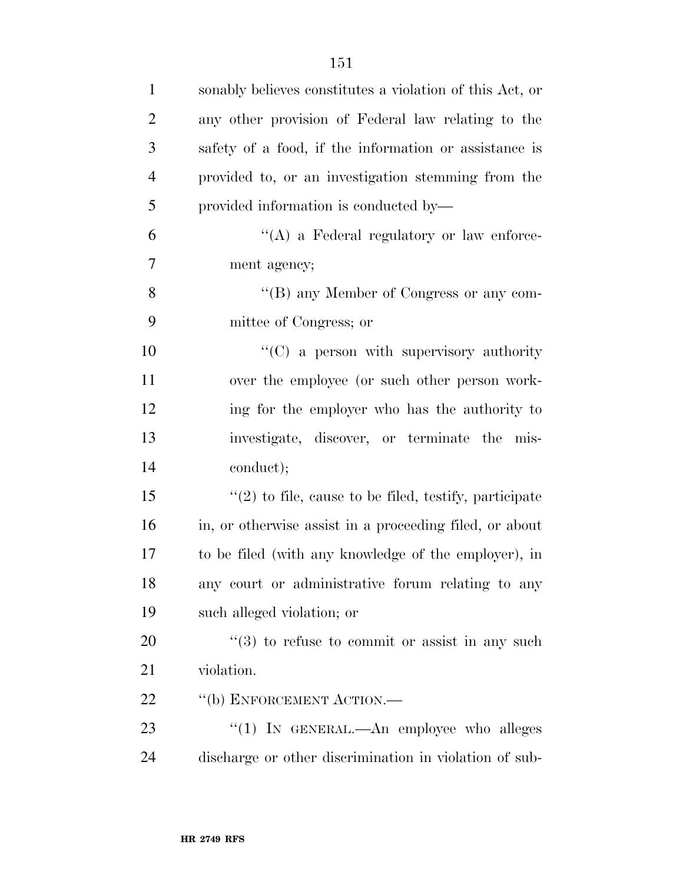sonably believes constitutes a violation of this Act, or any other provision of Federal law relating to the safety of a food, if the information or assistance is provided to, or an investigation stemming from the provided information is conducted by—

''(A) a Federal regulatory or law enforcement agency;

''(B) any Member of Congress or any committee of Congress; or

''(C) a person with supervisory authority over the employee (or such other person working for the employer who has the authority to investigate, discover, or terminate the misconduct);

''(2) to file, cause to be filed, testify, participate in, or otherwise assist in a proceeding filed, or about to be filed (with any knowledge of the employer), in any court or administrative forum relating to any such alleged violation; or

''(3) to refuse to commit or assist in any such violation.

''(b) ENFORCEMENT ACTION.—

''(1) IN GENERAL.—An employee who alleges discharge or other discrimination in violation of sub-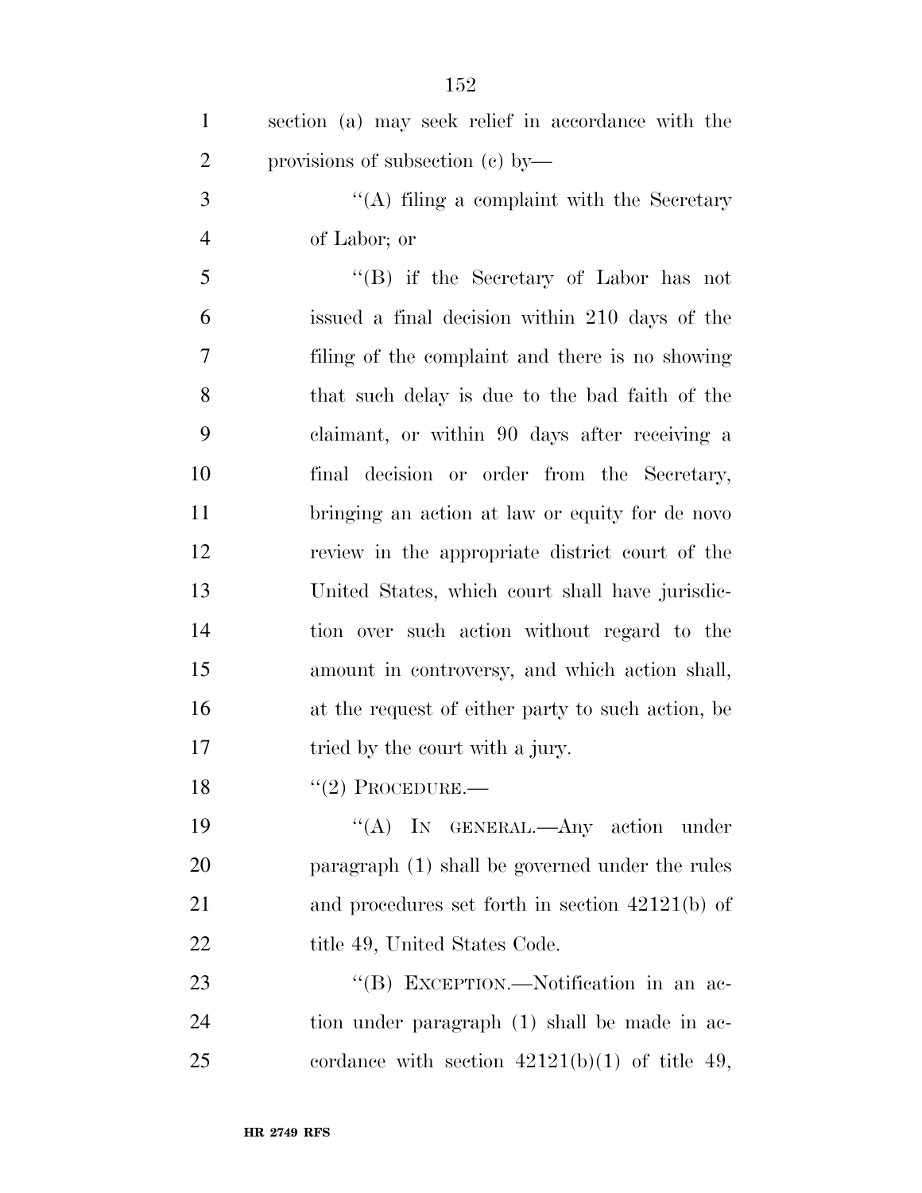section (a) may seek relief in accordance with the provisions of subsection (c) by—

''(A) filing a complaint with the Secretary of Labor; or

''(B) if the Secretary of Labor has not issued a final decision within 210 days of the filing of the complaint and there is no showing that such delay is due to the bad faith of the claimant, or within 90 days after receiving a final decision or order from the Secretary, bringing an action at law or equity for de novo review in the appropriate district court of the United States, which court shall have jurisdiction over such action without regard to the amount in controversy, and which action shall, at the request of either party to such action, be tried by the court with a jury.

''(2) PROCEDURE.—

''(A) IN GENERAL.—Any action under paragraph (1) shall be governed under the rules and procedures set forth in section 42121(b) of title 49, United States Code.

''(B) EXCEPTION.—Notification in an action under paragraph (1) shall be made in accordance with section 42121(b)(1) of title 49,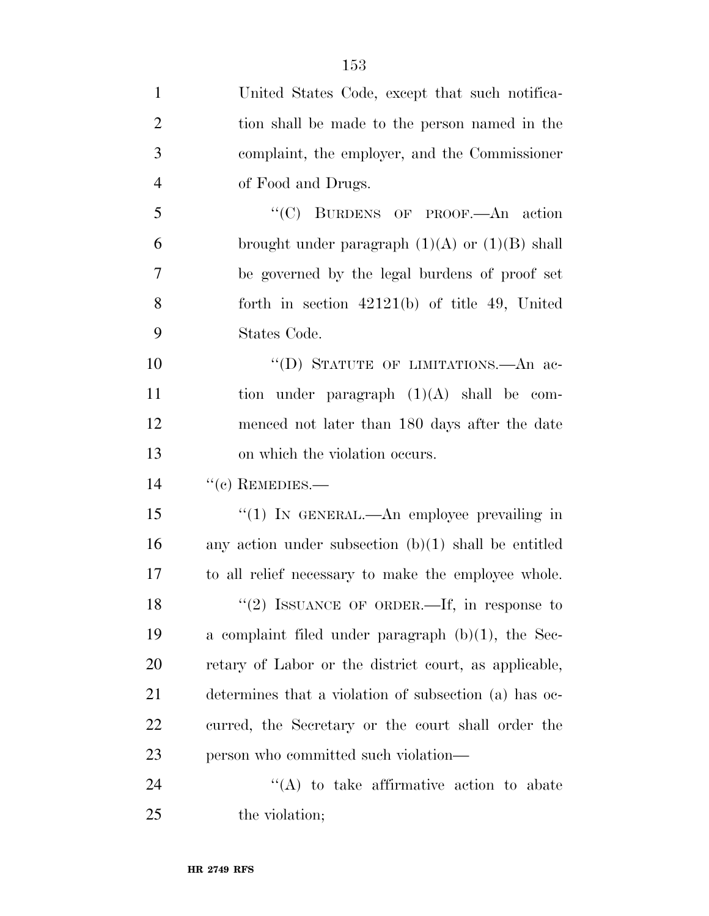United States Code, except that such notification shall be made to the person named in the complaint, the employer, and the Commissioner of Food and Drugs.

"(C) BURDENS OF PROOF.—An action brought under paragraph (1)(A) or (1)(B) shall be governed by the legal burdens of proof set forth in section 42121(b) of title 49, United States Code.

"(D) STATUTE OF LIMITATIONS.—An action under paragraph (1)(A) shall be commenced not later than 180 days after the date on which the violation occurs.

"(c) REMEDIES.—

"(1) IN GENERAL.—An employee prevailing in any action under subsection (b)(1) shall be entitled to all relief necessary to make the employee whole.

"(2) ISSUANCE OF ORDER.—If, in response to a complaint filed under paragraph (b)(1), the Secretary of Labor or the district court, as applicable, determines that a violation of subsection (a) has occurred, the Secretary or the court shall order the person who committed such violation—

"(A) to take affirmative action to abate the violation;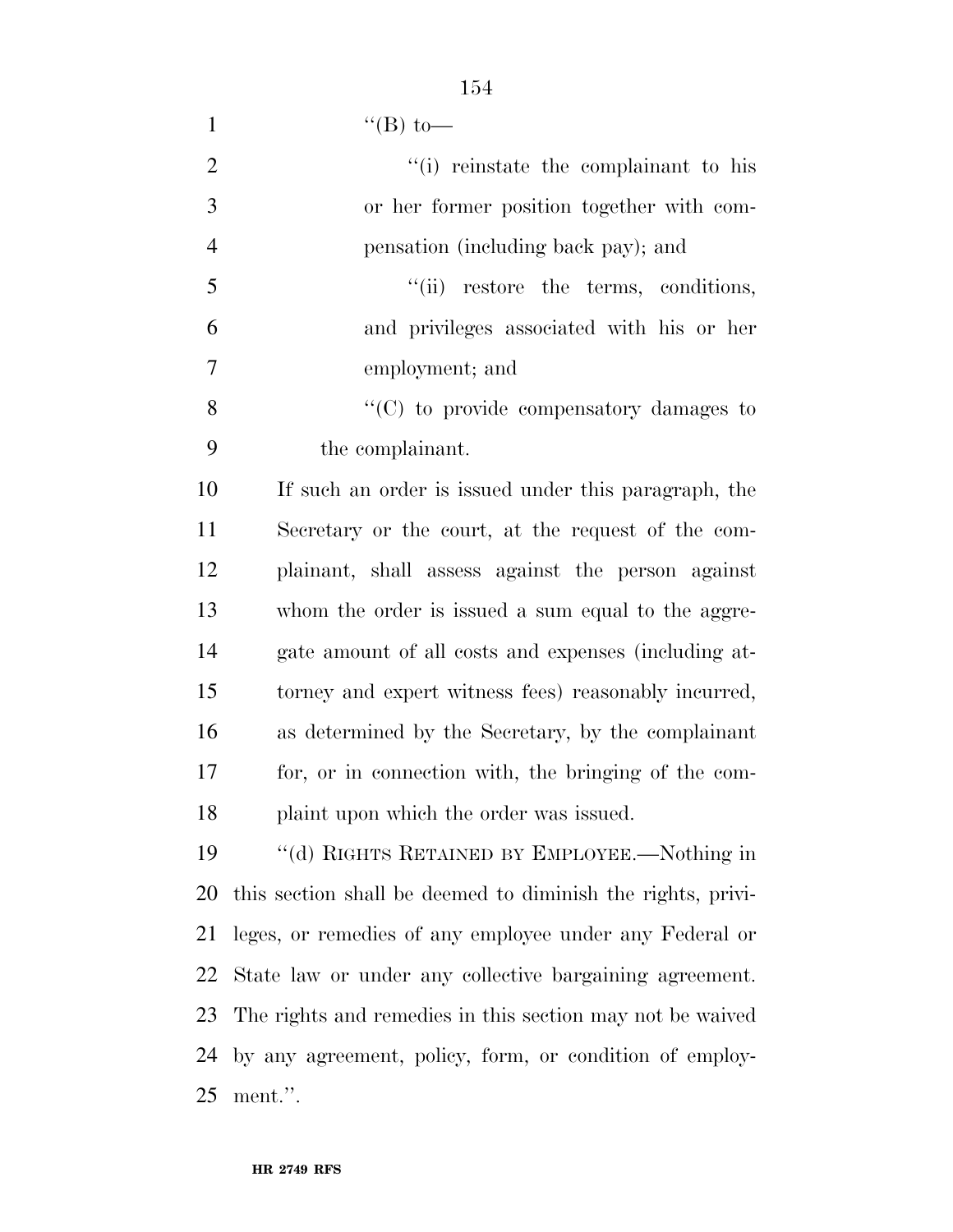''(B) to—

''(i) reinstate the complainant to his or her former position together with compensation (including back pay); and

''(ii) restore the terms, conditions, and privileges associated with his or her employment; and

''(C) to provide compensatory damages to the complainant.

If such an order is issued under this paragraph, the Secretary or the court, at the request of the complainant, shall assess against the person against whom the order is issued a sum equal to the aggregate amount of all costs and expenses (including attorney and expert witness fees) reasonably incurred, as determined by the Secretary, by the complainant for, or in connection with, the bringing of the complaint upon which the order was issued.

''(d) RIGHTS RETAINED BY EMPLOYEE.—Nothing in this section shall be deemed to diminish the rights, privileges, or remedies of any employee under any Federal or State law or under any collective bargaining agreement. The rights and remedies in this section may not be waived by any agreement, policy, form, or condition of employment.''.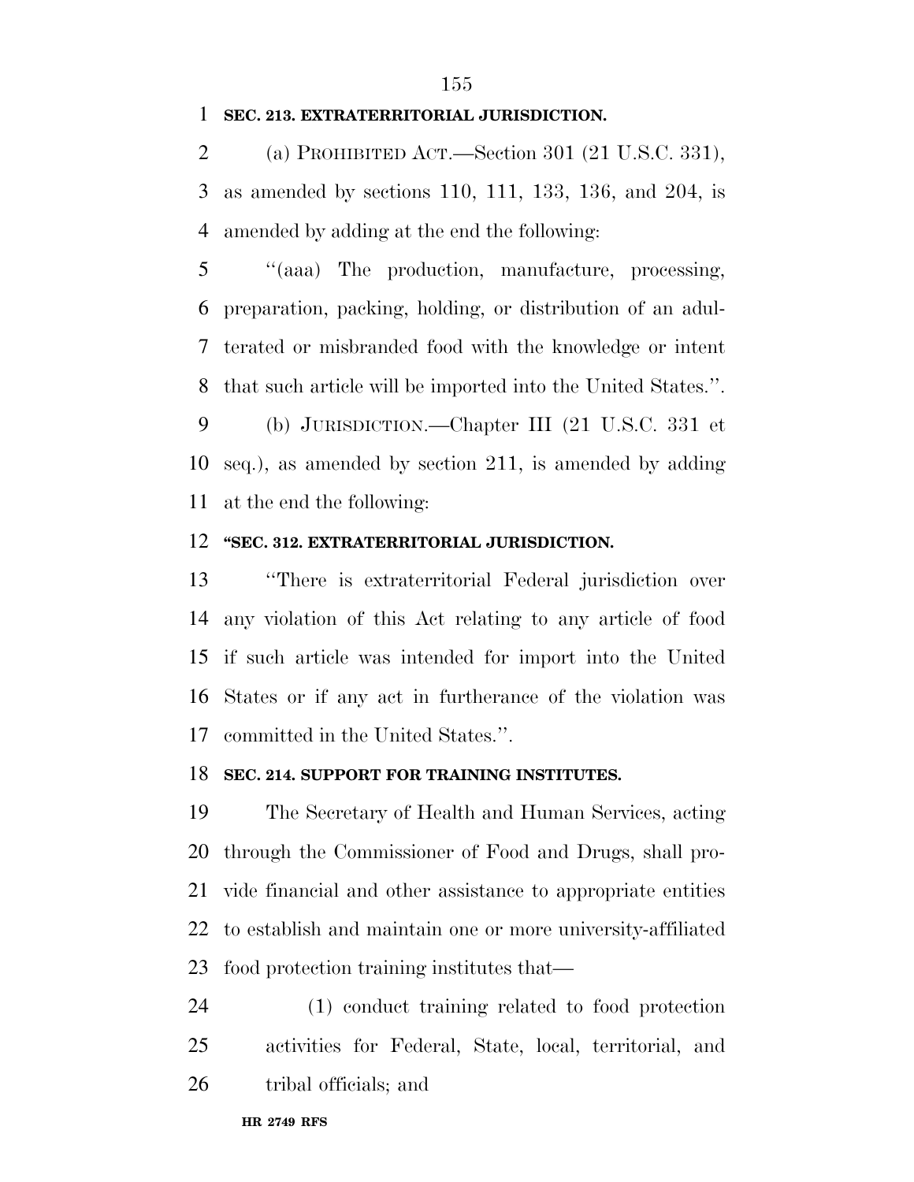**SEC. 213. EXTRATERRITORIAL JURISDICTION.**

(a) PROHIBITED ACT.—Section 301 (21 U.S.C. 331), as amended by sections 110, 111, 133, 136, and 204, is amended by adding at the end the following:

''(aaa) The production, manufacture, processing, preparation, packing, holding, or distribution of an adulterated or misbranded food with the knowledge or intent that such article will be imported into the United States.''.

(b) JURISDICTION.—Chapter III (21 U.S.C. 331 et seq.), as amended by section 211, is amended by adding at the end the following:

**''SEC. 312. EXTRATERRITORIAL JURISDICTION.**

''There is extraterritorial Federal jurisdiction over any violation of this Act relating to any article of food if such article was intended for import into the United States or if any act in furtherance of the violation was committed in the United States.''.

**SEC. 214. SUPPORT FOR TRAINING INSTITUTES.**

The Secretary of Health and Human Services, acting through the Commissioner of Food and Drugs, shall provide financial and other assistance to appropriate entities to establish and maintain one or more university-affiliated food protection training institutes that—

(1) conduct training related to food protection activities for Federal, State, local, territorial, and tribal officials; and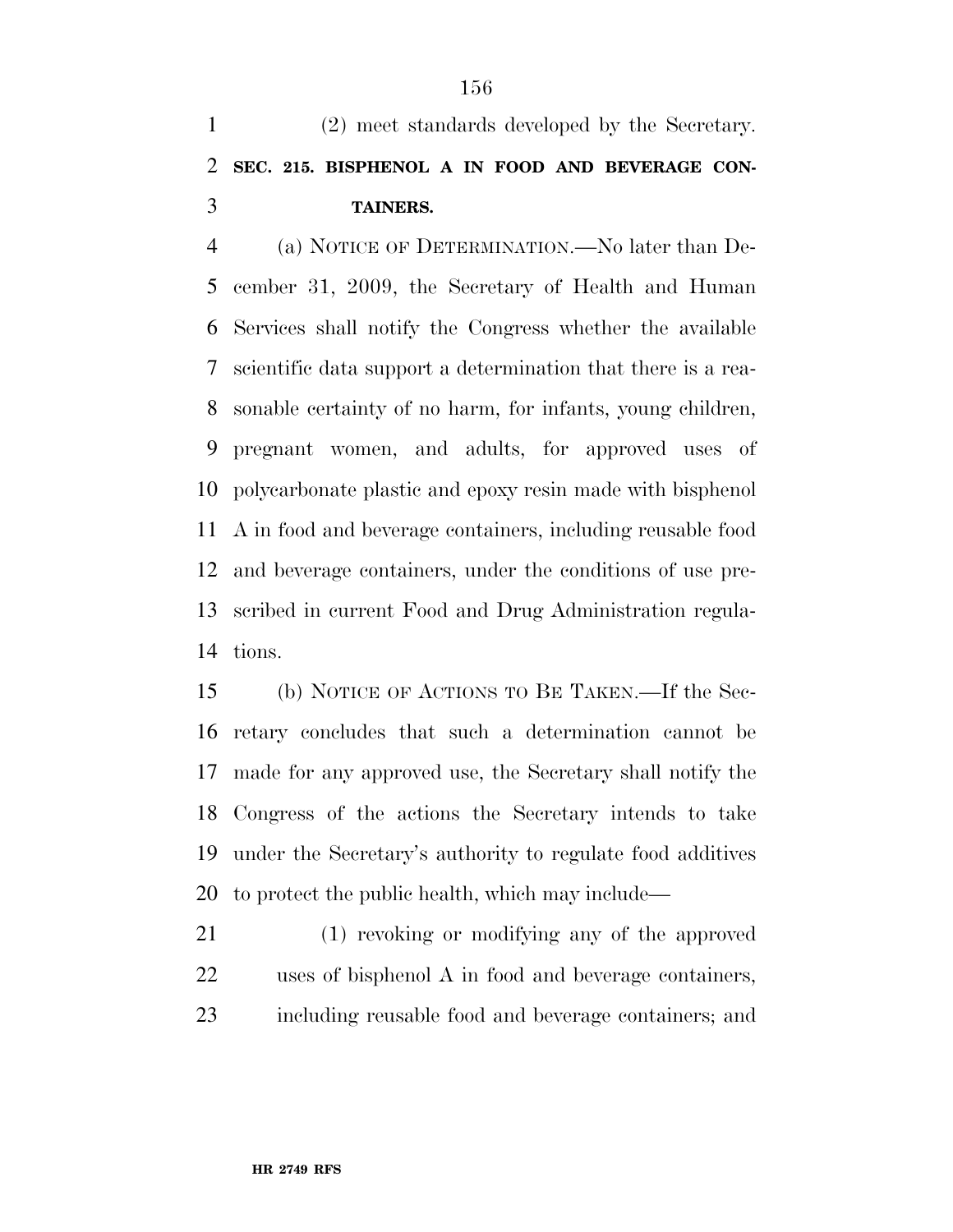(2) meet standards developed by the Secretary.

**SEC. 215. BISPHENOL A IN FOOD AND BEVERAGE CONTAINERS.**

(a) NOTICE OF DETERMINATION.—No later than December 31, 2009, the Secretary of Health and Human Services shall notify the Congress whether the available scientific data support a determination that there is a reasonable certainty of no harm, for infants, young children, pregnant women, and adults, for approved uses of polycarbonate plastic and epoxy resin made with bisphenol A in food and beverage containers, including reusable food and beverage containers, under the conditions of use prescribed in current Food and Drug Administration regulations.

(b) NOTICE OF ACTIONS TO BE TAKEN.—If the Secretary concludes that such a determination cannot be made for any approved use, the Secretary shall notify the Congress of the actions the Secretary intends to take under the Secretary's authority to regulate food additives to protect the public health, which may include—

(1) revoking or modifying any of the approved uses of bisphenol A in food and beverage containers, including reusable food and beverage containers; and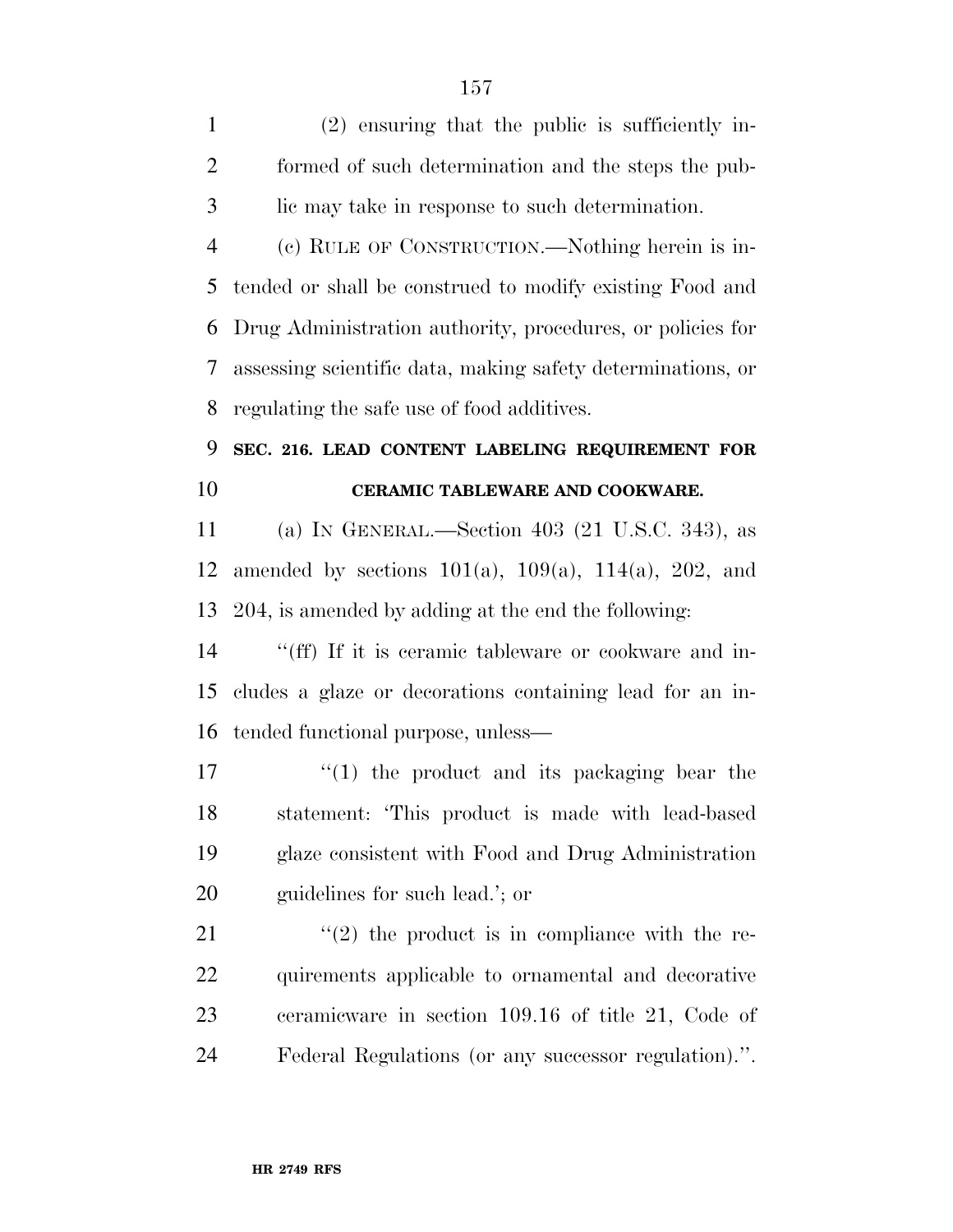(2) ensuring that the public is sufficiently informed of such determination and the steps the public may take in response to such determination.

(c) RULE OF CONSTRUCTION.—Nothing herein is intended or shall be construed to modify existing Food and Drug Administration authority, procedures, or policies for assessing scientific data, making safety determinations, or regulating the safe use of food additives.

**SEC. 216. LEAD CONTENT LABELING REQUIREMENT FOR CERAMIC TABLEWARE AND COOKWARE.**

(a) IN GENERAL.—Section 403 (21 U.S.C. 343), as amended by sections 101(a), 109(a), 114(a), 202, and 204, is amended by adding at the end the following:

''(ff) If it is ceramic tableware or cookware and includes a glaze or decorations containing lead for an intended functional purpose, unless—

''(1) the product and its packaging bear the statement: 'This product is made with lead-based glaze consistent with Food and Drug Administration guidelines for such lead.'; or

''(2) the product is in compliance with the requirements applicable to ornamental and decorative ceramicware in section 109.16 of title 21, Code of Federal Regulations (or any successor regulation).''.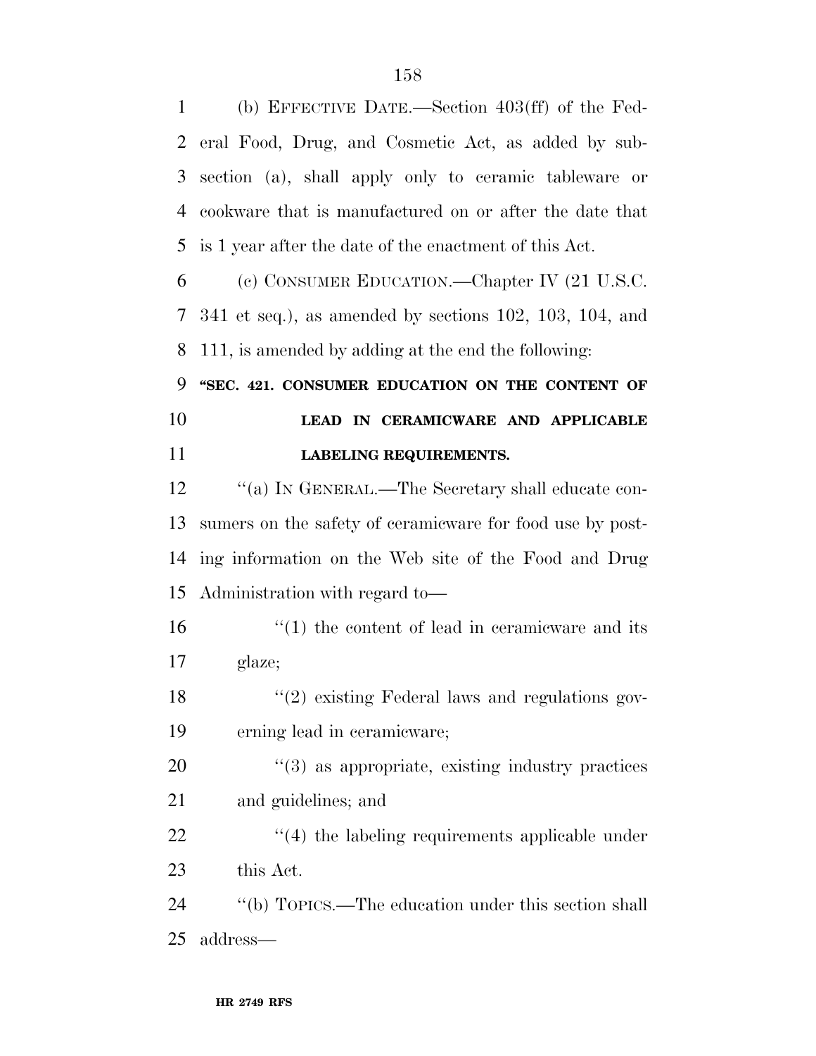(b) EFFECTIVE DATE.—Section 403(ff) of the Federal Food, Drug, and Cosmetic Act, as added by subsection (a), shall apply only to ceramic tableware or cookware that is manufactured on or after the date that is 1 year after the date of the enactment of this Act.

(c) CONSUMER EDUCATION.—Chapter IV (21 U.S.C. 341 et seq.), as amended by sections 102, 103, 104, and 111, is amended by adding at the end the following:

**"SEC. 421. CONSUMER EDUCATION ON THE CONTENT OF LEAD IN CERAMICWARE AND APPLICABLE LABELING REQUIREMENTS.**

"(a) IN GENERAL.—The Secretary shall educate consumers on the safety of ceramicware for food use by posting information on the Web site of the Food and Drug Administration with regard to—

"(1) the content of lead in ceramicware and its glaze;

"(2) existing Federal laws and regulations governing lead in ceramicware;

"(3) as appropriate, existing industry practices and guidelines; and

"(4) the labeling requirements applicable under this Act.

"(b) TOPICS.—The education under this section shall address—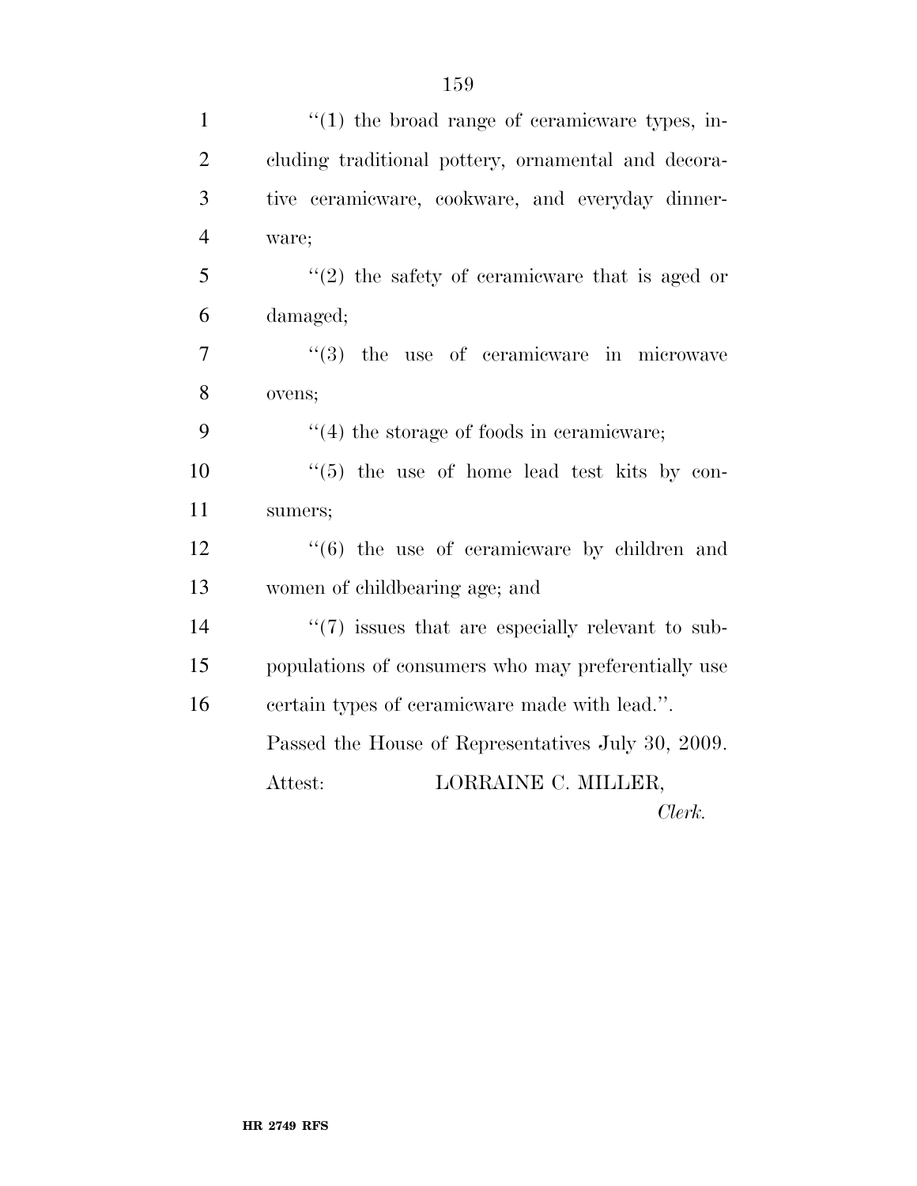''(1) the broad range of ceramicware types, including traditional pottery, ornamental and decorative ceramicware, cookware, and everyday dinnerware;

''(2) the safety of ceramicware that is aged or damaged;

''(3) the use of ceramicware in microwave ovens;

''(4) the storage of foods in ceramicware;

''(5) the use of home lead test kits by consumers;

''(6) the use of ceramicware by children and women of childbearing age; and

''(7) issues that are especially relevant to subpopulations of consumers who may preferentially use certain types of ceramicware made with lead.''.

Passed the House of Representatives July 30, 2009.

Attest: LORRAINE C. MILLER,

*Clerk.*